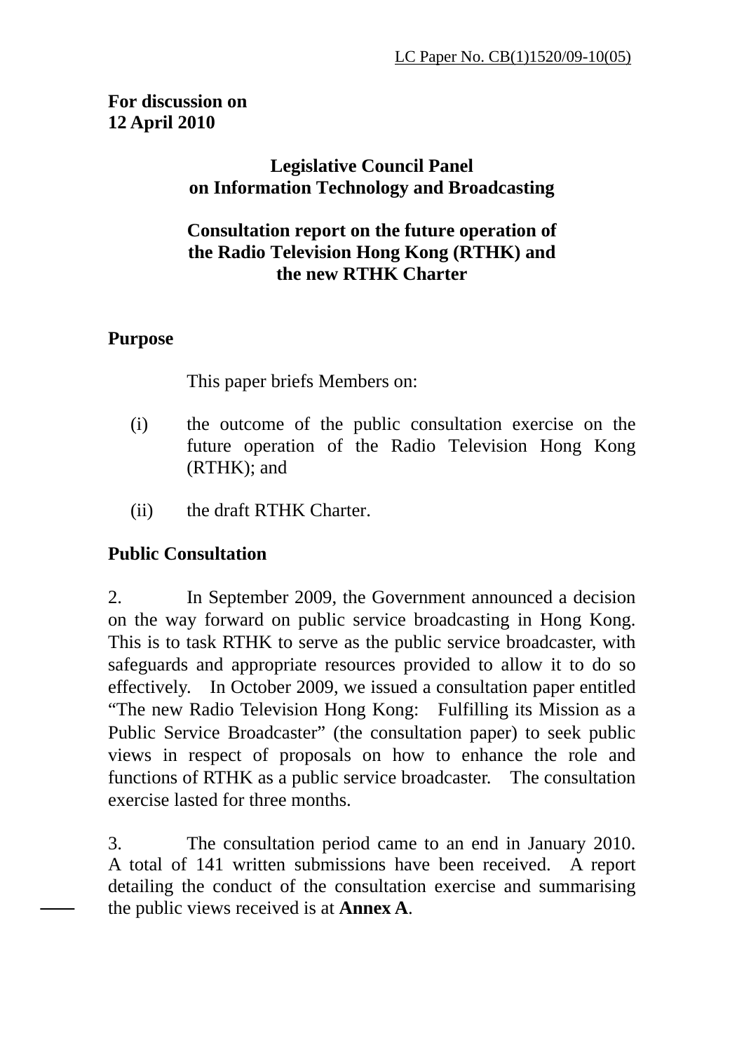LC Paper No. CB(1)1520/09-10(05)

**For discussion on**
**12 April 2010**

**Legislative Council Panel**
**on Information Technology and Broadcasting**

**Consultation report on the future operation of the Radio Television Hong Kong (RTHK) and the new RTHK Charter**

**Purpose**

This paper briefs Members on:

(i) the outcome of the public consultation exercise on the future operation of the Radio Television Hong Kong (RTHK); and

(ii) the draft RTHK Charter.

**Public Consultation**

2. In September 2009, the Government announced a decision on the way forward on public service broadcasting in Hong Kong. This is to task RTHK to serve as the public service broadcaster, with safeguards and appropriate resources provided to allow it to do so effectively. In October 2009, we issued a consultation paper entitled "The new Radio Television Hong Kong: Fulfilling its Mission as a Public Service Broadcaster" (the consultation paper) to seek public views in respect of proposals on how to enhance the role and functions of RTHK as a public service broadcaster. The consultation exercise lasted for three months.

3. The consultation period came to an end in January 2010. A total of 141 written submissions have been received. A report detailing the conduct of the consultation exercise and summarising the public views received is at **Annex A**.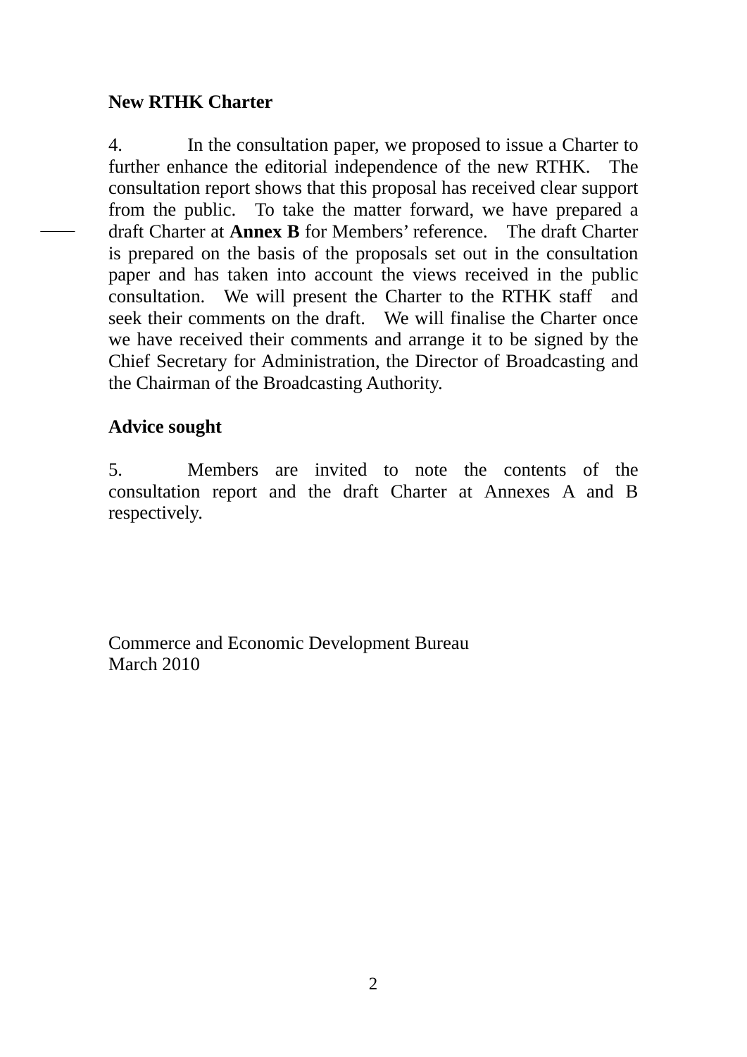**New RTHK Charter**

4. In the consultation paper, we proposed to issue a Charter to further enhance the editorial independence of the new RTHK. The consultation report shows that this proposal has received clear support from the public. To take the matter forward, we have prepared a draft Charter at **Annex B** for Members' reference. The draft Charter is prepared on the basis of the proposals set out in the consultation paper and has taken into account the views received in the public consultation. We will present the Charter to the RTHK staff and seek their comments on the draft. We will finalise the Charter once we have received their comments and arrange it to be signed by the Chief Secretary for Administration, the Director of Broadcasting and the Chairman of the Broadcasting Authority.

**Advice sought**

5. Members are invited to note the contents of the consultation report and the draft Charter at Annexes A and B respectively.

Commerce and Economic Development Bureau
March 2010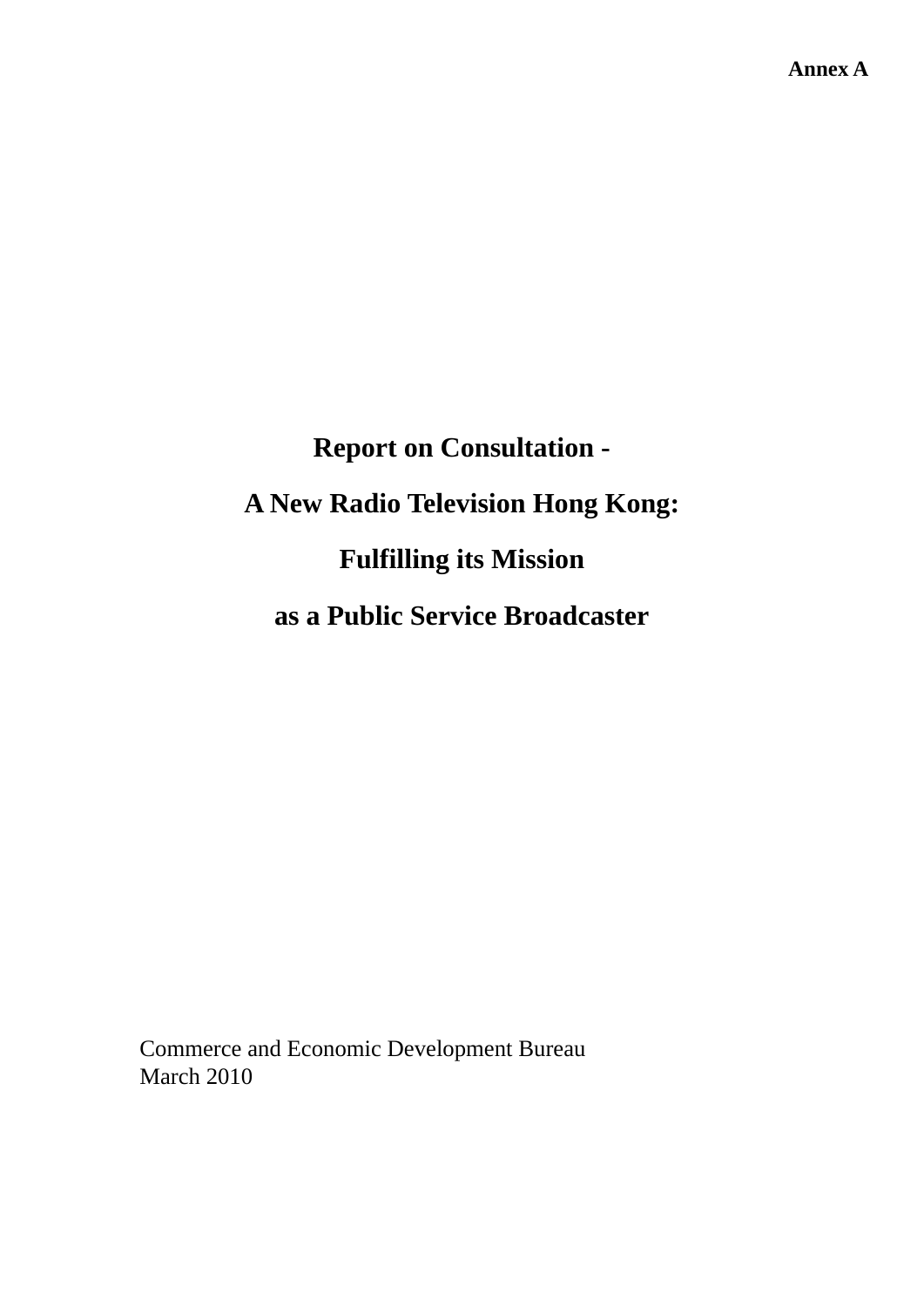**Annex A**

# Report on Consultation -

# A New Radio Television Hong Kong:

# Fulfilling its Mission

# as a Public Service Broadcaster

Commerce and Economic Development Bureau
March 2010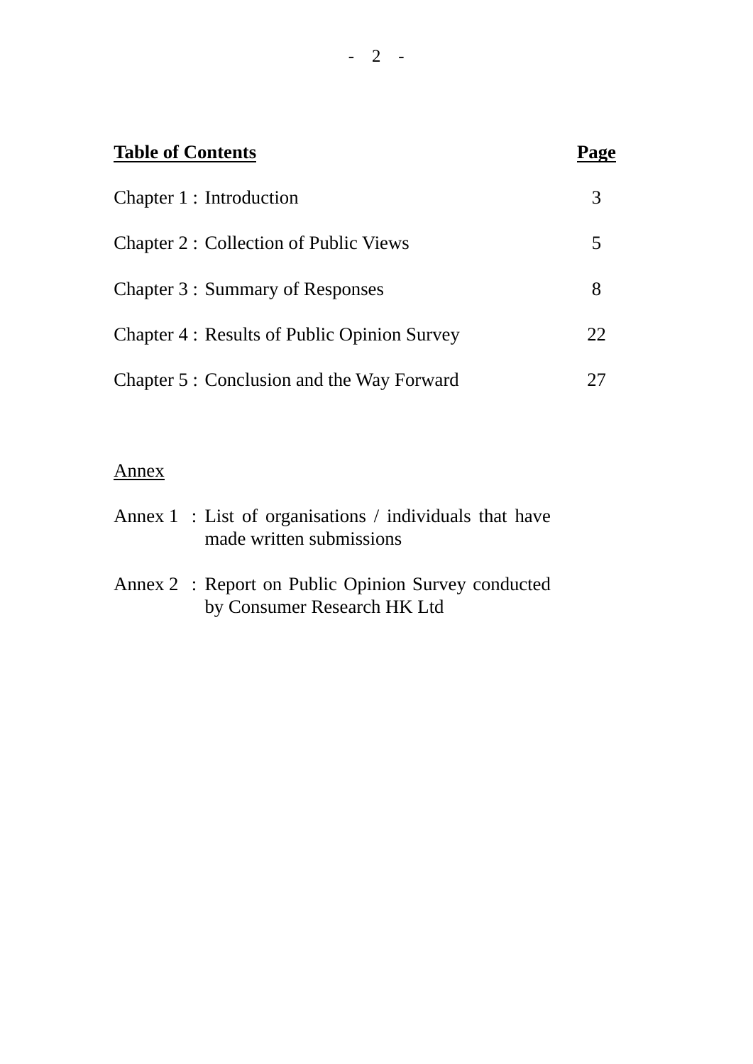| **Table of Contents** | **Page** |
|---|---|
| Chapter 1 : Introduction | 3 |
| Chapter 2 : Collection of Public Views | 5 |
| Chapter 3 : Summary of Responses | 8 |
| Chapter 4 : Results of Public Opinion Survey | 22 |
| Chapter 5 : Conclusion and the Way Forward | 27 |

Annex

Annex 1 : List of organisations / individuals that have made written submissions

Annex 2 : Report on Public Opinion Survey conducted by Consumer Research HK Ltd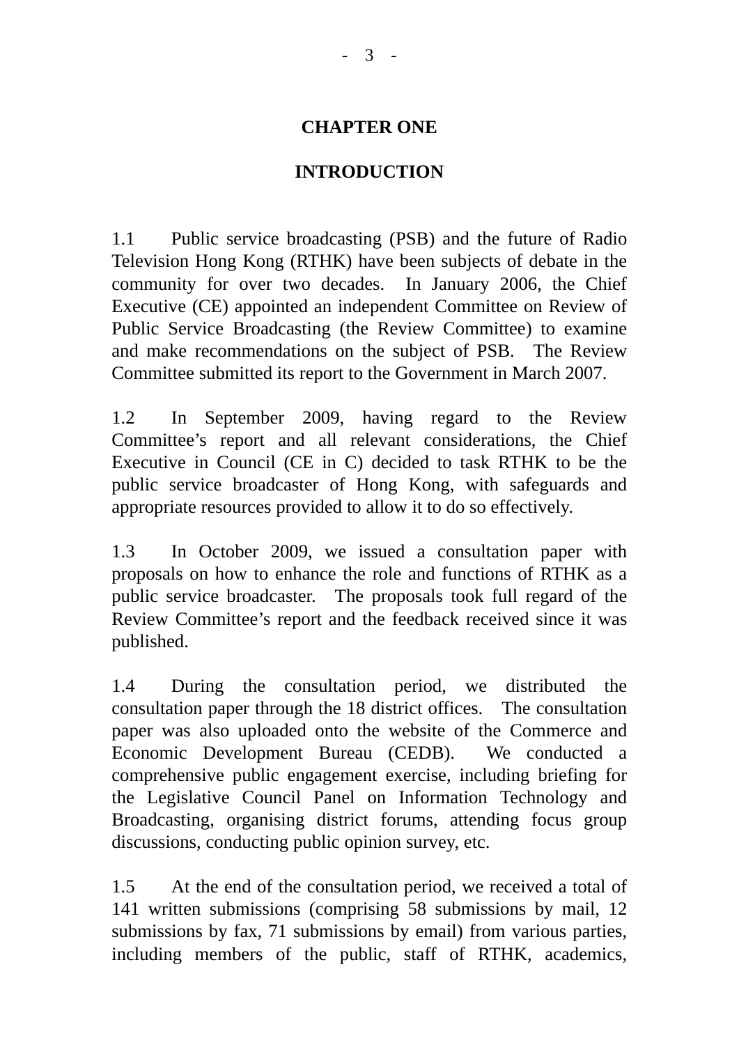# CHAPTER ONE

## INTRODUCTION

1.1 Public service broadcasting (PSB) and the future of Radio Television Hong Kong (RTHK) have been subjects of debate in the community for over two decades. In January 2006, the Chief Executive (CE) appointed an independent Committee on Review of Public Service Broadcasting (the Review Committee) to examine and make recommendations on the subject of PSB. The Review Committee submitted its report to the Government in March 2007.

1.2 In September 2009, having regard to the Review Committee's report and all relevant considerations, the Chief Executive in Council (CE in C) decided to task RTHK to be the public service broadcaster of Hong Kong, with safeguards and appropriate resources provided to allow it to do so effectively.

1.3 In October 2009, we issued a consultation paper with proposals on how to enhance the role and functions of RTHK as a public service broadcaster. The proposals took full regard of the Review Committee's report and the feedback received since it was published.

1.4 During the consultation period, we distributed the consultation paper through the 18 district offices. The consultation paper was also uploaded onto the website of the Commerce and Economic Development Bureau (CEDB). We conducted a comprehensive public engagement exercise, including briefing for the Legislative Council Panel on Information Technology and Broadcasting, organising district forums, attending focus group discussions, conducting public opinion survey, etc.

1.5 At the end of the consultation period, we received a total of 141 written submissions (comprising 58 submissions by mail, 12 submissions by fax, 71 submissions by email) from various parties, including members of the public, staff of RTHK, academics,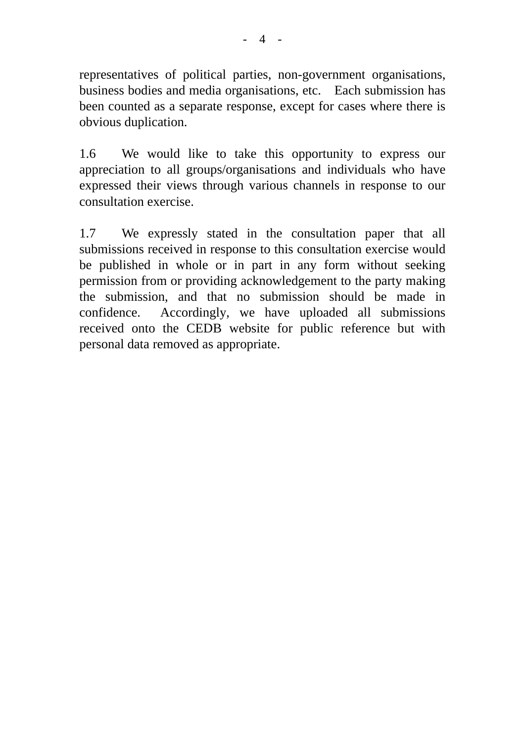representatives of political parties, non-government organisations, business bodies and media organisations, etc. Each submission has been counted as a separate response, except for cases where there is obvious duplication.

1.6 We would like to take this opportunity to express our appreciation to all groups/organisations and individuals who have expressed their views through various channels in response to our consultation exercise.

1.7 We expressly stated in the consultation paper that all submissions received in response to this consultation exercise would be published in whole or in part in any form without seeking permission from or providing acknowledgement to the party making the submission, and that no submission should be made in confidence. Accordingly, we have uploaded all submissions received onto the CEDB website for public reference but with personal data removed as appropriate.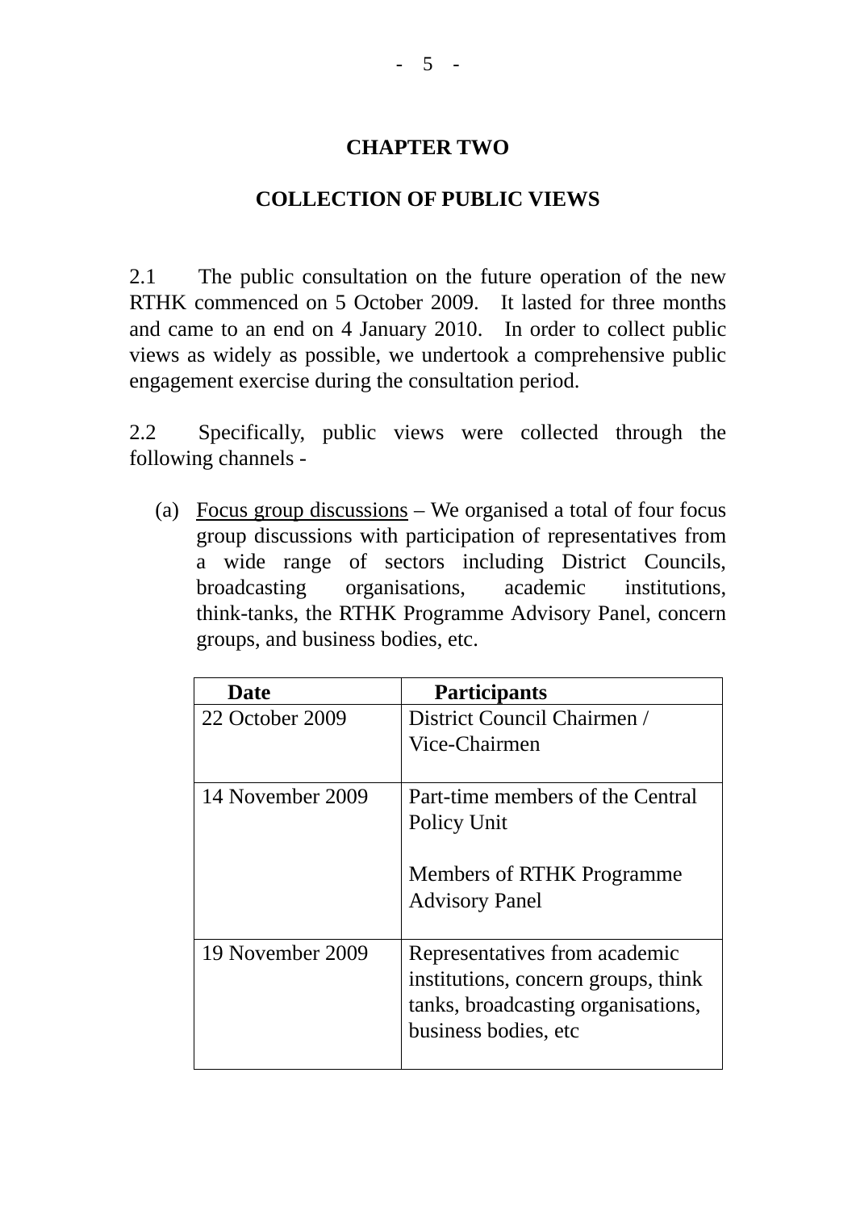# CHAPTER TWO

## COLLECTION OF PUBLIC VIEWS

2.1 The public consultation on the future operation of the new RTHK commenced on 5 October 2009. It lasted for three months and came to an end on 4 January 2010. In order to collect public views as widely as possible, we undertook a comprehensive public engagement exercise during the consultation period.

2.2 Specifically, public views were collected through the following channels -

(a) Focus group discussions – We organised a total of four focus group discussions with participation of representatives from a wide range of sectors including District Councils, broadcasting organisations, academic institutions, think-tanks, the RTHK Programme Advisory Panel, concern groups, and business bodies, etc.

| Date | Participants |
|---|---|
| 22 October 2009 | District Council Chairmen / Vice-Chairmen |
| 14 November 2009 | Part-time members of the Central Policy Unit<br><br>Members of RTHK Programme Advisory Panel |
| 19 November 2009 | Representatives from academic institutions, concern groups, think tanks, broadcasting organisations, business bodies, etc |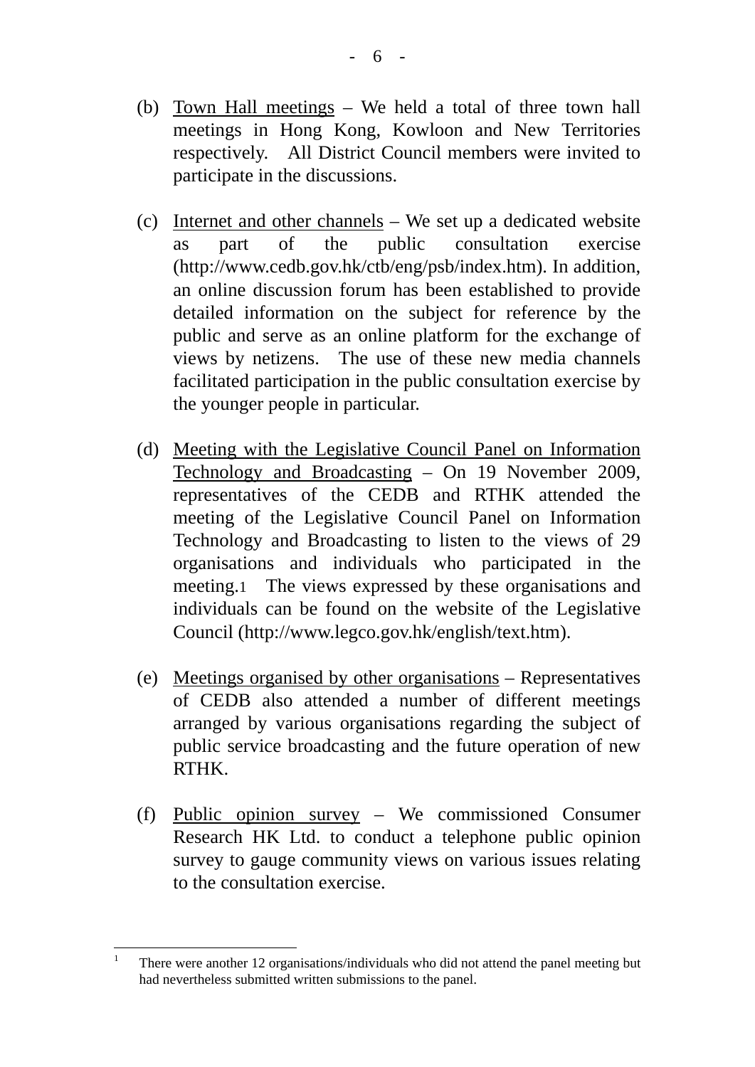(b) Town Hall meetings – We held a total of three town hall meetings in Hong Kong, Kowloon and New Territories respectively. All District Council members were invited to participate in the discussions.

(c) Internet and other channels – We set up a dedicated website as part of the public consultation exercise (http://www.cedb.gov.hk/ctb/eng/psb/index.htm). In addition, an online discussion forum has been established to provide detailed information on the subject for reference by the public and serve as an online platform for the exchange of views by netizens. The use of these new media channels facilitated participation in the public consultation exercise by the younger people in particular.

(d) Meeting with the Legislative Council Panel on Information Technology and Broadcasting – On 19 November 2009, representatives of the CEDB and RTHK attended the meeting of the Legislative Council Panel on Information Technology and Broadcasting to listen to the views of 29 organisations and individuals who participated in the meeting.[1] The views expressed by these organisations and individuals can be found on the website of the Legislative Council (http://www.legco.gov.hk/english/text.htm).

(e) Meetings organised by other organisations – Representatives of CEDB also attended a number of different meetings arranged by various organisations regarding the subject of public service broadcasting and the future operation of new RTHK.

(f) Public opinion survey – We commissioned Consumer Research HK Ltd. to conduct a telephone public opinion survey to gauge community views on various issues relating to the consultation exercise.

---

[1] There were another 12 organisations/individuals who did not attend the panel meeting but had nevertheless submitted written submissions to the panel.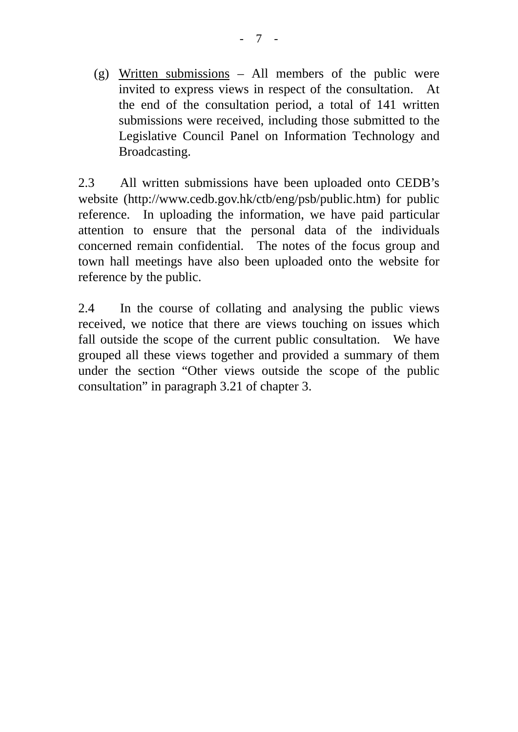(g) <u>Written submissions</u> – All members of the public were invited to express views in respect of the consultation. At the end of the consultation period, a total of 141 written submissions were received, including those submitted to the Legislative Council Panel on Information Technology and Broadcasting.

2.3 All written submissions have been uploaded onto CEDB's website (http://www.cedb.gov.hk/ctb/eng/psb/public.htm) for public reference. In uploading the information, we have paid particular attention to ensure that the personal data of the individuals concerned remain confidential. The notes of the focus group and town hall meetings have also been uploaded onto the website for reference by the public.

2.4 In the course of collating and analysing the public views received, we notice that there are views touching on issues which fall outside the scope of the current public consultation. We have grouped all these views together and provided a summary of them under the section "Other views outside the scope of the public consultation" in paragraph 3.21 of chapter 3.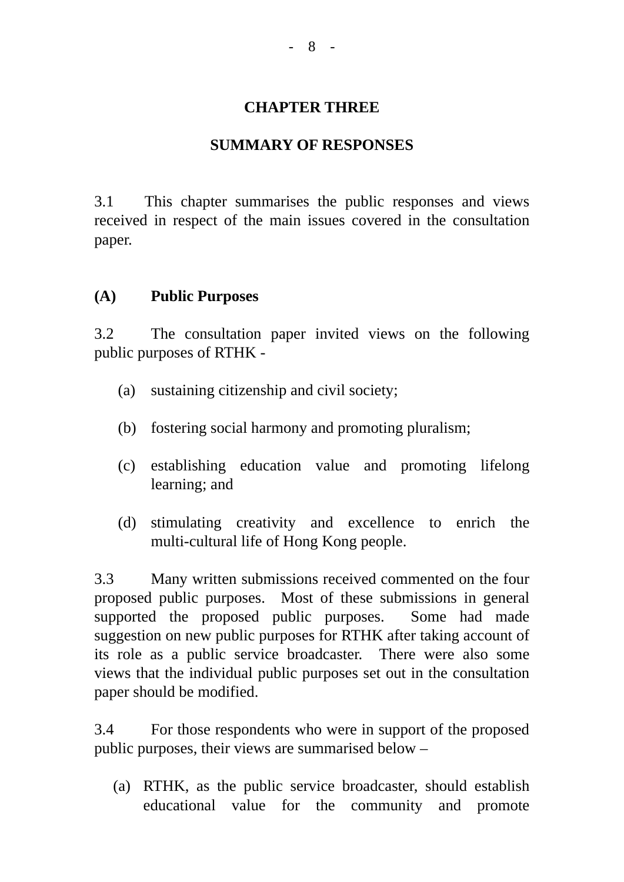# CHAPTER THREE

## SUMMARY OF RESPONSES

3.1 This chapter summarises the public responses and views received in respect of the main issues covered in the consultation paper.

### (A) Public Purposes

3.2 The consultation paper invited views on the following public purposes of RTHK -

(a) sustaining citizenship and civil society;

(b) fostering social harmony and promoting pluralism;

(c) establishing education value and promoting lifelong learning; and

(d) stimulating creativity and excellence to enrich the multi-cultural life of Hong Kong people.

3.3 Many written submissions received commented on the four proposed public purposes. Most of these submissions in general supported the proposed public purposes. Some had made suggestion on new public purposes for RTHK after taking account of its role as a public service broadcaster. There were also some views that the individual public purposes set out in the consultation paper should be modified.

3.4 For those respondents who were in support of the proposed public purposes, their views are summarised below –

(a) RTHK, as the public service broadcaster, should establish educational value for the community and promote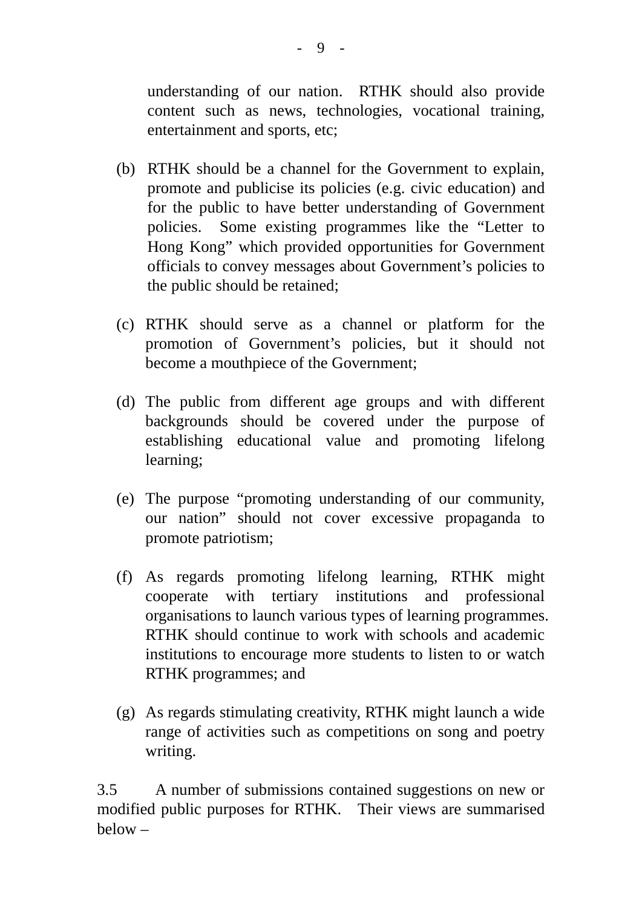understanding of our nation. RTHK should also provide content such as news, technologies, vocational training, entertainment and sports, etc;

(b) RTHK should be a channel for the Government to explain, promote and publicise its policies (e.g. civic education) and for the public to have better understanding of Government policies. Some existing programmes like the "Letter to Hong Kong" which provided opportunities for Government officials to convey messages about Government's policies to the public should be retained;

(c) RTHK should serve as a channel or platform for the promotion of Government's policies, but it should not become a mouthpiece of the Government;

(d) The public from different age groups and with different backgrounds should be covered under the purpose of establishing educational value and promoting lifelong learning;

(e) The purpose "promoting understanding of our community, our nation" should not cover excessive propaganda to promote patriotism;

(f) As regards promoting lifelong learning, RTHK might cooperate with tertiary institutions and professional organisations to launch various types of learning programmes. RTHK should continue to work with schools and academic institutions to encourage more students to listen to or watch RTHK programmes; and

(g) As regards stimulating creativity, RTHK might launch a wide range of activities such as competitions on song and poetry writing.

3.5 A number of submissions contained suggestions on new or modified public purposes for RTHK. Their views are summarised below –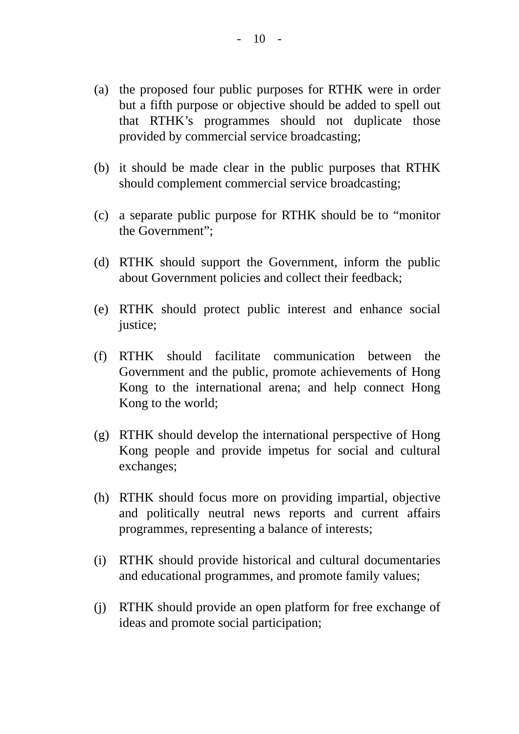(a) the proposed four public purposes for RTHK were in order but a fifth purpose or objective should be added to spell out that RTHK's programmes should not duplicate those provided by commercial service broadcasting;

(b) it should be made clear in the public purposes that RTHK should complement commercial service broadcasting;

(c) a separate public purpose for RTHK should be to "monitor the Government";

(d) RTHK should support the Government, inform the public about Government policies and collect their feedback;

(e) RTHK should protect public interest and enhance social justice;

(f) RTHK should facilitate communication between the Government and the public, promote achievements of Hong Kong to the international arena; and help connect Hong Kong to the world;

(g) RTHK should develop the international perspective of Hong Kong people and provide impetus for social and cultural exchanges;

(h) RTHK should focus more on providing impartial, objective and politically neutral news reports and current affairs programmes, representing a balance of interests;

(i) RTHK should provide historical and cultural documentaries and educational programmes, and promote family values;

(j) RTHK should provide an open platform for free exchange of ideas and promote social participation;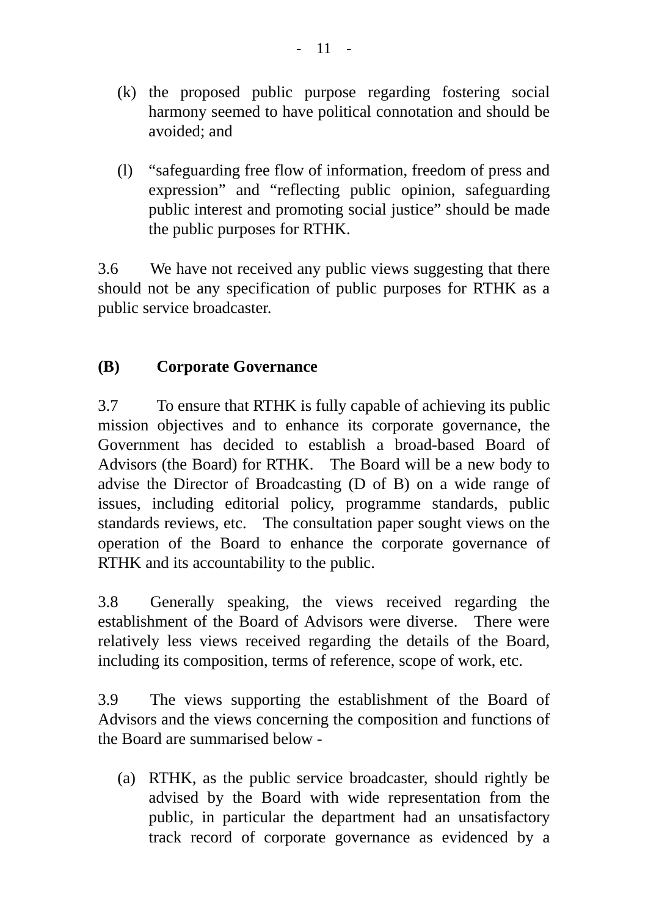(k) the proposed public purpose regarding fostering social harmony seemed to have political connotation and should be avoided; and

(l) "safeguarding free flow of information, freedom of press and expression" and "reflecting public opinion, safeguarding public interest and promoting social justice" should be made the public purposes for RTHK.

3.6 We have not received any public views suggesting that there should not be any specification of public purposes for RTHK as a public service broadcaster.

## (B) Corporate Governance

3.7 To ensure that RTHK is fully capable of achieving its public mission objectives and to enhance its corporate governance, the Government has decided to establish a broad-based Board of Advisors (the Board) for RTHK. The Board will be a new body to advise the Director of Broadcasting (D of B) on a wide range of issues, including editorial policy, programme standards, public standards reviews, etc. The consultation paper sought views on the operation of the Board to enhance the corporate governance of RTHK and its accountability to the public.

3.8 Generally speaking, the views received regarding the establishment of the Board of Advisors were diverse. There were relatively less views received regarding the details of the Board, including its composition, terms of reference, scope of work, etc.

3.9 The views supporting the establishment of the Board of Advisors and the views concerning the composition and functions of the Board are summarised below -

(a) RTHK, as the public service broadcaster, should rightly be advised by the Board with wide representation from the public, in particular the department had an unsatisfactory track record of corporate governance as evidenced by a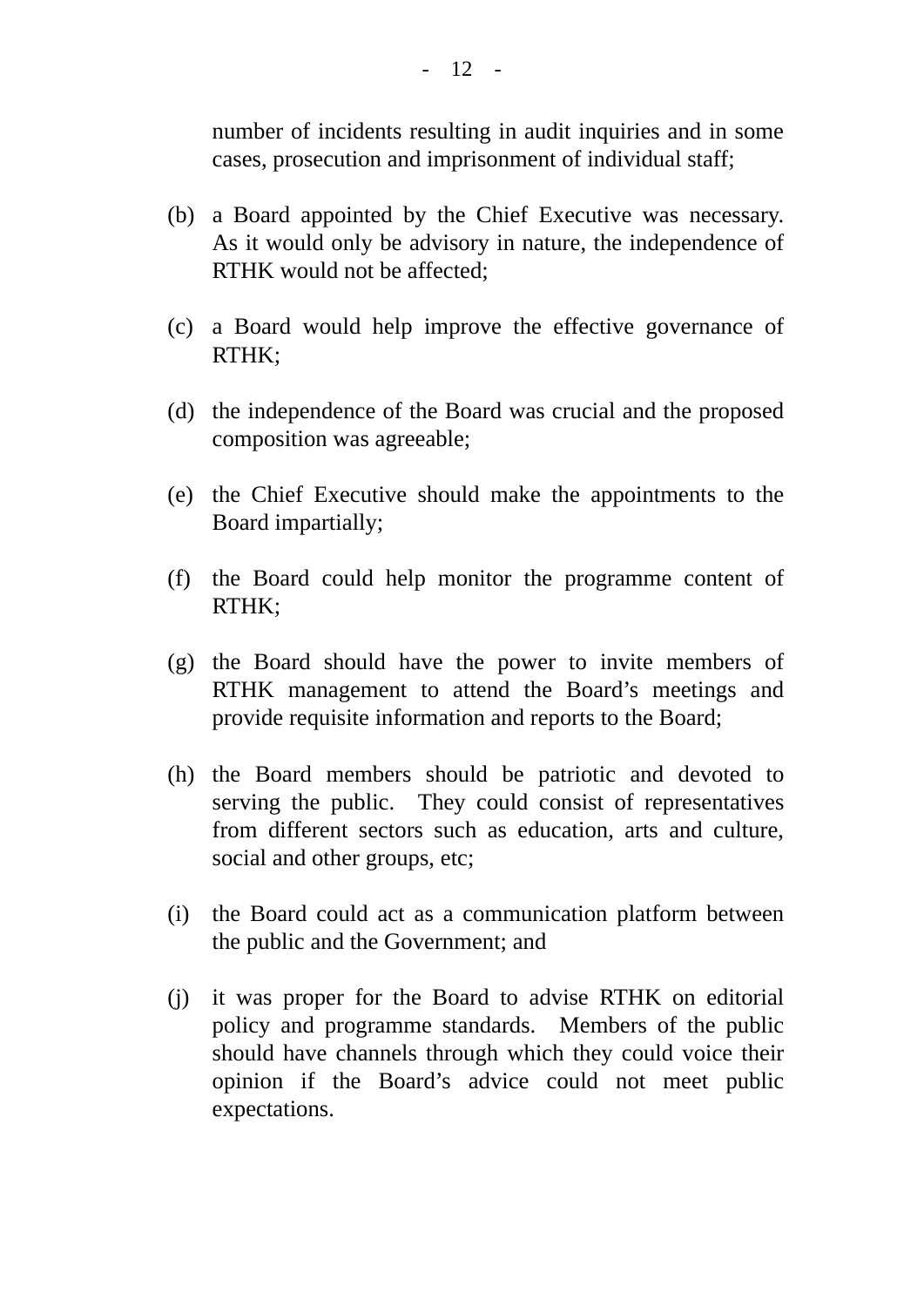number of incidents resulting in audit inquiries and in some cases, prosecution and imprisonment of individual staff;

(b) a Board appointed by the Chief Executive was necessary. As it would only be advisory in nature, the independence of RTHK would not be affected;

(c) a Board would help improve the effective governance of RTHK;

(d) the independence of the Board was crucial and the proposed composition was agreeable;

(e) the Chief Executive should make the appointments to the Board impartially;

(f) the Board could help monitor the programme content of RTHK;

(g) the Board should have the power to invite members of RTHK management to attend the Board's meetings and provide requisite information and reports to the Board;

(h) the Board members should be patriotic and devoted to serving the public. They could consist of representatives from different sectors such as education, arts and culture, social and other groups, etc;

(i) the Board could act as a communication platform between the public and the Government; and

(j) it was proper for the Board to advise RTHK on editorial policy and programme standards. Members of the public should have channels through which they could voice their opinion if the Board's advice could not meet public expectations.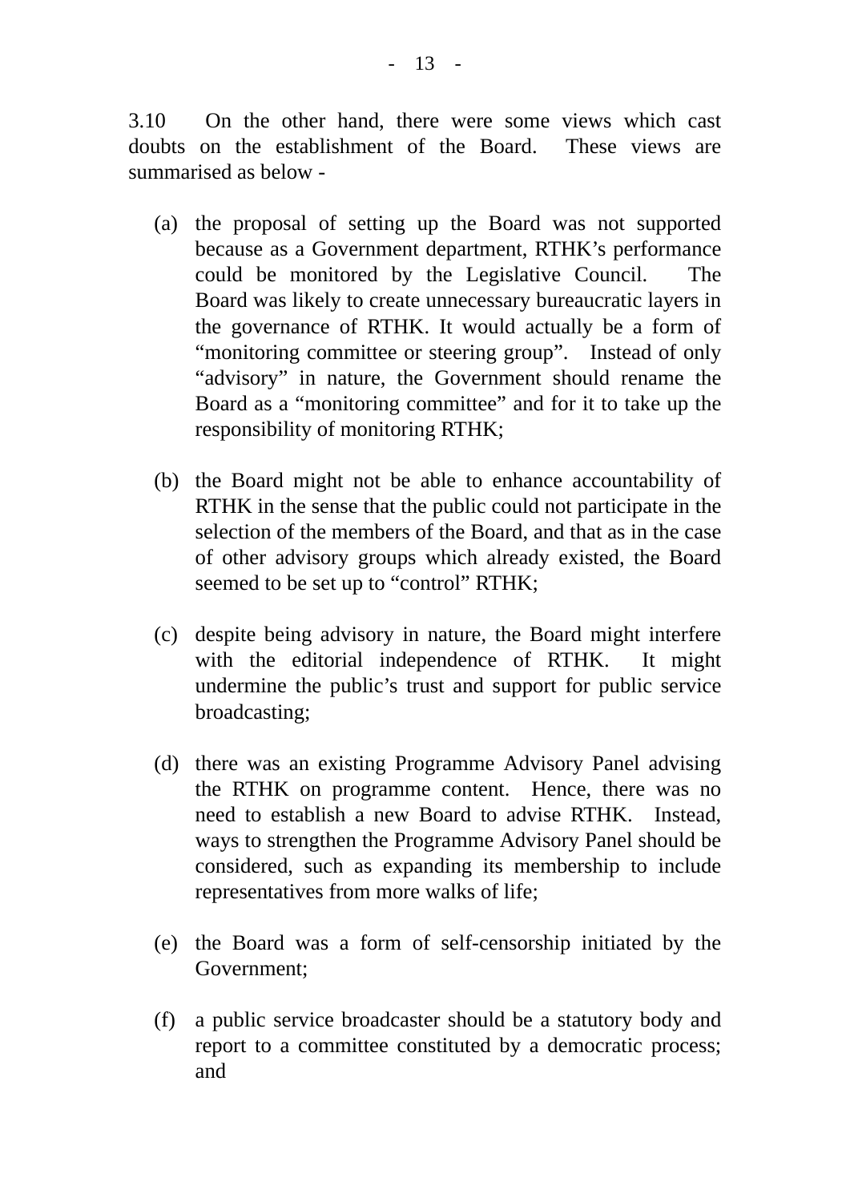3.10 On the other hand, there were some views which cast doubts on the establishment of the Board. These views are summarised as below -

(a) the proposal of setting up the Board was not supported because as a Government department, RTHK's performance could be monitored by the Legislative Council. The Board was likely to create unnecessary bureaucratic layers in the governance of RTHK. It would actually be a form of "monitoring committee or steering group". Instead of only "advisory" in nature, the Government should rename the Board as a "monitoring committee" and for it to take up the responsibility of monitoring RTHK;

(b) the Board might not be able to enhance accountability of RTHK in the sense that the public could not participate in the selection of the members of the Board, and that as in the case of other advisory groups which already existed, the Board seemed to be set up to "control" RTHK;

(c) despite being advisory in nature, the Board might interfere with the editorial independence of RTHK. It might undermine the public's trust and support for public service broadcasting;

(d) there was an existing Programme Advisory Panel advising the RTHK on programme content. Hence, there was no need to establish a new Board to advise RTHK. Instead, ways to strengthen the Programme Advisory Panel should be considered, such as expanding its membership to include representatives from more walks of life;

(e) the Board was a form of self-censorship initiated by the Government;

(f) a public service broadcaster should be a statutory body and report to a committee constituted by a democratic process; and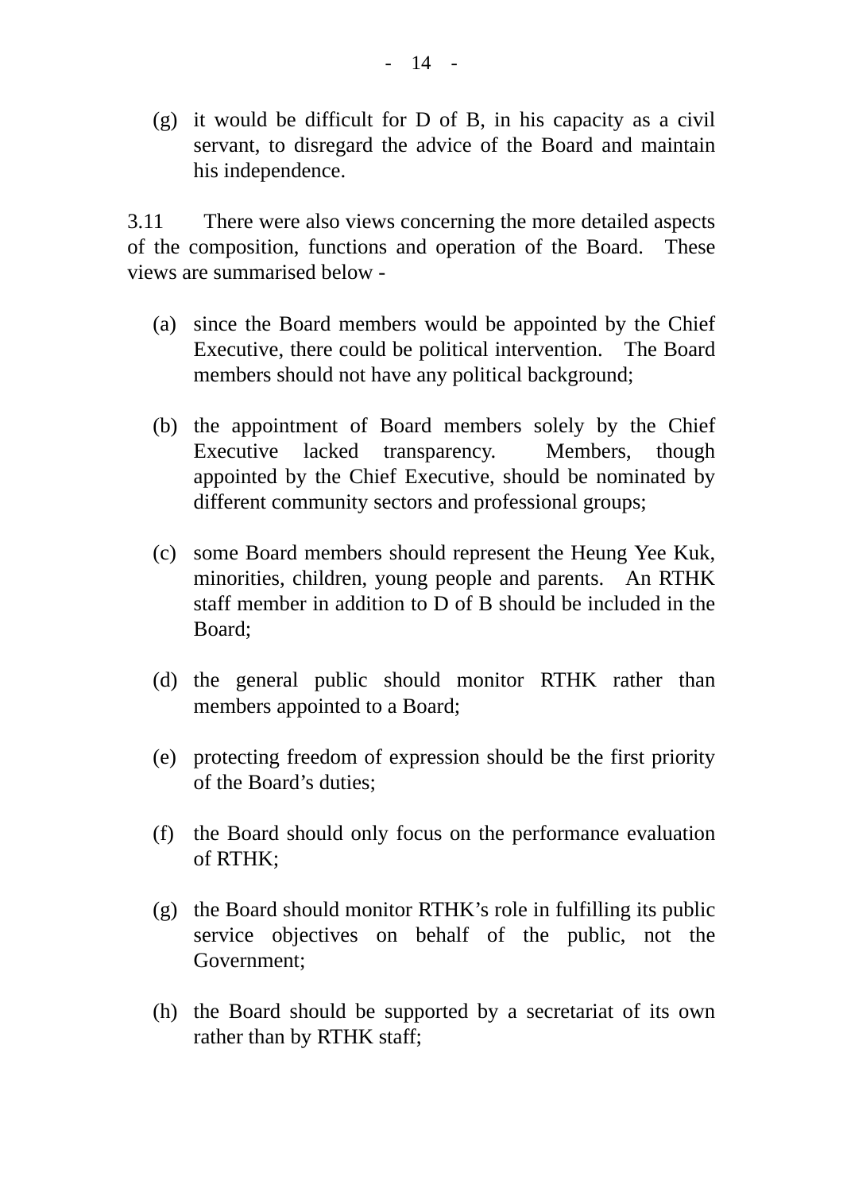(g) it would be difficult for D of B, in his capacity as a civil servant, to disregard the advice of the Board and maintain his independence.

3.11 There were also views concerning the more detailed aspects of the composition, functions and operation of the Board. These views are summarised below -

(a) since the Board members would be appointed by the Chief Executive, there could be political intervention. The Board members should not have any political background;

(b) the appointment of Board members solely by the Chief Executive lacked transparency. Members, though appointed by the Chief Executive, should be nominated by different community sectors and professional groups;

(c) some Board members should represent the Heung Yee Kuk, minorities, children, young people and parents. An RTHK staff member in addition to D of B should be included in the Board;

(d) the general public should monitor RTHK rather than members appointed to a Board;

(e) protecting freedom of expression should be the first priority of the Board's duties;

(f) the Board should only focus on the performance evaluation of RTHK;

(g) the Board should monitor RTHK's role in fulfilling its public service objectives on behalf of the public, not the Government;

(h) the Board should be supported by a secretariat of its own rather than by RTHK staff;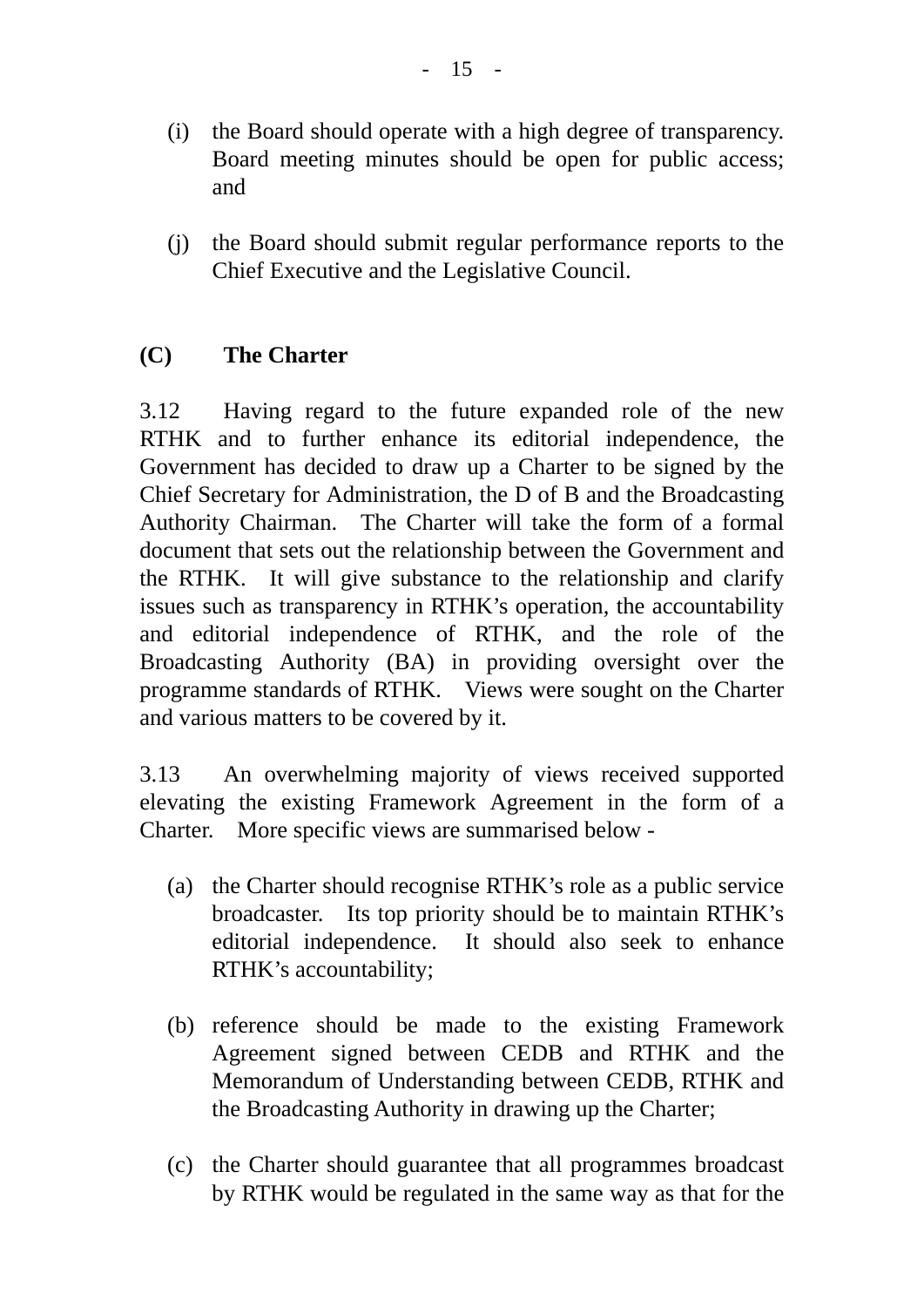(i) the Board should operate with a high degree of transparency. Board meeting minutes should be open for public access; and

(j) the Board should submit regular performance reports to the Chief Executive and the Legislative Council.

## (C) The Charter

3.12 Having regard to the future expanded role of the new RTHK and to further enhance its editorial independence, the Government has decided to draw up a Charter to be signed by the Chief Secretary for Administration, the D of B and the Broadcasting Authority Chairman. The Charter will take the form of a formal document that sets out the relationship between the Government and the RTHK. It will give substance to the relationship and clarify issues such as transparency in RTHK's operation, the accountability and editorial independence of RTHK, and the role of the Broadcasting Authority (BA) in providing oversight over the programme standards of RTHK. Views were sought on the Charter and various matters to be covered by it.

3.13 An overwhelming majority of views received supported elevating the existing Framework Agreement in the form of a Charter. More specific views are summarised below -

(a) the Charter should recognise RTHK's role as a public service broadcaster. Its top priority should be to maintain RTHK's editorial independence. It should also seek to enhance RTHK's accountability;

(b) reference should be made to the existing Framework Agreement signed between CEDB and RTHK and the Memorandum of Understanding between CEDB, RTHK and the Broadcasting Authority in drawing up the Charter;

(c) the Charter should guarantee that all programmes broadcast by RTHK would be regulated in the same way as that for the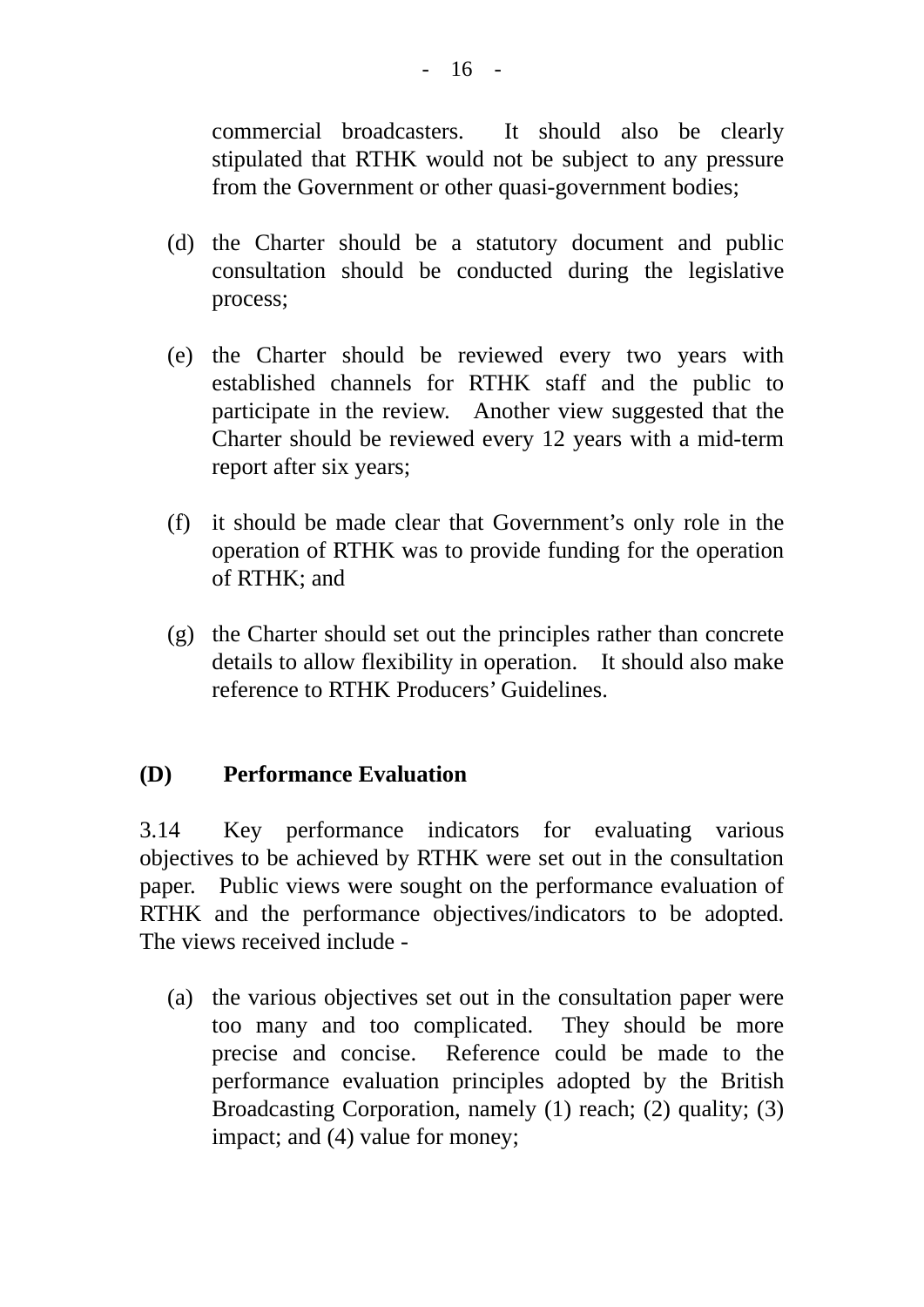commercial broadcasters. It should also be clearly stipulated that RTHK would not be subject to any pressure from the Government or other quasi-government bodies;

(d) the Charter should be a statutory document and public consultation should be conducted during the legislative process;

(e) the Charter should be reviewed every two years with established channels for RTHK staff and the public to participate in the review. Another view suggested that the Charter should be reviewed every 12 years with a mid-term report after six years;

(f) it should be made clear that Government's only role in the operation of RTHK was to provide funding for the operation of RTHK; and

(g) the Charter should set out the principles rather than concrete details to allow flexibility in operation. It should also make reference to RTHK Producers' Guidelines.

## (D) Performance Evaluation

3.14 Key performance indicators for evaluating various objectives to be achieved by RTHK were set out in the consultation paper. Public views were sought on the performance evaluation of RTHK and the performance objectives/indicators to be adopted. The views received include -

(a) the various objectives set out in the consultation paper were too many and too complicated. They should be more precise and concise. Reference could be made to the performance evaluation principles adopted by the British Broadcasting Corporation, namely (1) reach; (2) quality; (3) impact; and (4) value for money;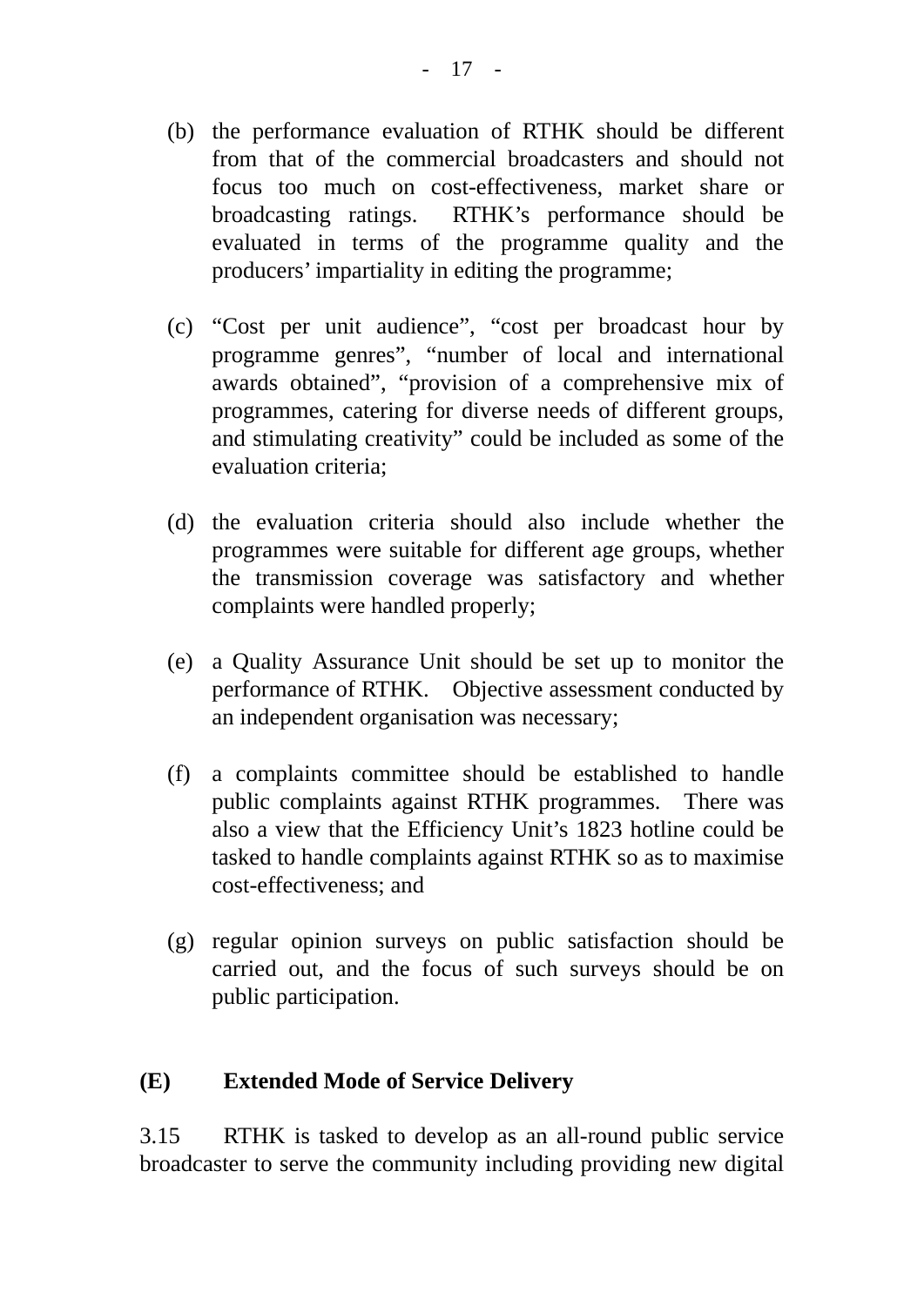(b) the performance evaluation of RTHK should be different from that of the commercial broadcasters and should not focus too much on cost-effectiveness, market share or broadcasting ratings. RTHK's performance should be evaluated in terms of the programme quality and the producers' impartiality in editing the programme;

(c) "Cost per unit audience", "cost per broadcast hour by programme genres", "number of local and international awards obtained", "provision of a comprehensive mix of programmes, catering for diverse needs of different groups, and stimulating creativity" could be included as some of the evaluation criteria;

(d) the evaluation criteria should also include whether the programmes were suitable for different age groups, whether the transmission coverage was satisfactory and whether complaints were handled properly;

(e) a Quality Assurance Unit should be set up to monitor the performance of RTHK. Objective assessment conducted by an independent organisation was necessary;

(f) a complaints committee should be established to handle public complaints against RTHK programmes. There was also a view that the Efficiency Unit's 1823 hotline could be tasked to handle complaints against RTHK so as to maximise cost-effectiveness; and

(g) regular opinion surveys on public satisfaction should be carried out, and the focus of such surveys should be on public participation.

### (E) Extended Mode of Service Delivery

3.15 RTHK is tasked to develop as an all-round public service broadcaster to serve the community including providing new digital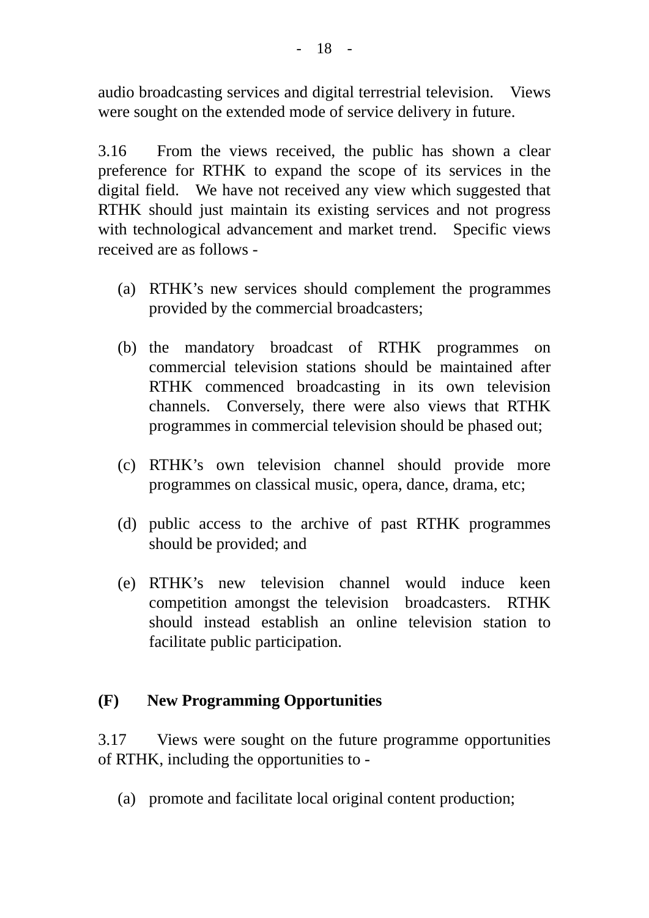audio broadcasting services and digital terrestrial television. Views were sought on the extended mode of service delivery in future.

3.16 From the views received, the public has shown a clear preference for RTHK to expand the scope of its services in the digital field. We have not received any view which suggested that RTHK should just maintain its existing services and not progress with technological advancement and market trend. Specific views received are as follows -

(a) RTHK's new services should complement the programmes provided by the commercial broadcasters;

(b) the mandatory broadcast of RTHK programmes on commercial television stations should be maintained after RTHK commenced broadcasting in its own television channels. Conversely, there were also views that RTHK programmes in commercial television should be phased out;

(c) RTHK's own television channel should provide more programmes on classical music, opera, dance, drama, etc;

(d) public access to the archive of past RTHK programmes should be provided; and

(e) RTHK's new television channel would induce keen competition amongst the television broadcasters. RTHK should instead establish an online television station to facilitate public participation.

## (F) New Programming Opportunities

3.17 Views were sought on the future programme opportunities of RTHK, including the opportunities to -

(a) promote and facilitate local original content production;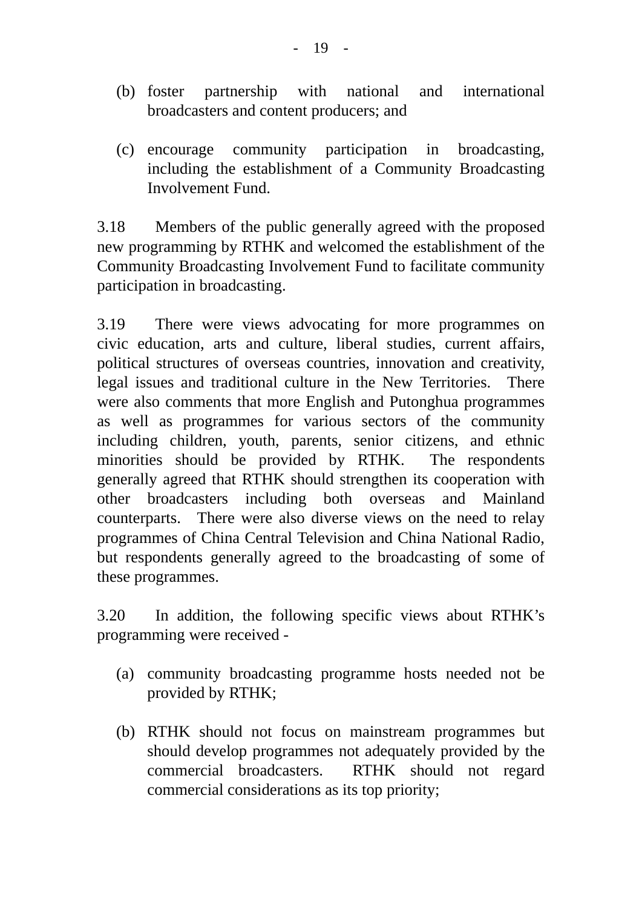(b) foster partnership with national and international broadcasters and content producers; and

(c) encourage community participation in broadcasting, including the establishment of a Community Broadcasting Involvement Fund.

3.18 Members of the public generally agreed with the proposed new programming by RTHK and welcomed the establishment of the Community Broadcasting Involvement Fund to facilitate community participation in broadcasting.

3.19 There were views advocating for more programmes on civic education, arts and culture, liberal studies, current affairs, political structures of overseas countries, innovation and creativity, legal issues and traditional culture in the New Territories. There were also comments that more English and Putonghua programmes as well as programmes for various sectors of the community including children, youth, parents, senior citizens, and ethnic minorities should be provided by RTHK. The respondents generally agreed that RTHK should strengthen its cooperation with other broadcasters including both overseas and Mainland counterparts. There were also diverse views on the need to relay programmes of China Central Television and China National Radio, but respondents generally agreed to the broadcasting of some of these programmes.

3.20 In addition, the following specific views about RTHK's programming were received -

(a) community broadcasting programme hosts needed not be provided by RTHK;

(b) RTHK should not focus on mainstream programmes but should develop programmes not adequately provided by the commercial broadcasters. RTHK should not regard commercial considerations as its top priority;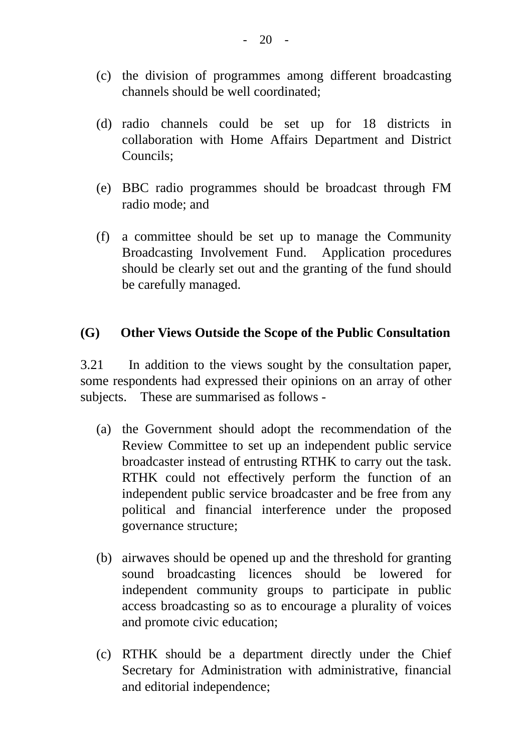(c) the division of programmes among different broadcasting channels should be well coordinated;

(d) radio channels could be set up for 18 districts in collaboration with Home Affairs Department and District Councils;

(e) BBC radio programmes should be broadcast through FM radio mode; and

(f) a committee should be set up to manage the Community Broadcasting Involvement Fund. Application procedures should be clearly set out and the granting of the fund should be carefully managed.

### (G) Other Views Outside the Scope of the Public Consultation

3.21 In addition to the views sought by the consultation paper, some respondents had expressed their opinions on an array of other subjects. These are summarised as follows -

(a) the Government should adopt the recommendation of the Review Committee to set up an independent public service broadcaster instead of entrusting RTHK to carry out the task. RTHK could not effectively perform the function of an independent public service broadcaster and be free from any political and financial interference under the proposed governance structure;

(b) airwaves should be opened up and the threshold for granting sound broadcasting licences should be lowered for independent community groups to participate in public access broadcasting so as to encourage a plurality of voices and promote civic education;

(c) RTHK should be a department directly under the Chief Secretary for Administration with administrative, financial and editorial independence;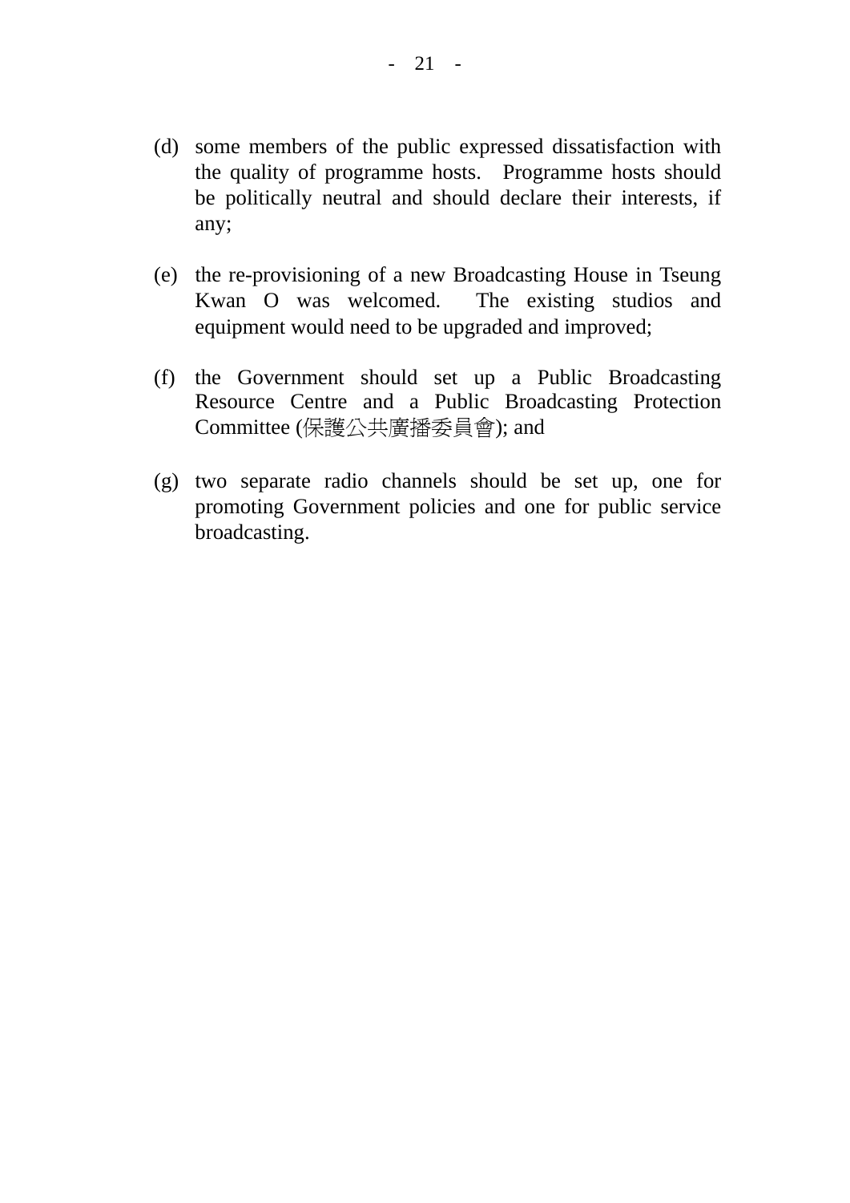(d) some members of the public expressed dissatisfaction with the quality of programme hosts. Programme hosts should be politically neutral and should declare their interests, if any;

(e) the re-provisioning of a new Broadcasting House in Tseung Kwan O was welcomed. The existing studios and equipment would need to be upgraded and improved;

(f) the Government should set up a Public Broadcasting Resource Centre and a Public Broadcasting Protection Committee (保護公共廣播委員會); and

(g) two separate radio channels should be set up, one for promoting Government policies and one for public service broadcasting.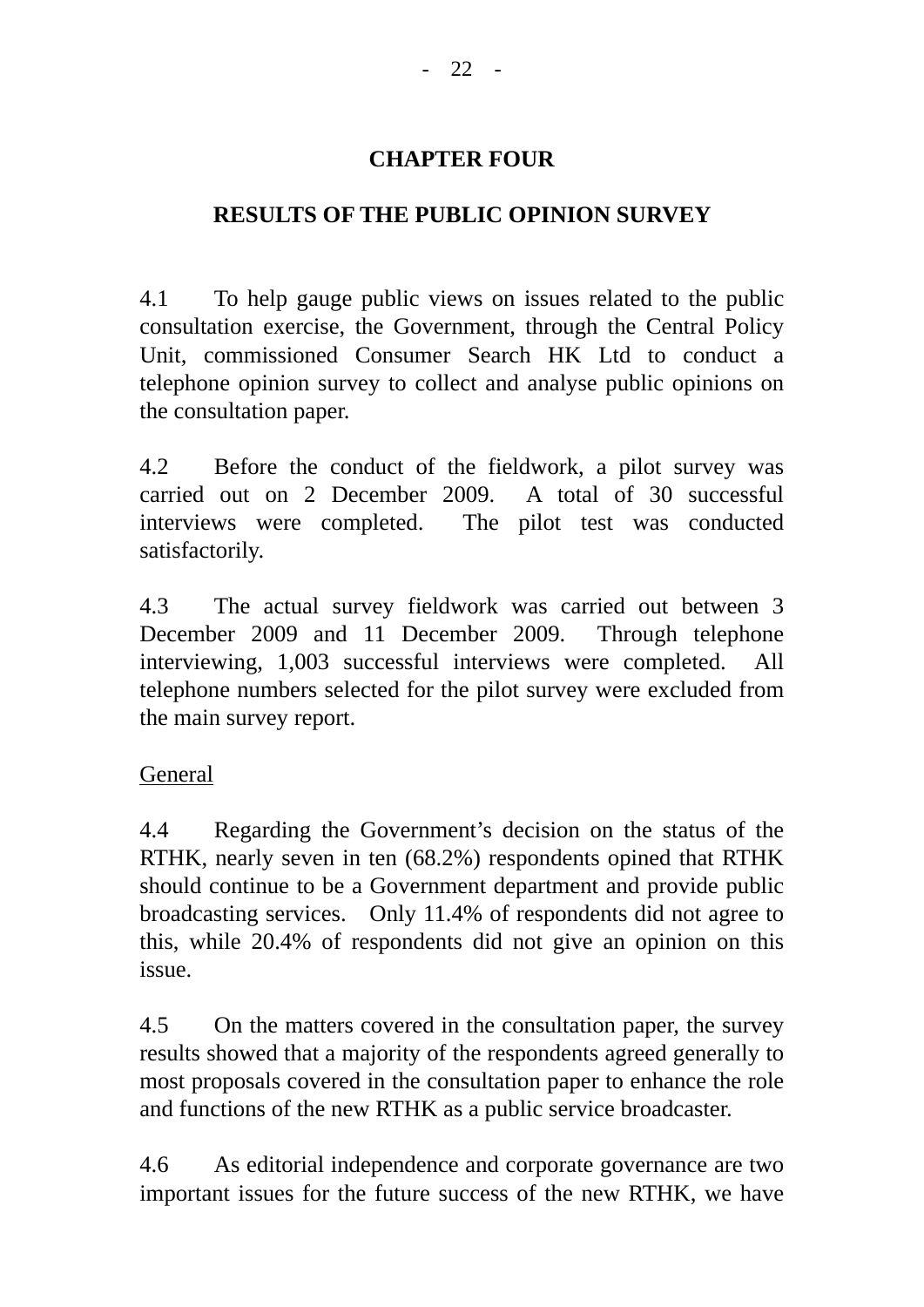# CHAPTER FOUR

## RESULTS OF THE PUBLIC OPINION SURVEY

4.1 To help gauge public views on issues related to the public consultation exercise, the Government, through the Central Policy Unit, commissioned Consumer Search HK Ltd to conduct a telephone opinion survey to collect and analyse public opinions on the consultation paper.

4.2 Before the conduct of the fieldwork, a pilot survey was carried out on 2 December 2009. A total of 30 successful interviews were completed. The pilot test was conducted satisfactorily.

4.3 The actual survey fieldwork was carried out between 3 December 2009 and 11 December 2009. Through telephone interviewing, 1,003 successful interviews were completed. All telephone numbers selected for the pilot survey were excluded from the main survey report.

<u>General</u>

4.4 Regarding the Government's decision on the status of the RTHK, nearly seven in ten (68.2%) respondents opined that RTHK should continue to be a Government department and provide public broadcasting services. Only 11.4% of respondents did not agree to this, while 20.4% of respondents did not give an opinion on this issue.

4.5 On the matters covered in the consultation paper, the survey results showed that a majority of the respondents agreed generally to most proposals covered in the consultation paper to enhance the role and functions of the new RTHK as a public service broadcaster.

4.6 As editorial independence and corporate governance are two important issues for the future success of the new RTHK, we have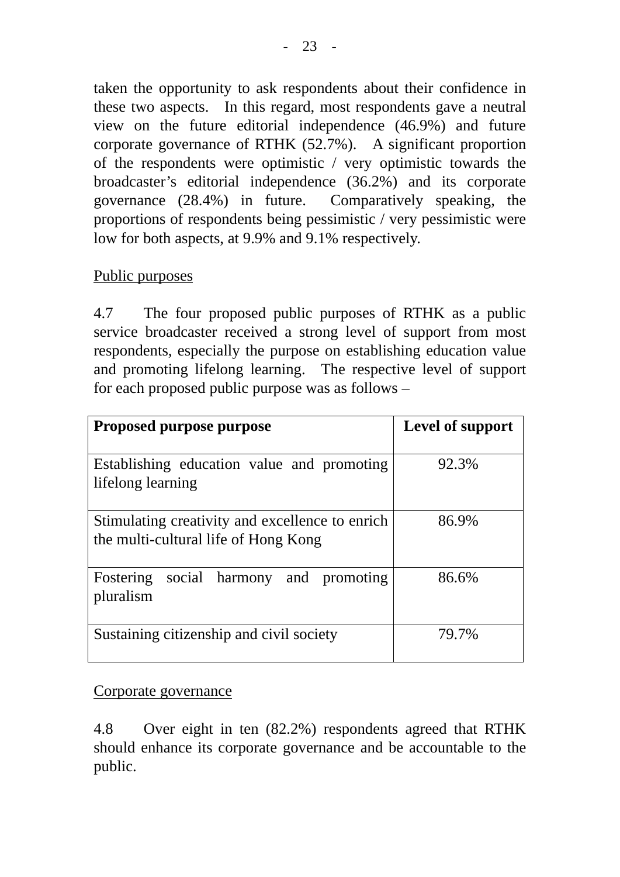taken the opportunity to ask respondents about their confidence in these two aspects. In this regard, most respondents gave a neutral view on the future editorial independence (46.9%) and future corporate governance of RTHK (52.7%). A significant proportion of the respondents were optimistic / very optimistic towards the broadcaster's editorial independence (36.2%) and its corporate governance (28.4%) in future. Comparatively speaking, the proportions of respondents being pessimistic / very pessimistic were low for both aspects, at 9.9% and 9.1% respectively.

Public purposes

4.7 The four proposed public purposes of RTHK as a public service broadcaster received a strong level of support from most respondents, especially the purpose on establishing education value and promoting lifelong learning. The respective level of support for each proposed public purpose was as follows –

| **Proposed purpose purpose** | **Level of support** |
|---|---|
| Establishing education value and promoting lifelong learning | 92.3% |
| Stimulating creativity and excellence to enrich the multi-cultural life of Hong Kong | 86.9% |
| Fostering social harmony and promoting pluralism | 86.6% |
| Sustaining citizenship and civil society | 79.7% |

Corporate governance

4.8 Over eight in ten (82.2%) respondents agreed that RTHK should enhance its corporate governance and be accountable to the public.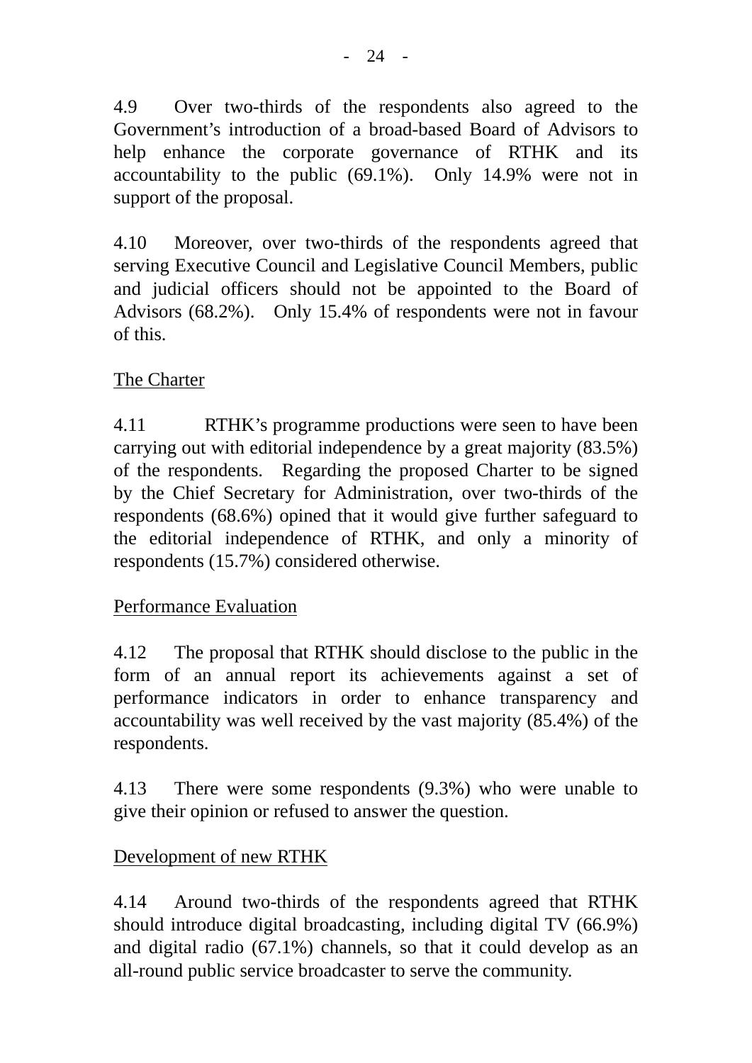4.9 Over two-thirds of the respondents also agreed to the Government's introduction of a broad-based Board of Advisors to help enhance the corporate governance of RTHK and its accountability to the public (69.1%). Only 14.9% were not in support of the proposal.

4.10 Moreover, over two-thirds of the respondents agreed that serving Executive Council and Legislative Council Members, public and judicial officers should not be appointed to the Board of Advisors (68.2%). Only 15.4% of respondents were not in favour of this.

## The Charter

4.11 RTHK's programme productions were seen to have been carrying out with editorial independence by a great majority (83.5%) of the respondents. Regarding the proposed Charter to be signed by the Chief Secretary for Administration, over two-thirds of the respondents (68.6%) opined that it would give further safeguard to the editorial independence of RTHK, and only a minority of respondents (15.7%) considered otherwise.

## Performance Evaluation

4.12 The proposal that RTHK should disclose to the public in the form of an annual report its achievements against a set of performance indicators in order to enhance transparency and accountability was well received by the vast majority (85.4%) of the respondents.

4.13 There were some respondents (9.3%) who were unable to give their opinion or refused to answer the question.

## Development of new RTHK

4.14 Around two-thirds of the respondents agreed that RTHK should introduce digital broadcasting, including digital TV (66.9%) and digital radio (67.1%) channels, so that it could develop as an all-round public service broadcaster to serve the community.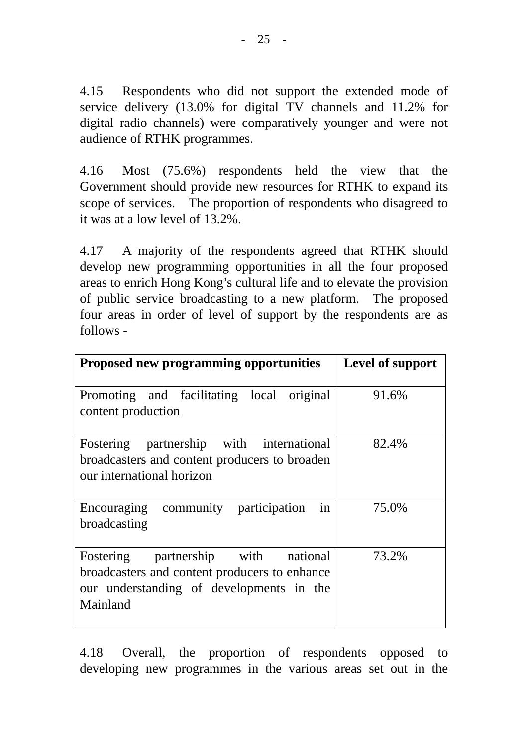4.15 Respondents who did not support the extended mode of service delivery (13.0% for digital TV channels and 11.2% for digital radio channels) were comparatively younger and were not audience of RTHK programmes.

4.16 Most (75.6%) respondents held the view that the Government should provide new resources for RTHK to expand its scope of services. The proportion of respondents who disagreed to it was at a low level of 13.2%.

4.17 A majority of the respondents agreed that RTHK should develop new programming opportunities in all the four proposed areas to enrich Hong Kong's cultural life and to elevate the provision of public service broadcasting to a new platform. The proposed four areas in order of level of support by the respondents are as follows -

| **Proposed new programming opportunities** | **Level of support** |
|---|---|
| Promoting and facilitating local original content production | 91.6% |
| Fostering partnership with international broadcasters and content producers to broaden our international horizon | 82.4% |
| Encouraging community participation in broadcasting | 75.0% |
| Fostering partnership with national broadcasters and content producers to enhance our understanding of developments in the Mainland | 73.2% |

4.18 Overall, the proportion of respondents opposed to developing new programmes in the various areas set out in the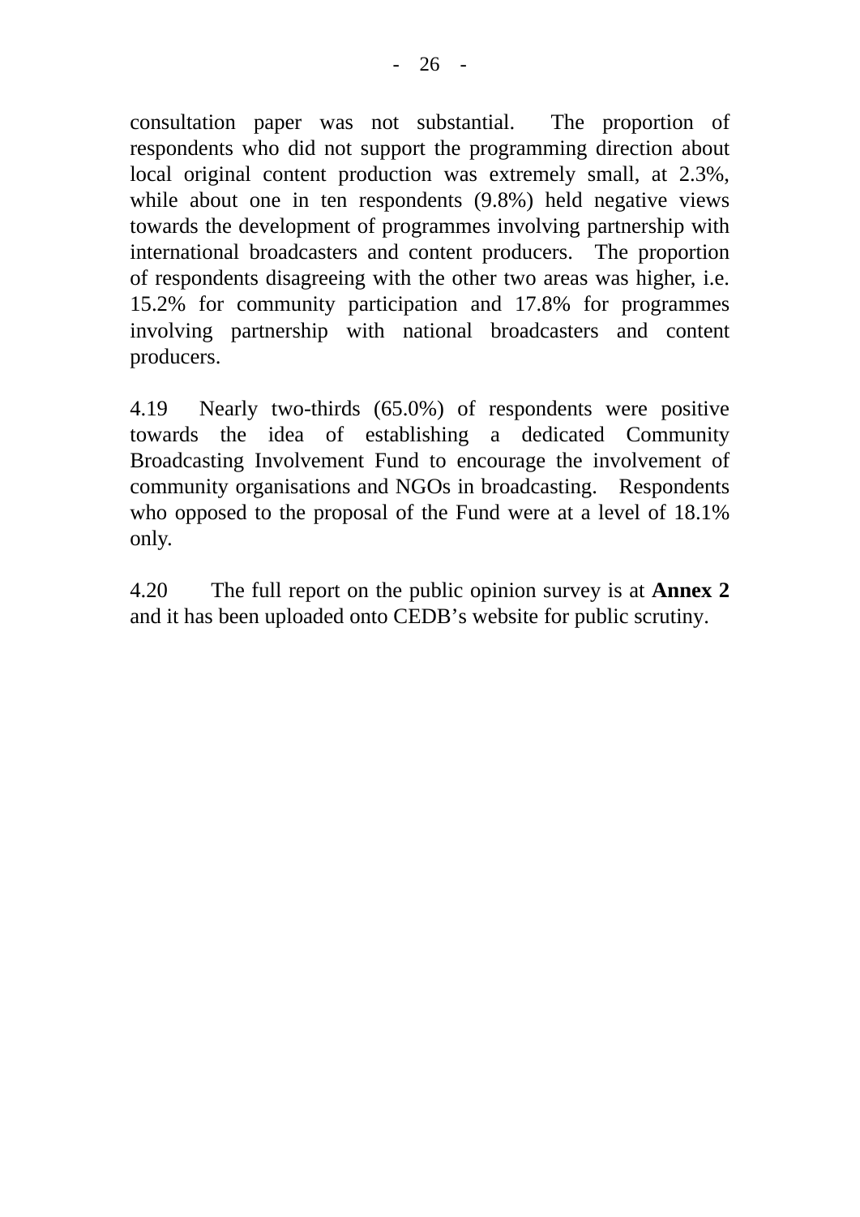consultation paper was not substantial. The proportion of respondents who did not support the programming direction about local original content production was extremely small, at 2.3%, while about one in ten respondents (9.8%) held negative views towards the development of programmes involving partnership with international broadcasters and content producers. The proportion of respondents disagreeing with the other two areas was higher, i.e. 15.2% for community participation and 17.8% for programmes involving partnership with national broadcasters and content producers.

4.19 Nearly two-thirds (65.0%) of respondents were positive towards the idea of establishing a dedicated Community Broadcasting Involvement Fund to encourage the involvement of community organisations and NGOs in broadcasting. Respondents who opposed to the proposal of the Fund were at a level of 18.1% only.

4.20 The full report on the public opinion survey is at **Annex 2** and it has been uploaded onto CEDB's website for public scrutiny.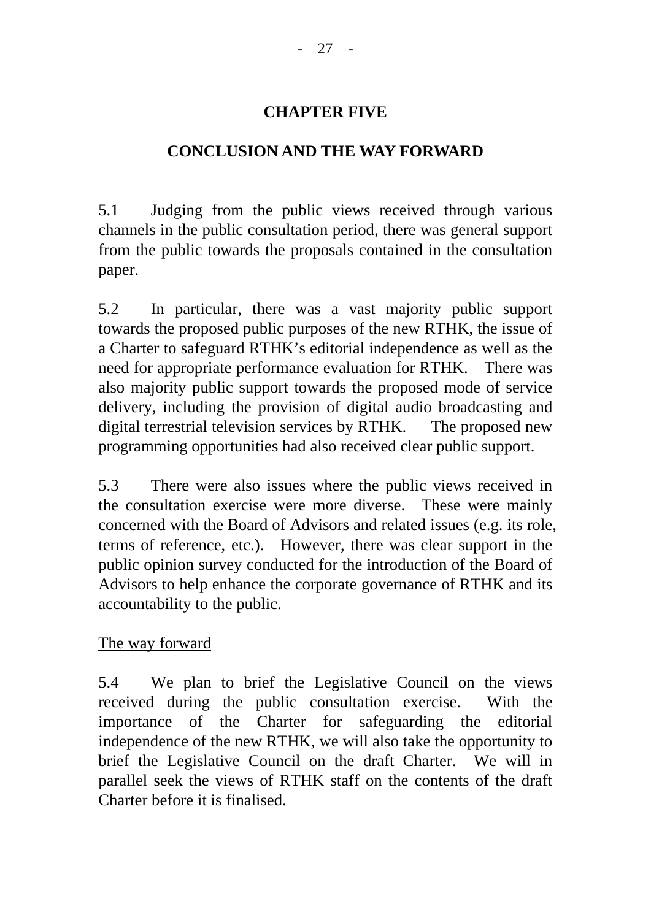# CHAPTER FIVE

## CONCLUSION AND THE WAY FORWARD

5.1 Judging from the public views received through various channels in the public consultation period, there was general support from the public towards the proposals contained in the consultation paper.

5.2 In particular, there was a vast majority public support towards the proposed public purposes of the new RTHK, the issue of a Charter to safeguard RTHK's editorial independence as well as the need for appropriate performance evaluation for RTHK. There was also majority public support towards the proposed mode of service delivery, including the provision of digital audio broadcasting and digital terrestrial television services by RTHK. The proposed new programming opportunities had also received clear public support.

5.3 There were also issues where the public views received in the consultation exercise were more diverse. These were mainly concerned with the Board of Advisors and related issues (e.g. its role, terms of reference, etc.). However, there was clear support in the public opinion survey conducted for the introduction of the Board of Advisors to help enhance the corporate governance of RTHK and its accountability to the public.

<u>The way forward</u>

5.4 We plan to brief the Legislative Council on the views received during the public consultation exercise. With the importance of the Charter for safeguarding the editorial independence of the new RTHK, we will also take the opportunity to brief the Legislative Council on the draft Charter. We will in parallel seek the views of RTHK staff on the contents of the draft Charter before it is finalised.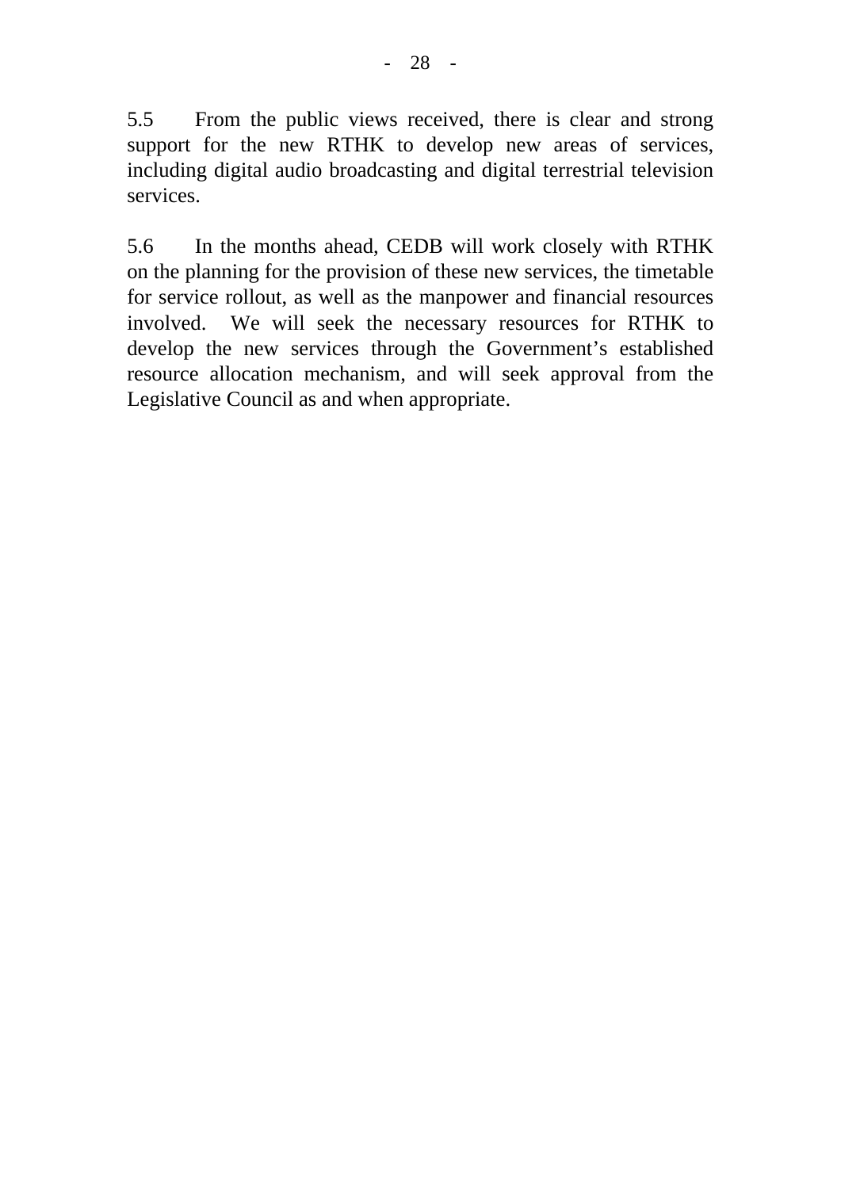5.5 From the public views received, there is clear and strong support for the new RTHK to develop new areas of services, including digital audio broadcasting and digital terrestrial television services.

5.6 In the months ahead, CEDB will work closely with RTHK on the planning for the provision of these new services, the timetable for service rollout, as well as the manpower and financial resources involved. We will seek the necessary resources for RTHK to develop the new services through the Government's established resource allocation mechanism, and will seek approval from the Legislative Council as and when appropriate.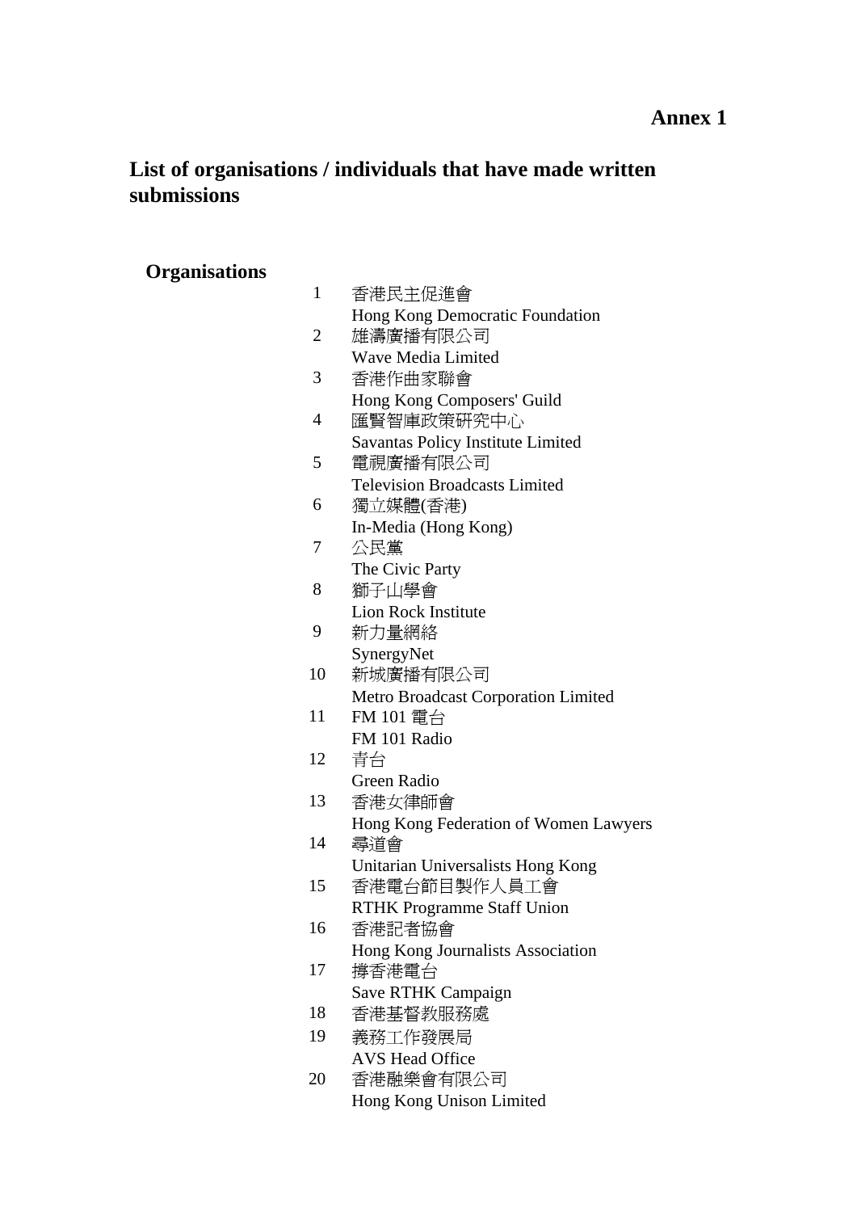**Annex 1**

## List of organisations / individuals that have made written submissions

### Organisations

1. 香港民主促進會
   Hong Kong Democratic Foundation
2. 雄濤廣播有限公司
   Wave Media Limited
3. 香港作曲家聯會
   Hong Kong Composers' Guild
4. 匯賢智庫政策研究中心
   Savantas Policy Institute Limited
5. 電視廣播有限公司
   Television Broadcasts Limited
6. 獨立媒體(香港)
   In-Media (Hong Kong)
7. 公民黨
   The Civic Party
8. 獅子山學會
   Lion Rock Institute
9. 新力量網絡
   SynergyNet
10. 新城廣播有限公司
    Metro Broadcast Corporation Limited
11. FM 101 電台
    FM 101 Radio
12. 青台
    Green Radio
13. 香港女律師會
    Hong Kong Federation of Women Lawyers
14. 尋道會
    Unitarian Universalists Hong Kong
15. 香港電台節目製作人員工會
    RTHK Programme Staff Union
16. 香港記者協會
    Hong Kong Journalists Association
17. 撐香港電台
    Save RTHK Campaign
18. 香港基督教服務處
19. 義務工作發展局
    AVS Head Office
20. 香港融樂會有限公司
    Hong Kong Unison Limited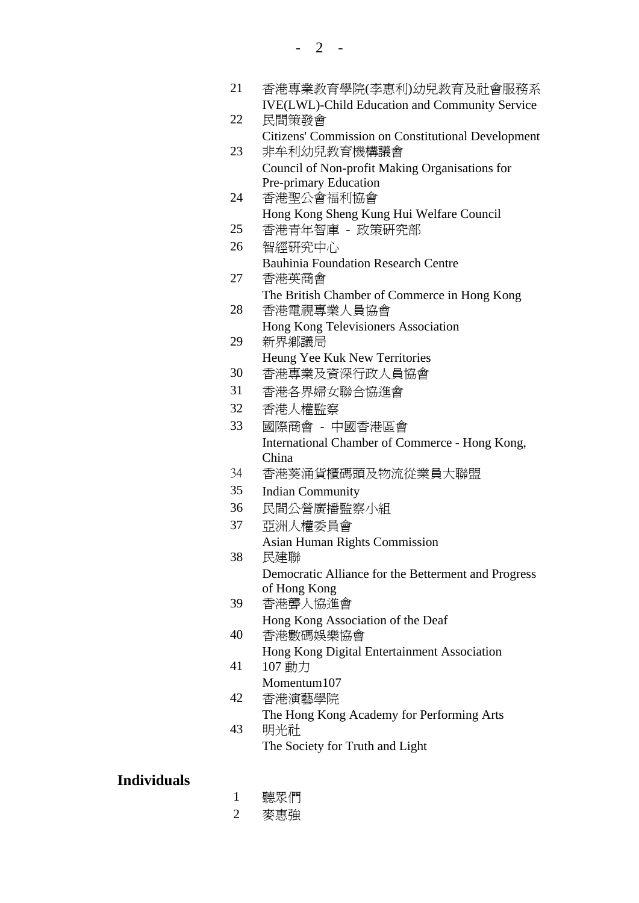21 香港專業教育學院(李惠利)幼兒教育及社會服務系
IVE(LWL)-Child Education and Community Service

22 民間策發會
Citizens' Commission on Constitutional Development

23 非牟利幼兒教育機構議會
Council of Non-profit Making Organisations for Pre-primary Education

24 香港聖公會福利協會
Hong Kong Sheng Kung Hui Welfare Council

25 香港青年智庫 - 政策研究部

26 智經研究中心
Bauhinia Foundation Research Centre

27 香港英商會
The British Chamber of Commerce in Hong Kong

28 香港電視專業人員協會
Hong Kong Televisioners Association

29 新界鄉議局
Heung Yee Kuk New Territories

30 香港專業及資深行政人員協會

31 香港各界婦女聯合協進會

32 香港人權監察

33 國際商會 - 中國香港區會
International Chamber of Commerce - Hong Kong, China

34 香港葵涌貨櫃碼頭及物流從業員大聯盟

35 Indian Community

36 民間公營廣播監察小組

37 亞洲人權委員會
Asian Human Rights Commission

38 民建聯
Democratic Alliance for the Betterment and Progress of Hong Kong

39 香港聾人協進會
Hong Kong Association of the Deaf

40 香港數碼娛樂協會
Hong Kong Digital Entertainment Association

41 107 動力
Momentum107

42 香港演藝學院
The Hong Kong Academy for Performing Arts

43 明光社
The Society for Truth and Light

**Individuals**

1 聽眾們

2 麥惠強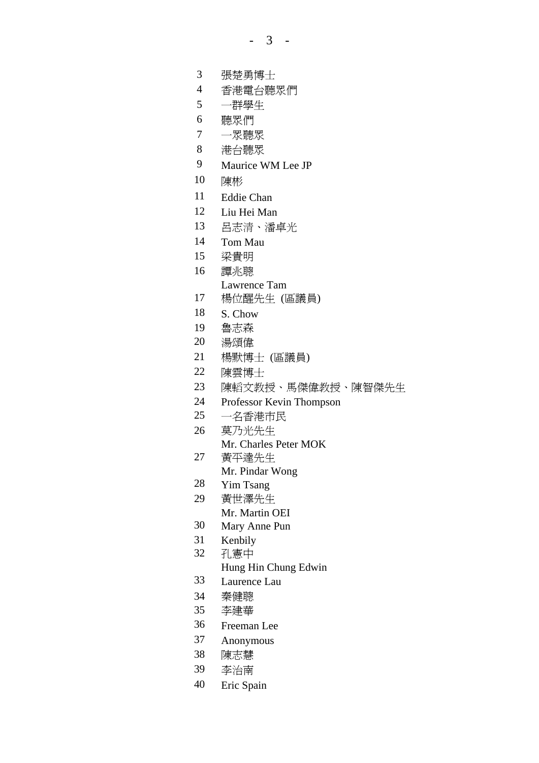3 張楚勇博士
4 香港電台聽眾們
5 一群學生
6 聽眾們
7 一眾聽眾
8 港台聽眾
9 Maurice WM Lee JP
10 陳彬
11 Eddie Chan
12 Liu Hei Man
13 呂志清、潘卓光
14 Tom Mau
15 梁貴明
16 譚兆聰
Lawrence Tam
17 楊位醒先生 (區議員)
18 S. Chow
19 魯志森
20 湯頌偉
21 楊默博士 (區議員)
22 陳雲博士
23 陳韜文教授、馬傑偉教授、陳智傑先生
24 Professor Kevin Thompson
25 一名香港市民
26 莫乃光先生
Mr. Charles Peter MOK
27 黃平達先生
Mr. Pindar Wong
28 Yim Tsang
29 黃世澤先生
Mr. Martin OEI
30 Mary Anne Pun
31 Kenbily
32 孔憲中
Hung Hin Chung Edwin
33 Laurence Lau
34 秦健聰
35 李建華
36 Freeman Lee
37 Anonymous
38 陳志慧
39 李治南
40 Eric Spain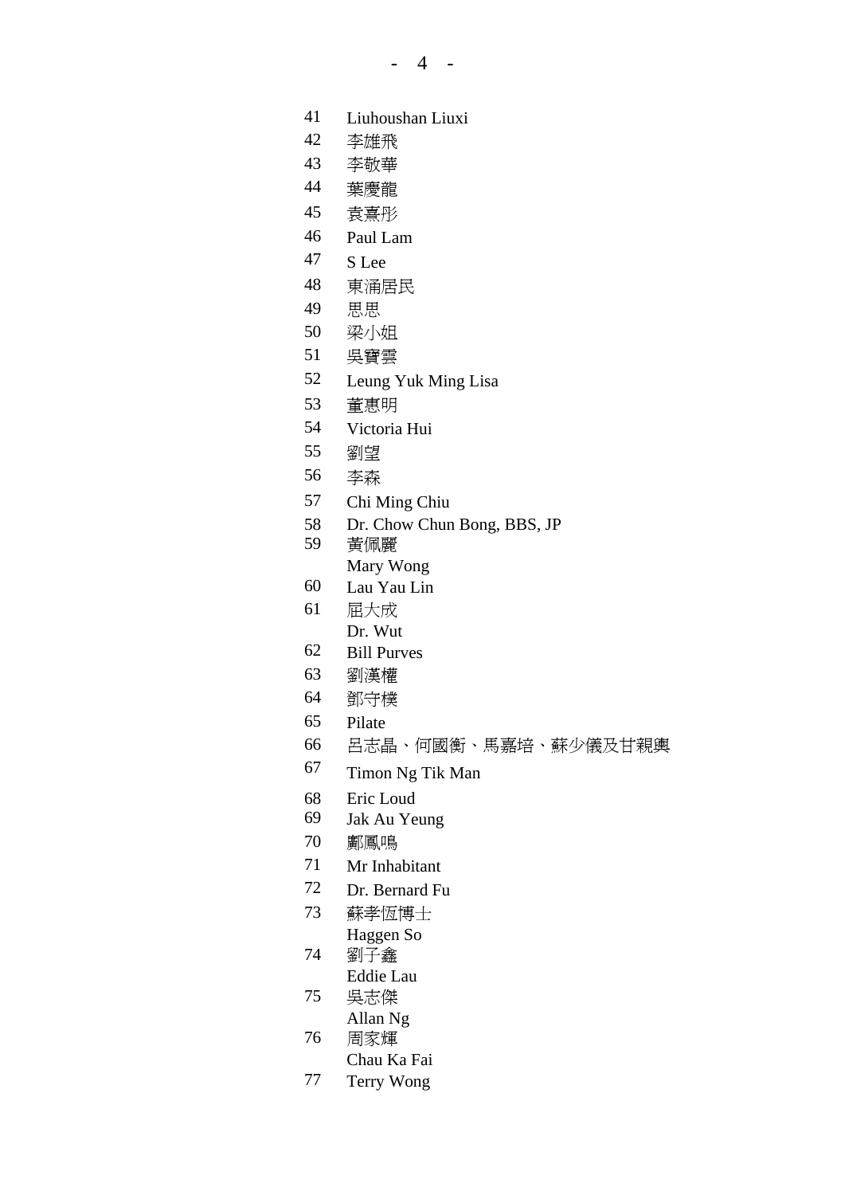| | |
|---|---|
| 41 | Liuhoushan Liuxi |
| 42 | 李雄飛 |
| 43 | 李敬華 |
| 44 | 葉慶龍 |
| 45 | 袁熹彤 |
| 46 | Paul Lam |
| 47 | S Lee |
| 48 | 東涌居民 |
| 49 | 思思 |
| 50 | 梁小姐 |
| 51 | 吳寶雲 |
| 52 | Leung Yuk Ming Lisa |
| 53 | 董惠明 |
| 54 | Victoria Hui |
| 55 | 劉望 |
| 56 | 李森 |
| 57 | Chi Ming Chiu |
| 58 | Dr. Chow Chun Bong, BBS, JP |
| 59 | 黃佩麗<br>Mary Wong |
| 60 | Lau Yau Lin |
| 61 | 屈大成<br>Dr. Wut |
| 62 | Bill Purves |
| 63 | 劉漢權 |
| 64 | 鄧守樸 |
| 65 | Pilate |
| 66 | 呂志晶、何國衡、馬嘉培、蘇少儀及甘親輿 |
| 67 | Timon Ng Tik Man |
| 68 | Eric Loud |
| 69 | Jak Au Yeung |
| 70 | 鄺鳳鳴 |
| 71 | Mr Inhabitant |
| 72 | Dr. Bernard Fu |
| 73 | 蘇孝恆博士<br>Haggen So |
| 74 | 劉子鑫<br>Eddie Lau |
| 75 | 吳志傑<br>Allan Ng |
| 76 | 周家輝<br>Chau Ka Fai |
| 77 | Terry Wong |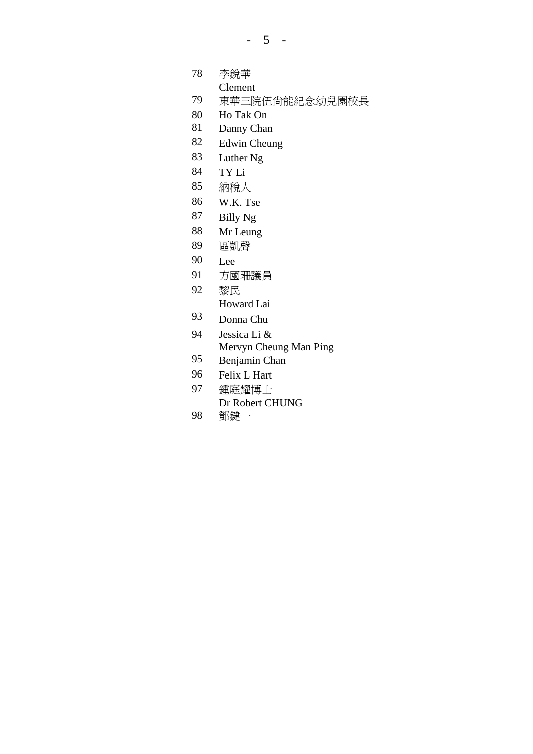78 李銳華
   Clement

79 東華三院伍尚能紀念幼兒園校長

80 Ho Tak On

81 Danny Chan

82 Edwin Cheung

83 Luther Ng

84 TY Li

85 納稅人

86 W.K. Tse

87 Billy Ng

88 Mr Leung

89 區凱聲

90 Lee

91 方國珊議員

92 黎民
   Howard Lai

93 Donna Chu

94 Jessica Li &
   Mervyn Cheung Man Ping

95 Benjamin Chan

96 Felix L Hart

97 鍾庭耀博士
   Dr Robert CHUNG

98 鄧鍵一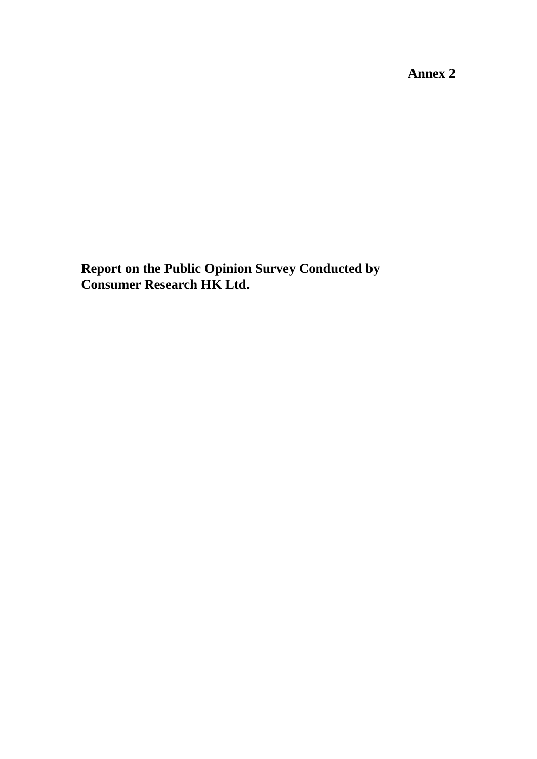**Annex 2**

# Report on the Public Opinion Survey Conducted by Consumer Research HK Ltd.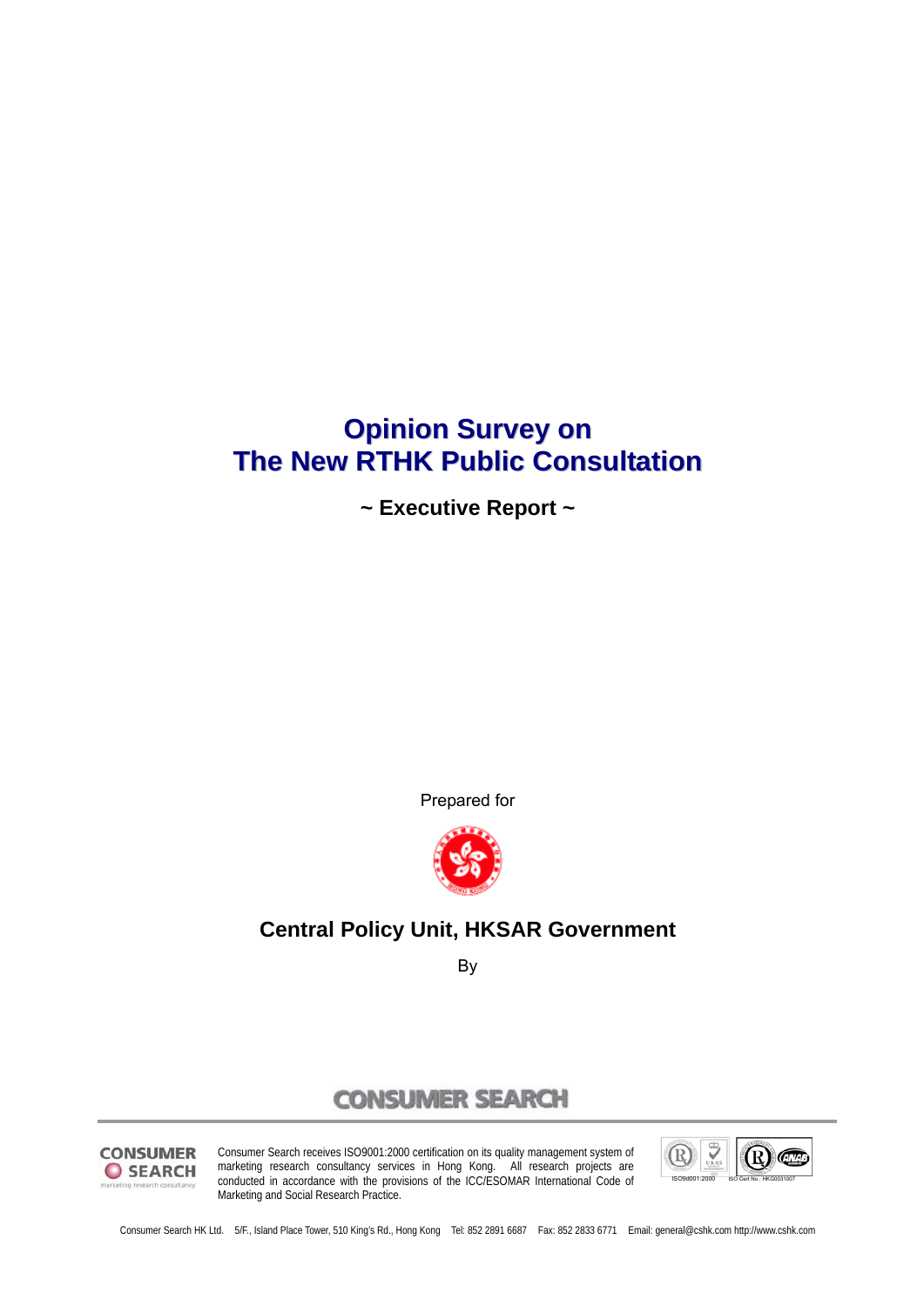# Opinion Survey on The New RTHK Public Consultation

**~ Executive Report ~**

Prepared for

**Central Policy Unit, HKSAR Government**

By

CONSUMER SEARCH

Consumer Search receives ISO9001:2000 certification on its quality management system of marketing research consultancy services in Hong Kong. All research projects are conducted in accordance with the provisions of the ICC/ESOMAR International Code of Marketing and Social Research Practice.

ISO9001:2000 ISO Cert No.: HKQ0031007

Consumer Search HK Ltd. 5/F., Island Place Tower, 510 King's Rd., Hong Kong Tel: 852 2891 6687 Fax: 852 2833 6771 Email: general@cshk.com http://www.cshk.com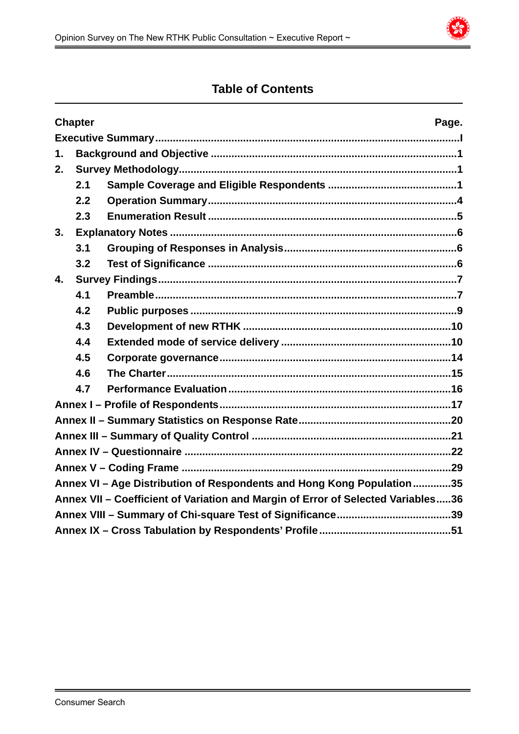## Table of Contents

| Chapter | | Page. |
|---|---|---|
| **Executive Summary** | | **I** |
| **1.** | **Background and Objective** | **1** |
| **2.** | **Survey Methodology** | **1** |
| | **2.1 Sample Coverage and Eligible Respondents** | **1** |
| | **2.2 Operation Summary** | **4** |
| | **2.3 Enumeration Result** | **5** |
| **3.** | **Explanatory Notes** | **6** |
| | **3.1 Grouping of Responses in Analysis** | **6** |
| | **3.2 Test of Significance** | **6** |
| **4.** | **Survey Findings** | **7** |
| | **4.1 Preamble** | **7** |
| | **4.2 Public purposes** | **9** |
| | **4.3 Development of new RTHK** | **10** |
| | **4.4 Extended mode of service delivery** | **10** |
| | **4.5 Corporate governance** | **14** |
| | **4.6 The Charter** | **15** |
| | **4.7 Performance Evaluation** | **16** |
| **Annex I – Profile of Respondents** | | **17** |
| **Annex II – Summary Statistics on Response Rate** | | **20** |
| **Annex III – Summary of Quality Control** | | **21** |
| **Annex IV – Questionnaire** | | **22** |
| **Annex V – Coding Frame** | | **29** |
| **Annex VI – Age Distribution of Respondents and Hong Kong Population** | | **35** |
| **Annex VII – Coefficient of Variation and Margin of Error of Selected Variables** | | **36** |
| **Annex VIII – Summary of Chi-square Test of Significance** | | **39** |
| **Annex IX – Cross Tabulation by Respondents' Profile** | | **51** |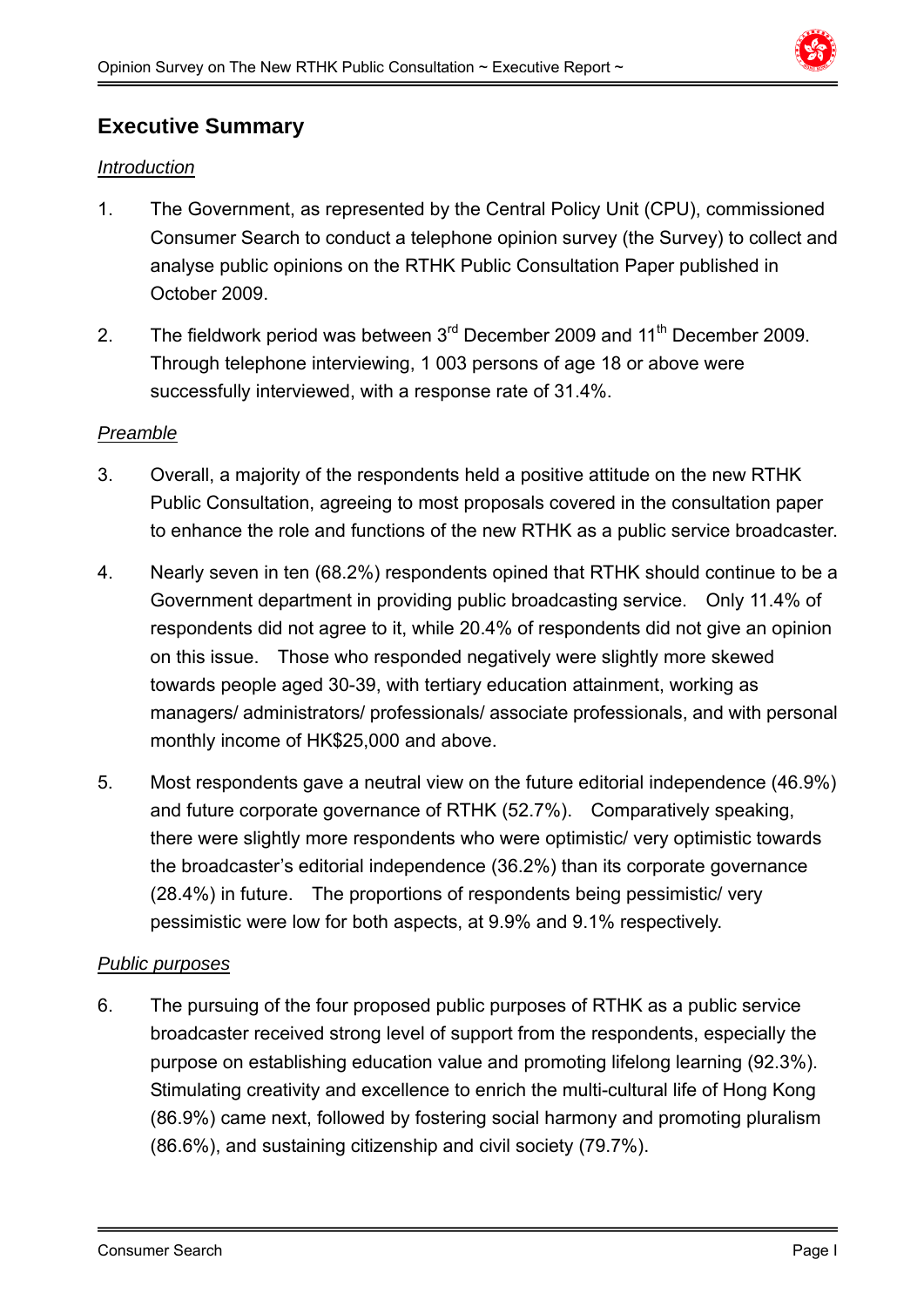## Executive Summary

*Introduction*

1. The Government, as represented by the Central Policy Unit (CPU), commissioned Consumer Search to conduct a telephone opinion survey (the Survey) to collect and analyse public opinions on the RTHK Public Consultation Paper published in October 2009.

2. The fieldwork period was between 3rd December 2009 and 11th December 2009. Through telephone interviewing, 1 003 persons of age 18 or above were successfully interviewed, with a response rate of 31.4%.

*Preamble*

3. Overall, a majority of the respondents held a positive attitude on the new RTHK Public Consultation, agreeing to most proposals covered in the consultation paper to enhance the role and functions of the new RTHK as a public service broadcaster.

4. Nearly seven in ten (68.2%) respondents opined that RTHK should continue to be a Government department in providing public broadcasting service. Only 11.4% of respondents did not agree to it, while 20.4% of respondents did not give an opinion on this issue. Those who responded negatively were slightly more skewed towards people aged 30-39, with tertiary education attainment, working as managers/ administrators/ professionals/ associate professionals, and with personal monthly income of HK$25,000 and above.

5. Most respondents gave a neutral view on the future editorial independence (46.9%) and future corporate governance of RTHK (52.7%). Comparatively speaking, there were slightly more respondents who were optimistic/ very optimistic towards the broadcaster's editorial independence (36.2%) than its corporate governance (28.4%) in future. The proportions of respondents being pessimistic/ very pessimistic were low for both aspects, at 9.9% and 9.1% respectively.

*Public purposes*

6. The pursuing of the four proposed public purposes of RTHK as a public service broadcaster received strong level of support from the respondents, especially the purpose on establishing education value and promoting lifelong learning (92.3%). Stimulating creativity and excellence to enrich the multi-cultural life of Hong Kong (86.9%) came next, followed by fostering social harmony and promoting pluralism (86.6%), and sustaining citizenship and civil society (79.7%).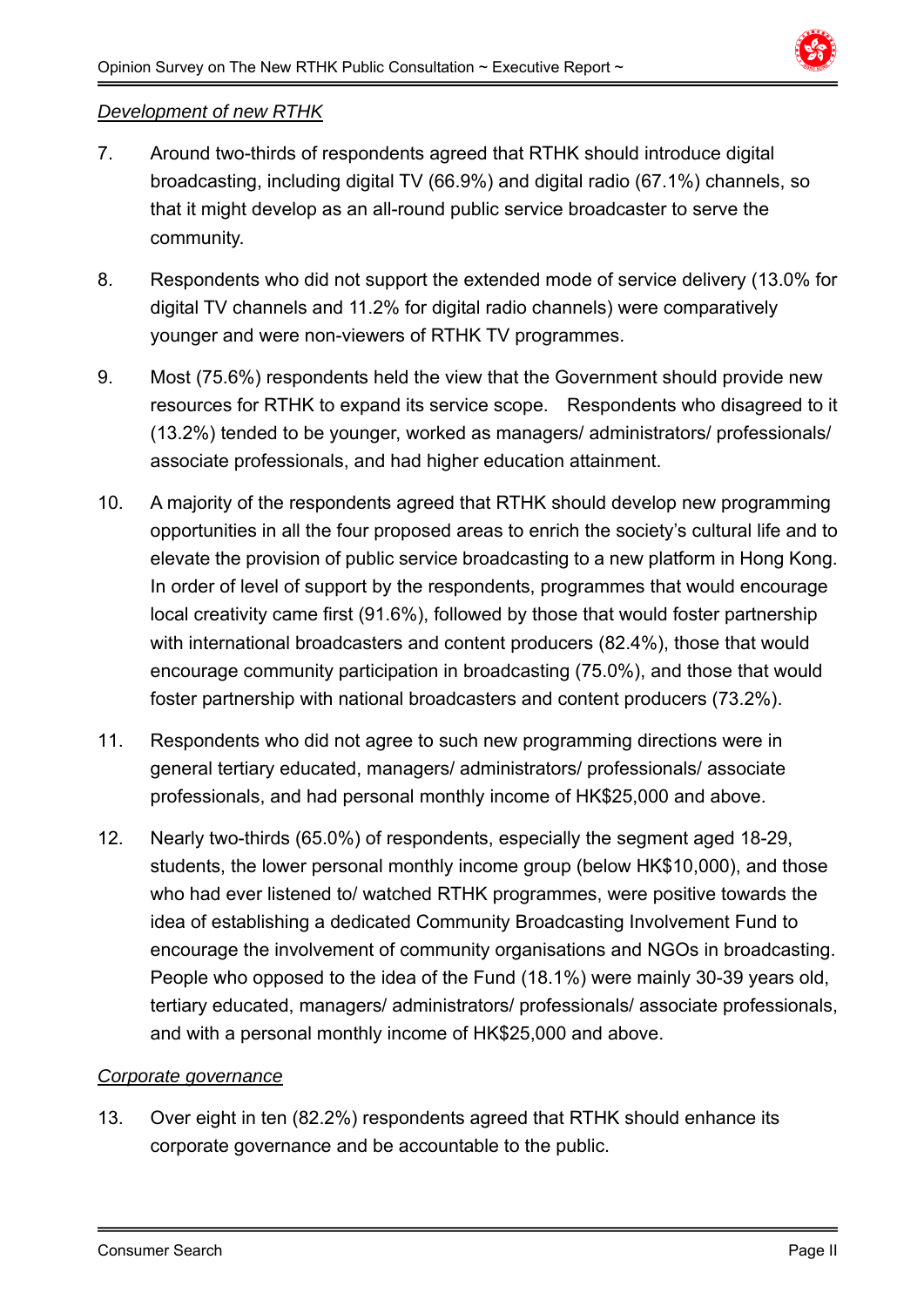*Development of new RTHK*

7. Around two-thirds of respondents agreed that RTHK should introduce digital broadcasting, including digital TV (66.9%) and digital radio (67.1%) channels, so that it might develop as an all-round public service broadcaster to serve the community.

8. Respondents who did not support the extended mode of service delivery (13.0% for digital TV channels and 11.2% for digital radio channels) were comparatively younger and were non-viewers of RTHK TV programmes.

9. Most (75.6%) respondents held the view that the Government should provide new resources for RTHK to expand its service scope. Respondents who disagreed to it (13.2%) tended to be younger, worked as managers/ administrators/ professionals/ associate professionals, and had higher education attainment.

10. A majority of the respondents agreed that RTHK should develop new programming opportunities in all the four proposed areas to enrich the society's cultural life and to elevate the provision of public service broadcasting to a new platform in Hong Kong. In order of level of support by the respondents, programmes that would encourage local creativity came first (91.6%), followed by those that would foster partnership with international broadcasters and content producers (82.4%), those that would encourage community participation in broadcasting (75.0%), and those that would foster partnership with national broadcasters and content producers (73.2%).

11. Respondents who did not agree to such new programming directions were in general tertiary educated, managers/ administrators/ professionals/ associate professionals, and had personal monthly income of HK$25,000 and above.

12. Nearly two-thirds (65.0%) of respondents, especially the segment aged 18-29, students, the lower personal monthly income group (below HK$10,000), and those who had ever listened to/ watched RTHK programmes, were positive towards the idea of establishing a dedicated Community Broadcasting Involvement Fund to encourage the involvement of community organisations and NGOs in broadcasting. People who opposed to the idea of the Fund (18.1%) were mainly 30-39 years old, tertiary educated, managers/ administrators/ professionals/ associate professionals, and with a personal monthly income of HK$25,000 and above.

*Corporate governance*

13. Over eight in ten (82.2%) respondents agreed that RTHK should enhance its corporate governance and be accountable to the public.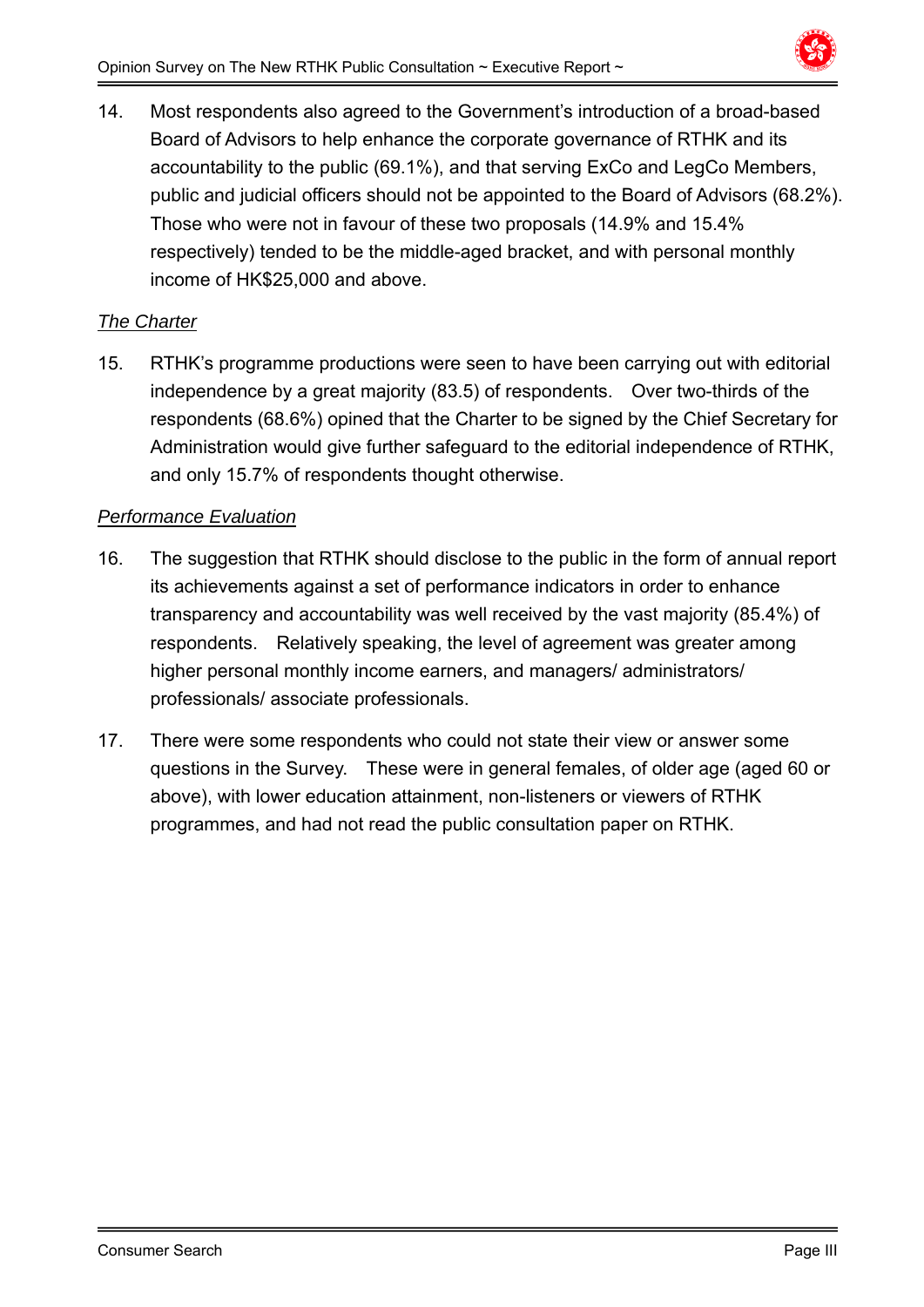14. Most respondents also agreed to the Government's introduction of a broad-based Board of Advisors to help enhance the corporate governance of RTHK and its accountability to the public (69.1%), and that serving ExCo and LegCo Members, public and judicial officers should not be appointed to the Board of Advisors (68.2%). Those who were not in favour of these two proposals (14.9% and 15.4% respectively) tended to be the middle-aged bracket, and with personal monthly income of HK$25,000 and above.

*The Charter*

15. RTHK's programme productions were seen to have been carrying out with editorial independence by a great majority (83.5) of respondents. Over two-thirds of the respondents (68.6%) opined that the Charter to be signed by the Chief Secretary for Administration would give further safeguard to the editorial independence of RTHK, and only 15.7% of respondents thought otherwise.

*Performance Evaluation*

16. The suggestion that RTHK should disclose to the public in the form of annual report its achievements against a set of performance indicators in order to enhance transparency and accountability was well received by the vast majority (85.4%) of respondents. Relatively speaking, the level of agreement was greater among higher personal monthly income earners, and managers/ administrators/ professionals/ associate professionals.

17. There were some respondents who could not state their view or answer some questions in the Survey. These were in general females, of older age (aged 60 or above), with lower education attainment, non-listeners or viewers of RTHK programmes, and had not read the public consultation paper on RTHK.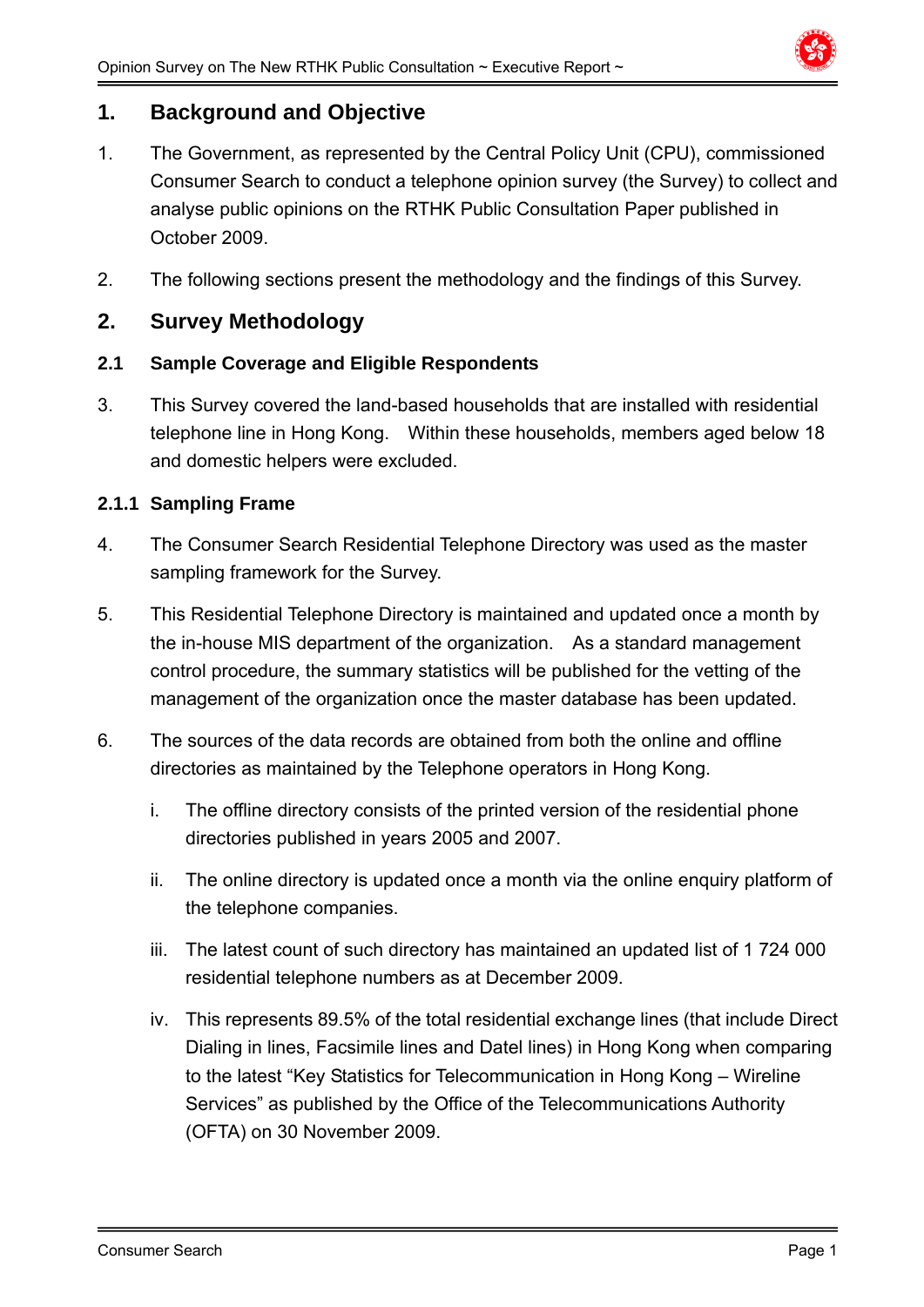## 1. Background and Objective

1. The Government, as represented by the Central Policy Unit (CPU), commissioned Consumer Search to conduct a telephone opinion survey (the Survey) to collect and analyse public opinions on the RTHK Public Consultation Paper published in October 2009.

2. The following sections present the methodology and the findings of this Survey.

## 2. Survey Methodology

### 2.1 Sample Coverage and Eligible Respondents

3. This Survey covered the land-based households that are installed with residential telephone line in Hong Kong. Within these households, members aged below 18 and domestic helpers were excluded.

#### 2.1.1 Sampling Frame

4. The Consumer Search Residential Telephone Directory was used as the master sampling framework for the Survey.

5. This Residential Telephone Directory is maintained and updated once a month by the in-house MIS department of the organization. As a standard management control procedure, the summary statistics will be published for the vetting of the management of the organization once the master database has been updated.

6. The sources of the data records are obtained from both the online and offline directories as maintained by the Telephone operators in Hong Kong.

   i. The offline directory consists of the printed version of the residential phone directories published in years 2005 and 2007.

   ii. The online directory is updated once a month via the online enquiry platform of the telephone companies.

   iii. The latest count of such directory has maintained an updated list of 1 724 000 residential telephone numbers as at December 2009.

   iv. This represents 89.5% of the total residential exchange lines (that include Direct Dialing in lines, Facsimile lines and Datel lines) in Hong Kong when comparing to the latest "Key Statistics for Telecommunication in Hong Kong – Wireline Services" as published by the Office of the Telecommunications Authority (OFTA) on 30 November 2009.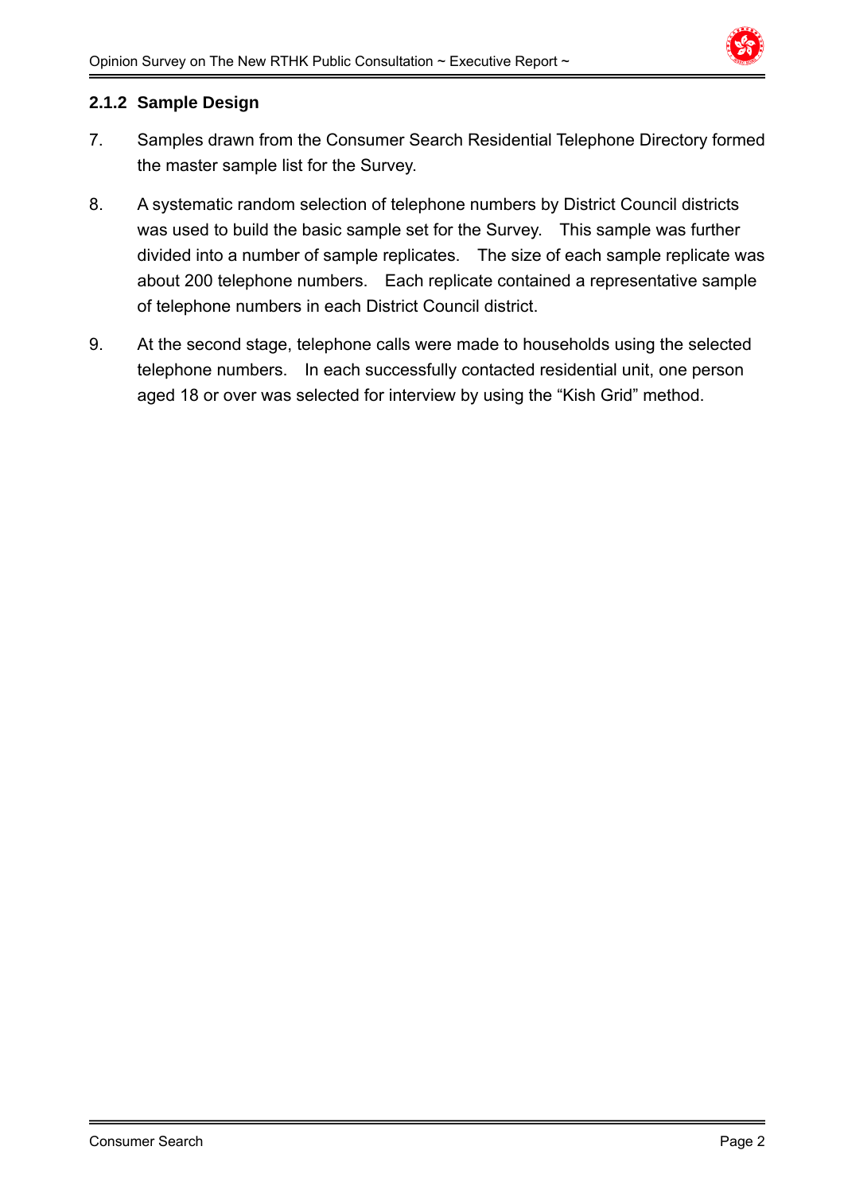### 2.1.2 Sample Design

7. Samples drawn from the Consumer Search Residential Telephone Directory formed the master sample list for the Survey.

8. A systematic random selection of telephone numbers by District Council districts was used to build the basic sample set for the Survey. This sample was further divided into a number of sample replicates. The size of each sample replicate was about 200 telephone numbers. Each replicate contained a representative sample of telephone numbers in each District Council district.

9. At the second stage, telephone calls were made to households using the selected telephone numbers. In each successfully contacted residential unit, one person aged 18 or over was selected for interview by using the "Kish Grid" method.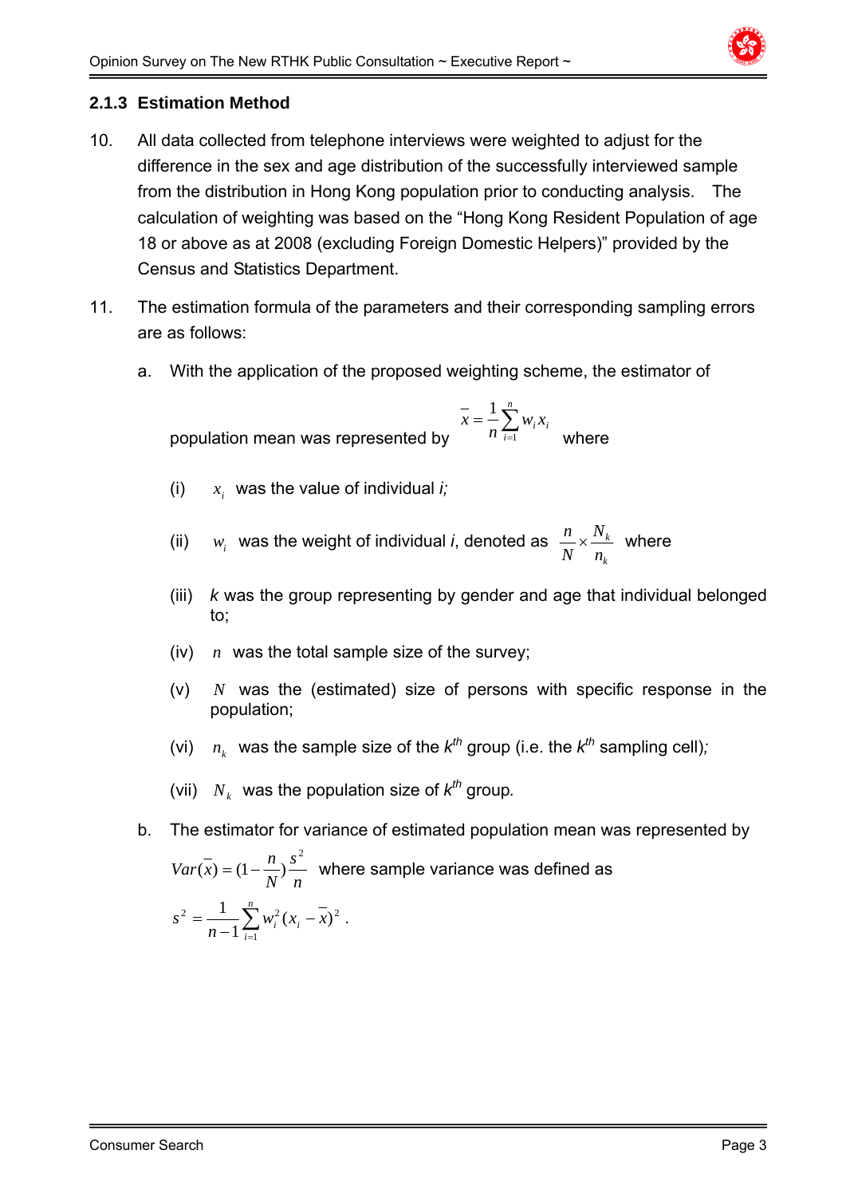### 2.1.3 Estimation Method

10. All data collected from telephone interviews were weighted to adjust for the difference in the sex and age distribution of the successfully interviewed sample from the distribution in Hong Kong population prior to conducting analysis. The calculation of weighting was based on the "Hong Kong Resident Population of age 18 or above as at 2008 (excluding Foreign Domestic Helpers)" provided by the Census and Statistics Department.

11. The estimation formula of the parameters and their corresponding sampling errors are as follows:

    a. With the application of the proposed weighting scheme, the estimator of population mean was represented by $\bar{x} = \frac{1}{n}\sum_{i=1}^{n} w_i x_i$ where

    (i) $x_i$ was the value of individual *i;*

    (ii) $w_i$ was the weight of individual *i*, denoted as $\frac{n}{N} \times \frac{N_k}{n_k}$ where

    (iii) *k* was the group representing by gender and age that individual belonged to;

    (iv) $n$ was the total sample size of the survey;

    (v) $N$ was the (estimated) size of persons with specific response in the population;

    (vi) $n_k$ was the sample size of the $k^{th}$ group (i.e. the $k^{th}$ sampling cell)*;*

    (vii) $N_k$ was the population size of $k^{th}$ group*.*

    b. The estimator for variance of estimated population mean was represented by $Var(\bar{x}) = (1 - \frac{n}{N})\frac{s^2}{n}$ where sample variance was defined as $s^2 = \frac{1}{n-1}\sum_{i=1}^{n} w_i^2 (x_i - \bar{x})^2$ .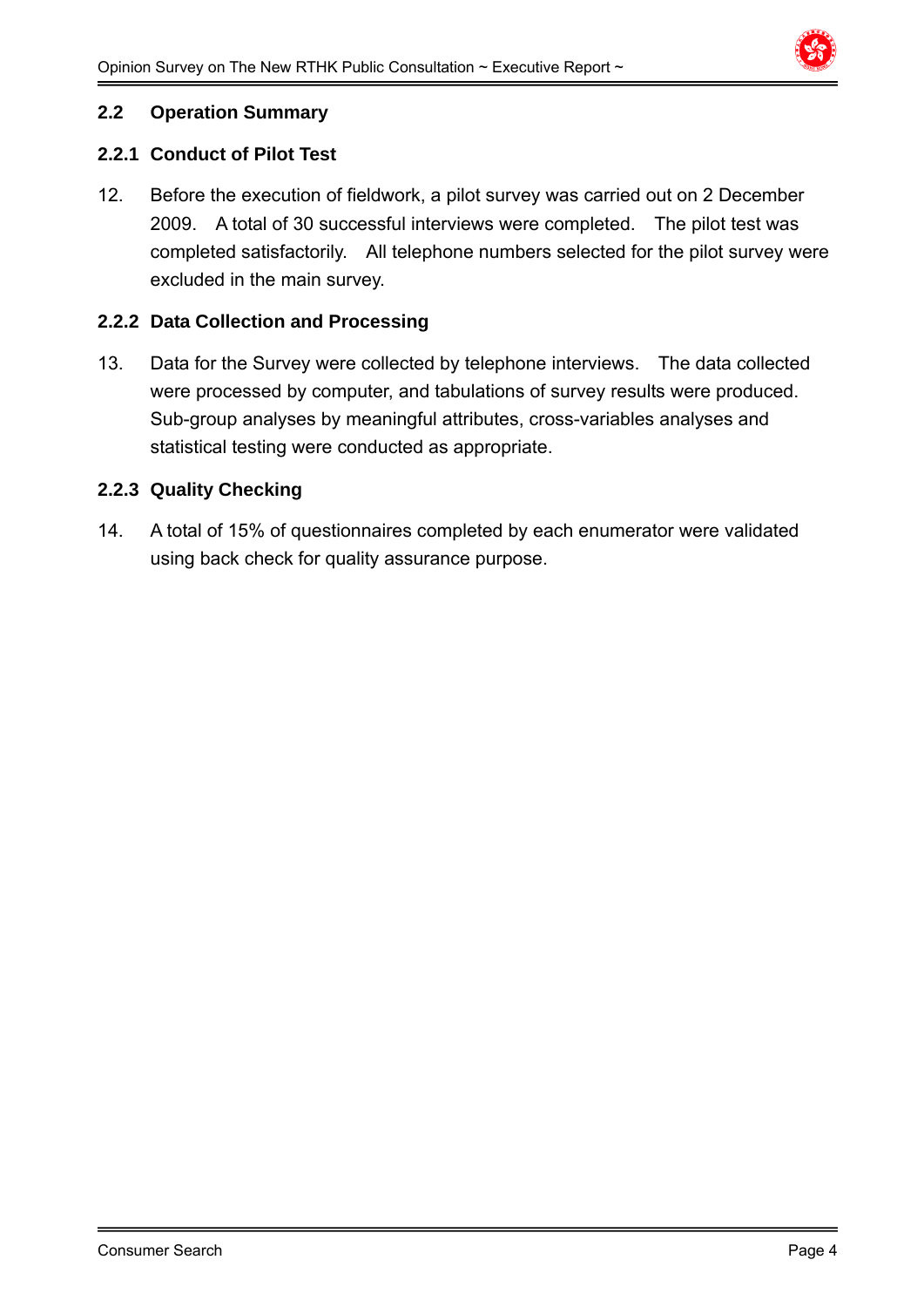## 2.2 Operation Summary

### 2.2.1 Conduct of Pilot Test

12. Before the execution of fieldwork, a pilot survey was carried out on 2 December 2009. A total of 30 successful interviews were completed. The pilot test was completed satisfactorily. All telephone numbers selected for the pilot survey were excluded in the main survey.

### 2.2.2 Data Collection and Processing

13. Data for the Survey were collected by telephone interviews. The data collected were processed by computer, and tabulations of survey results were produced. Sub-group analyses by meaningful attributes, cross-variables analyses and statistical testing were conducted as appropriate.

### 2.2.3 Quality Checking

14. A total of 15% of questionnaires completed by each enumerator were validated using back check for quality assurance purpose.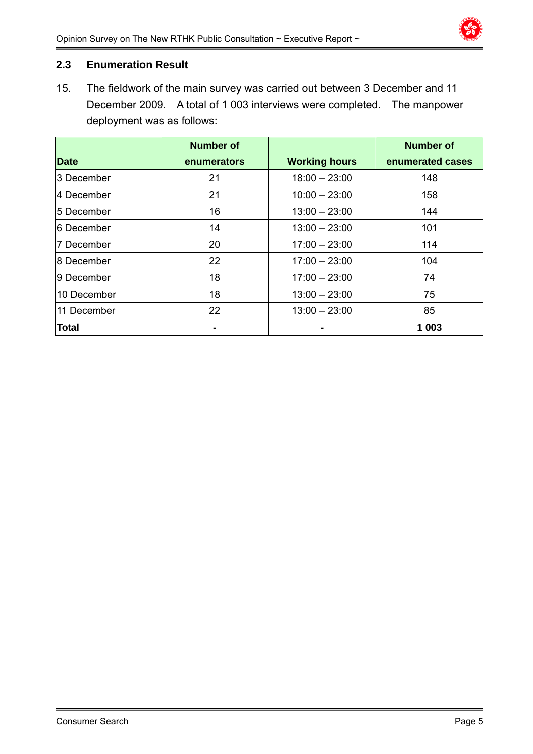### 2.3 Enumeration Result

15. The fieldwork of the main survey was carried out between 3 December and 11 December 2009. A total of 1 003 interviews were completed. The manpower deployment was as follows:

| Date | Number of enumerators | Working hours | Number of enumerated cases |
|---|---|---|---|
| 3 December | 21 | 18:00 – 23:00 | 148 |
| 4 December | 21 | 10:00 – 23:00 | 158 |
| 5 December | 16 | 13:00 – 23:00 | 144 |
| 6 December | 14 | 13:00 – 23:00 | 101 |
| 7 December | 20 | 17:00 – 23:00 | 114 |
| 8 December | 22 | 17:00 – 23:00 | 104 |
| 9 December | 18 | 17:00 – 23:00 | 74 |
| 10 December | 18 | 13:00 – 23:00 | 75 |
| 11 December | 22 | 13:00 – 23:00 | 85 |
| **Total** | **-** | **-** | **1 003** |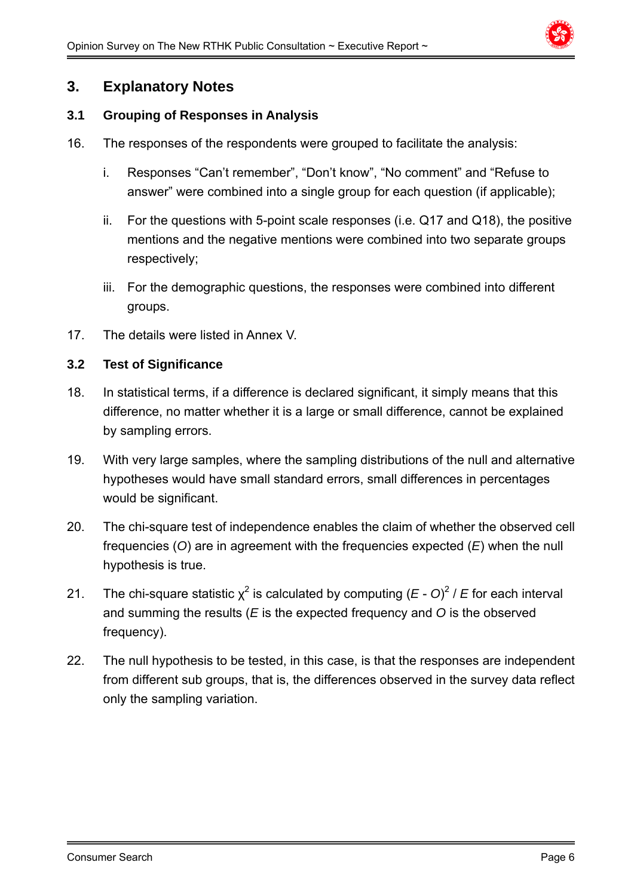# 3. Explanatory Notes

## 3.1 Grouping of Responses in Analysis

16. The responses of the respondents were grouped to facilitate the analysis:

    i. Responses "Can't remember", "Don't know", "No comment" and "Refuse to answer" were combined into a single group for each question (if applicable);

    ii. For the questions with 5-point scale responses (i.e. Q17 and Q18), the positive mentions and the negative mentions were combined into two separate groups respectively;

    iii. For the demographic questions, the responses were combined into different groups.

17. The details were listed in Annex V.

## 3.2 Test of Significance

18. In statistical terms, if a difference is declared significant, it simply means that this difference, no matter whether it is a large or small difference, cannot be explained by sampling errors.

19. With very large samples, where the sampling distributions of the null and alternative hypotheses would have small standard errors, small differences in percentages would be significant.

20. The chi-square test of independence enables the claim of whether the observed cell frequencies (*O*) are in agreement with the frequencies expected (*E*) when the null hypothesis is true.

21. The chi-square statistic $\chi^2$ is calculated by computing $(E - O)^2 / E$ for each interval and summing the results (*E* is the expected frequency and *O* is the observed frequency).

22. The null hypothesis to be tested, in this case, is that the responses are independent from different sub groups, that is, the differences observed in the survey data reflect only the sampling variation.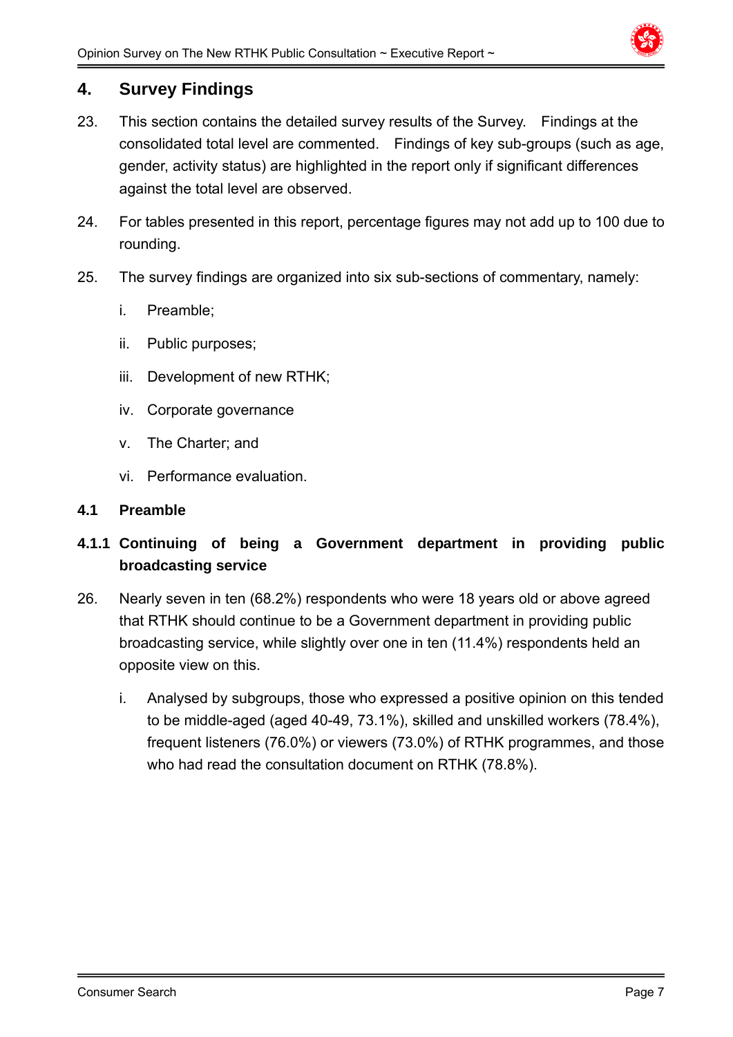## 4. Survey Findings

23. This section contains the detailed survey results of the Survey. Findings at the consolidated total level are commented. Findings of key sub-groups (such as age, gender, activity status) are highlighted in the report only if significant differences against the total level are observed.

24. For tables presented in this report, percentage figures may not add up to 100 due to rounding.

25. The survey findings are organized into six sub-sections of commentary, namely:

    i. Preamble;

    ii. Public purposes;

    iii. Development of new RTHK;

    iv. Corporate governance

    v. The Charter; and

    vi. Performance evaluation.

### 4.1 Preamble

#### 4.1.1 Continuing of being a Government department in providing public broadcasting service

26. Nearly seven in ten (68.2%) respondents who were 18 years old or above agreed that RTHK should continue to be a Government department in providing public broadcasting service, while slightly over one in ten (11.4%) respondents held an opposite view on this.

    i. Analysed by subgroups, those who expressed a positive opinion on this tended to be middle-aged (aged 40-49, 73.1%), skilled and unskilled workers (78.4%), frequent listeners (76.0%) or viewers (73.0%) of RTHK programmes, and those who had read the consultation document on RTHK (78.8%).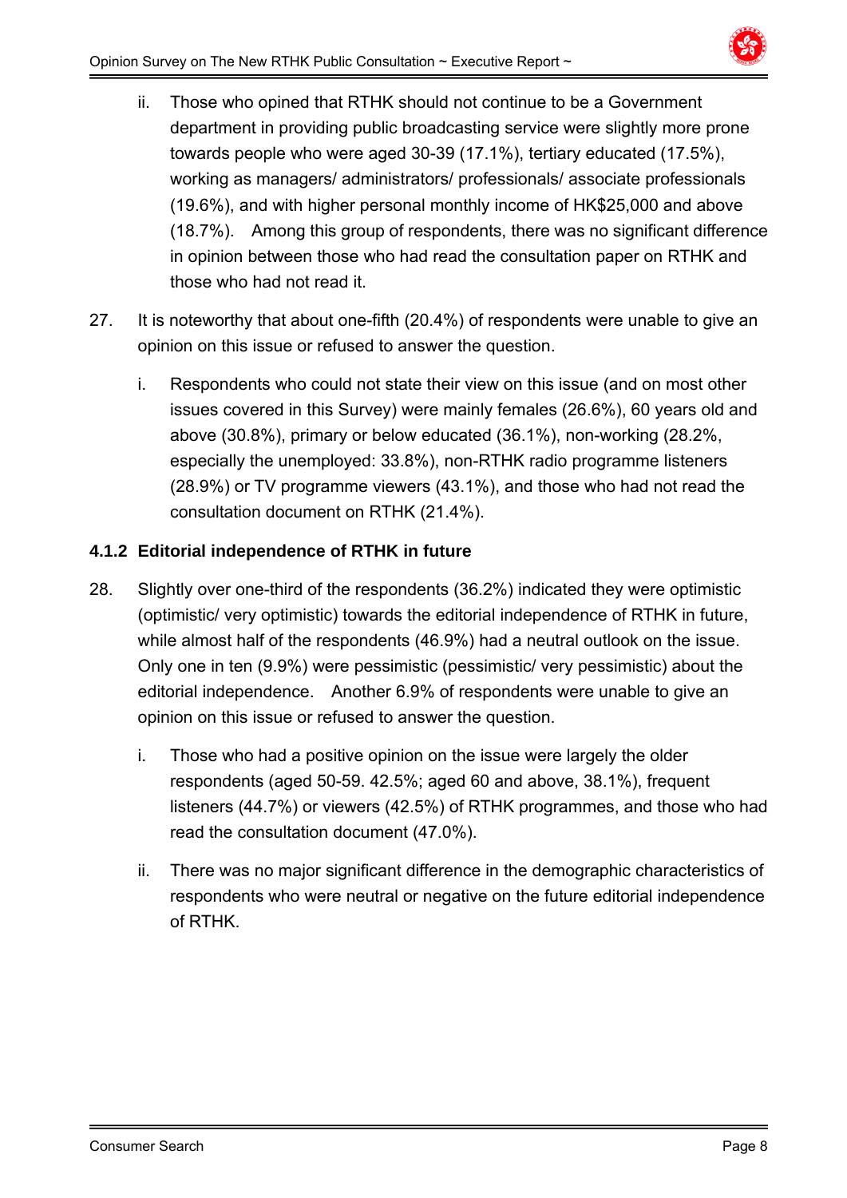ii. Those who opined that RTHK should not continue to be a Government department in providing public broadcasting service were slightly more prone towards people who were aged 30-39 (17.1%), tertiary educated (17.5%), working as managers/ administrators/ professionals/ associate professionals (19.6%), and with higher personal monthly income of HK$25,000 and above (18.7%). Among this group of respondents, there was no significant difference in opinion between those who had read the consultation paper on RTHK and those who had not read it.

27. It is noteworthy that about one-fifth (20.4%) of respondents were unable to give an opinion on this issue or refused to answer the question.

i. Respondents who could not state their view on this issue (and on most other issues covered in this Survey) were mainly females (26.6%), 60 years old and above (30.8%), primary or below educated (36.1%), non-working (28.2%, especially the unemployed: 33.8%), non-RTHK radio programme listeners (28.9%) or TV programme viewers (43.1%), and those who had not read the consultation document on RTHK (21.4%).

#### 4.1.2 Editorial independence of RTHK in future

28. Slightly over one-third of the respondents (36.2%) indicated they were optimistic (optimistic/ very optimistic) towards the editorial independence of RTHK in future, while almost half of the respondents (46.9%) had a neutral outlook on the issue. Only one in ten (9.9%) were pessimistic (pessimistic/ very pessimistic) about the editorial independence. Another 6.9% of respondents were unable to give an opinion on this issue or refused to answer the question.

i. Those who had a positive opinion on the issue were largely the older respondents (aged 50-59. 42.5%; aged 60 and above, 38.1%), frequent listeners (44.7%) or viewers (42.5%) of RTHK programmes, and those who had read the consultation document (47.0%).

ii. There was no major significant difference in the demographic characteristics of respondents who were neutral or negative on the future editorial independence of RTHK.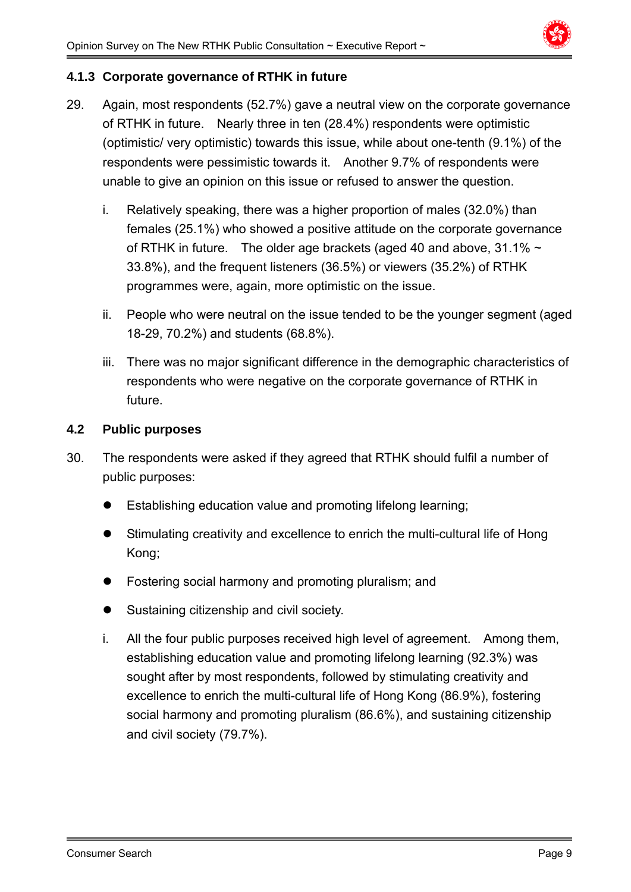### 4.1.3 Corporate governance of RTHK in future

29. Again, most respondents (52.7%) gave a neutral view on the corporate governance of RTHK in future. Nearly three in ten (28.4%) respondents were optimistic (optimistic/ very optimistic) towards this issue, while about one-tenth (9.1%) of the respondents were pessimistic towards it. Another 9.7% of respondents were unable to give an opinion on this issue or refused to answer the question.

    i. Relatively speaking, there was a higher proportion of males (32.0%) than females (25.1%) who showed a positive attitude on the corporate governance of RTHK in future. The older age brackets (aged 40 and above, 31.1% ~ 33.8%), and the frequent listeners (36.5%) or viewers (35.2%) of RTHK programmes were, again, more optimistic on the issue.

    ii. People who were neutral on the issue tended to be the younger segment (aged 18-29, 70.2%) and students (68.8%).

    iii. There was no major significant difference in the demographic characteristics of respondents who were negative on the corporate governance of RTHK in future.

## 4.2 Public purposes

30. The respondents were asked if they agreed that RTHK should fulfil a number of public purposes:

    - Establishing education value and promoting lifelong learning;
    - Stimulating creativity and excellence to enrich the multi-cultural life of Hong Kong;
    - Fostering social harmony and promoting pluralism; and
    - Sustaining citizenship and civil society.

    i. All the four public purposes received high level of agreement. Among them, establishing education value and promoting lifelong learning (92.3%) was sought after by most respondents, followed by stimulating creativity and excellence to enrich the multi-cultural life of Hong Kong (86.9%), fostering social harmony and promoting pluralism (86.6%), and sustaining citizenship and civil society (79.7%).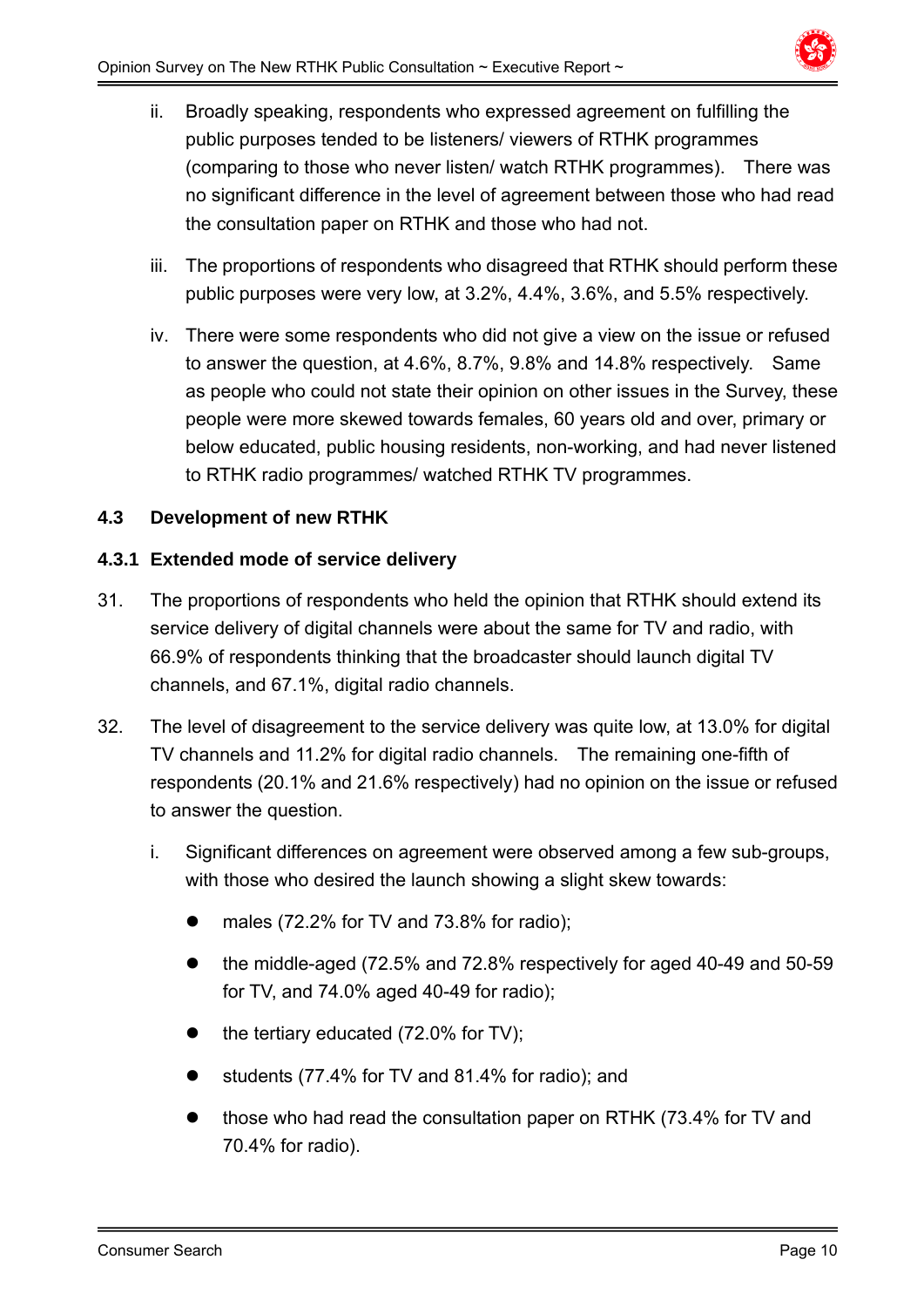ii. Broadly speaking, respondents who expressed agreement on fulfilling the public purposes tended to be listeners/ viewers of RTHK programmes (comparing to those who never listen/ watch RTHK programmes). There was no significant difference in the level of agreement between those who had read the consultation paper on RTHK and those who had not.

iii. The proportions of respondents who disagreed that RTHK should perform these public purposes were very low, at 3.2%, 4.4%, 3.6%, and 5.5% respectively.

iv. There were some respondents who did not give a view on the issue or refused to answer the question, at 4.6%, 8.7%, 9.8% and 14.8% respectively. Same as people who could not state their opinion on other issues in the Survey, these people were more skewed towards females, 60 years old and over, primary or below educated, public housing residents, non-working, and had never listened to RTHK radio programmes/ watched RTHK TV programmes.

### 4.3 Development of new RTHK

#### 4.3.1 Extended mode of service delivery

31. The proportions of respondents who held the opinion that RTHK should extend its service delivery of digital channels were about the same for TV and radio, with 66.9% of respondents thinking that the broadcaster should launch digital TV channels, and 67.1%, digital radio channels.

32. The level of disagreement to the service delivery was quite low, at 13.0% for digital TV channels and 11.2% for digital radio channels. The remaining one-fifth of respondents (20.1% and 21.6% respectively) had no opinion on the issue or refused to answer the question.

    i. Significant differences on agreement were observed among a few sub-groups, with those who desired the launch showing a slight skew towards:

    - males (72.2% for TV and 73.8% for radio);
    - the middle-aged (72.5% and 72.8% respectively for aged 40-49 and 50-59 for TV, and 74.0% aged 40-49 for radio);
    - the tertiary educated (72.0% for TV);
    - students (77.4% for TV and 81.4% for radio); and
    - those who had read the consultation paper on RTHK (73.4% for TV and 70.4% for radio).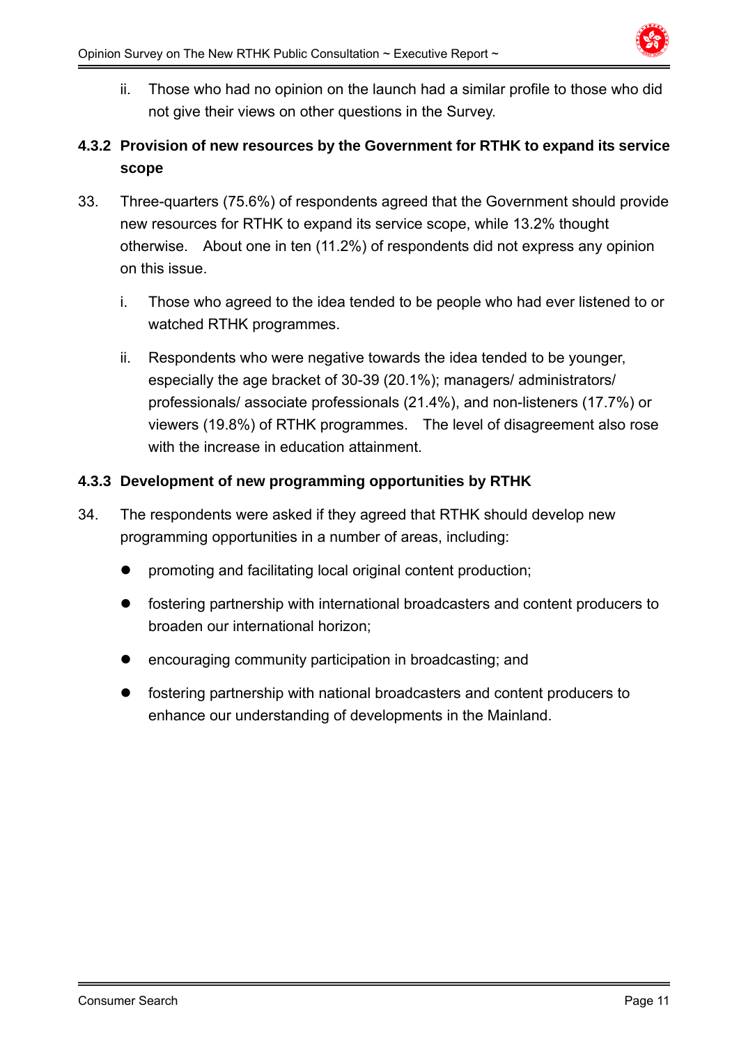ii. Those who had no opinion on the launch had a similar profile to those who did not give their views on other questions in the Survey.

### 4.3.2 Provision of new resources by the Government for RTHK to expand its service scope

33. Three-quarters (75.6%) of respondents agreed that the Government should provide new resources for RTHK to expand its service scope, while 13.2% thought otherwise. About one in ten (11.2%) of respondents did not express any opinion on this issue.

    i. Those who agreed to the idea tended to be people who had ever listened to or watched RTHK programmes.

    ii. Respondents who were negative towards the idea tended to be younger, especially the age bracket of 30-39 (20.1%); managers/ administrators/ professionals/ associate professionals (21.4%), and non-listeners (17.7%) or viewers (19.8%) of RTHK programmes. The level of disagreement also rose with the increase in education attainment.

### 4.3.3 Development of new programming opportunities by RTHK

34. The respondents were asked if they agreed that RTHK should develop new programming opportunities in a number of areas, including:

    - promoting and facilitating local original content production;
    - fostering partnership with international broadcasters and content producers to broaden our international horizon;
    - encouraging community participation in broadcasting; and
    - fostering partnership with national broadcasters and content producers to enhance our understanding of developments in the Mainland.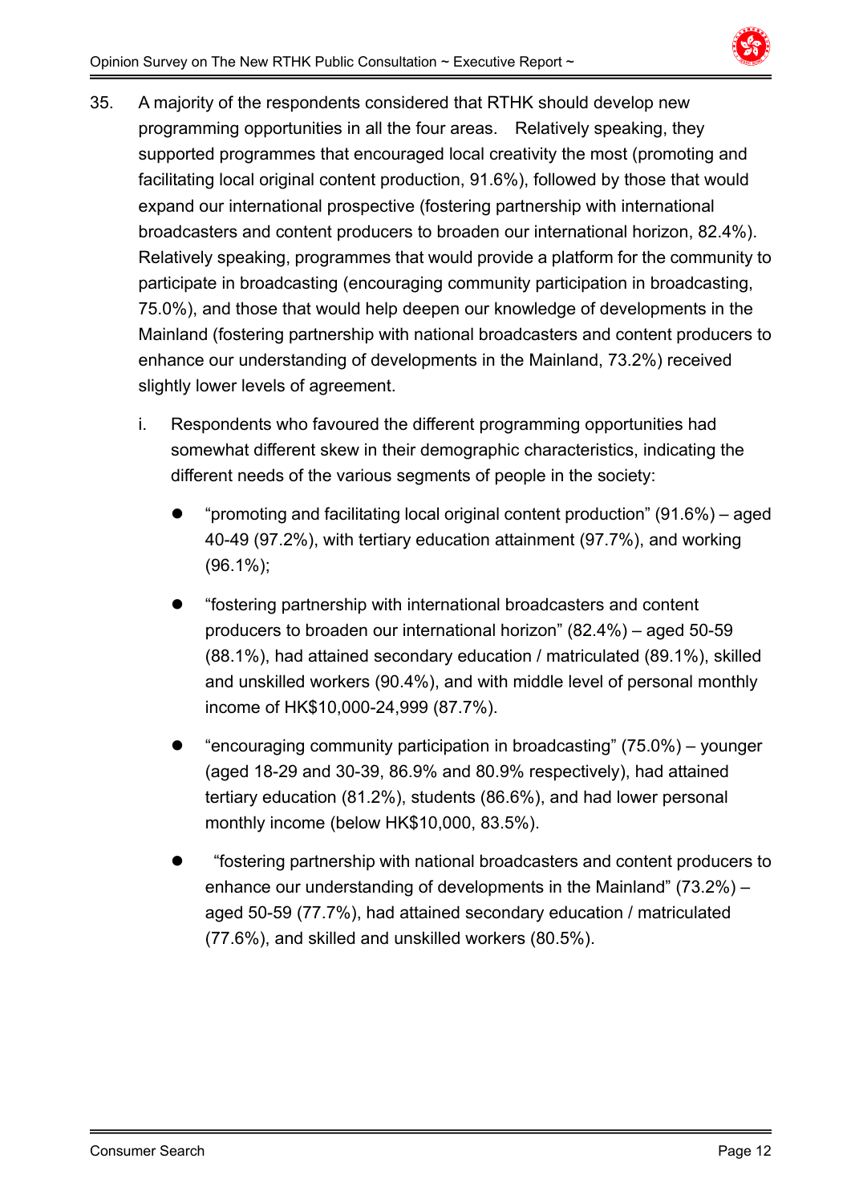35. A majority of the respondents considered that RTHK should develop new programming opportunities in all the four areas. Relatively speaking, they supported programmes that encouraged local creativity the most (promoting and facilitating local original content production, 91.6%), followed by those that would expand our international prospective (fostering partnership with international broadcasters and content producers to broaden our international horizon, 82.4%). Relatively speaking, programmes that would provide a platform for the community to participate in broadcasting (encouraging community participation in broadcasting, 75.0%), and those that would help deepen our knowledge of developments in the Mainland (fostering partnership with national broadcasters and content producers to enhance our understanding of developments in the Mainland, 73.2%) received slightly lower levels of agreement.

   i. Respondents who favoured the different programming opportunities had somewhat different skew in their demographic characteristics, indicating the different needs of the various segments of people in the society:

      - "promoting and facilitating local original content production" (91.6%) – aged 40-49 (97.2%), with tertiary education attainment (97.7%), and working (96.1%);

      - "fostering partnership with international broadcasters and content producers to broaden our international horizon" (82.4%) – aged 50-59 (88.1%), had attained secondary education / matriculated (89.1%), skilled and unskilled workers (90.4%), and with middle level of personal monthly income of HK$10,000-24,999 (87.7%).

      - "encouraging community participation in broadcasting" (75.0%) – younger (aged 18-29 and 30-39, 86.9% and 80.9% respectively), had attained tertiary education (81.2%), students (86.6%), and had lower personal monthly income (below HK$10,000, 83.5%).

      - "fostering partnership with national broadcasters and content producers to enhance our understanding of developments in the Mainland" (73.2%) – aged 50-59 (77.7%), had attained secondary education / matriculated (77.6%), and skilled and unskilled workers (80.5%).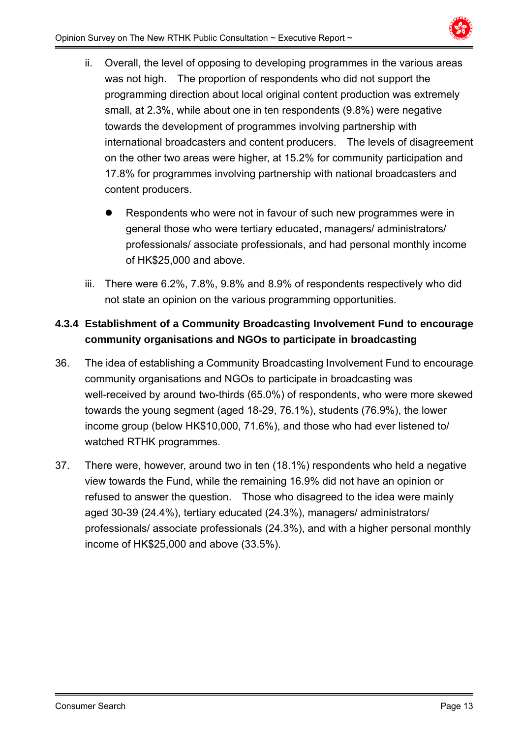ii. Overall, the level of opposing to developing programmes in the various areas was not high. The proportion of respondents who did not support the programming direction about local original content production was extremely small, at 2.3%, while about one in ten respondents (9.8%) were negative towards the development of programmes involving partnership with international broadcasters and content producers. The levels of disagreement on the other two areas were higher, at 15.2% for community participation and 17.8% for programmes involving partnership with national broadcasters and content producers.

   - Respondents who were not in favour of such new programmes were in general those who were tertiary educated, managers/ administrators/ professionals/ associate professionals, and had personal monthly income of HK$25,000 and above.

iii. There were 6.2%, 7.8%, 9.8% and 8.9% of respondents respectively who did not state an opinion on the various programming opportunities.

### 4.3.4 Establishment of a Community Broadcasting Involvement Fund to encourage community organisations and NGOs to participate in broadcasting

36. The idea of establishing a Community Broadcasting Involvement Fund to encourage community organisations and NGOs to participate in broadcasting was well-received by around two-thirds (65.0%) of respondents, who were more skewed towards the young segment (aged 18-29, 76.1%), students (76.9%), the lower income group (below HK$10,000, 71.6%), and those who had ever listened to/ watched RTHK programmes.

37. There were, however, around two in ten (18.1%) respondents who held a negative view towards the Fund, while the remaining 16.9% did not have an opinion or refused to answer the question. Those who disagreed to the idea were mainly aged 30-39 (24.4%), tertiary educated (24.3%), managers/ administrators/ professionals/ associate professionals (24.3%), and with a higher personal monthly income of HK$25,000 and above (33.5%).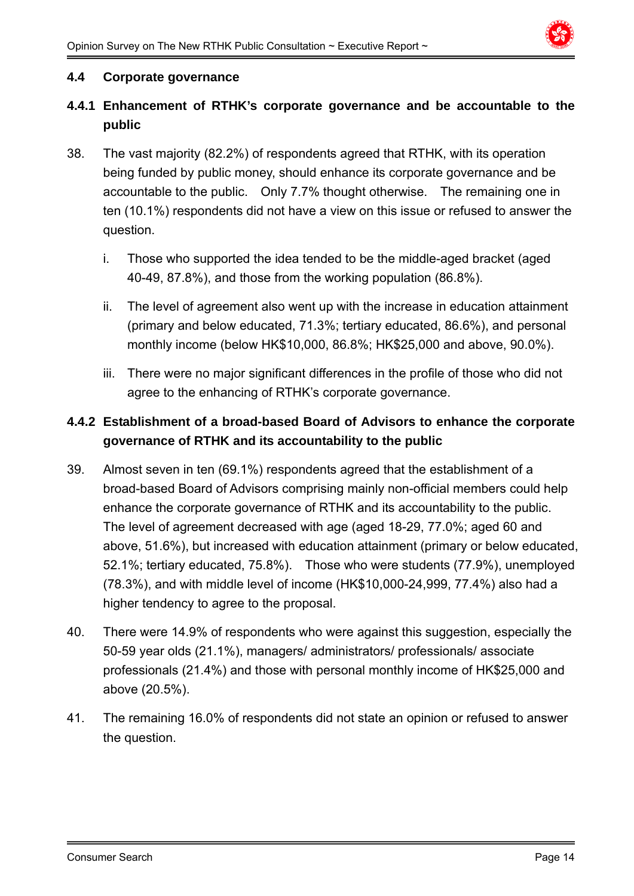### 4.4 Corporate governance

#### 4.4.1 Enhancement of RTHK's corporate governance and be accountable to the public

38. The vast majority (82.2%) of respondents agreed that RTHK, with its operation being funded by public money, should enhance its corporate governance and be accountable to the public. Only 7.7% thought otherwise. The remaining one in ten (10.1%) respondents did not have a view on this issue or refused to answer the question.

    i. Those who supported the idea tended to be the middle-aged bracket (aged 40-49, 87.8%), and those from the working population (86.8%).

    ii. The level of agreement also went up with the increase in education attainment (primary and below educated, 71.3%; tertiary educated, 86.6%), and personal monthly income (below HK$10,000, 86.8%; HK$25,000 and above, 90.0%).

    iii. There were no major significant differences in the profile of those who did not agree to the enhancing of RTHK's corporate governance.

#### 4.4.2 Establishment of a broad-based Board of Advisors to enhance the corporate governance of RTHK and its accountability to the public

39. Almost seven in ten (69.1%) respondents agreed that the establishment of a broad-based Board of Advisors comprising mainly non-official members could help enhance the corporate governance of RTHK and its accountability to the public. The level of agreement decreased with age (aged 18-29, 77.0%; aged 60 and above, 51.6%), but increased with education attainment (primary or below educated, 52.1%; tertiary educated, 75.8%). Those who were students (77.9%), unemployed (78.3%), and with middle level of income (HK$10,000-24,999, 77.4%) also had a higher tendency to agree to the proposal.

40. There were 14.9% of respondents who were against this suggestion, especially the 50-59 year olds (21.1%), managers/ administrators/ professionals/ associate professionals (21.4%) and those with personal monthly income of HK$25,000 and above (20.5%).

41. The remaining 16.0% of respondents did not state an opinion or refused to answer the question.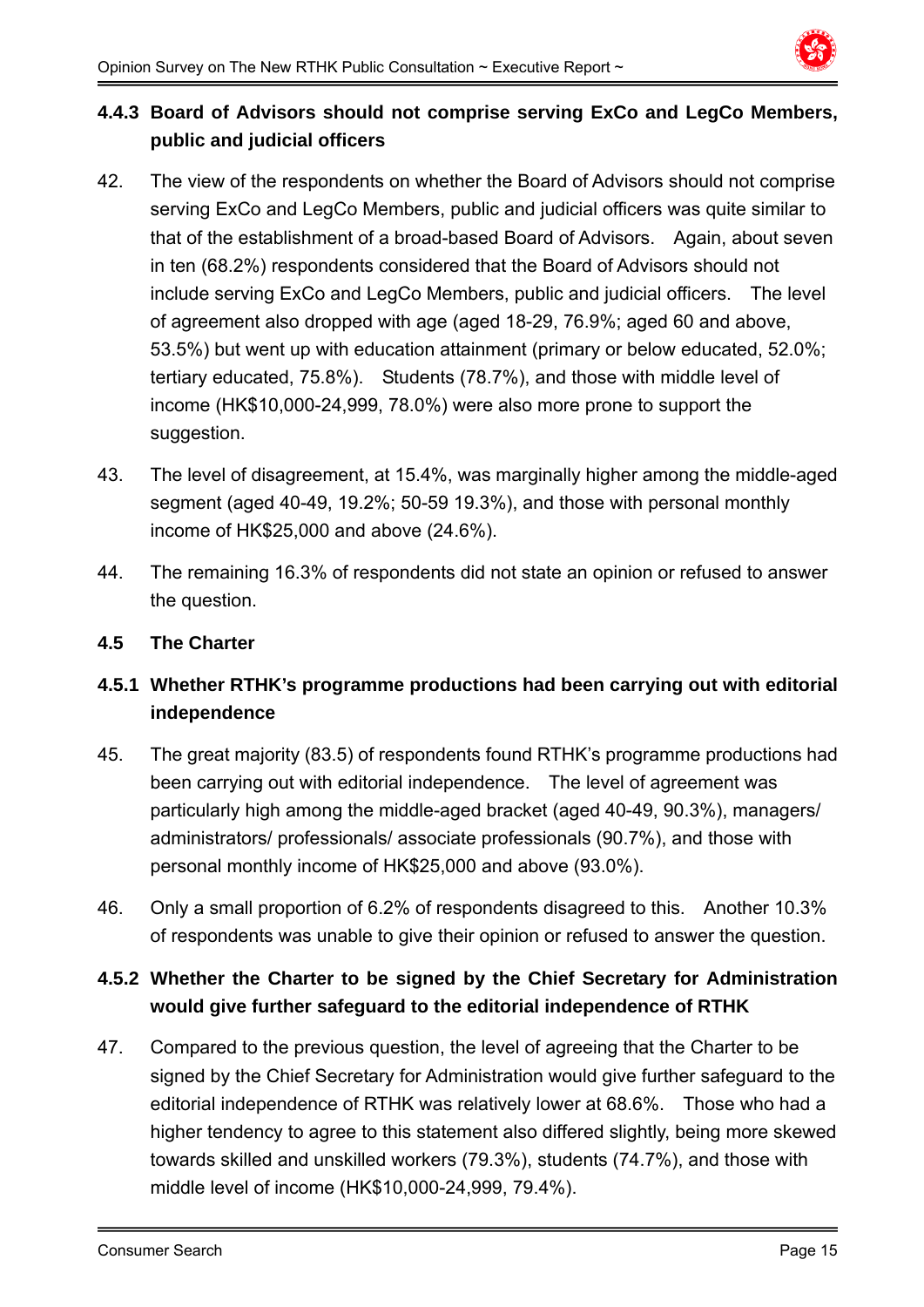### 4.4.3 Board of Advisors should not comprise serving ExCo and LegCo Members, public and judicial officers

42. The view of the respondents on whether the Board of Advisors should not comprise serving ExCo and LegCo Members, public and judicial officers was quite similar to that of the establishment of a broad-based Board of Advisors. Again, about seven in ten (68.2%) respondents considered that the Board of Advisors should not include serving ExCo and LegCo Members, public and judicial officers. The level of agreement also dropped with age (aged 18-29, 76.9%; aged 60 and above, 53.5%) but went up with education attainment (primary or below educated, 52.0%; tertiary educated, 75.8%). Students (78.7%), and those with middle level of income (HK$10,000-24,999, 78.0%) were also more prone to support the suggestion.

43. The level of disagreement, at 15.4%, was marginally higher among the middle-aged segment (aged 40-49, 19.2%; 50-59 19.3%), and those with personal monthly income of HK$25,000 and above (24.6%).

44. The remaining 16.3% of respondents did not state an opinion or refused to answer the question.

## 4.5 The Charter

### 4.5.1 Whether RTHK's programme productions had been carrying out with editorial independence

45. The great majority (83.5) of respondents found RTHK's programme productions had been carrying out with editorial independence. The level of agreement was particularly high among the middle-aged bracket (aged 40-49, 90.3%), managers/ administrators/ professionals/ associate professionals (90.7%), and those with personal monthly income of HK$25,000 and above (93.0%).

46. Only a small proportion of 6.2% of respondents disagreed to this. Another 10.3% of respondents was unable to give their opinion or refused to answer the question.

### 4.5.2 Whether the Charter to be signed by the Chief Secretary for Administration would give further safeguard to the editorial independence of RTHK

47. Compared to the previous question, the level of agreeing that the Charter to be signed by the Chief Secretary for Administration would give further safeguard to the editorial independence of RTHK was relatively lower at 68.6%. Those who had a higher tendency to agree to this statement also differed slightly, being more skewed towards skilled and unskilled workers (79.3%), students (74.7%), and those with middle level of income (HK$10,000-24,999, 79.4%).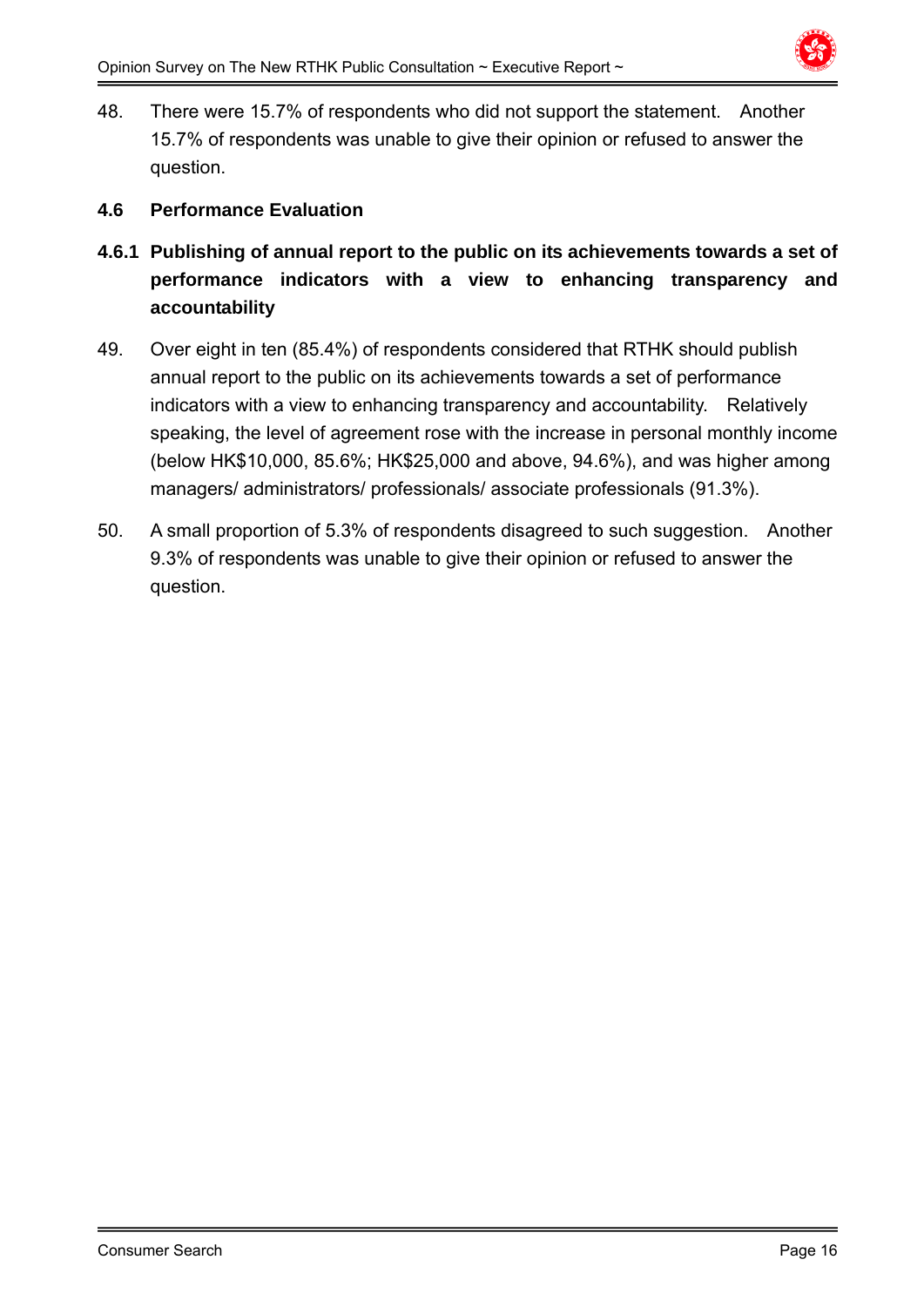48. There were 15.7% of respondents who did not support the statement. Another 15.7% of respondents was unable to give their opinion or refused to answer the question.

### 4.6 Performance Evaluation

#### 4.6.1 Publishing of annual report to the public on its achievements towards a set of performance indicators with a view to enhancing transparency and accountability

49. Over eight in ten (85.4%) of respondents considered that RTHK should publish annual report to the public on its achievements towards a set of performance indicators with a view to enhancing transparency and accountability. Relatively speaking, the level of agreement rose with the increase in personal monthly income (below HK$10,000, 85.6%; HK$25,000 and above, 94.6%), and was higher among managers/ administrators/ professionals/ associate professionals (91.3%).

50. A small proportion of 5.3% of respondents disagreed to such suggestion. Another 9.3% of respondents was unable to give their opinion or refused to answer the question.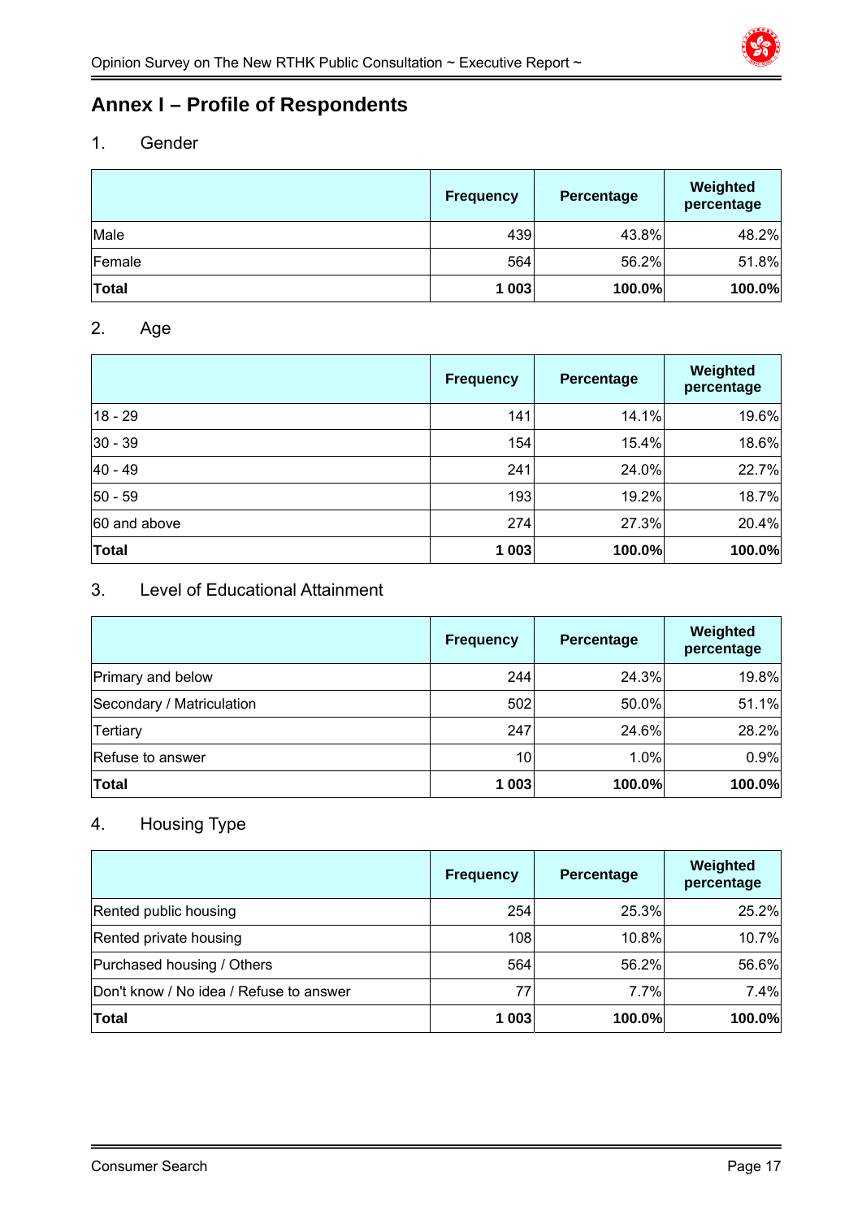# Annex I – Profile of Respondents

## 1. Gender

| | Frequency | Percentage | Weighted percentage |
|---|---|---|---|
| Male | 439 | 43.8% | 48.2% |
| Female | 564 | 56.2% | 51.8% |
| **Total** | **1 003** | **100.0%** | **100.0%** |

## 2. Age

| | Frequency | Percentage | Weighted percentage |
|---|---|---|---|
| 18 - 29 | 141 | 14.1% | 19.6% |
| 30 - 39 | 154 | 15.4% | 18.6% |
| 40 - 49 | 241 | 24.0% | 22.7% |
| 50 - 59 | 193 | 19.2% | 18.7% |
| 60 and above | 274 | 27.3% | 20.4% |
| **Total** | **1 003** | **100.0%** | **100.0%** |

## 3. Level of Educational Attainment

| | Frequency | Percentage | Weighted percentage |
|---|---|---|---|
| Primary and below | 244 | 24.3% | 19.8% |
| Secondary / Matriculation | 502 | 50.0% | 51.1% |
| Tertiary | 247 | 24.6% | 28.2% |
| Refuse to answer | 10 | 1.0% | 0.9% |
| **Total** | **1 003** | **100.0%** | **100.0%** |

## 4. Housing Type

| | Frequency | Percentage | Weighted percentage |
|---|---|---|---|
| Rented public housing | 254 | 25.3% | 25.2% |
| Rented private housing | 108 | 10.8% | 10.7% |
| Purchased housing / Others | 564 | 56.2% | 56.6% |
| Don't know / No idea / Refuse to answer | 77 | 7.7% | 7.4% |
| **Total** | **1 003** | **100.0%** | **100.0%** |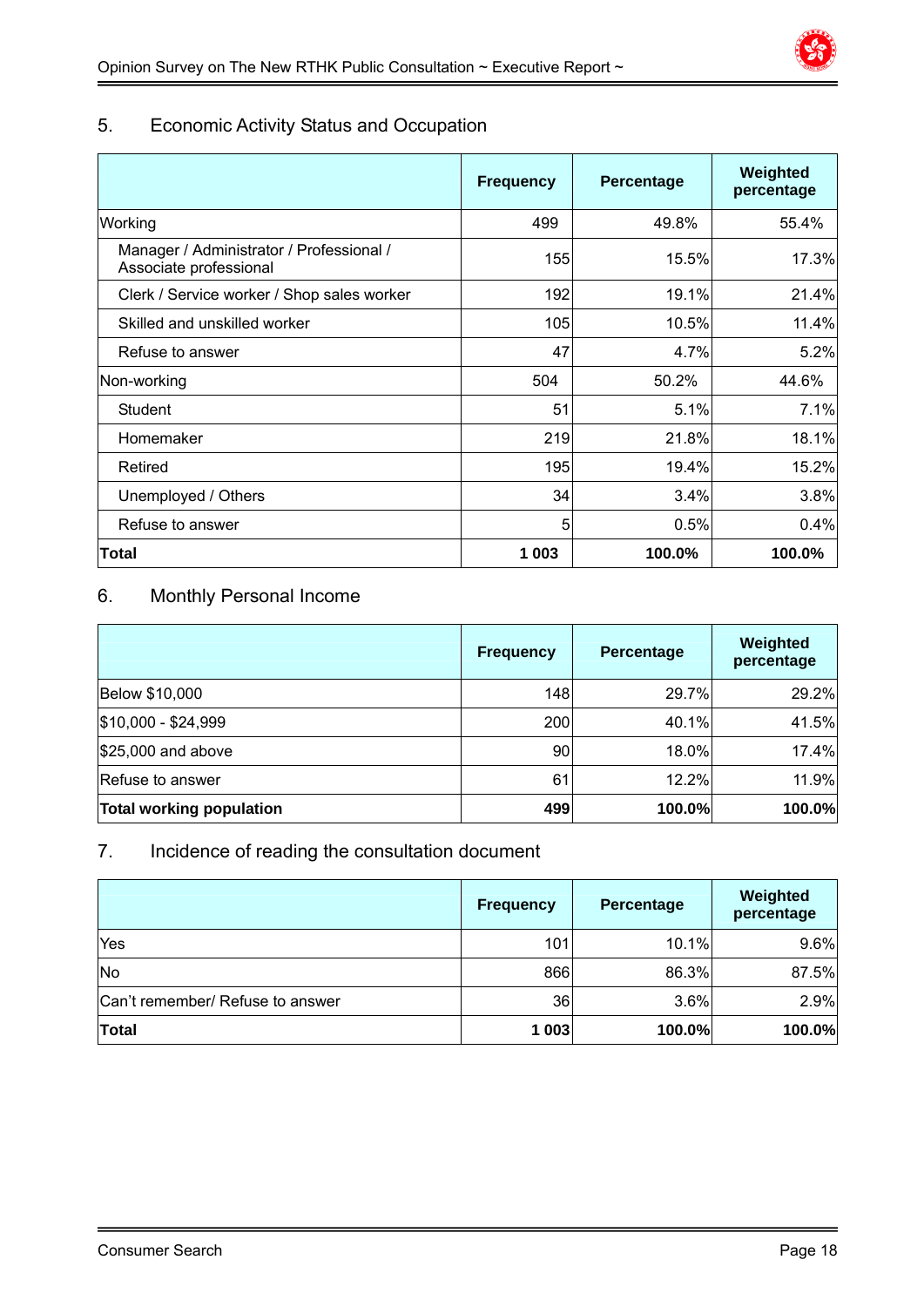## 5. Economic Activity Status and Occupation

| | Frequency | Percentage | Weighted percentage |
|---|---|---|---|
| Working | 499 | 49.8% | 55.4% |
| Manager / Administrator / Professional / Associate professional | 155 | 15.5% | 17.3% |
| Clerk / Service worker / Shop sales worker | 192 | 19.1% | 21.4% |
| Skilled and unskilled worker | 105 | 10.5% | 11.4% |
| Refuse to answer | 47 | 4.7% | 5.2% |
| Non-working | 504 | 50.2% | 44.6% |
| Student | 51 | 5.1% | 7.1% |
| Homemaker | 219 | 21.8% | 18.1% |
| Retired | 195 | 19.4% | 15.2% |
| Unemployed / Others | 34 | 3.4% | 3.8% |
| Refuse to answer | 5 | 0.5% | 0.4% |
| **Total** | **1 003** | **100.0%** | **100.0%** |

## 6. Monthly Personal Income

| | Frequency | Percentage | Weighted percentage |
|---|---|---|---|
| Below $10,000 | 148 | 29.7% | 29.2% |
| $10,000 - $24,999 | 200 | 40.1% | 41.5% |
| $25,000 and above | 90 | 18.0% | 17.4% |
| Refuse to answer | 61 | 12.2% | 11.9% |
| **Total working population** | **499** | **100.0%** | **100.0%** |

## 7. Incidence of reading the consultation document

| | Frequency | Percentage | Weighted percentage |
|---|---|---|---|
| Yes | 101 | 10.1% | 9.6% |
| No | 866 | 86.3% | 87.5% |
| Can't remember/ Refuse to answer | 36 | 3.6% | 2.9% |
| **Total** | **1 003** | **100.0%** | **100.0%** |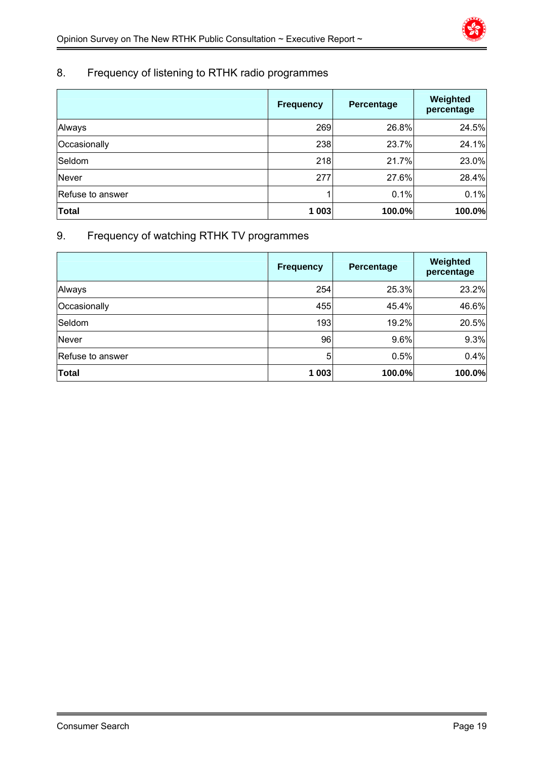## 8. Frequency of listening to RTHK radio programmes

| | Frequency | Percentage | Weighted percentage |
|---|---|---|---|
| Always | 269 | 26.8% | 24.5% |
| Occasionally | 238 | 23.7% | 24.1% |
| Seldom | 218 | 21.7% | 23.0% |
| Never | 277 | 27.6% | 28.4% |
| Refuse to answer | 1 | 0.1% | 0.1% |
| **Total** | **1 003** | **100.0%** | **100.0%** |

## 9. Frequency of watching RTHK TV programmes

| | Frequency | Percentage | Weighted percentage |
|---|---|---|---|
| Always | 254 | 25.3% | 23.2% |
| Occasionally | 455 | 45.4% | 46.6% |
| Seldom | 193 | 19.2% | 20.5% |
| Never | 96 | 9.6% | 9.3% |
| Refuse to answer | 5 | 0.5% | 0.4% |
| **Total** | **1 003** | **100.0%** | **100.0%** |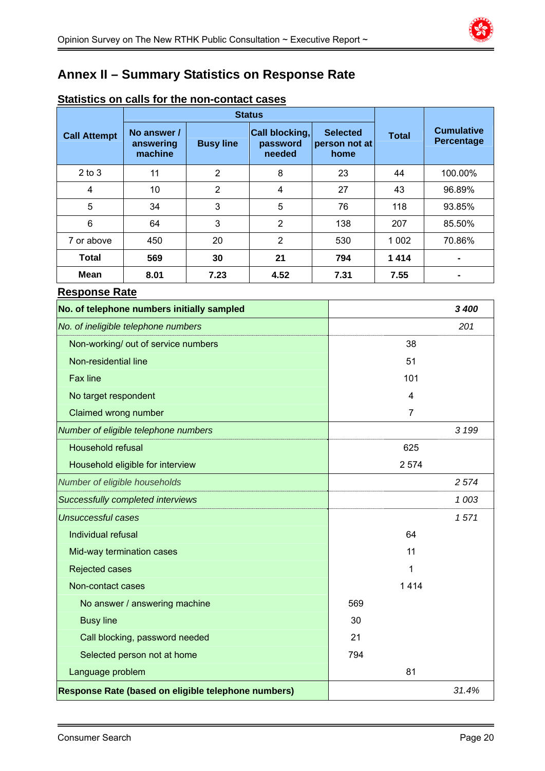# Annex II – Summary Statistics on Response Rate

## Statistics on calls for the non-contact cases

| Call Attempt | Status | | | | Total | Cumulative Percentage |
|---|---|---|---|---|---|---|
| | No answer / answering machine | Busy line | Call blocking, password needed | Selected person not at home | | |
| 2 to 3 | 11 | 2 | 8 | 23 | 44 | 100.00% |
| 4 | 10 | 2 | 4 | 27 | 43 | 96.89% |
| 5 | 34 | 3 | 5 | 76 | 118 | 93.85% |
| 6 | 64 | 3 | 2 | 138 | 207 | 85.50% |
| 7 or above | 450 | 20 | 2 | 530 | 1 002 | 70.86% |
| **Total** | **569** | **30** | **21** | **794** | **1 414** | **-** |
| **Mean** | **8.01** | **7.23** | **4.52** | **7.31** | **7.55** | **-** |

## Response Rate

| | | | |
|---|---|---|---|
| **No. of telephone numbers initially sampled** | | | ***3 400*** |
| *No. of ineligible telephone numbers* | | | *201* |
| Non-working/ out of service numbers | | 38 | |
| Non-residential line | | 51 | |
| Fax line | | 101 | |
| No target respondent | | 4 | |
| Claimed wrong number | | 7 | |
| *Number of eligible telephone numbers* | | | *3 199* |
| Household refusal | | 625 | |
| Household eligible for interview | | 2 574 | |
| *Number of eligible households* | | | *2 574* |
| *Successfully completed interviews* | | | *1 003* |
| *Unsuccessful cases* | | | *1 571* |
| Individual refusal | | 64 | |
| Mid-way termination cases | | 11 | |
| Rejected cases | | 1 | |
| Non-contact cases | | 1 414 | |
| No answer / answering machine | 569 | | |
| Busy line | 30 | | |
| Call blocking, password needed | 21 | | |
| Selected person not at home | 794 | | |
| Language problem | | 81 | |
| **Response Rate (based on eligible telephone numbers)** | | | *31.4%* |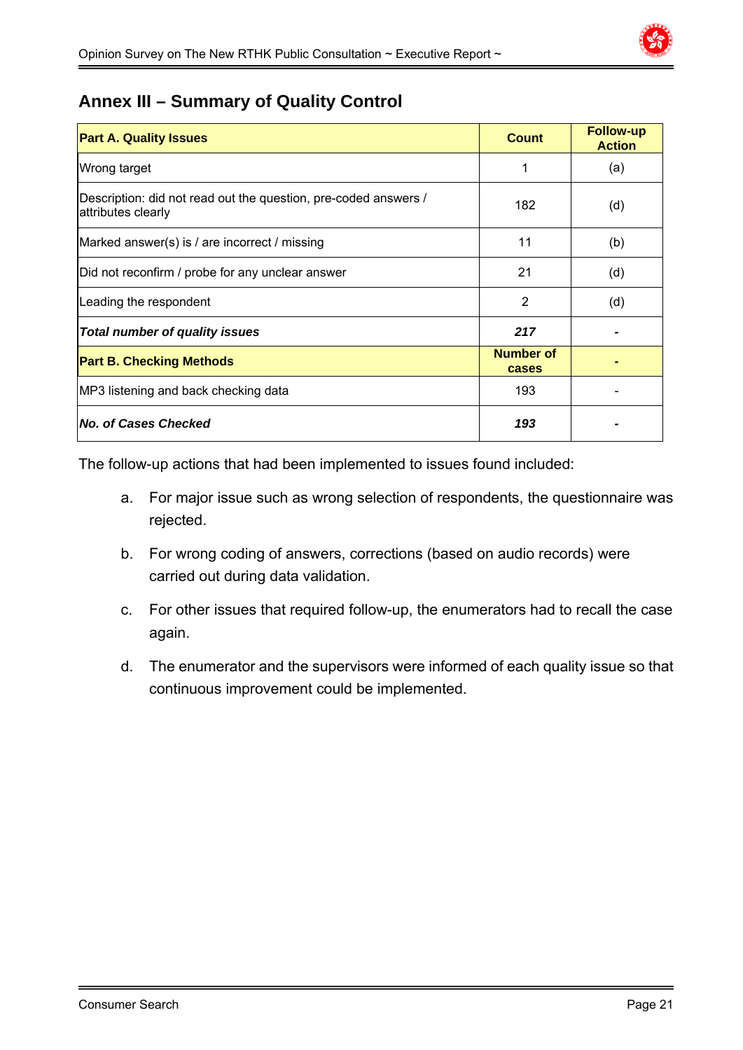## Annex III – Summary of Quality Control

| Part A. Quality Issues | Count | Follow-up Action |
|---|---|---|
| Wrong target | 1 | (a) |
| Description: did not read out the question, pre-coded answers / attributes clearly | 182 | (d) |
| Marked answer(s) is / are incorrect / missing | 11 | (b) |
| Did not reconfirm / probe for any unclear answer | 21 | (d) |
| Leading the respondent | 2 | (d) |
| ***Total number of quality issues*** | ***217*** | **-** |
| **Part B. Checking Methods** | **Number of cases** | **-** |
| MP3 listening and back checking data | 193 | - |
| ***No. of Cases Checked*** | ***193*** | **-** |

The follow-up actions that had been implemented to issues found included:

a. For major issue such as wrong selection of respondents, the questionnaire was rejected.

b. For wrong coding of answers, corrections (based on audio records) were carried out during data validation.

c. For other issues that required follow-up, the enumerators had to recall the case again.

d. The enumerator and the supervisors were informed of each quality issue so that continuous improvement could be implemented.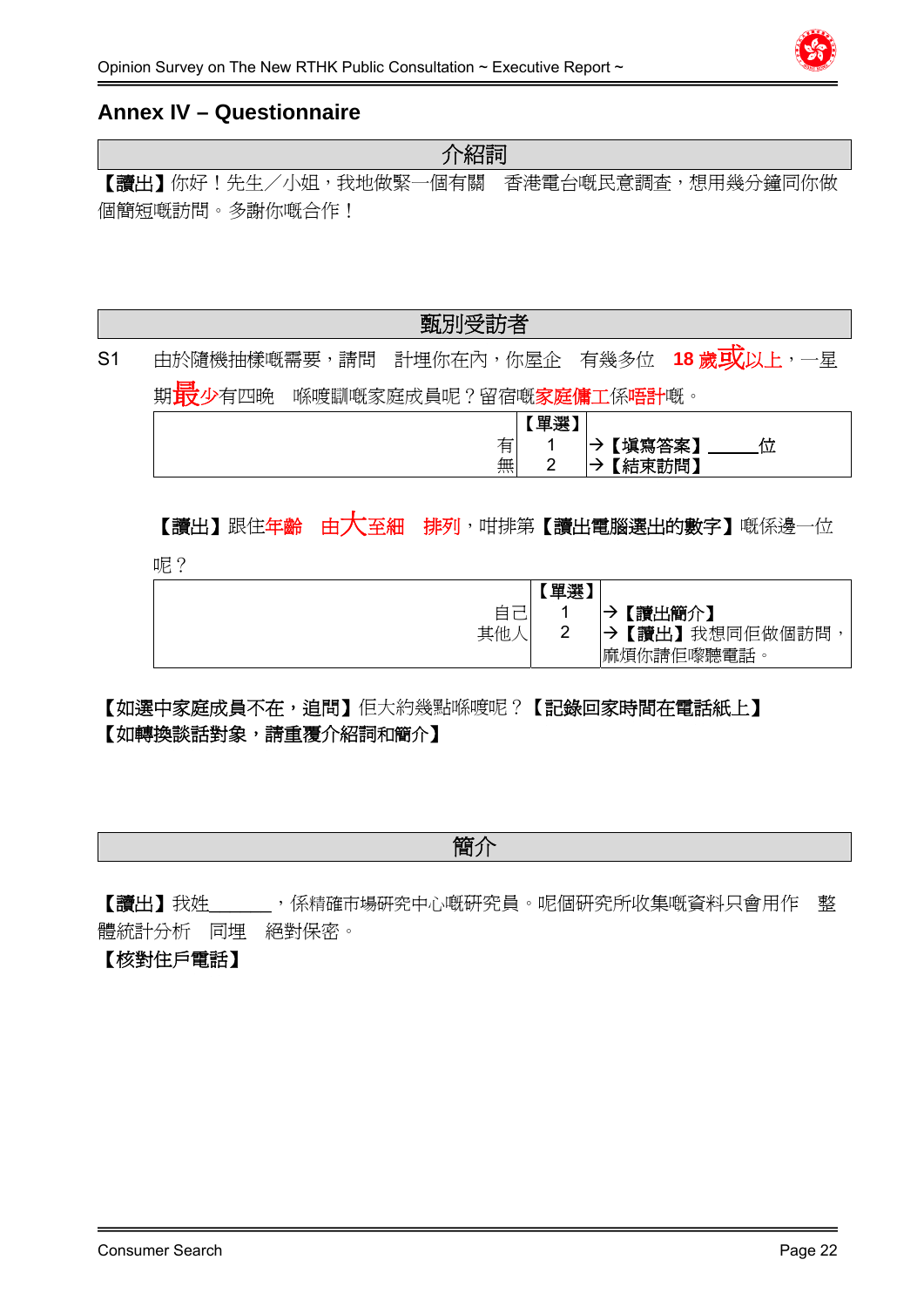## Annex IV – Questionnaire

### 介紹詞

**【讀出】**你好！先生／小姐，我地做緊一個有關　香港電台嘅民意調查，想用幾分鐘同你做個簡短嘅訪問。多謝你嘅合作！

### 甄別受訪者

S1　由於隨機抽樣嘅需要，請問　計埋你在內，你屋企　有幾多位　**18 歲或以上**，一星期**最少**有四晚　喺度瞓嘅家庭成員呢？留宿嘅**家庭傭工**係**唔計**嘅。

| | 【單選】 | |
|---|---|---|
| 有 | 1 | → **【填寫答案】** _____位 |
| 無 | 2 | → **【結束訪問】** |

**【讀出】**跟住**年齡　由大至細　排列**，咁排第**【讀出電腦選出的數字】**嘅係邊一位呢？

| | 【單選】 | |
|---|---|---|
| 自己 | 1 | → **【讀出簡介】** |
| 其他人 | 2 | → **【讀出】**我想同佢做個訪問，麻煩你請佢嚟聽電話。 |

**【如選中家庭成員不在，追問】**佢大約幾點喺度呢？**【記錄回家時間在電話紙上】**
**【如轉換談話對象，請重覆介紹詞和簡介】**

### 簡介

**【讀出】**我姓______，係精確市場研究中心嘅研究員。呢個研究所收集嘅資料只會用作　整體統計分析　同埋　絕對保密。
**【核對住戶電話】**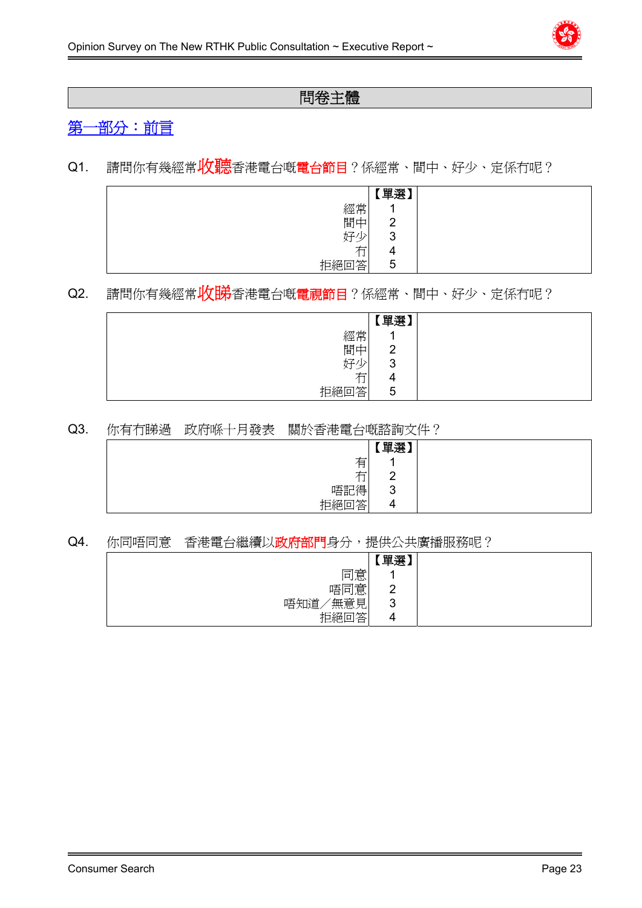# 問卷主體

## 第一部分：前言

Q1. 請問你有幾經常**收聽**香港電台嘅**電台節目**？係經常、間中、好少、定係冇呢？

| | 【單選】 | |
|---|---|---|
| 經常 | 1 | |
| 間中 | 2 | |
| 好少 | 3 | |
| 冇 | 4 | |
| 拒絕回答 | 5 | |

Q2. 請問你有幾經常**收睇**香港電台嘅**電視節目**？係經常、間中、好少、定係冇呢？

| | 【單選】 | |
|---|---|---|
| 經常 | 1 | |
| 間中 | 2 | |
| 好少 | 3 | |
| 冇 | 4 | |
| 拒絕回答 | 5 | |

Q3. 你有冇睇過　政府喺十月發表　關於香港電台嘅諮詢文件？

| | 【單選】 | |
|---|---|---|
| 有 | 1 | |
| 冇 | 2 | |
| 唔記得 | 3 | |
| 拒絕回答 | 4 | |

Q4. 你同唔同意　香港電台繼續以**政府部門**身分，提供公共廣播服務呢？

| | 【單選】 | |
|---|---|---|
| 同意 | 1 | |
| 唔同意 | 2 | |
| 唔知道／無意見 | 3 | |
| 拒絕回答 | 4 | |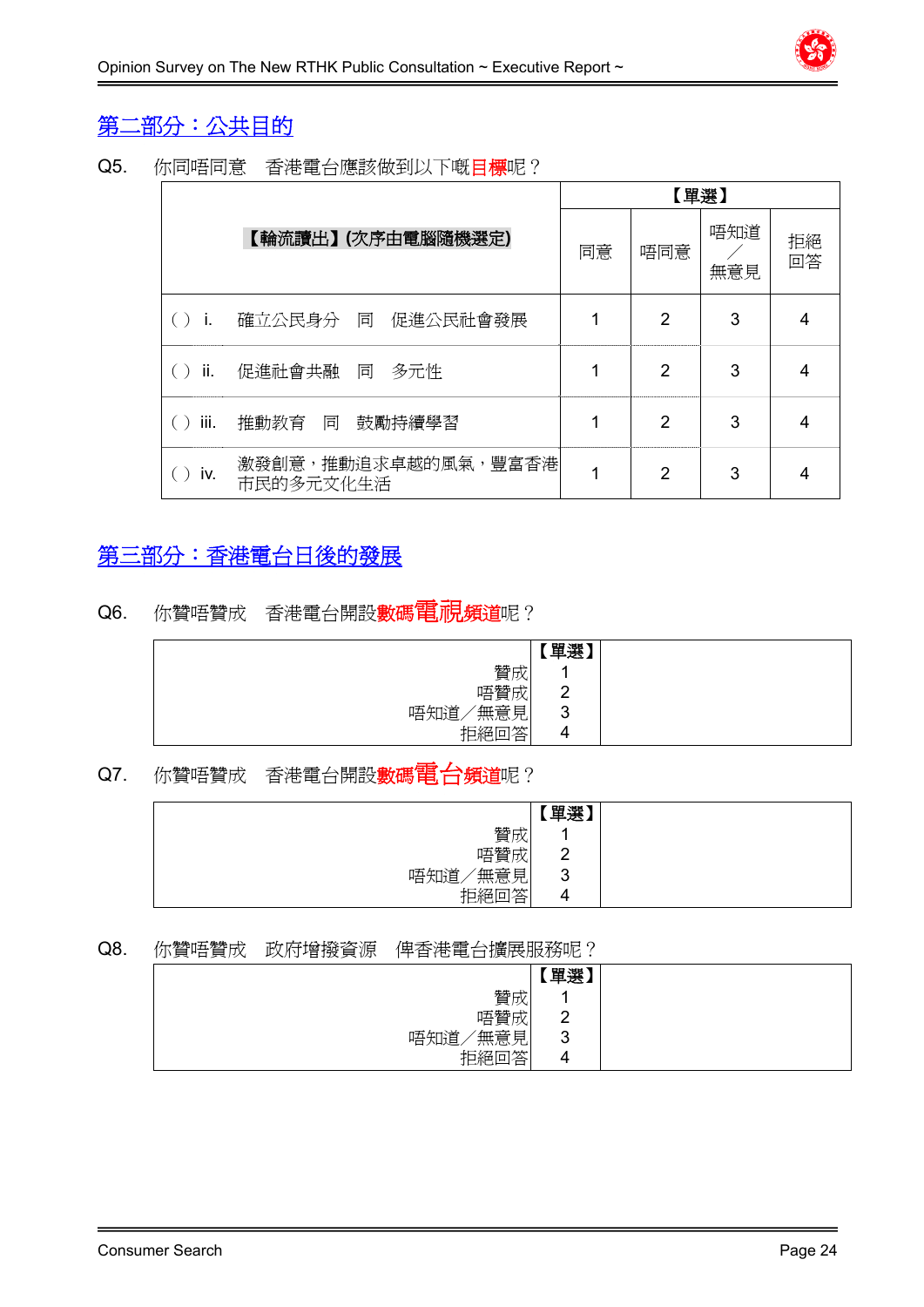## 第二部分：公共目的

Q5. 你同唔同意　香港電台應該做到以下嘅**目標**呢？

| 【輪流讀出】(次序由電腦隨機選定) | 【單選】 | | | |
|---|---|---|---|---|
| | 同意 | 唔同意 | 唔知道／無意見 | 拒絕回答 |
| ( ) i. 確立公民身分　同　促進公民社會發展 | 1 | 2 | 3 | 4 |
| ( ) ii. 促進社會共融　同　多元性 | 1 | 2 | 3 | 4 |
| ( ) iii. 推動教育　同　鼓勵持續學習 | 1 | 2 | 3 | 4 |
| ( ) iv. 激發創意，推動追求卓越的風氣，豐富香港市民的多元文化生活 | 1 | 2 | 3 | 4 |

## 第三部分：香港電台日後的發展

Q6. 你贊唔贊成　香港電台開設**數碼電視頻道**呢？

| | 【單選】 |
|---|---|
| 贊成 | 1 |
| 唔贊成 | 2 |
| 唔知道／無意見 | 3 |
| 拒絕回答 | 4 |

Q7. 你贊唔贊成　香港電台開設**數碼電台頻道**呢？

| | 【單選】 |
|---|---|
| 贊成 | 1 |
| 唔贊成 | 2 |
| 唔知道／無意見 | 3 |
| 拒絕回答 | 4 |

Q8. 你贊唔贊成　政府增撥資源　俾香港電台擴展服務呢？

| | 【單選】 |
|---|---|
| 贊成 | 1 |
| 唔贊成 | 2 |
| 唔知道／無意見 | 3 |
| 拒絕回答 | 4 |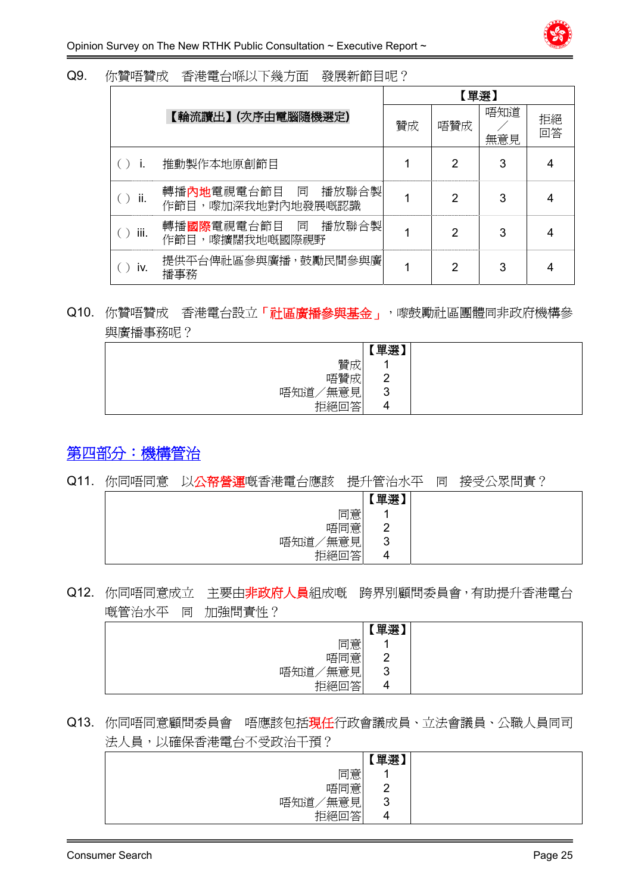Q9. 你贊唔贊成　香港電台喺以下幾方面　發展新節目呢？

| 【輪流讀出】(次序由電腦隨機選定) | 【單選】 | | | |
|---|---|---|---|---|
| | 贊成 | 唔贊成 | 唔知道／無意見 | 拒絕回答 |
| ( ) i. 推動製作本地原創節目 | 1 | 2 | 3 | 4 |
| ( ) ii. 轉播內地電視電台節目　同　播放聯合製作節目，嚟加深我地對內地發展嘅認識 | 1 | 2 | 3 | 4 |
| ( ) iii. 轉播國際電視電台節目　同　播放聯合製作節目，嚟擴闊我地嘅國際視野 | 1 | 2 | 3 | 4 |
| ( ) iv. 提供平台俾社區參與廣播，鼓勵民間參與廣播事務 | 1 | 2 | 3 | 4 |

Q10. 你贊唔贊成　香港電台設立「社區廣播參與基金」，嚟鼓勵社區團體同非政府機構參與廣播事務呢？

| | 【單選】 |
|---|---|
| 贊成 | 1 |
| 唔贊成 | 2 |
| 唔知道／無意見 | 3 |
| 拒絕回答 | 4 |

## 第四部分：機構管治

Q11. 你同唔同意　以公帑營運嘅香港電台應該　提升管治水平　同　接受公眾問責？

| | 【單選】 |
|---|---|
| 同意 | 1 |
| 唔同意 | 2 |
| 唔知道／無意見 | 3 |
| 拒絕回答 | 4 |

Q12. 你同唔同意成立　主要由非政府人員組成嘅　跨界別顧問委員會，有助提升香港電台嘅管治水平　同　加強問責性？

| | 【單選】 |
|---|---|
| 同意 | 1 |
| 唔同意 | 2 |
| 唔知道／無意見 | 3 |
| 拒絕回答 | 4 |

Q13. 你同唔同意顧問委員會　唔應該包括現任行政會議成員、立法會議員、公職人員同司法人員，以確保香港電台不受政治干預？

| | 【單選】 |
|---|---|
| 同意 | 1 |
| 唔同意 | 2 |
| 唔知道／無意見 | 3 |
| 拒絕回答 | 4 |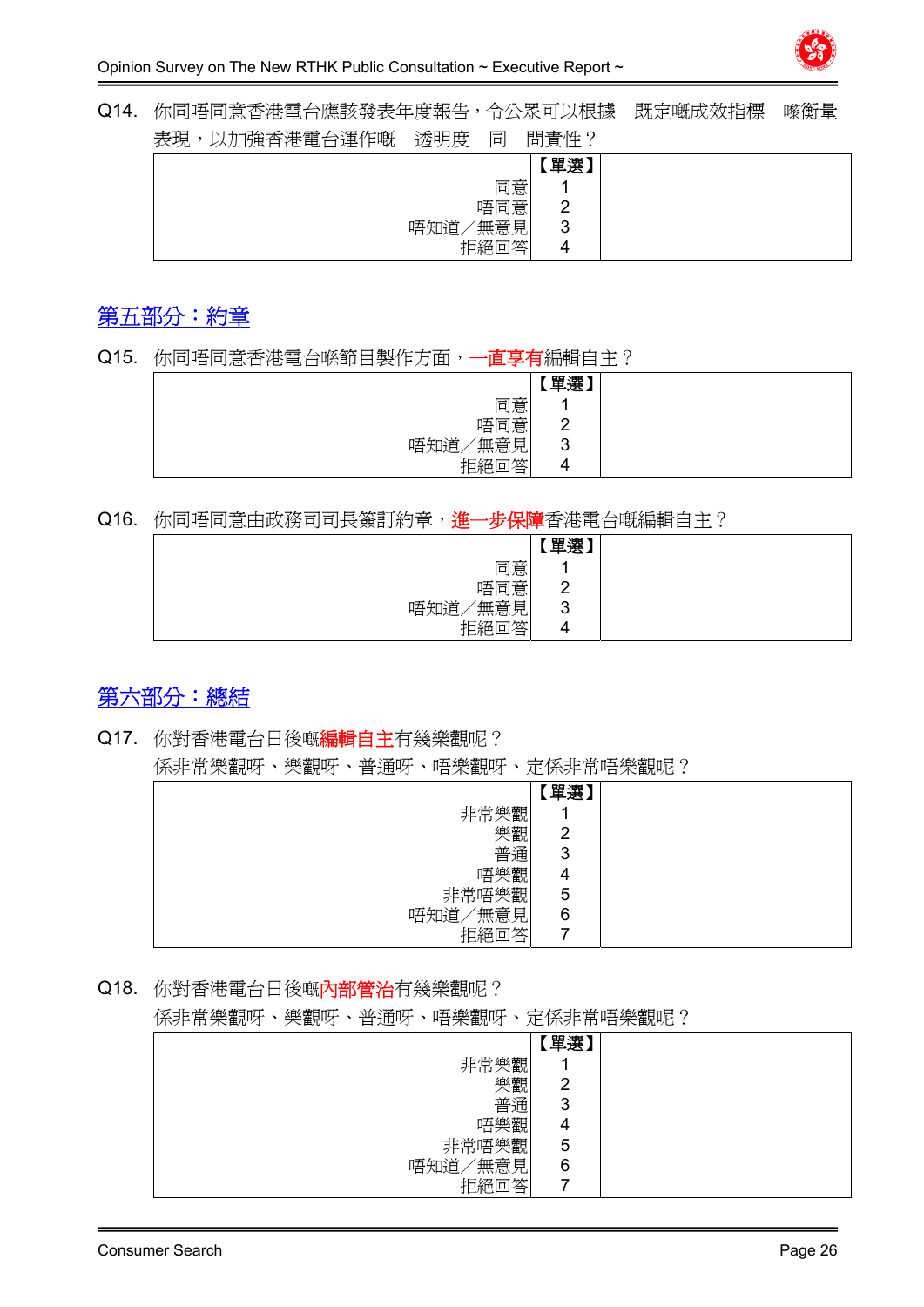Q14. 你同唔同意香港電台應該發表年度報告，令公眾可以根據　既定嘅成效指標　嚟衡量表現，以加強香港電台運作嘅　透明度　同　問責性？

| | 【單選】 | |
|---|---|---|
| 同意 | 1 | |
| 唔同意 | 2 | |
| 唔知道／無意見 | 3 | |
| 拒絕回答 | 4 | |

## 第五部分：約章

Q15. 你同唔同意香港電台喺節目製作方面，一直享有編輯自主？

| | 【單選】 | |
|---|---|---|
| 同意 | 1 | |
| 唔同意 | 2 | |
| 唔知道／無意見 | 3 | |
| 拒絕回答 | 4 | |

Q16. 你同唔同意由政務司司長簽訂約章，進一步保障香港電台嘅編輯自主？

| | 【單選】 | |
|---|---|---|
| 同意 | 1 | |
| 唔同意 | 2 | |
| 唔知道／無意見 | 3 | |
| 拒絕回答 | 4 | |

## 第六部分：總結

Q17. 你對香港電台日後嘅編輯自主有幾樂觀呢？
係非常樂觀呀、樂觀呀、普通呀、唔樂觀呀、定係非常唔樂觀呢？

| | 【單選】 | |
|---|---|---|
| 非常樂觀 | 1 | |
| 樂觀 | 2 | |
| 普通 | 3 | |
| 唔樂觀 | 4 | |
| 非常唔樂觀 | 5 | |
| 唔知道／無意見 | 6 | |
| 拒絕回答 | 7 | |

Q18. 你對香港電台日後嘅內部管治有幾樂觀呢？
係非常樂觀呀、樂觀呀、普通呀、唔樂觀呀、定係非常唔樂觀呢？

| | 【單選】 | |
|---|---|---|
| 非常樂觀 | 1 | |
| 樂觀 | 2 | |
| 普通 | 3 | |
| 唔樂觀 | 4 | |
| 非常唔樂觀 | 5 | |
| 唔知道／無意見 | 6 | |
| 拒絕回答 | 7 | |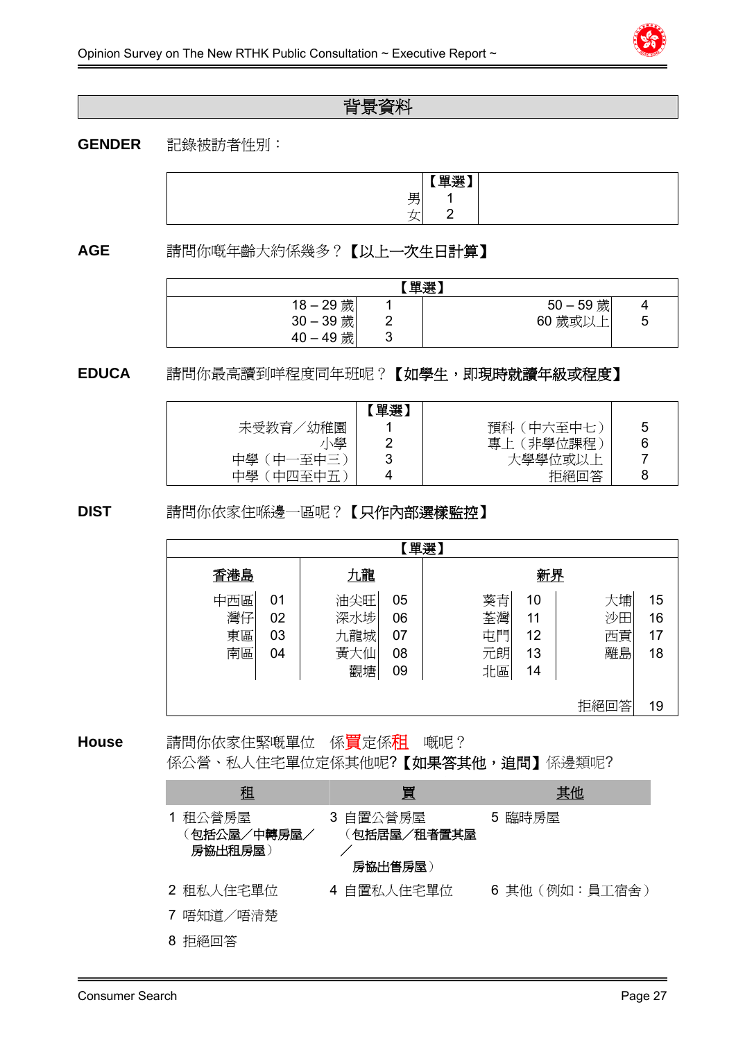## 背景資料

**GENDER** 記錄被訪者性別：

| | 【單選】 |
|---|---|
| 男 | 1 |
| 女 | 2 |

**AGE** 請問你嘅年齡大約係幾多？**【以上一次生日計算】**

| 【單選】 | | | |
|---|---|---|---|
| 18 – 29 歲 | 1 | 50 – 59 歲 | 4 |
| 30 – 39 歲 | 2 | 60 歲或以上 | 5 |
| 40 – 49 歲 | 3 | | |

**EDUCA** 請問你最高讀到咩程度同年班呢？**【如學生，即現時就讀年級或程度】**

| | 【單選】 | | |
|---|---|---|---|
| 未受教育／幼稚園 | 1 | 預科（中六至中七） | 5 |
| 小學 | 2 | 專上（非學位課程） | 6 |
| 中學（中一至中三） | 3 | 大學學位或以上 | 7 |
| 中學（中四至中五） | 4 | 拒絕回答 | 8 |

**DIST** 請問你依家住喺邊一區呢？**【只作內部選樣監控】**

【單選】

| 香港島 | | 九龍 | | 新界 | | | |
|---|---|---|---|---|---|---|---|
| 中西區 | 01 | 油尖旺 | 05 | 葵青 | 10 | 大埔 | 15 |
| 灣仔 | 02 | 深水埗 | 06 | 荃灣 | 11 | 沙田 | 16 |
| 東區 | 03 | 九龍城 | 07 | 屯門 | 12 | 西貢 | 17 |
| 南區 | 04 | 黃大仙 | 08 | 元朗 | 13 | 離島 | 18 |
| | | 觀塘 | 09 | 北區 | 14 | | |
| | | | | | | 拒絕回答 | 19 |

**House** 請問你依家住緊嘅單位 係**買**定係**租** 嘅呢？
係公營、私人住宅單位定係其他呢?**【如果答其他，追問】**係邊類呢?

| 租 | 買 | 其他 |
|---|---|---|
| 1 租公營房屋（**包括公屋／中轉房屋／房協出租房屋**） | 3 自置公營房屋（**包括居屋／租者置其屋／房協出售房屋**） | 5 臨時房屋 |
| 2 租私人住宅單位 | 4 自置私人住宅單位 | 6 其他（例如：員工宿舍） |
| 7 唔知道／唔清楚 | | |
| 8 拒絕回答 | | |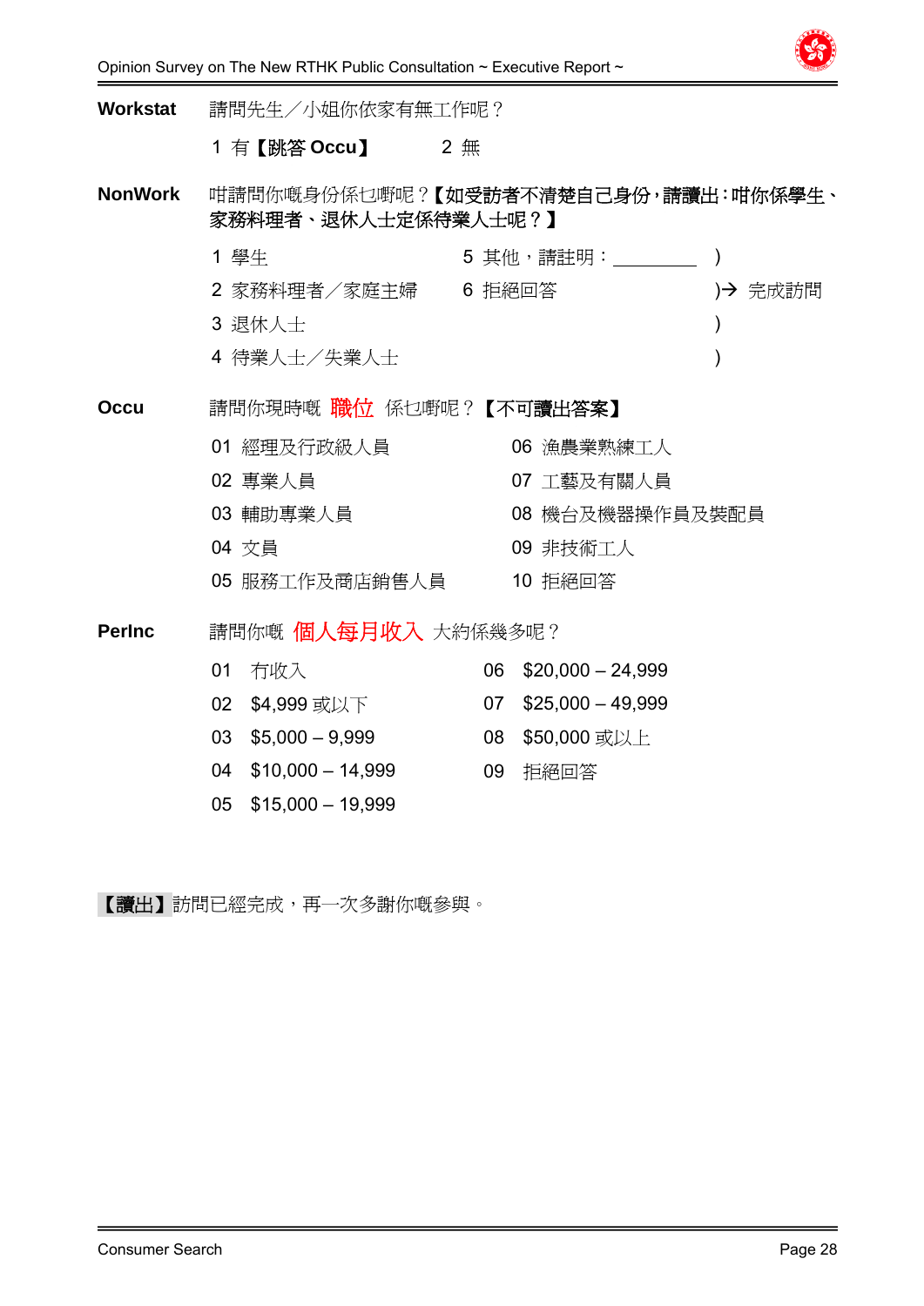**Workstat** 請問先生／小姐你依家有無工作呢？

1 有【跳答 Occu】　　2 無

**NonWork** 咁請問你嘅身份係乜嘢呢？**【如受訪者不清楚自己身份，請讀出：咁你係學生、家務料理者、退休人士定係待業人士呢？】**

1 學生
2 家務料理者／家庭主婦
3 退休人士
4 待業人士／失業人士
5 其他，請註明：________ )
6 拒絕回答 )→ 完成訪問

**Occu** 請問你現時嘅 **職位** 係乜嘢呢？**【不可讀出答案】**

01 經理及行政級人員
02 專業人員
03 輔助專業人員
04 文員
05 服務工作及商店銷售人員
06 漁農業熟練工人
07 工藝及有關人員
08 機台及機器操作員及裝配員
09 非技術工人
10 拒絕回答

**PerInc** 請問你嘅 **個人每月收入** 大約係幾多呢？

01 冇收入
02 $4,999 或以下
03 $5,000 – 9,999
04 $10,000 – 14,999
05 $15,000 – 19,999
06 $20,000 – 24,999
07 $25,000 – 49,999
08 $50,000 或以上
09 拒絕回答

**【讀出】**訪問已經完成，再一次多謝你嘅參與。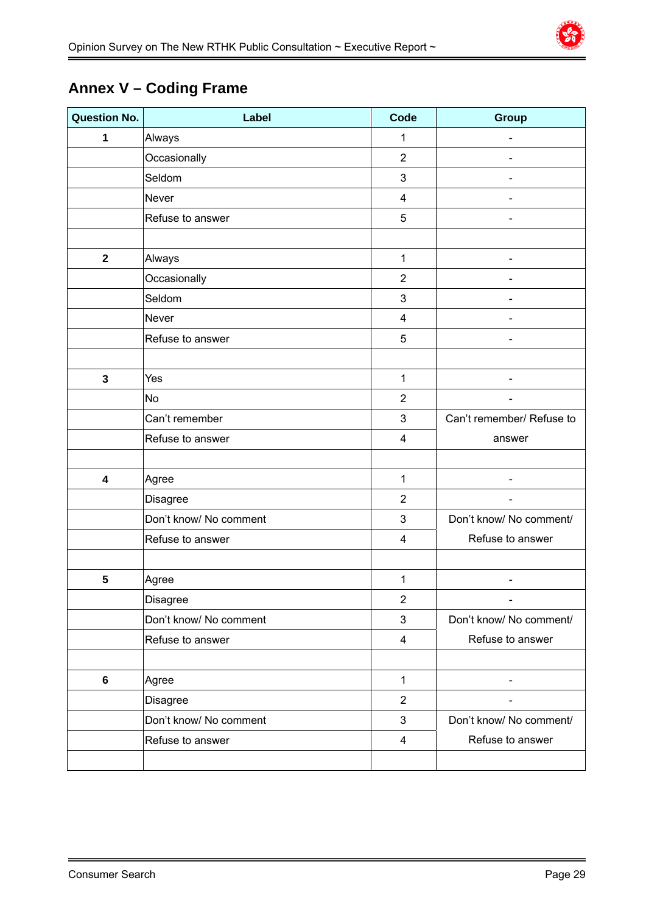## Annex V – Coding Frame

| Question No. | Label | Code | Group |
|---|---|---|---|
| **1** | Always | 1 | - |
| | Occasionally | 2 | - |
| | Seldom | 3 | - |
| | Never | 4 | - |
| | Refuse to answer | 5 | - |
| | | | |
| **2** | Always | 1 | - |
| | Occasionally | 2 | - |
| | Seldom | 3 | - |
| | Never | 4 | - |
| | Refuse to answer | 5 | - |
| | | | |
| **3** | Yes | 1 | - |
| | No | 2 | - |
| | Can't remember | 3 | Can't remember/ Refuse to answer |
| | Refuse to answer | 4 | |
| | | | |
| **4** | Agree | 1 | - |
| | Disagree | 2 | - |
| | Don't know/ No comment | 3 | Don't know/ No comment/ Refuse to answer |
| | Refuse to answer | 4 | |
| | | | |
| **5** | Agree | 1 | - |
| | Disagree | 2 | - |
| | Don't know/ No comment | 3 | Don't know/ No comment/ Refuse to answer |
| | Refuse to answer | 4 | |
| | | | |
| **6** | Agree | 1 | - |
| | Disagree | 2 | - |
| | Don't know/ No comment | 3 | Don't know/ No comment/ Refuse to answer |
| | Refuse to answer | 4 | |
| | | | |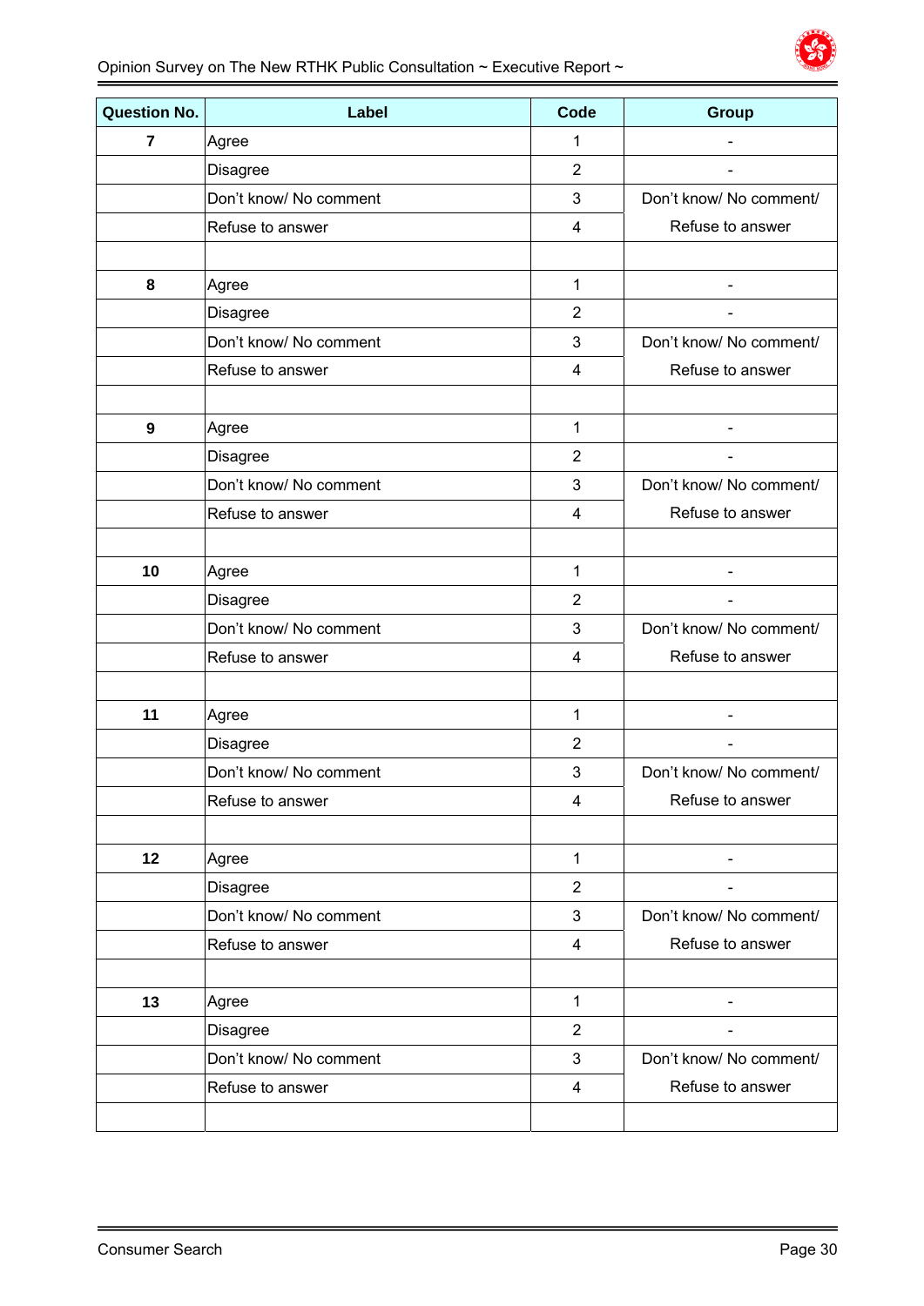| Question No. | Label | Code | Group |
|---|---|---|---|
| **7** | Agree | 1 | - |
| | Disagree | 2 | - |
| | Don't know/ No comment | 3 | Don't know/ No comment/ Refuse to answer |
| | Refuse to answer | 4 | |
| | | | |
| **8** | Agree | 1 | - |
| | Disagree | 2 | - |
| | Don't know/ No comment | 3 | Don't know/ No comment/ Refuse to answer |
| | Refuse to answer | 4 | |
| | | | |
| **9** | Agree | 1 | - |
| | Disagree | 2 | - |
| | Don't know/ No comment | 3 | Don't know/ No comment/ Refuse to answer |
| | Refuse to answer | 4 | |
| | | | |
| **10** | Agree | 1 | - |
| | Disagree | 2 | - |
| | Don't know/ No comment | 3 | Don't know/ No comment/ Refuse to answer |
| | Refuse to answer | 4 | |
| | | | |
| **11** | Agree | 1 | - |
| | Disagree | 2 | - |
| | Don't know/ No comment | 3 | Don't know/ No comment/ Refuse to answer |
| | Refuse to answer | 4 | |
| | | | |
| **12** | Agree | 1 | - |
| | Disagree | 2 | - |
| | Don't know/ No comment | 3 | Don't know/ No comment/ Refuse to answer |
| | Refuse to answer | 4 | |
| | | | |
| **13** | Agree | 1 | - |
| | Disagree | 2 | - |
| | Don't know/ No comment | 3 | Don't know/ No comment/ Refuse to answer |
| | Refuse to answer | 4 | |
| | | | |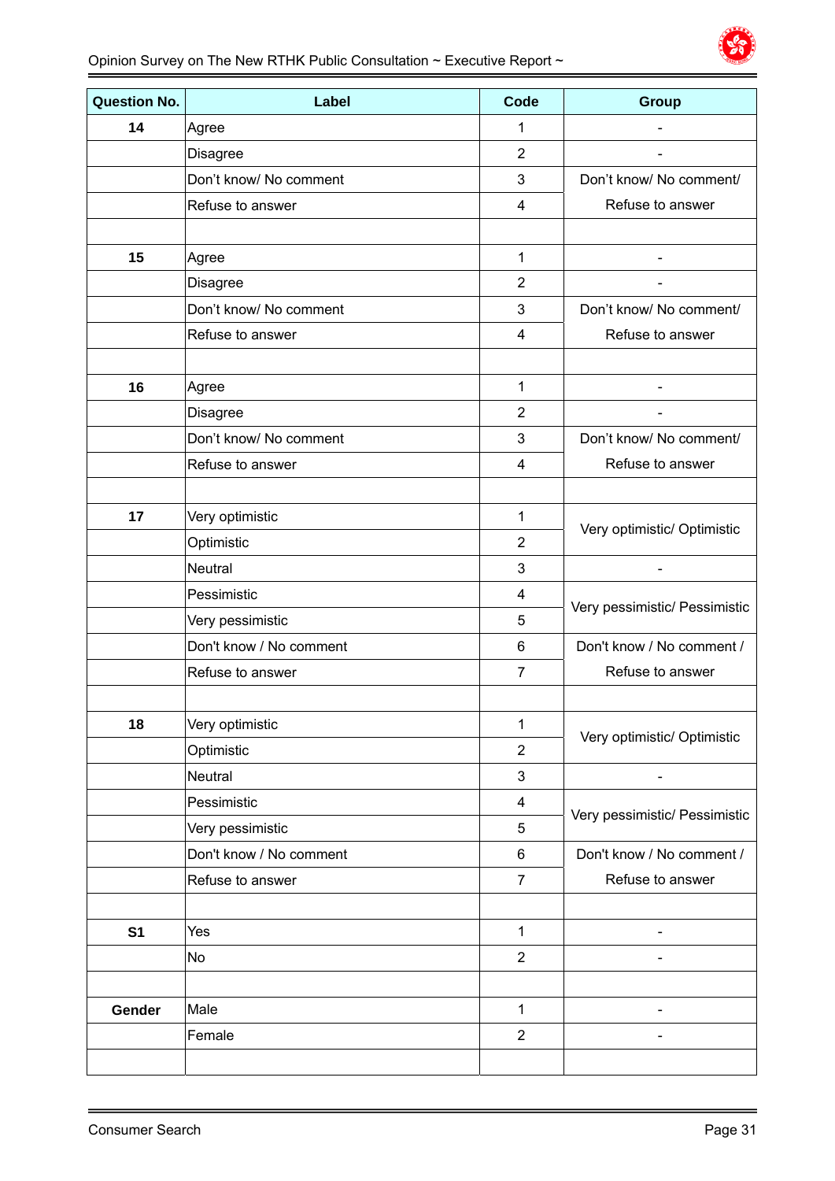| Question No. | Label | Code | Group |
|---|---|---|---|
| 14 | Agree | 1 | - |
| | Disagree | 2 | - |
| | Don't know/ No comment | 3 | Don't know/ No comment/ Refuse to answer |
| | Refuse to answer | 4 | |
| | | | |
| 15 | Agree | 1 | - |
| | Disagree | 2 | - |
| | Don't know/ No comment | 3 | Don't know/ No comment/ Refuse to answer |
| | Refuse to answer | 4 | |
| | | | |
| 16 | Agree | 1 | - |
| | Disagree | 2 | - |
| | Don't know/ No comment | 3 | Don't know/ No comment/ Refuse to answer |
| | Refuse to answer | 4 | |
| | | | |
| 17 | Very optimistic | 1 | Very optimistic/ Optimistic |
| | Optimistic | 2 | |
| | Neutral | 3 | - |
| | Pessimistic | 4 | Very pessimistic/ Pessimistic |
| | Very pessimistic | 5 | |
| | Don't know / No comment | 6 | Don't know / No comment / Refuse to answer |
| | Refuse to answer | 7 | |
| | | | |
| 18 | Very optimistic | 1 | Very optimistic/ Optimistic |
| | Optimistic | 2 | |
| | Neutral | 3 | - |
| | Pessimistic | 4 | Very pessimistic/ Pessimistic |
| | Very pessimistic | 5 | |
| | Don't know / No comment | 6 | Don't know / No comment / Refuse to answer |
| | Refuse to answer | 7 | |
| | | | |
| S1 | Yes | 1 | - |
| | No | 2 | - |
| | | | |
| Gender | Male | 1 | - |
| | Female | 2 | - |
| | | | |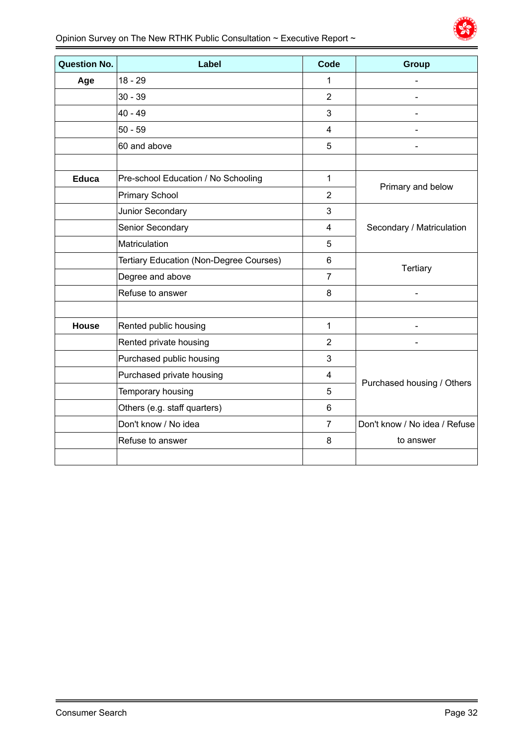| Question No. | Label | Code | Group |
|---|---|---|---|
| **Age** | 18 - 29 | 1 | - |
| | 30 - 39 | 2 | - |
| | 40 - 49 | 3 | - |
| | 50 - 59 | 4 | - |
| | 60 and above | 5 | - |
| | | | |
| **Educa** | Pre-school Education / No Schooling | 1 | Primary and below |
| | Primary School | 2 | |
| | Junior Secondary | 3 | Secondary / Matriculation |
| | Senior Secondary | 4 | |
| | Matriculation | 5 | |
| | Tertiary Education (Non-Degree Courses) | 6 | Tertiary |
| | Degree and above | 7 | |
| | Refuse to answer | 8 | - |
| | | | |
| **House** | Rented public housing | 1 | - |
| | Rented private housing | 2 | - |
| | Purchased public housing | 3 | Purchased housing / Others |
| | Purchased private housing | 4 | |
| | Temporary housing | 5 | |
| | Others (e.g. staff quarters) | 6 | |
| | Don't know / No idea | 7 | Don't know / No idea / Refuse to answer |
| | Refuse to answer | 8 | |
| | | | |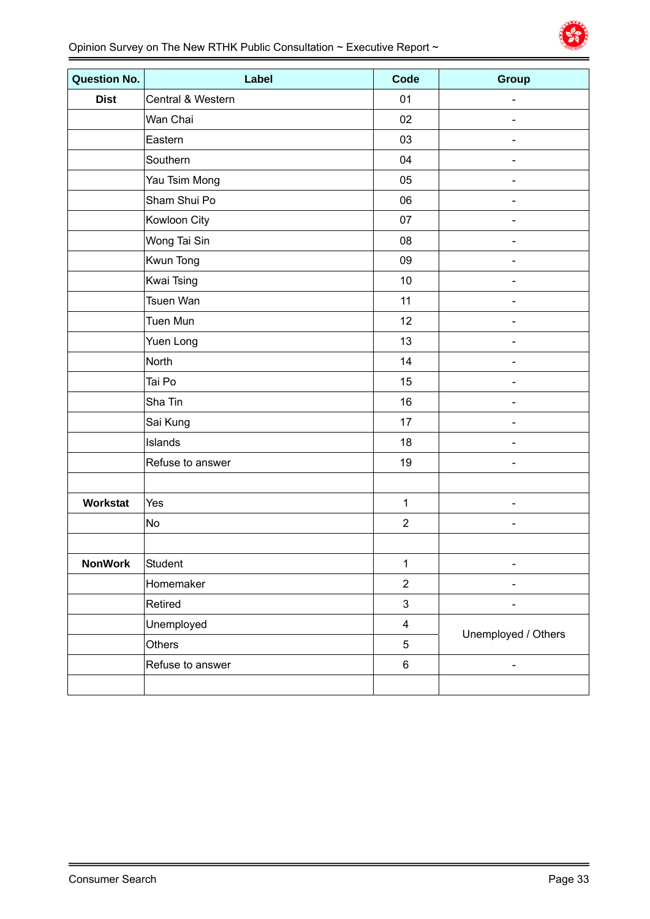| Question No. | Label | Code | Group |
|---|---|---|---|
| **Dist** | Central & Western | 01 | - |
| | Wan Chai | 02 | - |
| | Eastern | 03 | - |
| | Southern | 04 | - |
| | Yau Tsim Mong | 05 | - |
| | Sham Shui Po | 06 | - |
| | Kowloon City | 07 | - |
| | Wong Tai Sin | 08 | - |
| | Kwun Tong | 09 | - |
| | Kwai Tsing | 10 | - |
| | Tsuen Wan | 11 | - |
| | Tuen Mun | 12 | - |
| | Yuen Long | 13 | - |
| | North | 14 | - |
| | Tai Po | 15 | - |
| | Sha Tin | 16 | - |
| | Sai Kung | 17 | - |
| | Islands | 18 | - |
| | Refuse to answer | 19 | - |
| | | | |
| **Workstat** | Yes | 1 | - |
| | No | 2 | - |
| | | | |
| **NonWork** | Student | 1 | - |
| | Homemaker | 2 | - |
| | Retired | 3 | - |
| | Unemployed | 4 | Unemployed / Others |
| | Others | 5 | |
| | Refuse to answer | 6 | - |
| | | | |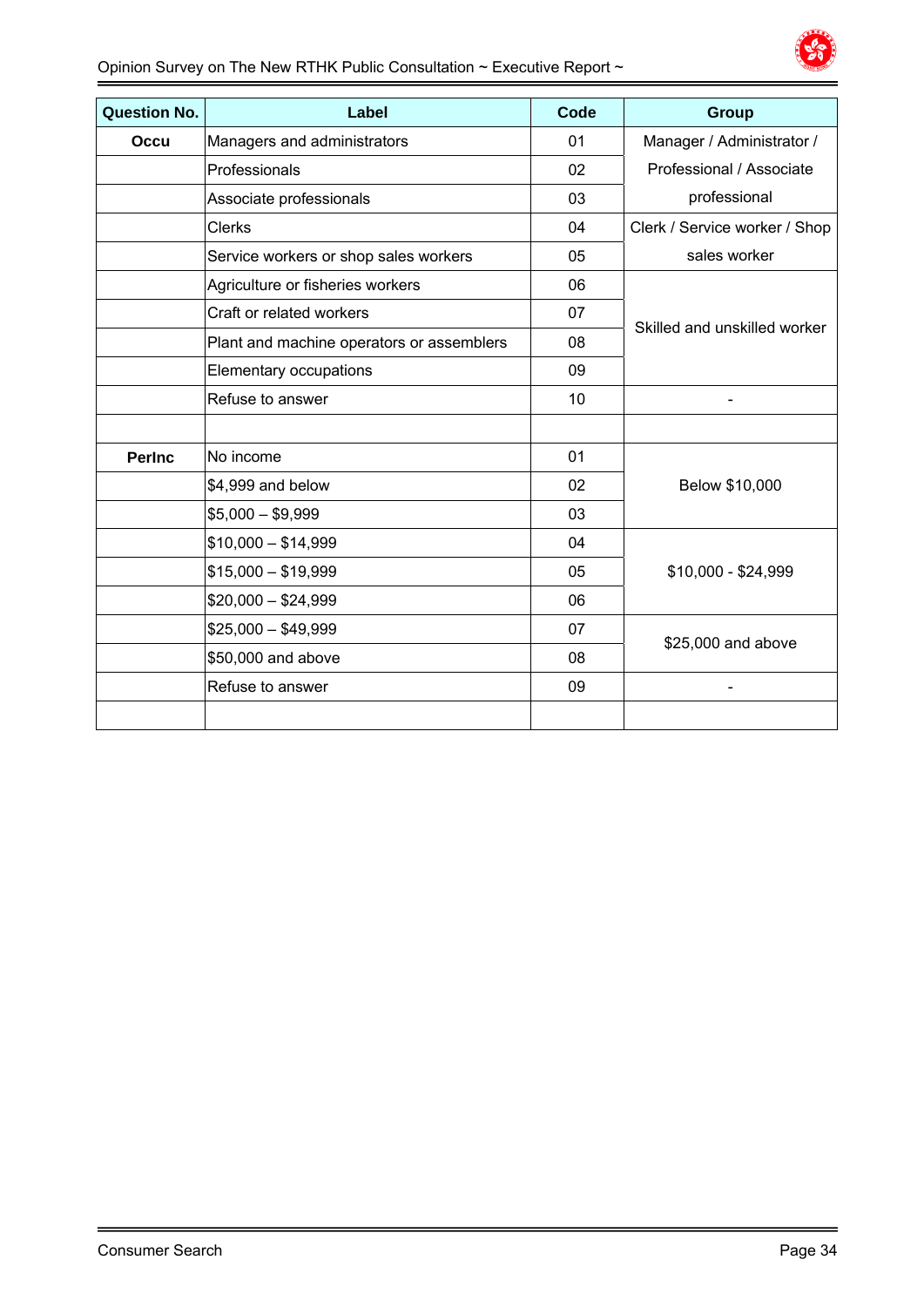| Question No. | Label | Code | Group |
|---|---|---|---|
| Occu | Managers and administrators | 01 | Manager / Administrator / Professional / Associate professional |
| | Professionals | 02 | |
| | Associate professionals | 03 | |
| | Clerks | 04 | Clerk / Service worker / Shop sales worker |
| | Service workers or shop sales workers | 05 | |
| | Agriculture or fisheries workers | 06 | Skilled and unskilled worker |
| | Craft or related workers | 07 | |
| | Plant and machine operators or assemblers | 08 | |
| | Elementary occupations | 09 | |
| | Refuse to answer | 10 | - |
| | | | |
| PerInc | No income | 01 | Below $10,000 |
| | $4,999 and below | 02 | |
| | $5,000 – $9,999 | 03 | |
| | $10,000 – $14,999 | 04 | $10,000 - $24,999 |
| | $15,000 – $19,999 | 05 | |
| | $20,000 – $24,999 | 06 | |
| | $25,000 – $49,999 | 07 | $25,000 and above |
| | $50,000 and above | 08 | |
| | Refuse to answer | 09 | - |
| | | | |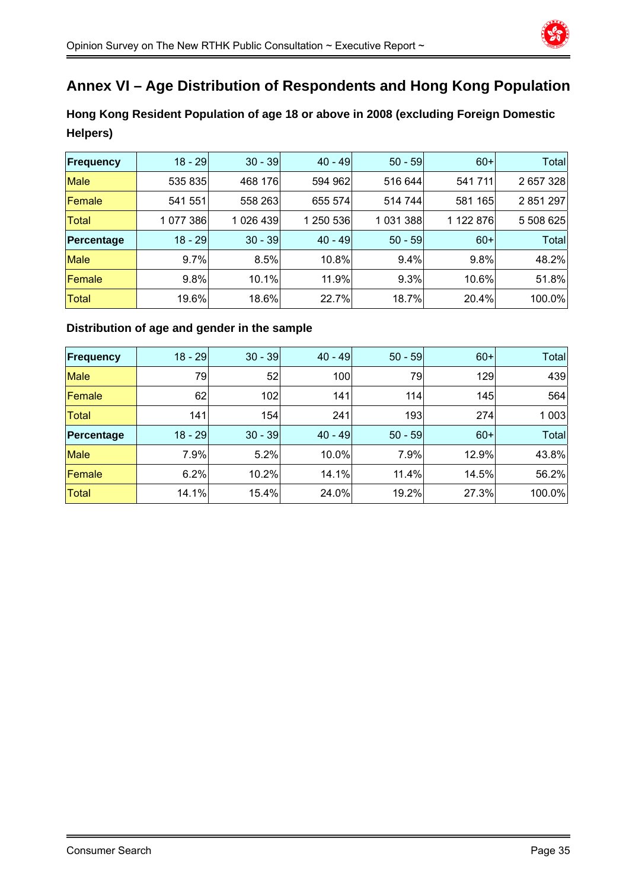# Annex VI – Age Distribution of Respondents and Hong Kong Population

### Hong Kong Resident Population of age 18 or above in 2008 (excluding Foreign Domestic Helpers)

| **Frequency** | 18 - 29 | 30 - 39 | 40 - 49 | 50 - 59 | 60+ | Total |
|---|---|---|---|---|---|---|
| Male | 535 835 | 468 176 | 594 962 | 516 644 | 541 711 | 2 657 328 |
| Female | 541 551 | 558 263 | 655 574 | 514 744 | 581 165 | 2 851 297 |
| Total | 1 077 386 | 1 026 439 | 1 250 536 | 1 031 388 | 1 122 876 | 5 508 625 |
| **Percentage** | 18 - 29 | 30 - 39 | 40 - 49 | 50 - 59 | 60+ | Total |
| Male | 9.7% | 8.5% | 10.8% | 9.4% | 9.8% | 48.2% |
| Female | 9.8% | 10.1% | 11.9% | 9.3% | 10.6% | 51.8% |
| Total | 19.6% | 18.6% | 22.7% | 18.7% | 20.4% | 100.0% |

### Distribution of age and gender in the sample

| **Frequency** | 18 - 29 | 30 - 39 | 40 - 49 | 50 - 59 | 60+ | Total |
|---|---|---|---|---|---|---|
| Male | 79 | 52 | 100 | 79 | 129 | 439 |
| Female | 62 | 102 | 141 | 114 | 145 | 564 |
| Total | 141 | 154 | 241 | 193 | 274 | 1 003 |
| **Percentage** | 18 - 29 | 30 - 39 | 40 - 49 | 50 - 59 | 60+ | Total |
| Male | 7.9% | 5.2% | 10.0% | 7.9% | 12.9% | 43.8% |
| Female | 6.2% | 10.2% | 14.1% | 11.4% | 14.5% | 56.2% |
| Total | 14.1% | 15.4% | 24.0% | 19.2% | 27.3% | 100.0% |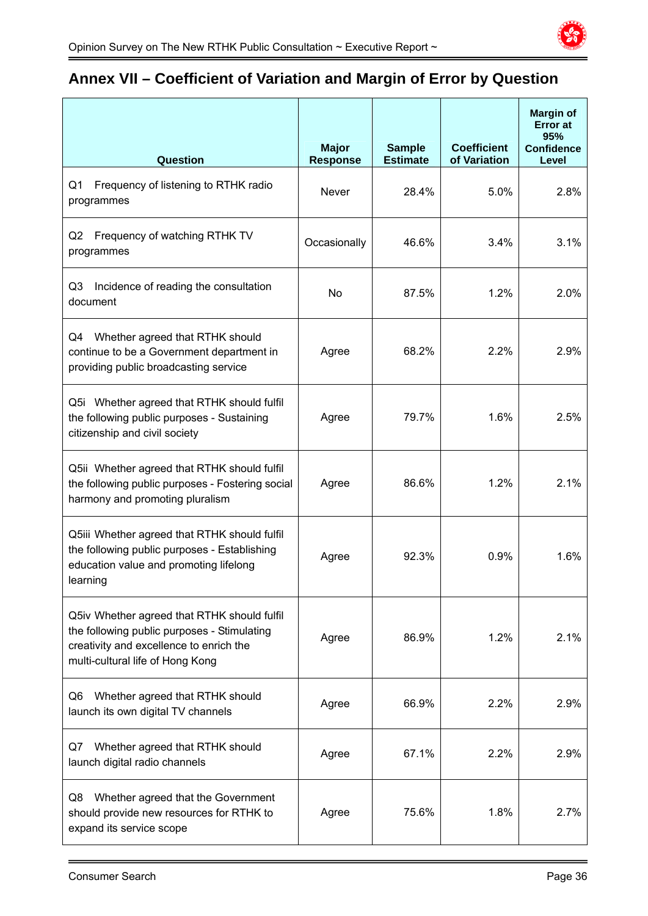## Annex VII – Coefficient of Variation and Margin of Error by Question

| Question | Major Response | Sample Estimate | Coefficient of Variation | Margin of Error at 95% Confidence Level |
|---|---|---|---|---|
| Q1 Frequency of listening to RTHK radio programmes | Never | 28.4% | 5.0% | 2.8% |
| Q2 Frequency of watching RTHK TV programmes | Occasionally | 46.6% | 3.4% | 3.1% |
| Q3 Incidence of reading the consultation document | No | 87.5% | 1.2% | 2.0% |
| Q4 Whether agreed that RTHK should continue to be a Government department in providing public broadcasting service | Agree | 68.2% | 2.2% | 2.9% |
| Q5i Whether agreed that RTHK should fulfil the following public purposes - Sustaining citizenship and civil society | Agree | 79.7% | 1.6% | 2.5% |
| Q5ii Whether agreed that RTHK should fulfil the following public purposes - Fostering social harmony and promoting pluralism | Agree | 86.6% | 1.2% | 2.1% |
| Q5iii Whether agreed that RTHK should fulfil the following public purposes - Establishing education value and promoting lifelong learning | Agree | 92.3% | 0.9% | 1.6% |
| Q5iv Whether agreed that RTHK should fulfil the following public purposes - Stimulating creativity and excellence to enrich the multi-cultural life of Hong Kong | Agree | 86.9% | 1.2% | 2.1% |
| Q6 Whether agreed that RTHK should launch its own digital TV channels | Agree | 66.9% | 2.2% | 2.9% |
| Q7 Whether agreed that RTHK should launch digital radio channels | Agree | 67.1% | 2.2% | 2.9% |
| Q8 Whether agreed that the Government should provide new resources for RTHK to expand its service scope | Agree | 75.6% | 1.8% | 2.7% |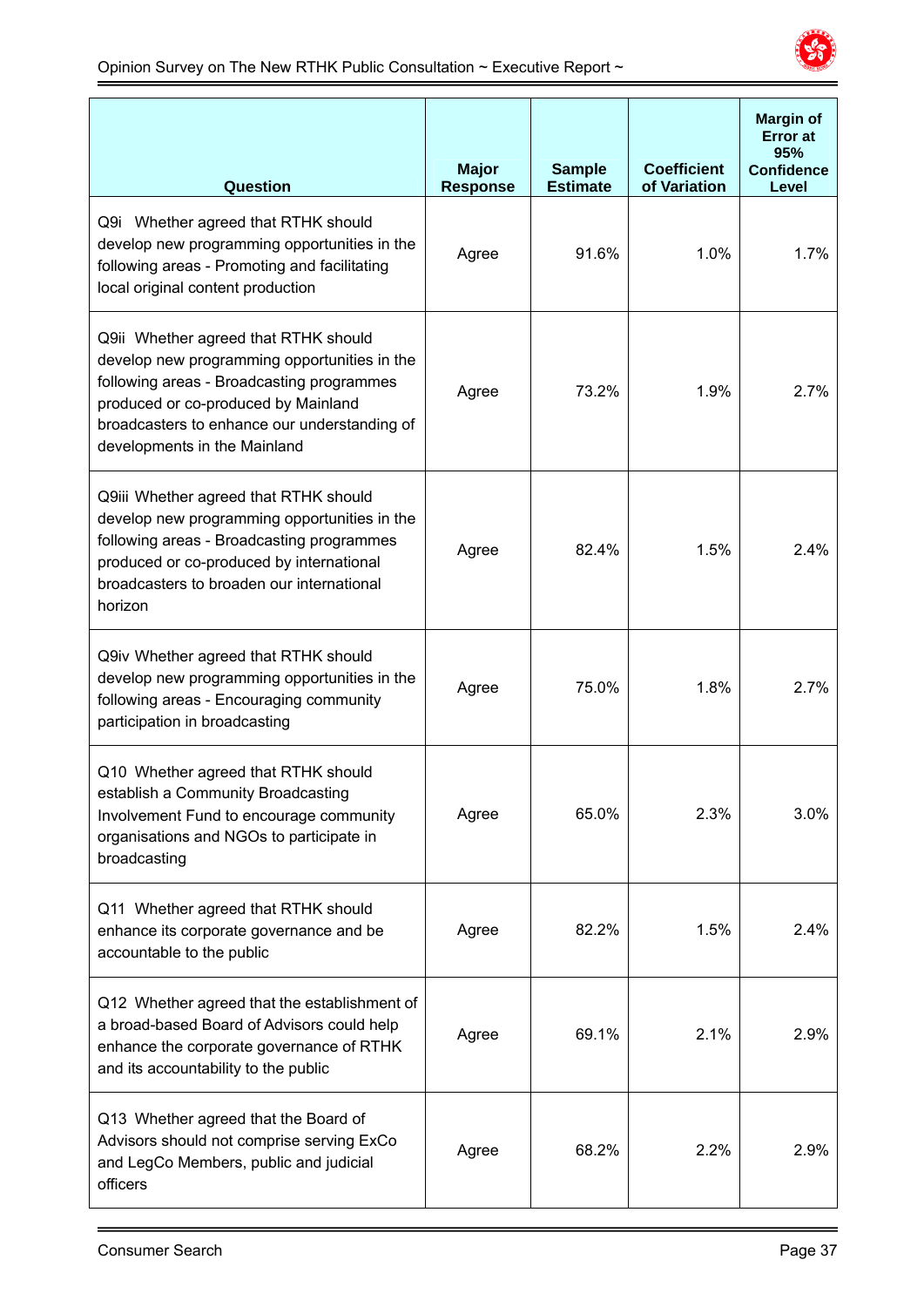| Question | Major Response | Sample Estimate | Coefficient of Variation | Margin of Error at 95% Confidence Level |
|---|---|---|---|---|
| Q9i Whether agreed that RTHK should develop new programming opportunities in the following areas - Promoting and facilitating local original content production | Agree | 91.6% | 1.0% | 1.7% |
| Q9ii Whether agreed that RTHK should develop new programming opportunities in the following areas - Broadcasting programmes produced or co-produced by Mainland broadcasters to enhance our understanding of developments in the Mainland | Agree | 73.2% | 1.9% | 2.7% |
| Q9iii Whether agreed that RTHK should develop new programming opportunities in the following areas - Broadcasting programmes produced or co-produced by international broadcasters to broaden our international horizon | Agree | 82.4% | 1.5% | 2.4% |
| Q9iv Whether agreed that RTHK should develop new programming opportunities in the following areas - Encouraging community participation in broadcasting | Agree | 75.0% | 1.8% | 2.7% |
| Q10 Whether agreed that RTHK should establish a Community Broadcasting Involvement Fund to encourage community organisations and NGOs to participate in broadcasting | Agree | 65.0% | 2.3% | 3.0% |
| Q11 Whether agreed that RTHK should enhance its corporate governance and be accountable to the public | Agree | 82.2% | 1.5% | 2.4% |
| Q12 Whether agreed that the establishment of a broad-based Board of Advisors could help enhance the corporate governance of RTHK and its accountability to the public | Agree | 69.1% | 2.1% | 2.9% |
| Q13 Whether agreed that the Board of Advisors should not comprise serving ExCo and LegCo Members, public and judicial officers | Agree | 68.2% | 2.2% | 2.9% |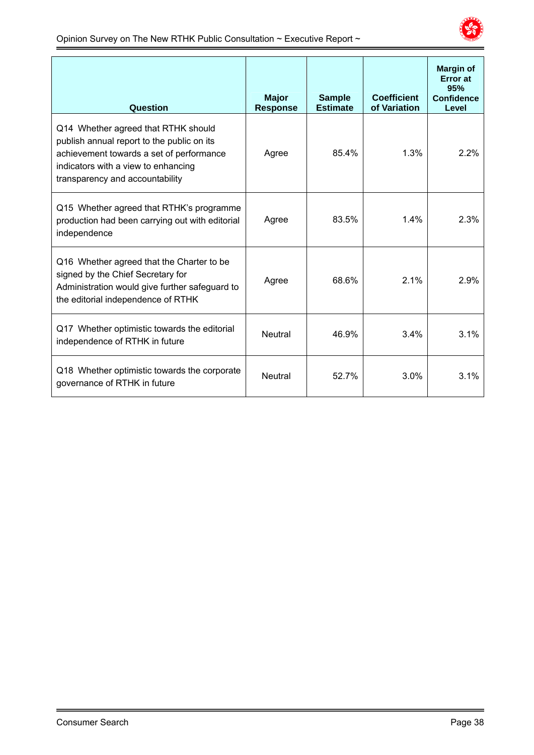| Question | Major Response | Sample Estimate | Coefficient of Variation | Margin of Error at 95% Confidence Level |
|---|---|---|---|---|
| Q14 Whether agreed that RTHK should publish annual report to the public on its achievement towards a set of performance indicators with a view to enhancing transparency and accountability | Agree | 85.4% | 1.3% | 2.2% |
| Q15 Whether agreed that RTHK's programme production had been carrying out with editorial independence | Agree | 83.5% | 1.4% | 2.3% |
| Q16 Whether agreed that the Charter to be signed by the Chief Secretary for Administration would give further safeguard to the editorial independence of RTHK | Agree | 68.6% | 2.1% | 2.9% |
| Q17 Whether optimistic towards the editorial independence of RTHK in future | Neutral | 46.9% | 3.4% | 3.1% |
| Q18 Whether optimistic towards the corporate governance of RTHK in future | Neutral | 52.7% | 3.0% | 3.1% |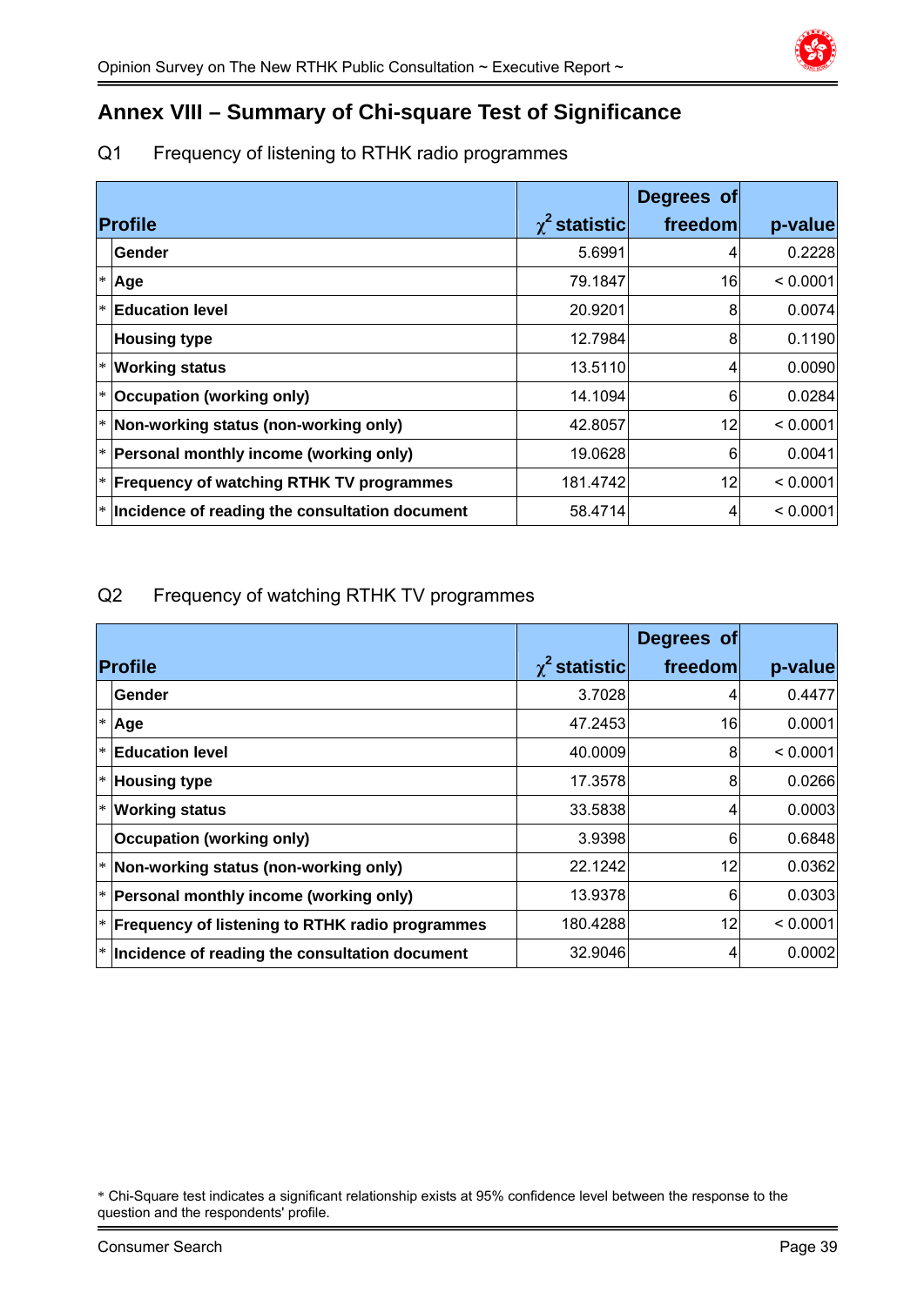## Annex VIII – Summary of Chi-square Test of Significance

Q1 Frequency of listening to RTHK radio programmes

| | Profile | $\chi^2$ statistic | Degrees of freedom | p-value |
|---|---|---|---|---|
| | Gender | 5.6991 | 4 | 0.2228 |
| * | Age | 79.1847 | 16 | < 0.0001 |
| * | Education level | 20.9201 | 8 | 0.0074 |
| | Housing type | 12.7984 | 8 | 0.1190 |
| * | Working status | 13.5110 | 4 | 0.0090 |
| * | Occupation (working only) | 14.1094 | 6 | 0.0284 |
| * | Non-working status (non-working only) | 42.8057 | 12 | < 0.0001 |
| * | Personal monthly income (working only) | 19.0628 | 6 | 0.0041 |
| * | Frequency of watching RTHK TV programmes | 181.4742 | 12 | < 0.0001 |
| * | Incidence of reading the consultation document | 58.4714 | 4 | < 0.0001 |

Q2 Frequency of watching RTHK TV programmes

| | Profile | $\chi^2$ statistic | Degrees of freedom | p-value |
|---|---|---|---|---|
| | Gender | 3.7028 | 4 | 0.4477 |
| * | Age | 47.2453 | 16 | 0.0001 |
| * | Education level | 40.0009 | 8 | < 0.0001 |
| * | Housing type | 17.3578 | 8 | 0.0266 |
| * | Working status | 33.5838 | 4 | 0.0003 |
| | Occupation (working only) | 3.9398 | 6 | 0.6848 |
| * | Non-working status (non-working only) | 22.1242 | 12 | 0.0362 |
| * | Personal monthly income (working only) | 13.9378 | 6 | 0.0303 |
| * | Frequency of listening to RTHK radio programmes | 180.4288 | 12 | < 0.0001 |
| * | Incidence of reading the consultation document | 32.9046 | 4 | 0.0002 |

* Chi-Square test indicates a significant relationship exists at 95% confidence level between the response to the question and the respondents' profile.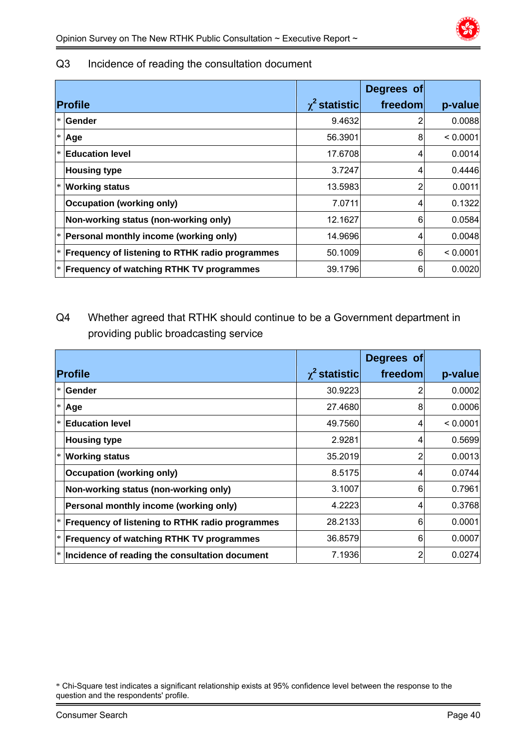Q3 Incidence of reading the consultation document

| | Profile | $\chi^2$ statistic | Degrees of freedom | p-value |
|---|---|---|---|---|
| * | Gender | 9.4632 | 2 | 0.0088 |
| * | Age | 56.3901 | 8 | < 0.0001 |
| * | Education level | 17.6708 | 4 | 0.0014 |
| | Housing type | 3.7247 | 4 | 0.4446 |
| * | Working status | 13.5983 | 2 | 0.0011 |
| | Occupation (working only) | 7.0711 | 4 | 0.1322 |
| | Non-working status (non-working only) | 12.1627 | 6 | 0.0584 |
| * | Personal monthly income (working only) | 14.9696 | 4 | 0.0048 |
| * | Frequency of listening to RTHK radio programmes | 50.1009 | 6 | < 0.0001 |
| * | Frequency of watching RTHK TV programmes | 39.1796 | 6 | 0.0020 |

Q4 Whether agreed that RTHK should continue to be a Government department in providing public broadcasting service

| | Profile | $\chi^2$ statistic | Degrees of freedom | p-value |
|---|---|---|---|---|
| * | Gender | 30.9223 | 2 | 0.0002 |
| * | Age | 27.4680 | 8 | 0.0006 |
| * | Education level | 49.7560 | 4 | < 0.0001 |
| | Housing type | 2.9281 | 4 | 0.5699 |
| * | Working status | 35.2019 | 2 | 0.0013 |
| | Occupation (working only) | 8.5175 | 4 | 0.0744 |
| | Non-working status (non-working only) | 3.1007 | 6 | 0.7961 |
| | Personal monthly income (working only) | 4.2223 | 4 | 0.3768 |
| * | Frequency of listening to RTHK radio programmes | 28.2133 | 6 | 0.0001 |
| * | Frequency of watching RTHK TV programmes | 36.8579 | 6 | 0.0007 |
| * | Incidence of reading the consultation document | 7.1936 | 2 | 0.0274 |

* Chi-Square test indicates a significant relationship exists at 95% confidence level between the response to the question and the respondents' profile.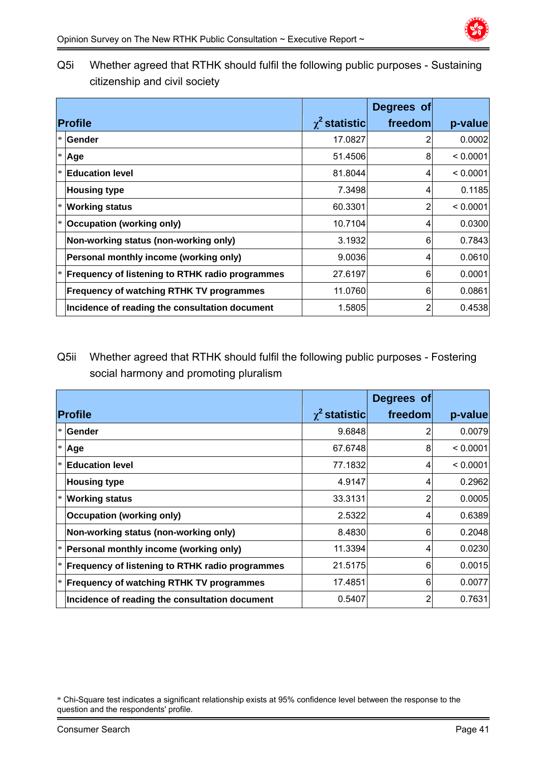Q5i Whether agreed that RTHK should fulfil the following public purposes - Sustaining citizenship and civil society

| | Profile | $\chi^2$ statistic | Degrees of freedom | p-value |
|---|---|---|---|---|
| * | **Gender** | 17.0827 | 2 | 0.0002 |
| * | **Age** | 51.4506 | 8 | < 0.0001 |
| * | **Education level** | 81.8044 | 4 | < 0.0001 |
| | **Housing type** | 7.3498 | 4 | 0.1185 |
| * | **Working status** | 60.3301 | 2 | < 0.0001 |
| * | **Occupation (working only)** | 10.7104 | 4 | 0.0300 |
| | **Non-working status (non-working only)** | 3.1932 | 6 | 0.7843 |
| | **Personal monthly income (working only)** | 9.0036 | 4 | 0.0610 |
| * | **Frequency of listening to RTHK radio programmes** | 27.6197 | 6 | 0.0001 |
| | **Frequency of watching RTHK TV programmes** | 11.0760 | 6 | 0.0861 |
| | **Incidence of reading the consultation document** | 1.5805 | 2 | 0.4538 |

Q5ii Whether agreed that RTHK should fulfil the following public purposes - Fostering social harmony and promoting pluralism

| | Profile | $\chi^2$ statistic | Degrees of freedom | p-value |
|---|---|---|---|---|
| * | **Gender** | 9.6848 | 2 | 0.0079 |
| * | **Age** | 67.6748 | 8 | < 0.0001 |
| * | **Education level** | 77.1832 | 4 | < 0.0001 |
| | **Housing type** | 4.9147 | 4 | 0.2962 |
| * | **Working status** | 33.3131 | 2 | 0.0005 |
| | **Occupation (working only)** | 2.5322 | 4 | 0.6389 |
| | **Non-working status (non-working only)** | 8.4830 | 6 | 0.2048 |
| * | **Personal monthly income (working only)** | 11.3394 | 4 | 0.0230 |
| * | **Frequency of listening to RTHK radio programmes** | 21.5175 | 6 | 0.0015 |
| * | **Frequency of watching RTHK TV programmes** | 17.4851 | 6 | 0.0077 |
| | **Incidence of reading the consultation document** | 0.5407 | 2 | 0.7631 |

* Chi-Square test indicates a significant relationship exists at 95% confidence level between the response to the question and the respondents' profile.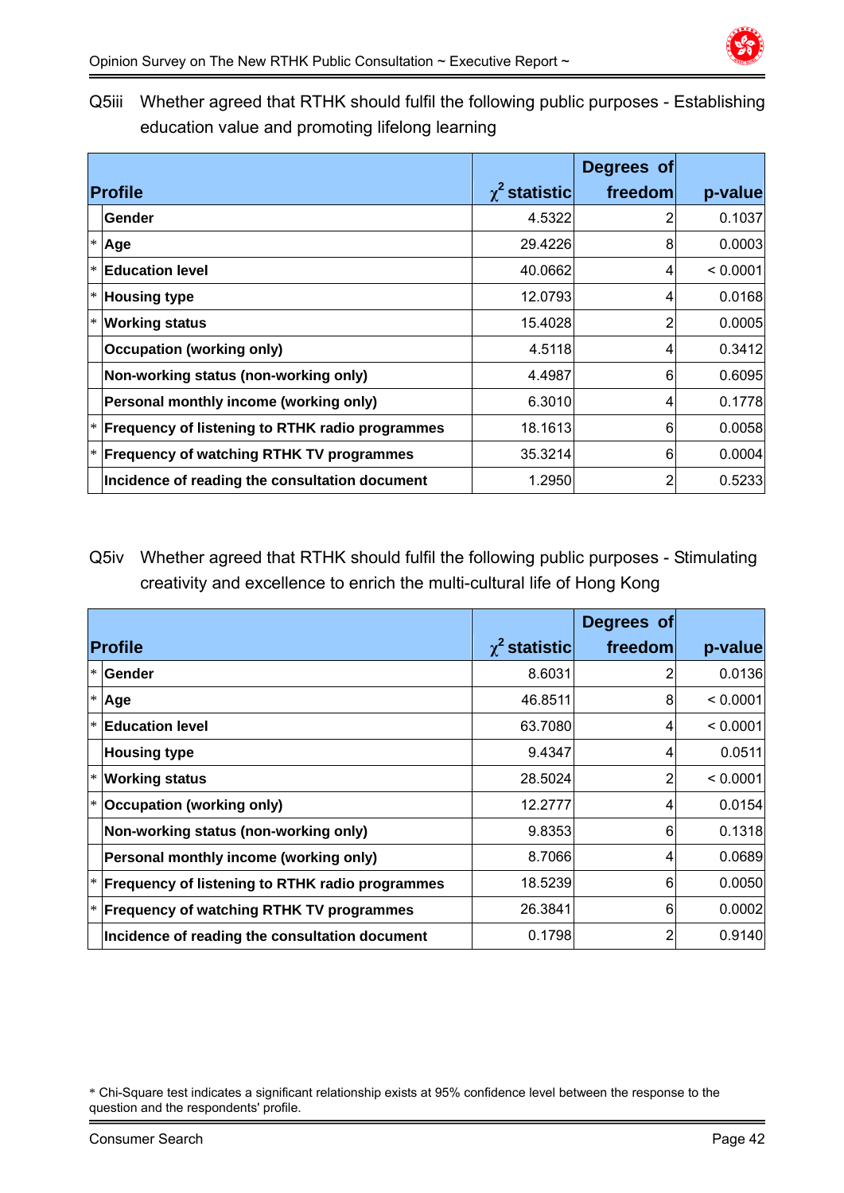Q5iii Whether agreed that RTHK should fulfil the following public purposes - Establishing education value and promoting lifelong learning

| | Profile | $\chi^2$ statistic | Degrees of freedom | p-value |
|---|---|---|---|---|
| | Gender | 4.5322 | 2 | 0.1037 |
| * | Age | 29.4226 | 8 | 0.0003 |
| * | Education level | 40.0662 | 4 | < 0.0001 |
| * | Housing type | 12.0793 | 4 | 0.0168 |
| * | Working status | 15.4028 | 2 | 0.0005 |
| | Occupation (working only) | 4.5118 | 4 | 0.3412 |
| | Non-working status (non-working only) | 4.4987 | 6 | 0.6095 |
| | Personal monthly income (working only) | 6.3010 | 4 | 0.1778 |
| * | Frequency of listening to RTHK radio programmes | 18.1613 | 6 | 0.0058 |
| * | Frequency of watching RTHK TV programmes | 35.3214 | 6 | 0.0004 |
| | Incidence of reading the consultation document | 1.2950 | 2 | 0.5233 |

Q5iv Whether agreed that RTHK should fulfil the following public purposes - Stimulating creativity and excellence to enrich the multi-cultural life of Hong Kong

| | Profile | $\chi^2$ statistic | Degrees of freedom | p-value |
|---|---|---|---|---|
| * | Gender | 8.6031 | 2 | 0.0136 |
| * | Age | 46.8511 | 8 | < 0.0001 |
| * | Education level | 63.7080 | 4 | < 0.0001 |
| | Housing type | 9.4347 | 4 | 0.0511 |
| * | Working status | 28.5024 | 2 | < 0.0001 |
| * | Occupation (working only) | 12.2777 | 4 | 0.0154 |
| | Non-working status (non-working only) | 9.8353 | 6 | 0.1318 |
| | Personal monthly income (working only) | 8.7066 | 4 | 0.0689 |
| * | Frequency of listening to RTHK radio programmes | 18.5239 | 6 | 0.0050 |
| * | Frequency of watching RTHK TV programmes | 26.3841 | 6 | 0.0002 |
| | Incidence of reading the consultation document | 0.1798 | 2 | 0.9140 |

* Chi-Square test indicates a significant relationship exists at 95% confidence level between the response to the question and the respondents' profile.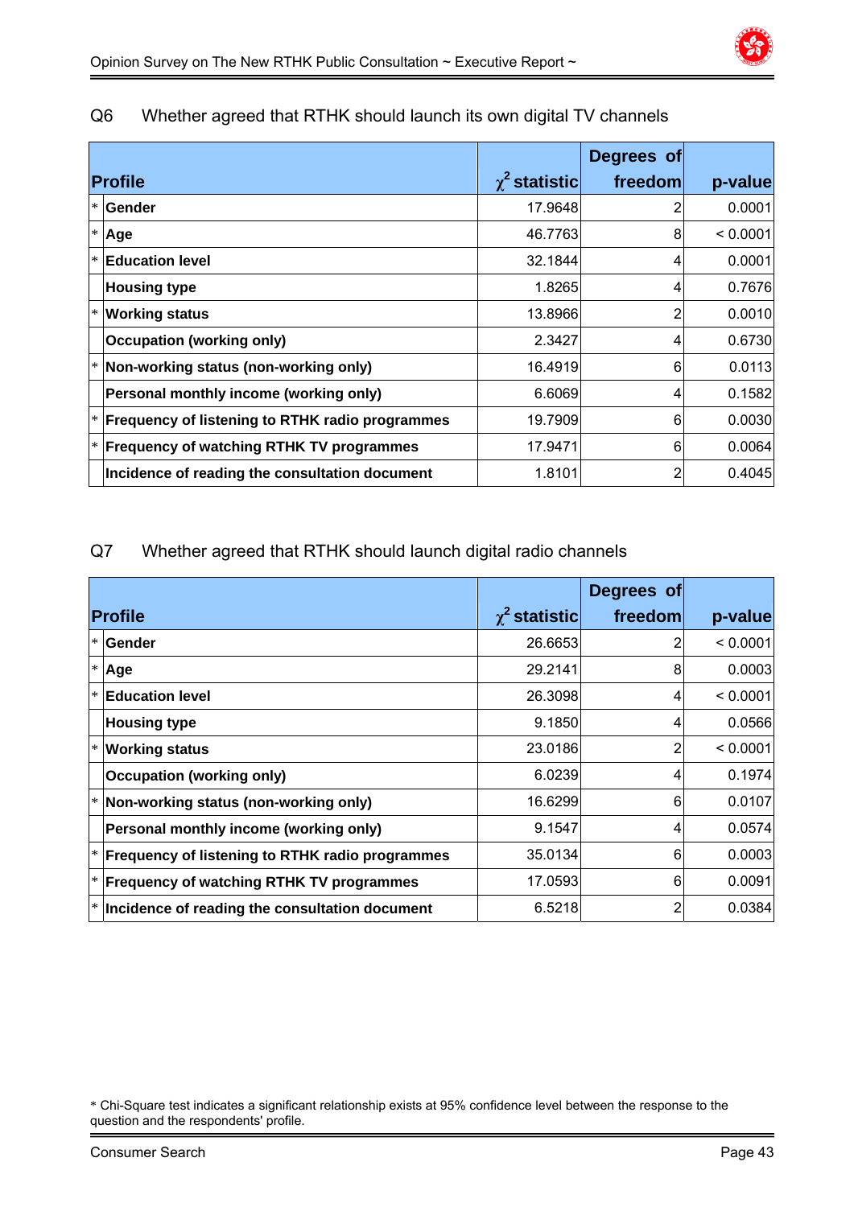Q6 Whether agreed that RTHK should launch its own digital TV channels

| | Profile | $\chi^2$ statistic | Degrees of freedom | p-value |
|---|---|---|---|---|
| * | Gender | 17.9648 | 2 | 0.0001 |
| * | Age | 46.7763 | 8 | < 0.0001 |
| * | Education level | 32.1844 | 4 | 0.0001 |
| | Housing type | 1.8265 | 4 | 0.7676 |
| * | Working status | 13.8966 | 2 | 0.0010 |
| | Occupation (working only) | 2.3427 | 4 | 0.6730 |
| * | Non-working status (non-working only) | 16.4919 | 6 | 0.0113 |
| | Personal monthly income (working only) | 6.6069 | 4 | 0.1582 |
| * | Frequency of listening to RTHK radio programmes | 19.7909 | 6 | 0.0030 |
| * | Frequency of watching RTHK TV programmes | 17.9471 | 6 | 0.0064 |
| | Incidence of reading the consultation document | 1.8101 | 2 | 0.4045 |

Q7 Whether agreed that RTHK should launch digital radio channels

| | Profile | $\chi^2$ statistic | Degrees of freedom | p-value |
|---|---|---|---|---|
| * | Gender | 26.6653 | 2 | < 0.0001 |
| * | Age | 29.2141 | 8 | 0.0003 |
| * | Education level | 26.3098 | 4 | < 0.0001 |
| | Housing type | 9.1850 | 4 | 0.0566 |
| * | Working status | 23.0186 | 2 | < 0.0001 |
| | Occupation (working only) | 6.0239 | 4 | 0.1974 |
| * | Non-working status (non-working only) | 16.6299 | 6 | 0.0107 |
| | Personal monthly income (working only) | 9.1547 | 4 | 0.0574 |
| * | Frequency of listening to RTHK radio programmes | 35.0134 | 6 | 0.0003 |
| * | Frequency of watching RTHK TV programmes | 17.0593 | 6 | 0.0091 |
| * | Incidence of reading the consultation document | 6.5218 | 2 | 0.0384 |

* Chi-Square test indicates a significant relationship exists at 95% confidence level between the response to the question and the respondents' profile.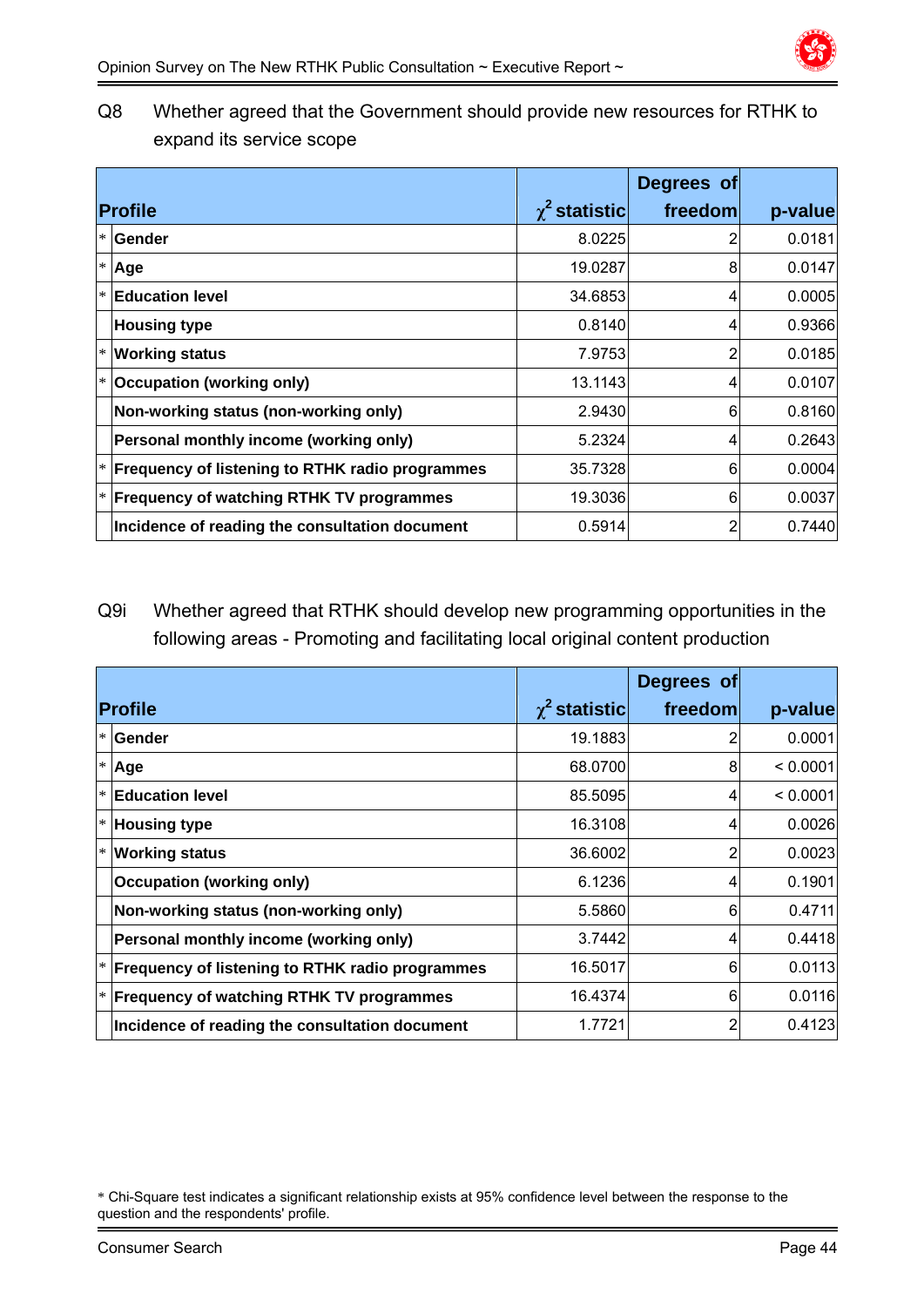Q8 Whether agreed that the Government should provide new resources for RTHK to expand its service scope

| | Profile | $\chi^2$ statistic | Degrees of freedom | p-value |
|---|---|---|---|---|
| * | **Gender** | 8.0225 | 2 | 0.0181 |
| * | **Age** | 19.0287 | 8 | 0.0147 |
| * | **Education level** | 34.6853 | 4 | 0.0005 |
| | **Housing type** | 0.8140 | 4 | 0.9366 |
| * | **Working status** | 7.9753 | 2 | 0.0185 |
| * | **Occupation (working only)** | 13.1143 | 4 | 0.0107 |
| | **Non-working status (non-working only)** | 2.9430 | 6 | 0.8160 |
| | **Personal monthly income (working only)** | 5.2324 | 4 | 0.2643 |
| * | **Frequency of listening to RTHK radio programmes** | 35.7328 | 6 | 0.0004 |
| * | **Frequency of watching RTHK TV programmes** | 19.3036 | 6 | 0.0037 |
| | **Incidence of reading the consultation document** | 0.5914 | 2 | 0.7440 |

Q9i Whether agreed that RTHK should develop new programming opportunities in the following areas - Promoting and facilitating local original content production

| | Profile | $\chi^2$ statistic | Degrees of freedom | p-value |
|---|---|---|---|---|
| * | **Gender** | 19.1883 | 2 | 0.0001 |
| * | **Age** | 68.0700 | 8 | < 0.0001 |
| * | **Education level** | 85.5095 | 4 | < 0.0001 |
| * | **Housing type** | 16.3108 | 4 | 0.0026 |
| * | **Working status** | 36.6002 | 2 | 0.0023 |
| | **Occupation (working only)** | 6.1236 | 4 | 0.1901 |
| | **Non-working status (non-working only)** | 5.5860 | 6 | 0.4711 |
| | **Personal monthly income (working only)** | 3.7442 | 4 | 0.4418 |
| * | **Frequency of listening to RTHK radio programmes** | 16.5017 | 6 | 0.0113 |
| * | **Frequency of watching RTHK TV programmes** | 16.4374 | 6 | 0.0116 |
| | **Incidence of reading the consultation document** | 1.7721 | 2 | 0.4123 |

* Chi-Square test indicates a significant relationship exists at 95% confidence level between the response to the question and the respondents' profile.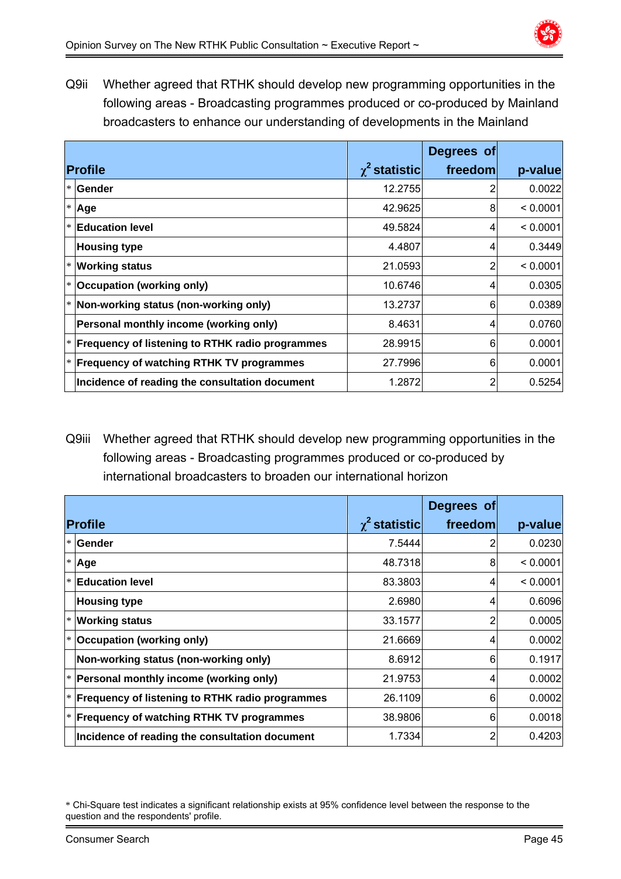Q9ii Whether agreed that RTHK should develop new programming opportunities in the following areas - Broadcasting programmes produced or co-produced by Mainland broadcasters to enhance our understanding of developments in the Mainland

| | Profile | $\chi^2$ statistic | Degrees of freedom | p-value |
|---|---|---|---|---|
| * | Gender | 12.2755 | 2 | 0.0022 |
| * | Age | 42.9625 | 8 | < 0.0001 |
| * | Education level | 49.5824 | 4 | < 0.0001 |
| | Housing type | 4.4807 | 4 | 0.3449 |
| * | Working status | 21.0593 | 2 | < 0.0001 |
| * | Occupation (working only) | 10.6746 | 4 | 0.0305 |
| * | Non-working status (non-working only) | 13.2737 | 6 | 0.0389 |
| | Personal monthly income (working only) | 8.4631 | 4 | 0.0760 |
| * | Frequency of listening to RTHK radio programmes | 28.9915 | 6 | 0.0001 |
| * | Frequency of watching RTHK TV programmes | 27.7996 | 6 | 0.0001 |
| | Incidence of reading the consultation document | 1.2872 | 2 | 0.5254 |

Q9iii Whether agreed that RTHK should develop new programming opportunities in the following areas - Broadcasting programmes produced or co-produced by international broadcasters to broaden our international horizon

| | Profile | $\chi^2$ statistic | Degrees of freedom | p-value |
|---|---|---|---|---|
| * | Gender | 7.5444 | 2 | 0.0230 |
| * | Age | 48.7318 | 8 | < 0.0001 |
| * | Education level | 83.3803 | 4 | < 0.0001 |
| | Housing type | 2.6980 | 4 | 0.6096 |
| * | Working status | 33.1577 | 2 | 0.0005 |
| * | Occupation (working only) | 21.6669 | 4 | 0.0002 |
| | Non-working status (non-working only) | 8.6912 | 6 | 0.1917 |
| * | Personal monthly income (working only) | 21.9753 | 4 | 0.0002 |
| * | Frequency of listening to RTHK radio programmes | 26.1109 | 6 | 0.0002 |
| * | Frequency of watching RTHK TV programmes | 38.9806 | 6 | 0.0018 |
| | Incidence of reading the consultation document | 1.7334 | 2 | 0.4203 |

* Chi-Square test indicates a significant relationship exists at 95% confidence level between the response to the question and the respondents' profile.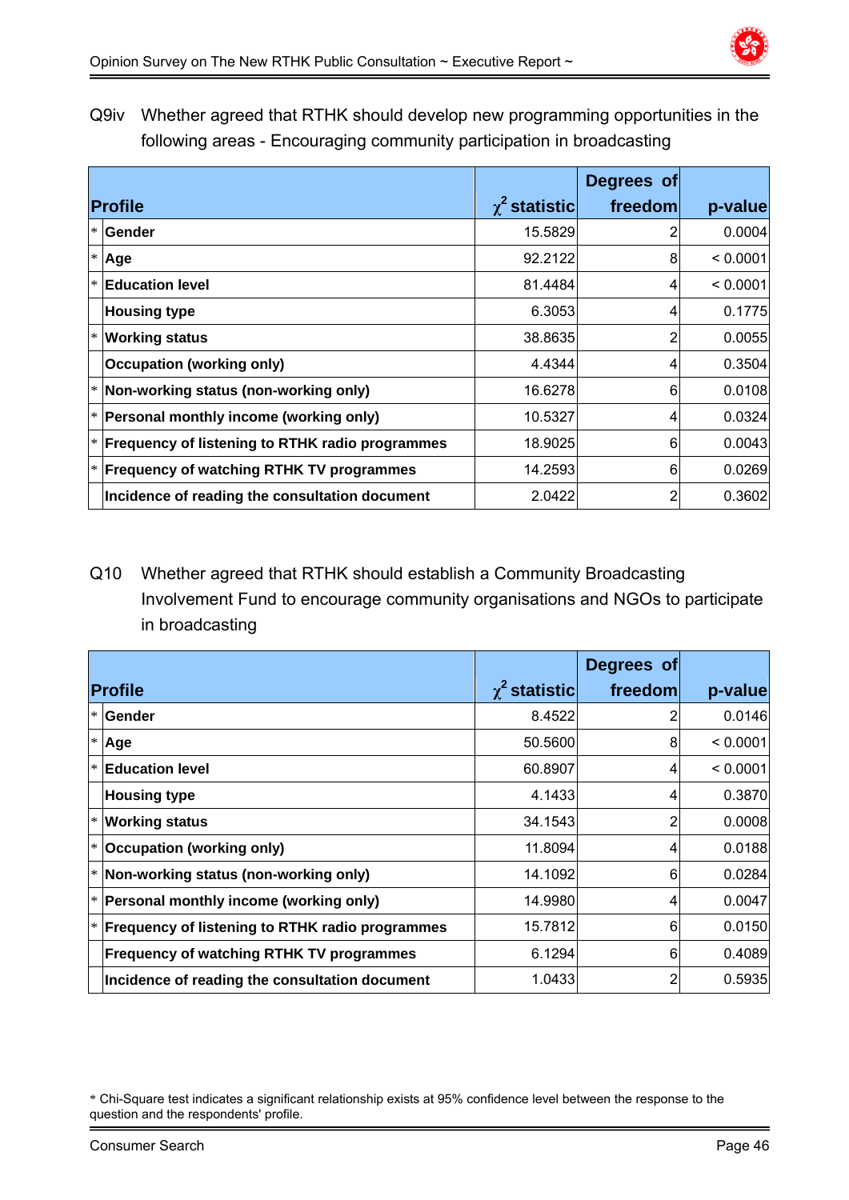Q9iv Whether agreed that RTHK should develop new programming opportunities in the following areas - Encouraging community participation in broadcasting

| | Profile | $\chi^2$ statistic | Degrees of freedom | p-value |
|---|---|---|---|---|
| * | Gender | 15.5829 | 2 | 0.0004 |
| * | Age | 92.2122 | 8 | < 0.0001 |
| * | Education level | 81.4484 | 4 | < 0.0001 |
| | Housing type | 6.3053 | 4 | 0.1775 |
| * | Working status | 38.8635 | 2 | 0.0055 |
| | Occupation (working only) | 4.4344 | 4 | 0.3504 |
| * | Non-working status (non-working only) | 16.6278 | 6 | 0.0108 |
| * | Personal monthly income (working only) | 10.5327 | 4 | 0.0324 |
| * | Frequency of listening to RTHK radio programmes | 18.9025 | 6 | 0.0043 |
| * | Frequency of watching RTHK TV programmes | 14.2593 | 6 | 0.0269 |
| | Incidence of reading the consultation document | 2.0422 | 2 | 0.3602 |

Q10 Whether agreed that RTHK should establish a Community Broadcasting Involvement Fund to encourage community organisations and NGOs to participate in broadcasting

| | Profile | $\chi^2$ statistic | Degrees of freedom | p-value |
|---|---|---|---|---|
| * | Gender | 8.4522 | 2 | 0.0146 |
| * | Age | 50.5600 | 8 | < 0.0001 |
| * | Education level | 60.8907 | 4 | < 0.0001 |
| | Housing type | 4.1433 | 4 | 0.3870 |
| * | Working status | 34.1543 | 2 | 0.0008 |
| * | Occupation (working only) | 11.8094 | 4 | 0.0188 |
| * | Non-working status (non-working only) | 14.1092 | 6 | 0.0284 |
| * | Personal monthly income (working only) | 14.9980 | 4 | 0.0047 |
| * | Frequency of listening to RTHK radio programmes | 15.7812 | 6 | 0.0150 |
| | Frequency of watching RTHK TV programmes | 6.1294 | 6 | 0.4089 |
| | Incidence of reading the consultation document | 1.0433 | 2 | 0.5935 |

* Chi-Square test indicates a significant relationship exists at 95% confidence level between the response to the question and the respondents' profile.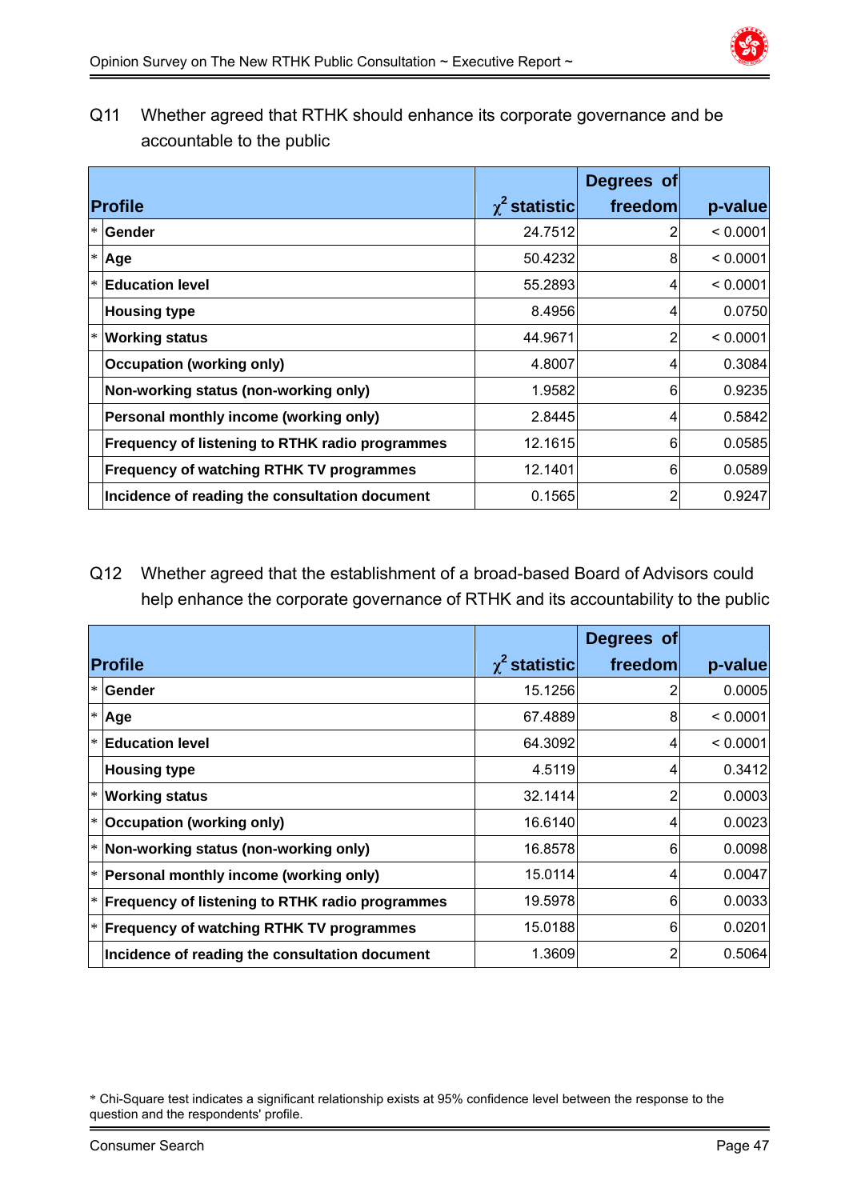Q11 Whether agreed that RTHK should enhance its corporate governance and be accountable to the public

| | Profile | $\chi^2$ statistic | Degrees of freedom | p-value |
|---|---|---|---|---|
| * | **Gender** | 24.7512 | 2 | < 0.0001 |
| * | **Age** | 50.4232 | 8 | < 0.0001 |
| * | **Education level** | 55.2893 | 4 | < 0.0001 |
| | **Housing type** | 8.4956 | 4 | 0.0750 |
| * | **Working status** | 44.9671 | 2 | < 0.0001 |
| | **Occupation (working only)** | 4.8007 | 4 | 0.3084 |
| | **Non-working status (non-working only)** | 1.9582 | 6 | 0.9235 |
| | **Personal monthly income (working only)** | 2.8445 | 4 | 0.5842 |
| | **Frequency of listening to RTHK radio programmes** | 12.1615 | 6 | 0.0585 |
| | **Frequency of watching RTHK TV programmes** | 12.1401 | 6 | 0.0589 |
| | **Incidence of reading the consultation document** | 0.1565 | 2 | 0.9247 |

Q12 Whether agreed that the establishment of a broad-based Board of Advisors could help enhance the corporate governance of RTHK and its accountability to the public

| | Profile | $\chi^2$ statistic | Degrees of freedom | p-value |
|---|---|---|---|---|
| * | **Gender** | 15.1256 | 2 | 0.0005 |
| * | **Age** | 67.4889 | 8 | < 0.0001 |
| * | **Education level** | 64.3092 | 4 | < 0.0001 |
| | **Housing type** | 4.5119 | 4 | 0.3412 |
| * | **Working status** | 32.1414 | 2 | 0.0003 |
| * | **Occupation (working only)** | 16.6140 | 4 | 0.0023 |
| * | **Non-working status (non-working only)** | 16.8578 | 6 | 0.0098 |
| * | **Personal monthly income (working only)** | 15.0114 | 4 | 0.0047 |
| * | **Frequency of listening to RTHK radio programmes** | 19.5978 | 6 | 0.0033 |
| * | **Frequency of watching RTHK TV programmes** | 15.0188 | 6 | 0.0201 |
| | **Incidence of reading the consultation document** | 1.3609 | 2 | 0.5064 |

* Chi-Square test indicates a significant relationship exists at 95% confidence level between the response to the question and the respondents' profile.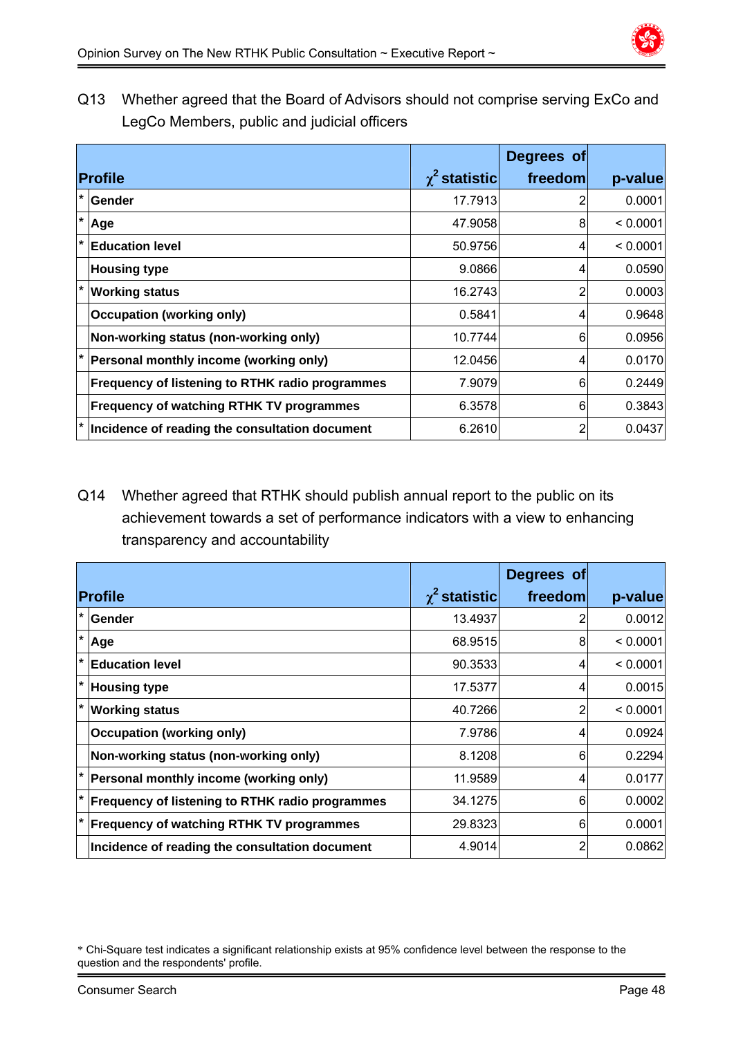Q13 Whether agreed that the Board of Advisors should not comprise serving ExCo and LegCo Members, public and judicial officers

| | Profile | $\chi^2$ statistic | Degrees of freedom | p-value |
|---|---|---|---|---|
| * | Gender | 17.7913 | 2 | 0.0001 |
| * | Age | 47.9058 | 8 | < 0.0001 |
| * | Education level | 50.9756 | 4 | < 0.0001 |
| | Housing type | 9.0866 | 4 | 0.0590 |
| * | Working status | 16.2743 | 2 | 0.0003 |
| | Occupation (working only) | 0.5841 | 4 | 0.9648 |
| | Non-working status (non-working only) | 10.7744 | 6 | 0.0956 |
| * | Personal monthly income (working only) | 12.0456 | 4 | 0.0170 |
| | Frequency of listening to RTHK radio programmes | 7.9079 | 6 | 0.2449 |
| | Frequency of watching RTHK TV programmes | 6.3578 | 6 | 0.3843 |
| * | Incidence of reading the consultation document | 6.2610 | 2 | 0.0437 |

Q14 Whether agreed that RTHK should publish annual report to the public on its achievement towards a set of performance indicators with a view to enhancing transparency and accountability

| | Profile | $\chi^2$ statistic | Degrees of freedom | p-value |
|---|---|---|---|---|
| * | Gender | 13.4937 | 2 | 0.0012 |
| * | Age | 68.9515 | 8 | < 0.0001 |
| * | Education level | 90.3533 | 4 | < 0.0001 |
| * | Housing type | 17.5377 | 4 | 0.0015 |
| * | Working status | 40.7266 | 2 | < 0.0001 |
| | Occupation (working only) | 7.9786 | 4 | 0.0924 |
| | Non-working status (non-working only) | 8.1208 | 6 | 0.2294 |
| * | Personal monthly income (working only) | 11.9589 | 4 | 0.0177 |
| * | Frequency of listening to RTHK radio programmes | 34.1275 | 6 | 0.0002 |
| * | Frequency of watching RTHK TV programmes | 29.8323 | 6 | 0.0001 |
| | Incidence of reading the consultation document | 4.9014 | 2 | 0.0862 |

* Chi-Square test indicates a significant relationship exists at 95% confidence level between the response to the question and the respondents' profile.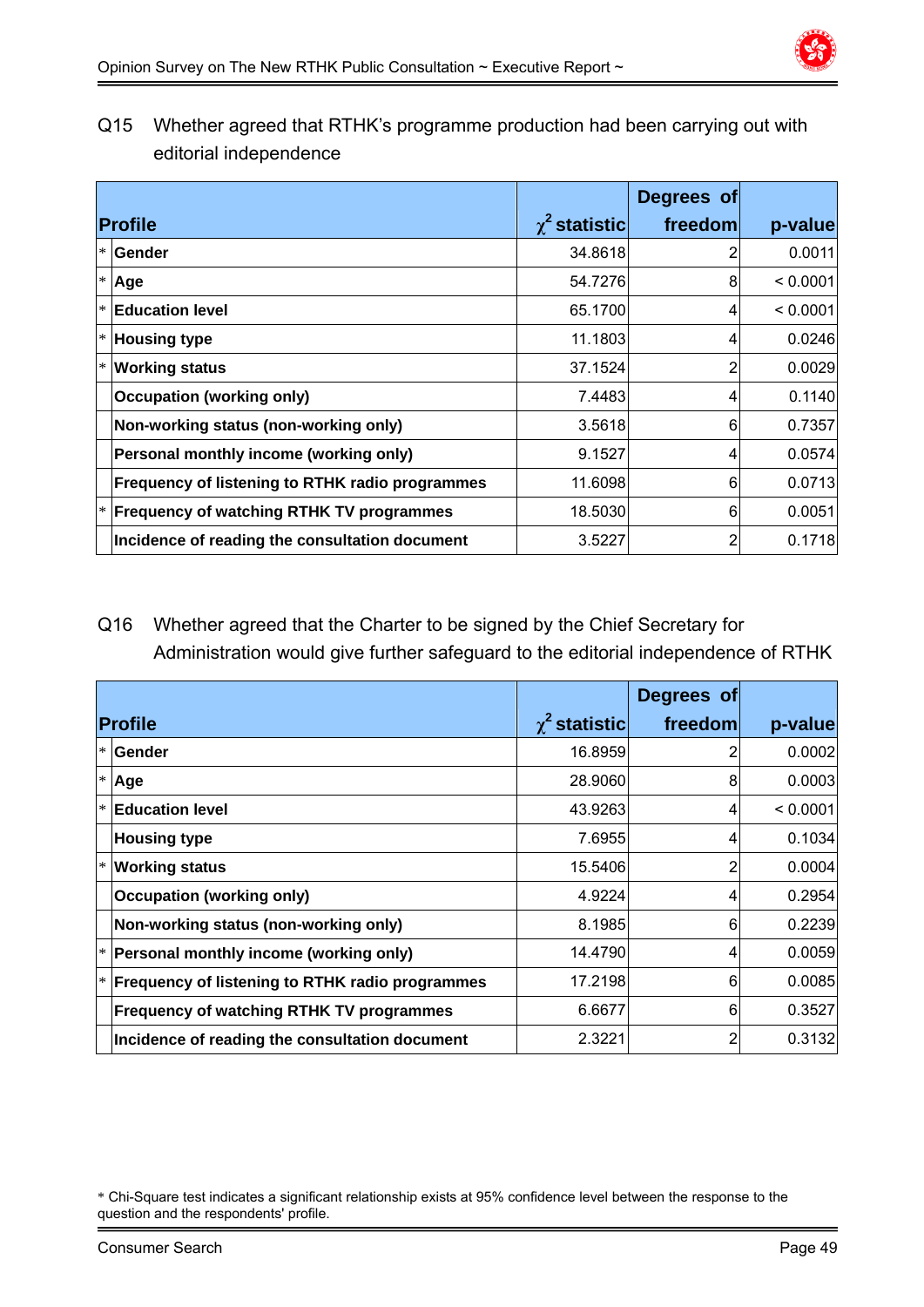Q15 Whether agreed that RTHK's programme production had been carrying out with editorial independence

| | Profile | $\chi^2$ statistic | Degrees of freedom | p-value |
|---|---|---|---|---|
| * | Gender | 34.8618 | 2 | 0.0011 |
| * | Age | 54.7276 | 8 | < 0.0001 |
| * | Education level | 65.1700 | 4 | < 0.0001 |
| * | Housing type | 11.1803 | 4 | 0.0246 |
| * | Working status | 37.1524 | 2 | 0.0029 |
| | Occupation (working only) | 7.4483 | 4 | 0.1140 |
| | Non-working status (non-working only) | 3.5618 | 6 | 0.7357 |
| | Personal monthly income (working only) | 9.1527 | 4 | 0.0574 |
| | Frequency of listening to RTHK radio programmes | 11.6098 | 6 | 0.0713 |
| * | Frequency of watching RTHK TV programmes | 18.5030 | 6 | 0.0051 |
| | Incidence of reading the consultation document | 3.5227 | 2 | 0.1718 |

Q16 Whether agreed that the Charter to be signed by the Chief Secretary for Administration would give further safeguard to the editorial independence of RTHK

| | Profile | $\chi^2$ statistic | Degrees of freedom | p-value |
|---|---|---|---|---|
| * | Gender | 16.8959 | 2 | 0.0002 |
| * | Age | 28.9060 | 8 | 0.0003 |
| * | Education level | 43.9263 | 4 | < 0.0001 |
| | Housing type | 7.6955 | 4 | 0.1034 |
| * | Working status | 15.5406 | 2 | 0.0004 |
| | Occupation (working only) | 4.9224 | 4 | 0.2954 |
| | Non-working status (non-working only) | 8.1985 | 6 | 0.2239 |
| * | Personal monthly income (working only) | 14.4790 | 4 | 0.0059 |
| * | Frequency of listening to RTHK radio programmes | 17.2198 | 6 | 0.0085 |
| | Frequency of watching RTHK TV programmes | 6.6677 | 6 | 0.3527 |
| | Incidence of reading the consultation document | 2.3221 | 2 | 0.3132 |

* Chi-Square test indicates a significant relationship exists at 95% confidence level between the response to the question and the respondents' profile.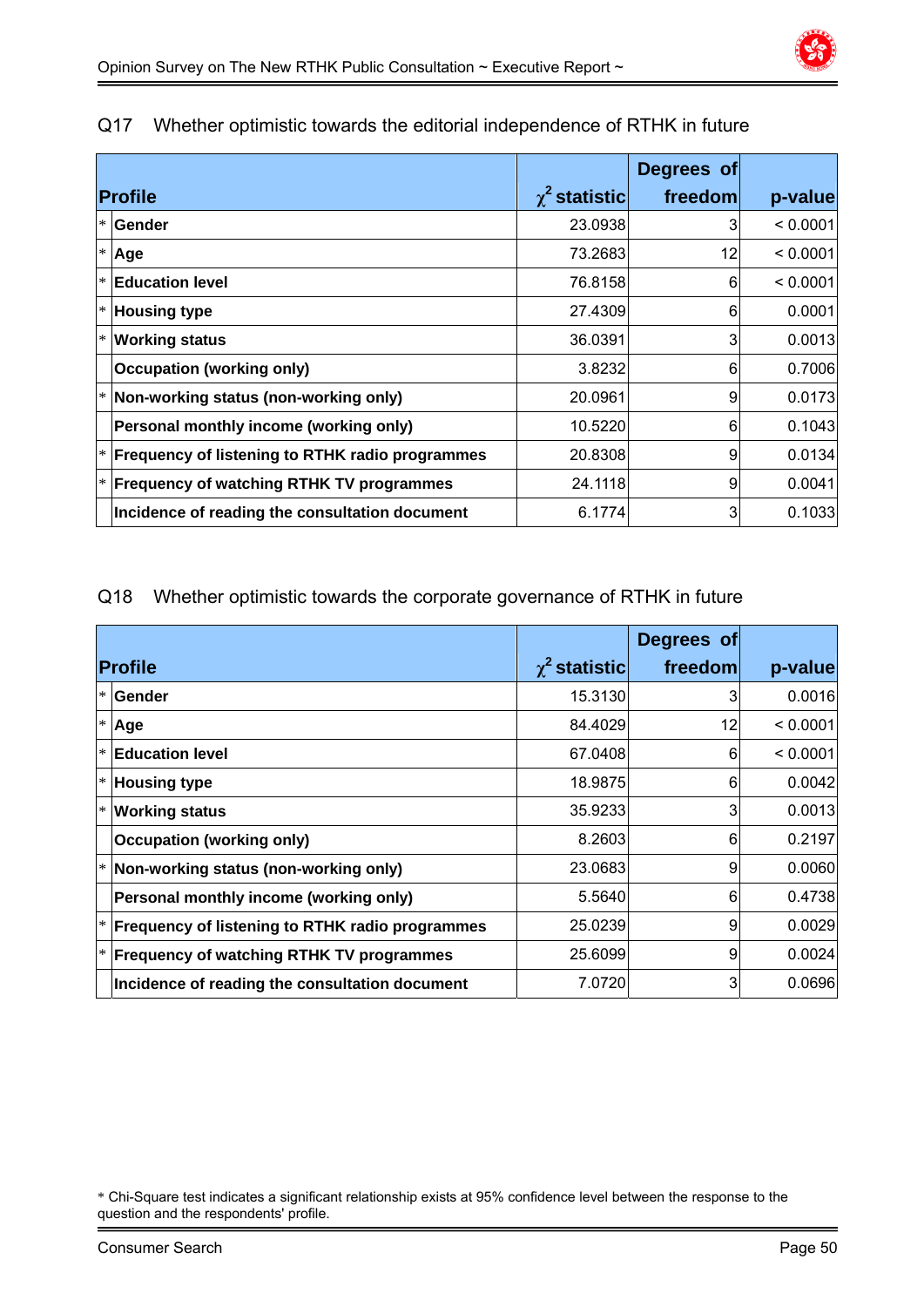Q17 Whether optimistic towards the editorial independence of RTHK in future

| | Profile | $\chi^2$ statistic | Degrees of freedom | p-value |
|---|---|---|---|---|
| * | **Gender** | 23.0938 | 3 | < 0.0001 |
| * | **Age** | 73.2683 | 12 | < 0.0001 |
| * | **Education level** | 76.8158 | 6 | < 0.0001 |
| * | **Housing type** | 27.4309 | 6 | 0.0001 |
| * | **Working status** | 36.0391 | 3 | 0.0013 |
| | **Occupation (working only)** | 3.8232 | 6 | 0.7006 |
| * | **Non-working status (non-working only)** | 20.0961 | 9 | 0.0173 |
| | **Personal monthly income (working only)** | 10.5220 | 6 | 0.1043 |
| * | **Frequency of listening to RTHK radio programmes** | 20.8308 | 9 | 0.0134 |
| * | **Frequency of watching RTHK TV programmes** | 24.1118 | 9 | 0.0041 |
| | **Incidence of reading the consultation document** | 6.1774 | 3 | 0.1033 |

Q18 Whether optimistic towards the corporate governance of RTHK in future

| | Profile | $\chi^2$ statistic | Degrees of freedom | p-value |
|---|---|---|---|---|
| * | **Gender** | 15.3130 | 3 | 0.0016 |
| * | **Age** | 84.4029 | 12 | < 0.0001 |
| * | **Education level** | 67.0408 | 6 | < 0.0001 |
| * | **Housing type** | 18.9875 | 6 | 0.0042 |
| * | **Working status** | 35.9233 | 3 | 0.0013 |
| | **Occupation (working only)** | 8.2603 | 6 | 0.2197 |
| * | **Non-working status (non-working only)** | 23.0683 | 9 | 0.0060 |
| | **Personal monthly income (working only)** | 5.5640 | 6 | 0.4738 |
| * | **Frequency of listening to RTHK radio programmes** | 25.0239 | 9 | 0.0029 |
| * | **Frequency of watching RTHK TV programmes** | 25.6099 | 9 | 0.0024 |
| | **Incidence of reading the consultation document** | 7.0720 | 3 | 0.0696 |

* Chi-Square test indicates a significant relationship exists at 95% confidence level between the response to the question and the respondents' profile.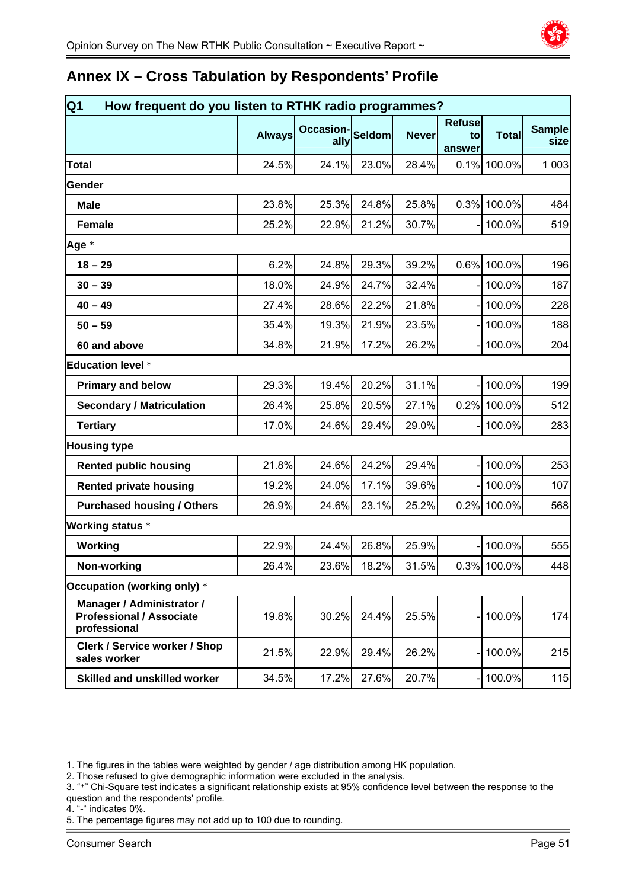## Annex IX – Cross Tabulation by Respondents' Profile

| Q1 How frequent do you listen to RTHK radio programmes? | Always | Occasion-ally | Seldom | Never | Refuse to answer | Total | Sample size |
|---|---|---|---|---|---|---|---|
| **Total** | 24.5% | 24.1% | 23.0% | 28.4% | 0.1% | 100.0% | 1 003 |
| **Gender** | | | | | | | |
| **Male** | 23.8% | 25.3% | 24.8% | 25.8% | 0.3% | 100.0% | 484 |
| **Female** | 25.2% | 22.9% | 21.2% | 30.7% | - | 100.0% | 519 |
| **Age** * | | | | | | | |
| **18 – 29** | 6.2% | 24.8% | 29.3% | 39.2% | 0.6% | 100.0% | 196 |
| **30 – 39** | 18.0% | 24.9% | 24.7% | 32.4% | - | 100.0% | 187 |
| **40 – 49** | 27.4% | 28.6% | 22.2% | 21.8% | - | 100.0% | 228 |
| **50 – 59** | 35.4% | 19.3% | 21.9% | 23.5% | - | 100.0% | 188 |
| **60 and above** | 34.8% | 21.9% | 17.2% | 26.2% | - | 100.0% | 204 |
| **Education level** * | | | | | | | |
| **Primary and below** | 29.3% | 19.4% | 20.2% | 31.1% | - | 100.0% | 199 |
| **Secondary / Matriculation** | 26.4% | 25.8% | 20.5% | 27.1% | 0.2% | 100.0% | 512 |
| **Tertiary** | 17.0% | 24.6% | 29.4% | 29.0% | - | 100.0% | 283 |
| **Housing type** | | | | | | | |
| **Rented public housing** | 21.8% | 24.6% | 24.2% | 29.4% | - | 100.0% | 253 |
| **Rented private housing** | 19.2% | 24.0% | 17.1% | 39.6% | - | 100.0% | 107 |
| **Purchased housing / Others** | 26.9% | 24.6% | 23.1% | 25.2% | 0.2% | 100.0% | 568 |
| **Working status** * | | | | | | | |
| **Working** | 22.9% | 24.4% | 26.8% | 25.9% | - | 100.0% | 555 |
| **Non-working** | 26.4% | 23.6% | 18.2% | 31.5% | 0.3% | 100.0% | 448 |
| **Occupation (working only)** * | | | | | | | |
| **Manager / Administrator / Professional / Associate professional** | 19.8% | 30.2% | 24.4% | 25.5% | - | 100.0% | 174 |
| **Clerk / Service worker / Shop sales worker** | 21.5% | 22.9% | 29.4% | 26.2% | - | 100.0% | 215 |
| **Skilled and unskilled worker** | 34.5% | 17.2% | 27.6% | 20.7% | - | 100.0% | 115 |

1. The figures in the tables were weighted by gender / age distribution among HK population.
2. Those refused to give demographic information were excluded in the analysis.
3. "*" Chi-Square test indicates a significant relationship exists at 95% confidence level between the response to the question and the respondents' profile.
4. "-" indicates 0%.
5. The percentage figures may not add up to 100 due to rounding.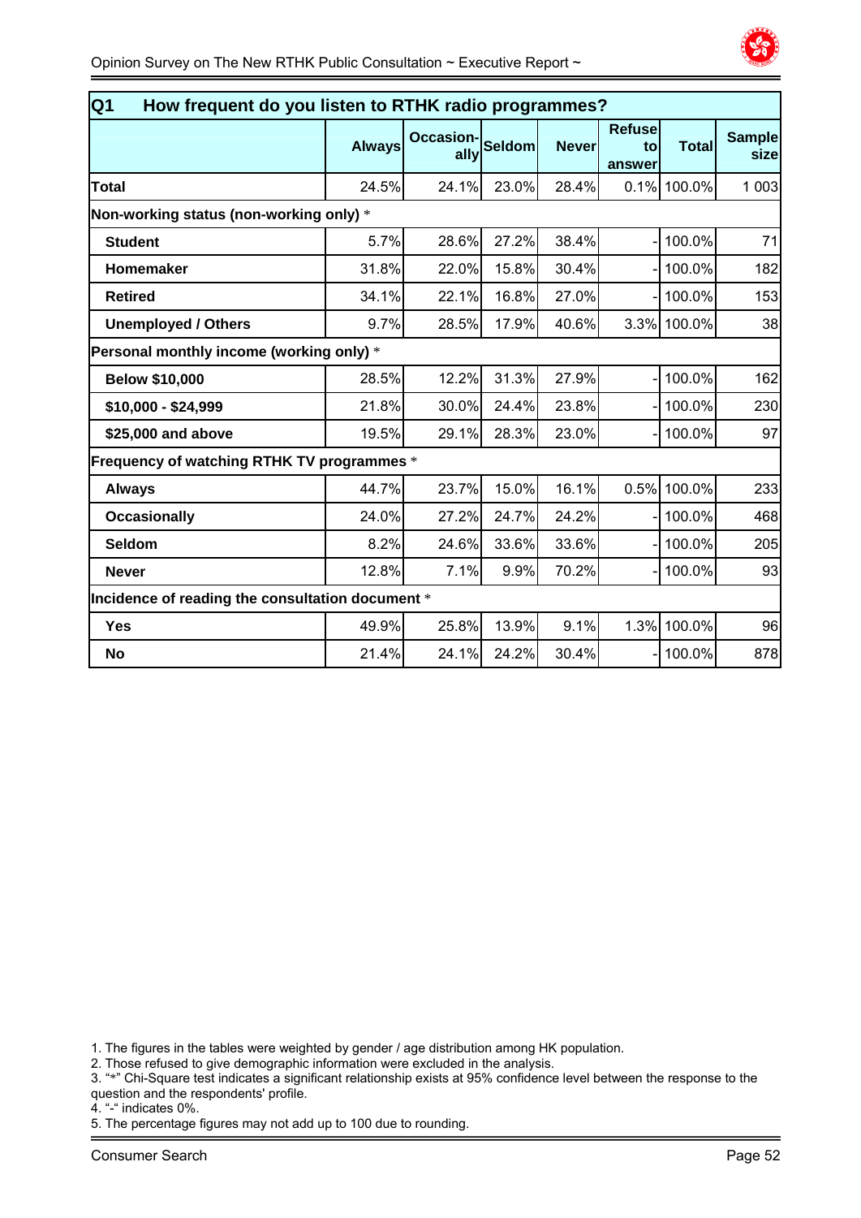| Q1 How frequent do you listen to RTHK radio programmes? | Always | Occasion-ally | Seldom | Never | Refuse to answer | Total | Sample size |
|---|---|---|---|---|---|---|---|
| **Total** | 24.5% | 24.1% | 23.0% | 28.4% | 0.1% | 100.0% | 1 003 |
| **Non-working status (non-working only) *** | | | | | | | |
| **Student** | 5.7% | 28.6% | 27.2% | 38.4% | - | 100.0% | 71 |
| **Homemaker** | 31.8% | 22.0% | 15.8% | 30.4% | - | 100.0% | 182 |
| **Retired** | 34.1% | 22.1% | 16.8% | 27.0% | - | 100.0% | 153 |
| **Unemployed / Others** | 9.7% | 28.5% | 17.9% | 40.6% | 3.3% | 100.0% | 38 |
| **Personal monthly income (working only) *** | | | | | | | |
| **Below $10,000** | 28.5% | 12.2% | 31.3% | 27.9% | - | 100.0% | 162 |
| **$10,000 - $24,999** | 21.8% | 30.0% | 24.4% | 23.8% | - | 100.0% | 230 |
| **$25,000 and above** | 19.5% | 29.1% | 28.3% | 23.0% | - | 100.0% | 97 |
| **Frequency of watching RTHK TV programmes *** | | | | | | | |
| **Always** | 44.7% | 23.7% | 15.0% | 16.1% | 0.5% | 100.0% | 233 |
| **Occasionally** | 24.0% | 27.2% | 24.7% | 24.2% | - | 100.0% | 468 |
| **Seldom** | 8.2% | 24.6% | 33.6% | 33.6% | - | 100.0% | 205 |
| **Never** | 12.8% | 7.1% | 9.9% | 70.2% | - | 100.0% | 93 |
| **Incidence of reading the consultation document *** | | | | | | | |
| **Yes** | 49.9% | 25.8% | 13.9% | 9.1% | 1.3% | 100.0% | 96 |
| **No** | 21.4% | 24.1% | 24.2% | 30.4% | - | 100.0% | 878 |

1. The figures in the tables were weighted by gender / age distribution among HK population.
2. Those refused to give demographic information were excluded in the analysis.
3. "*" Chi-Square test indicates a significant relationship exists at 95% confidence level between the response to the question and the respondents' profile.
4. "-" indicates 0%.
5. The percentage figures may not add up to 100 due to rounding.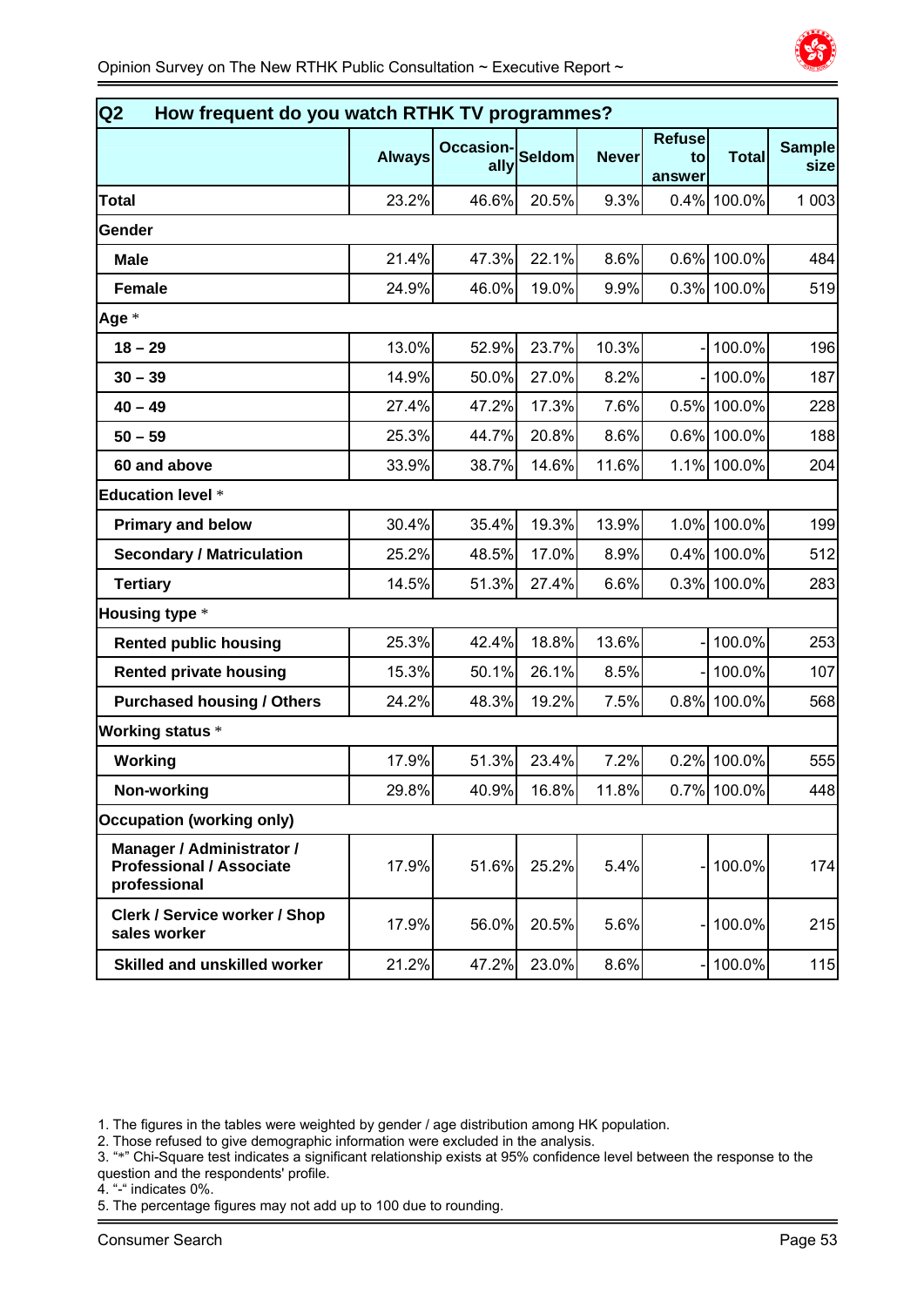| Q2 How frequent do you watch RTHK TV programmes? | Always | Occasion-ally | Seldom | Never | Refuse to answer | Total | Sample size |
|---|---|---|---|---|---|---|---|
| **Total** | 23.2% | 46.6% | 20.5% | 9.3% | 0.4% | 100.0% | 1 003 |
| **Gender** | | | | | | | |
| **Male** | 21.4% | 47.3% | 22.1% | 8.6% | 0.6% | 100.0% | 484 |
| **Female** | 24.9% | 46.0% | 19.0% | 9.9% | 0.3% | 100.0% | 519 |
| **Age** * | | | | | | | |
| **18 – 29** | 13.0% | 52.9% | 23.7% | 10.3% | - | 100.0% | 196 |
| **30 – 39** | 14.9% | 50.0% | 27.0% | 8.2% | - | 100.0% | 187 |
| **40 – 49** | 27.4% | 47.2% | 17.3% | 7.6% | 0.5% | 100.0% | 228 |
| **50 – 59** | 25.3% | 44.7% | 20.8% | 8.6% | 0.6% | 100.0% | 188 |
| **60 and above** | 33.9% | 38.7% | 14.6% | 11.6% | 1.1% | 100.0% | 204 |
| **Education level** * | | | | | | | |
| **Primary and below** | 30.4% | 35.4% | 19.3% | 13.9% | 1.0% | 100.0% | 199 |
| **Secondary / Matriculation** | 25.2% | 48.5% | 17.0% | 8.9% | 0.4% | 100.0% | 512 |
| **Tertiary** | 14.5% | 51.3% | 27.4% | 6.6% | 0.3% | 100.0% | 283 |
| **Housing type** * | | | | | | | |
| **Rented public housing** | 25.3% | 42.4% | 18.8% | 13.6% | - | 100.0% | 253 |
| **Rented private housing** | 15.3% | 50.1% | 26.1% | 8.5% | - | 100.0% | 107 |
| **Purchased housing / Others** | 24.2% | 48.3% | 19.2% | 7.5% | 0.8% | 100.0% | 568 |
| **Working status** * | | | | | | | |
| **Working** | 17.9% | 51.3% | 23.4% | 7.2% | 0.2% | 100.0% | 555 |
| **Non-working** | 29.8% | 40.9% | 16.8% | 11.8% | 0.7% | 100.0% | 448 |
| **Occupation (working only)** | | | | | | | |
| **Manager / Administrator / Professional / Associate professional** | 17.9% | 51.6% | 25.2% | 5.4% | - | 100.0% | 174 |
| **Clerk / Service worker / Shop sales worker** | 17.9% | 56.0% | 20.5% | 5.6% | - | 100.0% | 215 |
| **Skilled and unskilled worker** | 21.2% | 47.2% | 23.0% | 8.6% | - | 100.0% | 115 |

1. The figures in the tables were weighted by gender / age distribution among HK population.
2. Those refused to give demographic information were excluded in the analysis.
3. "*" Chi-Square test indicates a significant relationship exists at 95% confidence level between the response to the question and the respondents' profile.
4. "-" indicates 0%.
5. The percentage figures may not add up to 100 due to rounding.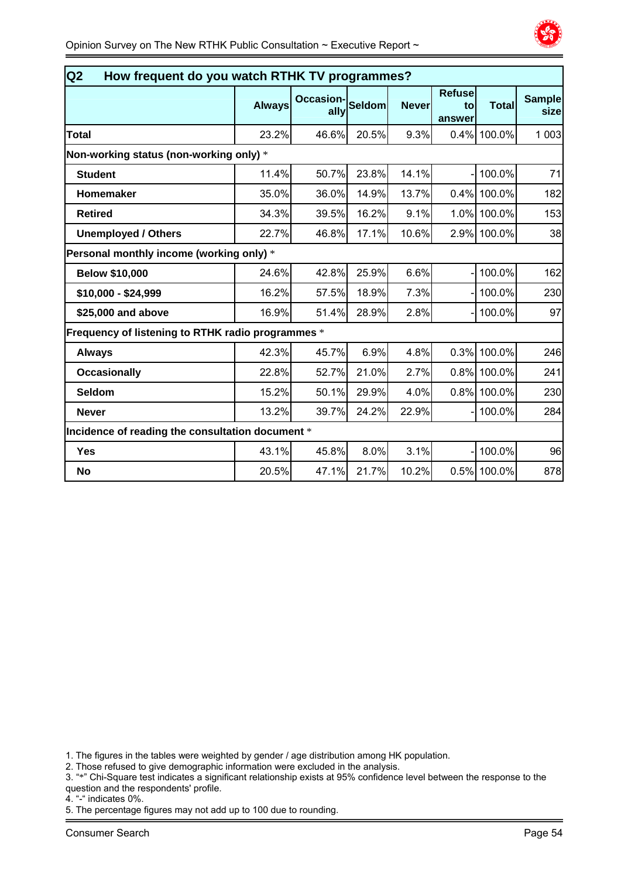| Q2 How frequent do you watch RTHK TV programmes? | Always | Occasion-ally | Seldom | Never | Refuse to answer | Total | Sample size |
|---|---|---|---|---|---|---|---|
| **Total** | 23.2% | 46.6% | 20.5% | 9.3% | 0.4% | 100.0% | 1 003 |
| **Non-working status (non-working only) *** | | | | | | | |
| **Student** | 11.4% | 50.7% | 23.8% | 14.1% | - | 100.0% | 71 |
| **Homemaker** | 35.0% | 36.0% | 14.9% | 13.7% | 0.4% | 100.0% | 182 |
| **Retired** | 34.3% | 39.5% | 16.2% | 9.1% | 1.0% | 100.0% | 153 |
| **Unemployed / Others** | 22.7% | 46.8% | 17.1% | 10.6% | 2.9% | 100.0% | 38 |
| **Personal monthly income (working only) *** | | | | | | | |
| **Below $10,000** | 24.6% | 42.8% | 25.9% | 6.6% | - | 100.0% | 162 |
| **$10,000 - $24,999** | 16.2% | 57.5% | 18.9% | 7.3% | - | 100.0% | 230 |
| **$25,000 and above** | 16.9% | 51.4% | 28.9% | 2.8% | - | 100.0% | 97 |
| **Frequency of listening to RTHK radio programmes *** | | | | | | | |
| **Always** | 42.3% | 45.7% | 6.9% | 4.8% | 0.3% | 100.0% | 246 |
| **Occasionally** | 22.8% | 52.7% | 21.0% | 2.7% | 0.8% | 100.0% | 241 |
| **Seldom** | 15.2% | 50.1% | 29.9% | 4.0% | 0.8% | 100.0% | 230 |
| **Never** | 13.2% | 39.7% | 24.2% | 22.9% | - | 100.0% | 284 |
| **Incidence of reading the consultation document *** | | | | | | | |
| **Yes** | 43.1% | 45.8% | 8.0% | 3.1% | - | 100.0% | 96 |
| **No** | 20.5% | 47.1% | 21.7% | 10.2% | 0.5% | 100.0% | 878 |

1. The figures in the tables were weighted by gender / age distribution among HK population.
2. Those refused to give demographic information were excluded in the analysis.
3. "*" Chi-Square test indicates a significant relationship exists at 95% confidence level between the response to the question and the respondents' profile.
4. "-" indicates 0%.
5. The percentage figures may not add up to 100 due to rounding.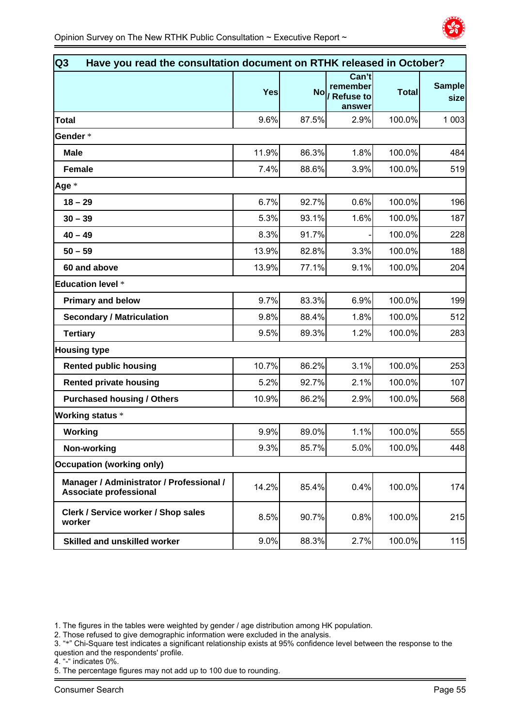| Q3 Have you read the consultation document on RTHK released in October? | | | | | |
|---|---|---|---|---|---|
| | Yes | No | Can't remember / Refuse to answer | Total | Sample size |
| **Total** | 9.6% | 87.5% | 2.9% | 100.0% | 1 003 |
| **Gender** * | | | | | |
| **Male** | 11.9% | 86.3% | 1.8% | 100.0% | 484 |
| **Female** | 7.4% | 88.6% | 3.9% | 100.0% | 519 |
| **Age** * | | | | | |
| **18 – 29** | 6.7% | 92.7% | 0.6% | 100.0% | 196 |
| **30 – 39** | 5.3% | 93.1% | 1.6% | 100.0% | 187 |
| **40 – 49** | 8.3% | 91.7% | - | 100.0% | 228 |
| **50 – 59** | 13.9% | 82.8% | 3.3% | 100.0% | 188 |
| **60 and above** | 13.9% | 77.1% | 9.1% | 100.0% | 204 |
| **Education level** * | | | | | |
| **Primary and below** | 9.7% | 83.3% | 6.9% | 100.0% | 199 |
| **Secondary / Matriculation** | 9.8% | 88.4% | 1.8% | 100.0% | 512 |
| **Tertiary** | 9.5% | 89.3% | 1.2% | 100.0% | 283 |
| **Housing type** | | | | | |
| **Rented public housing** | 10.7% | 86.2% | 3.1% | 100.0% | 253 |
| **Rented private housing** | 5.2% | 92.7% | 2.1% | 100.0% | 107 |
| **Purchased housing / Others** | 10.9% | 86.2% | 2.9% | 100.0% | 568 |
| **Working status** * | | | | | |
| **Working** | 9.9% | 89.0% | 1.1% | 100.0% | 555 |
| **Non-working** | 9.3% | 85.7% | 5.0% | 100.0% | 448 |
| **Occupation (working only)** | | | | | |
| **Manager / Administrator / Professional / Associate professional** | 14.2% | 85.4% | 0.4% | 100.0% | 174 |
| **Clerk / Service worker / Shop sales worker** | 8.5% | 90.7% | 0.8% | 100.0% | 215 |
| **Skilled and unskilled worker** | 9.0% | 88.3% | 2.7% | 100.0% | 115 |

1. The figures in the tables were weighted by gender / age distribution among HK population.
2. Those refused to give demographic information were excluded in the analysis.
3. "*" Chi-Square test indicates a significant relationship exists at 95% confidence level between the response to the question and the respondents' profile.
4. "-" indicates 0%.
5. The percentage figures may not add up to 100 due to rounding.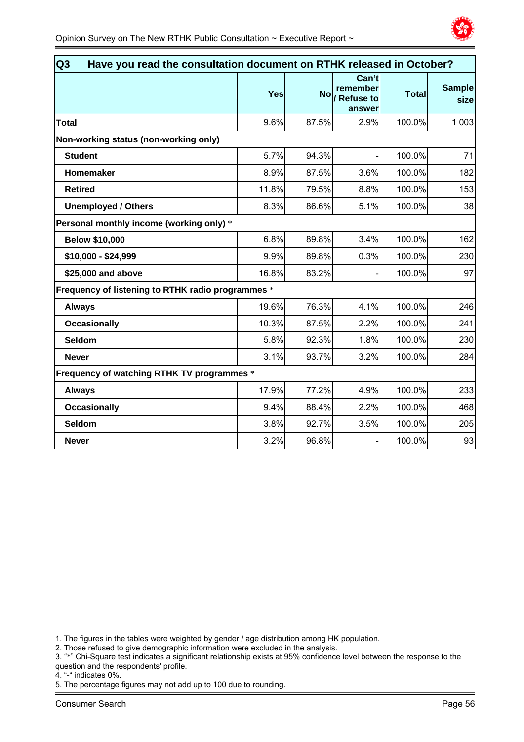| Q3 Have you read the consultation document on RTHK released in October? | | | | | |
|---|---|---|---|---|---|
| | **Yes** | **No** | **Can't remember / Refuse to answer** | **Total** | **Sample size** |
| **Total** | 9.6% | 87.5% | 2.9% | 100.0% | 1 003 |
| **Non-working status (non-working only)** | | | | | |
| **Student** | 5.7% | 94.3% | - | 100.0% | 71 |
| **Homemaker** | 8.9% | 87.5% | 3.6% | 100.0% | 182 |
| **Retired** | 11.8% | 79.5% | 8.8% | 100.0% | 153 |
| **Unemployed / Others** | 8.3% | 86.6% | 5.1% | 100.0% | 38 |
| **Personal monthly income (working only)** * | | | | | |
| **Below $10,000** | 6.8% | 89.8% | 3.4% | 100.0% | 162 |
| **$10,000 - $24,999** | 9.9% | 89.8% | 0.3% | 100.0% | 230 |
| **$25,000 and above** | 16.8% | 83.2% | - | 100.0% | 97 |
| **Frequency of listening to RTHK radio programmes** * | | | | | |
| **Always** | 19.6% | 76.3% | 4.1% | 100.0% | 246 |
| **Occasionally** | 10.3% | 87.5% | 2.2% | 100.0% | 241 |
| **Seldom** | 5.8% | 92.3% | 1.8% | 100.0% | 230 |
| **Never** | 3.1% | 93.7% | 3.2% | 100.0% | 284 |
| **Frequency of watching RTHK TV programmes** * | | | | | |
| **Always** | 17.9% | 77.2% | 4.9% | 100.0% | 233 |
| **Occasionally** | 9.4% | 88.4% | 2.2% | 100.0% | 468 |
| **Seldom** | 3.8% | 92.7% | 3.5% | 100.0% | 205 |
| **Never** | 3.2% | 96.8% | - | 100.0% | 93 |

1. The figures in the tables were weighted by gender / age distribution among HK population.
2. Those refused to give demographic information were excluded in the analysis.
3. "*" Chi-Square test indicates a significant relationship exists at 95% confidence level between the response to the question and the respondents' profile.
4. "-" indicates 0%.
5. The percentage figures may not add up to 100 due to rounding.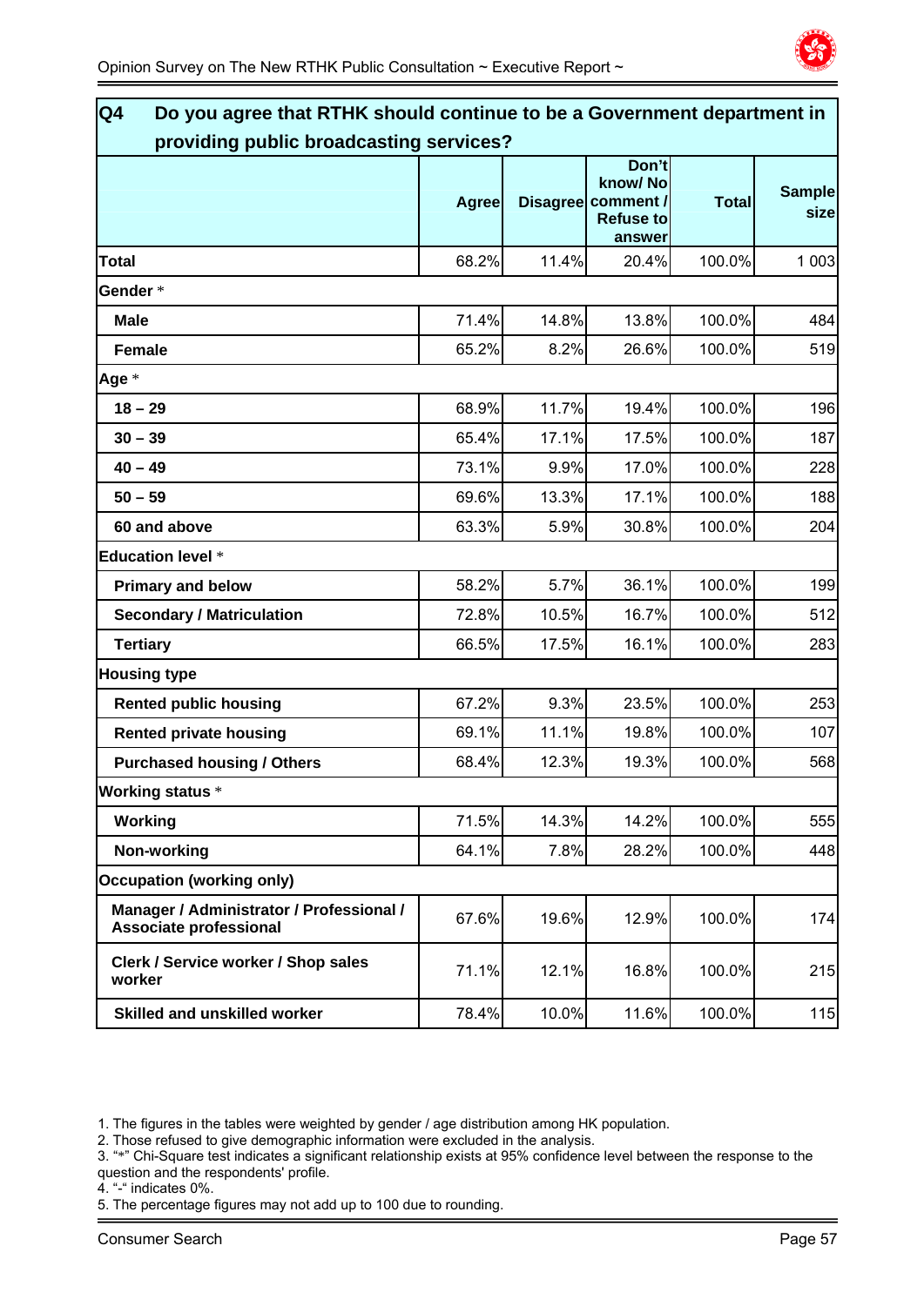## Q4 Do you agree that RTHK should continue to be a Government department in providing public broadcasting services?

| | Agree | Disagree | Don't know/ No comment / Refuse to answer | Total | Sample size |
|---|---|---|---|---|---|
| **Total** | 68.2% | 11.4% | 20.4% | 100.0% | 1 003 |
| **Gender** * | | | | | |
| **Male** | 71.4% | 14.8% | 13.8% | 100.0% | 484 |
| **Female** | 65.2% | 8.2% | 26.6% | 100.0% | 519 |
| **Age** * | | | | | |
| **18 – 29** | 68.9% | 11.7% | 19.4% | 100.0% | 196 |
| **30 – 39** | 65.4% | 17.1% | 17.5% | 100.0% | 187 |
| **40 – 49** | 73.1% | 9.9% | 17.0% | 100.0% | 228 |
| **50 – 59** | 69.6% | 13.3% | 17.1% | 100.0% | 188 |
| **60 and above** | 63.3% | 5.9% | 30.8% | 100.0% | 204 |
| **Education level** * | | | | | |
| **Primary and below** | 58.2% | 5.7% | 36.1% | 100.0% | 199 |
| **Secondary / Matriculation** | 72.8% | 10.5% | 16.7% | 100.0% | 512 |
| **Tertiary** | 66.5% | 17.5% | 16.1% | 100.0% | 283 |
| **Housing type** | | | | | |
| **Rented public housing** | 67.2% | 9.3% | 23.5% | 100.0% | 253 |
| **Rented private housing** | 69.1% | 11.1% | 19.8% | 100.0% | 107 |
| **Purchased housing / Others** | 68.4% | 12.3% | 19.3% | 100.0% | 568 |
| **Working status** * | | | | | |
| **Working** | 71.5% | 14.3% | 14.2% | 100.0% | 555 |
| **Non-working** | 64.1% | 7.8% | 28.2% | 100.0% | 448 |
| **Occupation (working only)** | | | | | |
| **Manager / Administrator / Professional / Associate professional** | 67.6% | 19.6% | 12.9% | 100.0% | 174 |
| **Clerk / Service worker / Shop sales worker** | 71.1% | 12.1% | 16.8% | 100.0% | 215 |
| **Skilled and unskilled worker** | 78.4% | 10.0% | 11.6% | 100.0% | 115 |

1. The figures in the tables were weighted by gender / age distribution among HK population.
2. Those refused to give demographic information were excluded in the analysis.
3. "*" Chi-Square test indicates a significant relationship exists at 95% confidence level between the response to the question and the respondents' profile.
4. "-" indicates 0%.
5. The percentage figures may not add up to 100 due to rounding.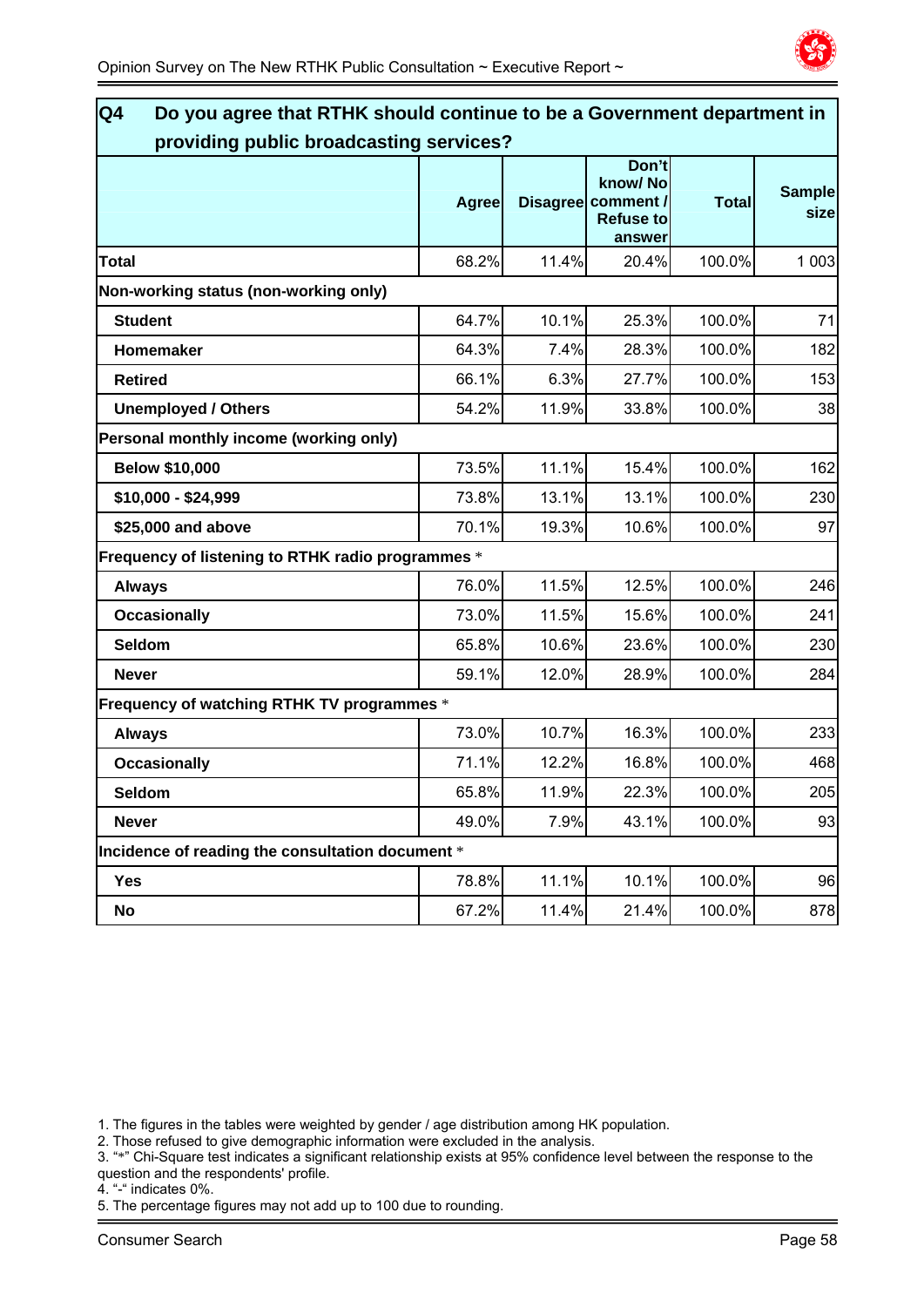## Q4 Do you agree that RTHK should continue to be a Government department in providing public broadcasting services?

| | Agree | Disagree | Don't know/ No comment / Refuse to answer | Total | Sample size |
|---|---|---|---|---|---|
| **Total** | 68.2% | 11.4% | 20.4% | 100.0% | 1 003 |
| **Non-working status (non-working only)** | | | | | |
| **Student** | 64.7% | 10.1% | 25.3% | 100.0% | 71 |
| **Homemaker** | 64.3% | 7.4% | 28.3% | 100.0% | 182 |
| **Retired** | 66.1% | 6.3% | 27.7% | 100.0% | 153 |
| **Unemployed / Others** | 54.2% | 11.9% | 33.8% | 100.0% | 38 |
| **Personal monthly income (working only)** | | | | | |
| **Below $10,000** | 73.5% | 11.1% | 15.4% | 100.0% | 162 |
| **$10,000 - $24,999** | 73.8% | 13.1% | 13.1% | 100.0% | 230 |
| **$25,000 and above** | 70.1% | 19.3% | 10.6% | 100.0% | 97 |
| **Frequency of listening to RTHK radio programmes** * | | | | | |
| **Always** | 76.0% | 11.5% | 12.5% | 100.0% | 246 |
| **Occasionally** | 73.0% | 11.5% | 15.6% | 100.0% | 241 |
| **Seldom** | 65.8% | 10.6% | 23.6% | 100.0% | 230 |
| **Never** | 59.1% | 12.0% | 28.9% | 100.0% | 284 |
| **Frequency of watching RTHK TV programmes** * | | | | | |
| **Always** | 73.0% | 10.7% | 16.3% | 100.0% | 233 |
| **Occasionally** | 71.1% | 12.2% | 16.8% | 100.0% | 468 |
| **Seldom** | 65.8% | 11.9% | 22.3% | 100.0% | 205 |
| **Never** | 49.0% | 7.9% | 43.1% | 100.0% | 93 |
| **Incidence of reading the consultation document** * | | | | | |
| **Yes** | 78.8% | 11.1% | 10.1% | 100.0% | 96 |
| **No** | 67.2% | 11.4% | 21.4% | 100.0% | 878 |

1. The figures in the tables were weighted by gender / age distribution among HK population.
2. Those refused to give demographic information were excluded in the analysis.
3. "*" Chi-Square test indicates a significant relationship exists at 95% confidence level between the response to the question and the respondents' profile.
4. "-" indicates 0%.
5. The percentage figures may not add up to 100 due to rounding.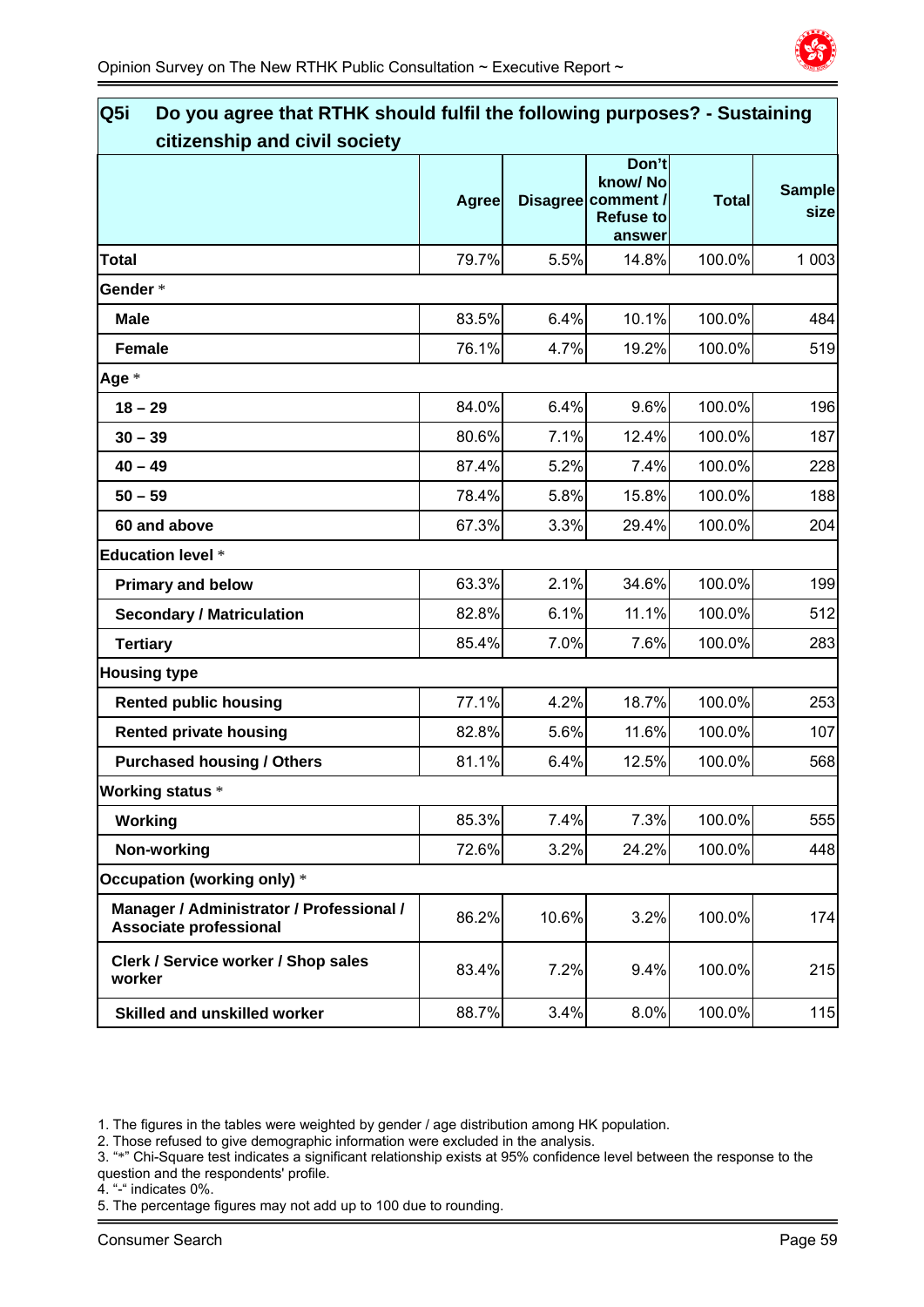## Q5i Do you agree that RTHK should fulfil the following purposes? - Sustaining citizenship and civil society

| | Agree | Disagree | Don't know/ No comment / Refuse to answer | Total | Sample size |
|---|---|---|---|---|---|
| **Total** | 79.7% | 5.5% | 14.8% | 100.0% | 1 003 |
| **Gender** * | | | | | |
| **Male** | 83.5% | 6.4% | 10.1% | 100.0% | 484 |
| **Female** | 76.1% | 4.7% | 19.2% | 100.0% | 519 |
| **Age** * | | | | | |
| **18 – 29** | 84.0% | 6.4% | 9.6% | 100.0% | 196 |
| **30 – 39** | 80.6% | 7.1% | 12.4% | 100.0% | 187 |
| **40 – 49** | 87.4% | 5.2% | 7.4% | 100.0% | 228 |
| **50 – 59** | 78.4% | 5.8% | 15.8% | 100.0% | 188 |
| **60 and above** | 67.3% | 3.3% | 29.4% | 100.0% | 204 |
| **Education level** * | | | | | |
| **Primary and below** | 63.3% | 2.1% | 34.6% | 100.0% | 199 |
| **Secondary / Matriculation** | 82.8% | 6.1% | 11.1% | 100.0% | 512 |
| **Tertiary** | 85.4% | 7.0% | 7.6% | 100.0% | 283 |
| **Housing type** | | | | | |
| **Rented public housing** | 77.1% | 4.2% | 18.7% | 100.0% | 253 |
| **Rented private housing** | 82.8% | 5.6% | 11.6% | 100.0% | 107 |
| **Purchased housing / Others** | 81.1% | 6.4% | 12.5% | 100.0% | 568 |
| **Working status** * | | | | | |
| **Working** | 85.3% | 7.4% | 7.3% | 100.0% | 555 |
| **Non-working** | 72.6% | 3.2% | 24.2% | 100.0% | 448 |
| **Occupation (working only)** * | | | | | |
| **Manager / Administrator / Professional / Associate professional** | 86.2% | 10.6% | 3.2% | 100.0% | 174 |
| **Clerk / Service worker / Shop sales worker** | 83.4% | 7.2% | 9.4% | 100.0% | 215 |
| **Skilled and unskilled worker** | 88.7% | 3.4% | 8.0% | 100.0% | 115 |

1. The figures in the tables were weighted by gender / age distribution among HK population.
2. Those refused to give demographic information were excluded in the analysis.
3. "*" Chi-Square test indicates a significant relationship exists at 95% confidence level between the response to the question and the respondents' profile.
4. "-" indicates 0%.
5. The percentage figures may not add up to 100 due to rounding.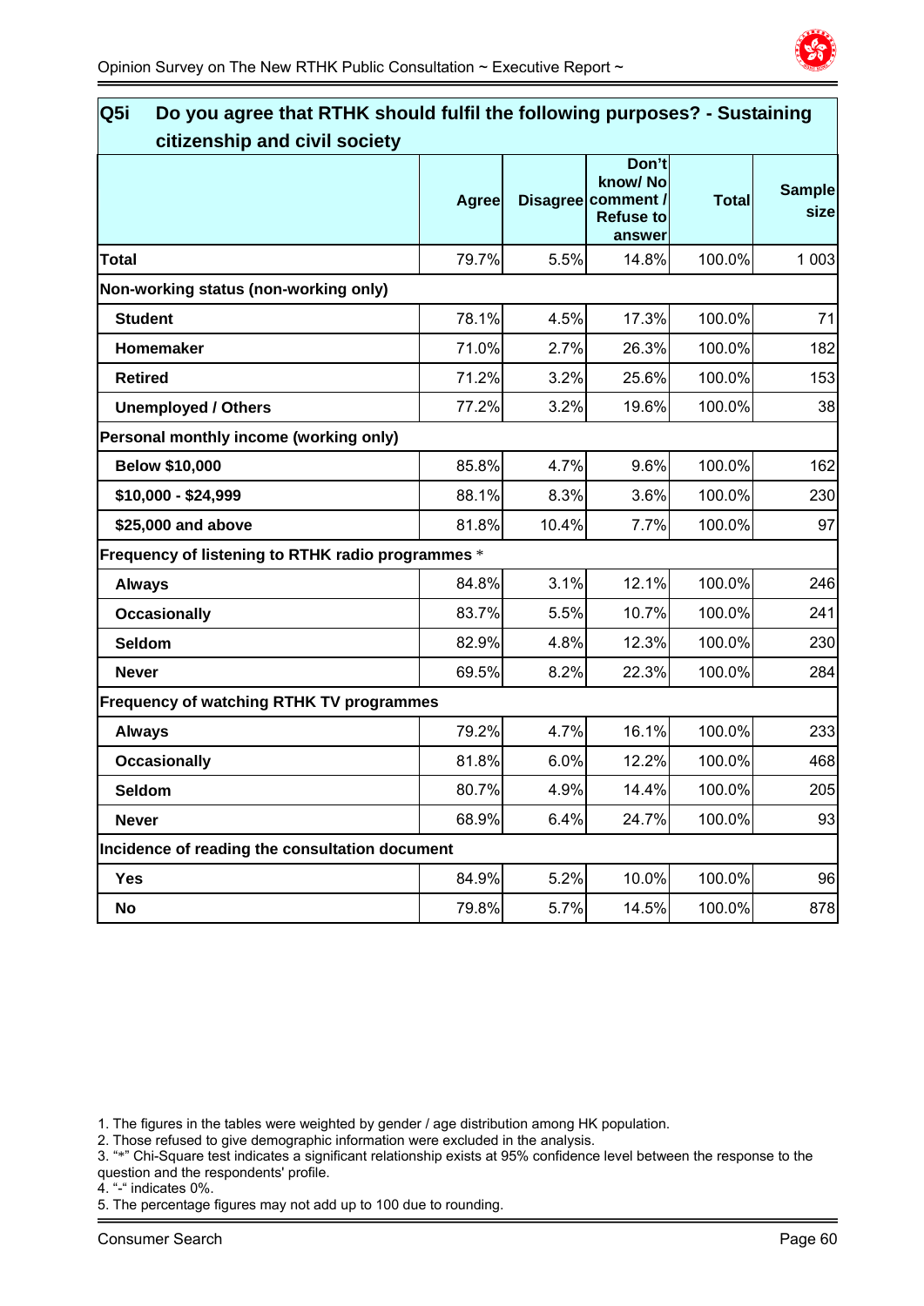## Q5i Do you agree that RTHK should fulfil the following purposes? - Sustaining citizenship and civil society

| | Agree | Disagree | Don't know/ No comment / Refuse to answer | Total | Sample size |
|---|---|---|---|---|---|
| **Total** | 79.7% | 5.5% | 14.8% | 100.0% | 1 003 |
| **Non-working status (non-working only)** | | | | | |
| **Student** | 78.1% | 4.5% | 17.3% | 100.0% | 71 |
| **Homemaker** | 71.0% | 2.7% | 26.3% | 100.0% | 182 |
| **Retired** | 71.2% | 3.2% | 25.6% | 100.0% | 153 |
| **Unemployed / Others** | 77.2% | 3.2% | 19.6% | 100.0% | 38 |
| **Personal monthly income (working only)** | | | | | |
| **Below $10,000** | 85.8% | 4.7% | 9.6% | 100.0% | 162 |
| **$10,000 - $24,999** | 88.1% | 8.3% | 3.6% | 100.0% | 230 |
| **$25,000 and above** | 81.8% | 10.4% | 7.7% | 100.0% | 97 |
| **Frequency of listening to RTHK radio programmes** * | | | | | |
| **Always** | 84.8% | 3.1% | 12.1% | 100.0% | 246 |
| **Occasionally** | 83.7% | 5.5% | 10.7% | 100.0% | 241 |
| **Seldom** | 82.9% | 4.8% | 12.3% | 100.0% | 230 |
| **Never** | 69.5% | 8.2% | 22.3% | 100.0% | 284 |
| **Frequency of watching RTHK TV programmes** | | | | | |
| **Always** | 79.2% | 4.7% | 16.1% | 100.0% | 233 |
| **Occasionally** | 81.8% | 6.0% | 12.2% | 100.0% | 468 |
| **Seldom** | 80.7% | 4.9% | 14.4% | 100.0% | 205 |
| **Never** | 68.9% | 6.4% | 24.7% | 100.0% | 93 |
| **Incidence of reading the consultation document** | | | | | |
| **Yes** | 84.9% | 5.2% | 10.0% | 100.0% | 96 |
| **No** | 79.8% | 5.7% | 14.5% | 100.0% | 878 |

1. The figures in the tables were weighted by gender / age distribution among HK population.
2. Those refused to give demographic information were excluded in the analysis.
3. "*" Chi-Square test indicates a significant relationship exists at 95% confidence level between the response to the question and the respondents' profile.
4. "-" indicates 0%.
5. The percentage figures may not add up to 100 due to rounding.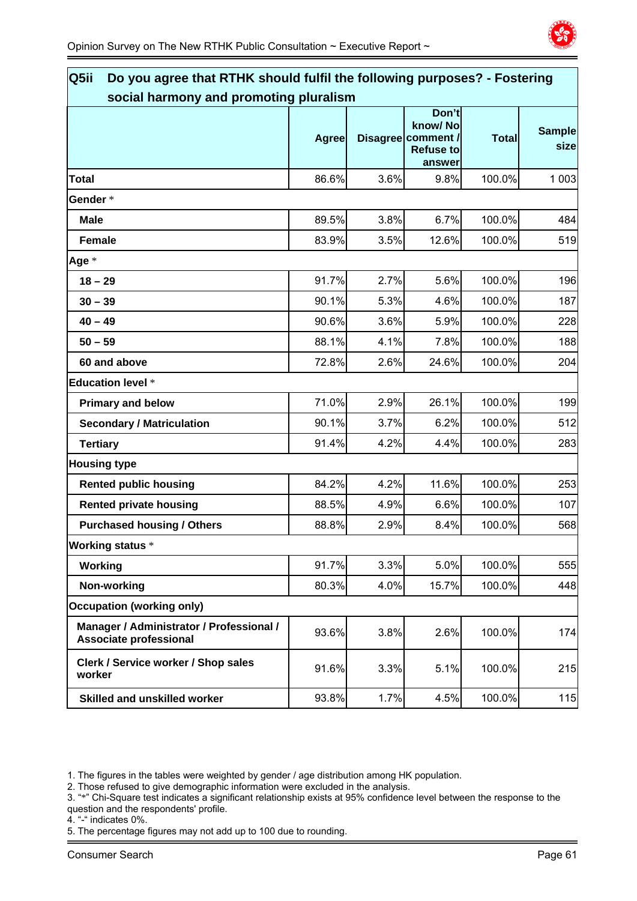## Q5ii Do you agree that RTHK should fulfil the following purposes? - Fostering social harmony and promoting pluralism

| | Agree | Disagree | Don't know/ No comment / Refuse to answer | Total | Sample size |
|---|---|---|---|---|---|
| **Total** | 86.6% | 3.6% | 9.8% | 100.0% | 1 003 |
| **Gender** * | | | | | |
| **Male** | 89.5% | 3.8% | 6.7% | 100.0% | 484 |
| **Female** | 83.9% | 3.5% | 12.6% | 100.0% | 519 |
| **Age** * | | | | | |
| **18 – 29** | 91.7% | 2.7% | 5.6% | 100.0% | 196 |
| **30 – 39** | 90.1% | 5.3% | 4.6% | 100.0% | 187 |
| **40 – 49** | 90.6% | 3.6% | 5.9% | 100.0% | 228 |
| **50 – 59** | 88.1% | 4.1% | 7.8% | 100.0% | 188 |
| **60 and above** | 72.8% | 2.6% | 24.6% | 100.0% | 204 |
| **Education level** * | | | | | |
| **Primary and below** | 71.0% | 2.9% | 26.1% | 100.0% | 199 |
| **Secondary / Matriculation** | 90.1% | 3.7% | 6.2% | 100.0% | 512 |
| **Tertiary** | 91.4% | 4.2% | 4.4% | 100.0% | 283 |
| **Housing type** | | | | | |
| **Rented public housing** | 84.2% | 4.2% | 11.6% | 100.0% | 253 |
| **Rented private housing** | 88.5% | 4.9% | 6.6% | 100.0% | 107 |
| **Purchased housing / Others** | 88.8% | 2.9% | 8.4% | 100.0% | 568 |
| **Working status** * | | | | | |
| **Working** | 91.7% | 3.3% | 5.0% | 100.0% | 555 |
| **Non-working** | 80.3% | 4.0% | 15.7% | 100.0% | 448 |
| **Occupation (working only)** | | | | | |
| **Manager / Administrator / Professional / Associate professional** | 93.6% | 3.8% | 2.6% | 100.0% | 174 |
| **Clerk / Service worker / Shop sales worker** | 91.6% | 3.3% | 5.1% | 100.0% | 215 |
| **Skilled and unskilled worker** | 93.8% | 1.7% | 4.5% | 100.0% | 115 |

1. The figures in the tables were weighted by gender / age distribution among HK population.
2. Those refused to give demographic information were excluded in the analysis.
3. "*" Chi-Square test indicates a significant relationship exists at 95% confidence level between the response to the question and the respondents' profile.
4. "-" indicates 0%.
5. The percentage figures may not add up to 100 due to rounding.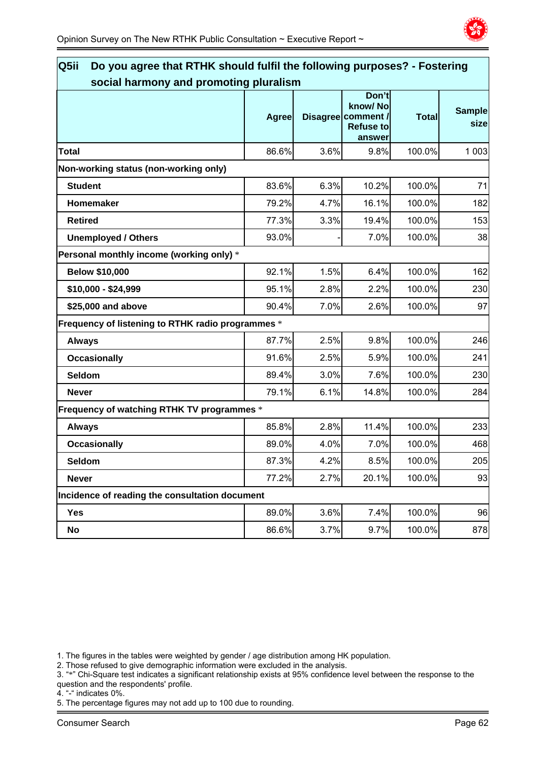## Q5ii Do you agree that RTHK should fulfil the following purposes? - Fostering social harmony and promoting pluralism

| | Agree | Disagree | Don't know/ No comment / Refuse to answer | Total | Sample size |
|---|---|---|---|---|---|
| **Total** | 86.6% | 3.6% | 9.8% | 100.0% | 1 003 |
| **Non-working status (non-working only)** | | | | | |
| **Student** | 83.6% | 6.3% | 10.2% | 100.0% | 71 |
| **Homemaker** | 79.2% | 4.7% | 16.1% | 100.0% | 182 |
| **Retired** | 77.3% | 3.3% | 19.4% | 100.0% | 153 |
| **Unemployed / Others** | 93.0% | - | 7.0% | 100.0% | 38 |
| **Personal monthly income (working only)** * | | | | | |
| **Below $10,000** | 92.1% | 1.5% | 6.4% | 100.0% | 162 |
| **$10,000 - $24,999** | 95.1% | 2.8% | 2.2% | 100.0% | 230 |
| **$25,000 and above** | 90.4% | 7.0% | 2.6% | 100.0% | 97 |
| **Frequency of listening to RTHK radio programmes** * | | | | | |
| **Always** | 87.7% | 2.5% | 9.8% | 100.0% | 246 |
| **Occasionally** | 91.6% | 2.5% | 5.9% | 100.0% | 241 |
| **Seldom** | 89.4% | 3.0% | 7.6% | 100.0% | 230 |
| **Never** | 79.1% | 6.1% | 14.8% | 100.0% | 284 |
| **Frequency of watching RTHK TV programmes** * | | | | | |
| **Always** | 85.8% | 2.8% | 11.4% | 100.0% | 233 |
| **Occasionally** | 89.0% | 4.0% | 7.0% | 100.0% | 468 |
| **Seldom** | 87.3% | 4.2% | 8.5% | 100.0% | 205 |
| **Never** | 77.2% | 2.7% | 20.1% | 100.0% | 93 |
| **Incidence of reading the consultation document** | | | | | |
| **Yes** | 89.0% | 3.6% | 7.4% | 100.0% | 96 |
| **No** | 86.6% | 3.7% | 9.7% | 100.0% | 878 |

1. The figures in the tables were weighted by gender / age distribution among HK population.
2. Those refused to give demographic information were excluded in the analysis.
3. "*" Chi-Square test indicates a significant relationship exists at 95% confidence level between the response to the question and the respondents' profile.
4. "-" indicates 0%.
5. The percentage figures may not add up to 100 due to rounding.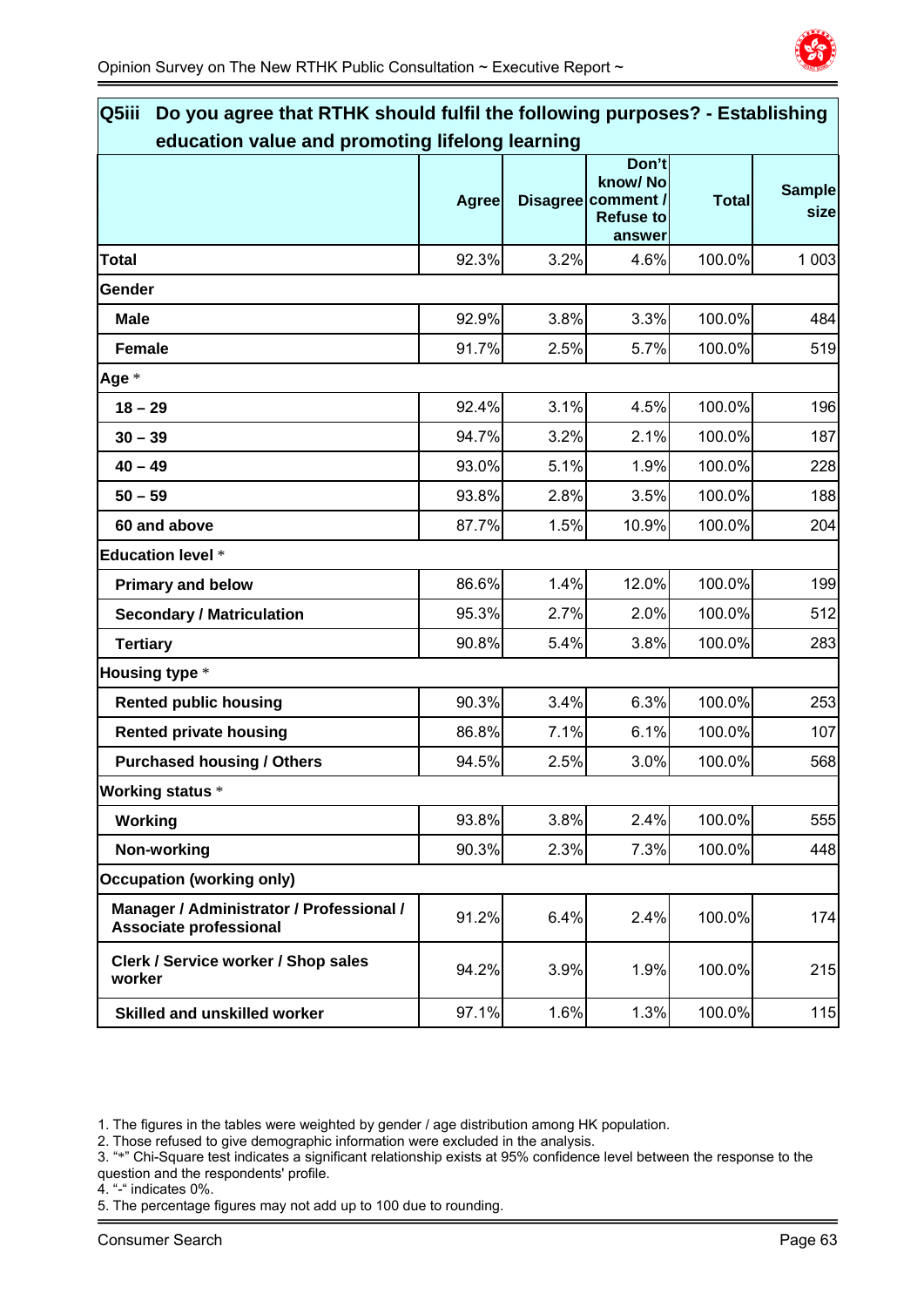| **Q5iii Do you agree that RTHK should fulfil the following purposes? - Establishing education value and promoting lifelong learning** | | | | | |
|---|---|---|---|---|---|
| | **Agree** | **Disagree** | **Don't know/ No comment / Refuse to answer** | **Total** | **Sample size** |
| **Total** | 92.3% | 3.2% | 4.6% | 100.0% | 1 003 |
| **Gender** | | | | | |
| **Male** | 92.9% | 3.8% | 3.3% | 100.0% | 484 |
| **Female** | 91.7% | 2.5% | 5.7% | 100.0% | 519 |
| **Age** * | | | | | |
| **18 – 29** | 92.4% | 3.1% | 4.5% | 100.0% | 196 |
| **30 – 39** | 94.7% | 3.2% | 2.1% | 100.0% | 187 |
| **40 – 49** | 93.0% | 5.1% | 1.9% | 100.0% | 228 |
| **50 – 59** | 93.8% | 2.8% | 3.5% | 100.0% | 188 |
| **60 and above** | 87.7% | 1.5% | 10.9% | 100.0% | 204 |
| **Education level** * | | | | | |
| **Primary and below** | 86.6% | 1.4% | 12.0% | 100.0% | 199 |
| **Secondary / Matriculation** | 95.3% | 2.7% | 2.0% | 100.0% | 512 |
| **Tertiary** | 90.8% | 5.4% | 3.8% | 100.0% | 283 |
| **Housing type** * | | | | | |
| **Rented public housing** | 90.3% | 3.4% | 6.3% | 100.0% | 253 |
| **Rented private housing** | 86.8% | 7.1% | 6.1% | 100.0% | 107 |
| **Purchased housing / Others** | 94.5% | 2.5% | 3.0% | 100.0% | 568 |
| **Working status** * | | | | | |
| **Working** | 93.8% | 3.8% | 2.4% | 100.0% | 555 |
| **Non-working** | 90.3% | 2.3% | 7.3% | 100.0% | 448 |
| **Occupation (working only)** | | | | | |
| **Manager / Administrator / Professional / Associate professional** | 91.2% | 6.4% | 2.4% | 100.0% | 174 |
| **Clerk / Service worker / Shop sales worker** | 94.2% | 3.9% | 1.9% | 100.0% | 215 |
| **Skilled and unskilled worker** | 97.1% | 1.6% | 1.3% | 100.0% | 115 |

1. The figures in the tables were weighted by gender / age distribution among HK population.
2. Those refused to give demographic information were excluded in the analysis.
3. "*" Chi-Square test indicates a significant relationship exists at 95% confidence level between the response to the question and the respondents' profile.
4. "-" indicates 0%.
5. The percentage figures may not add up to 100 due to rounding.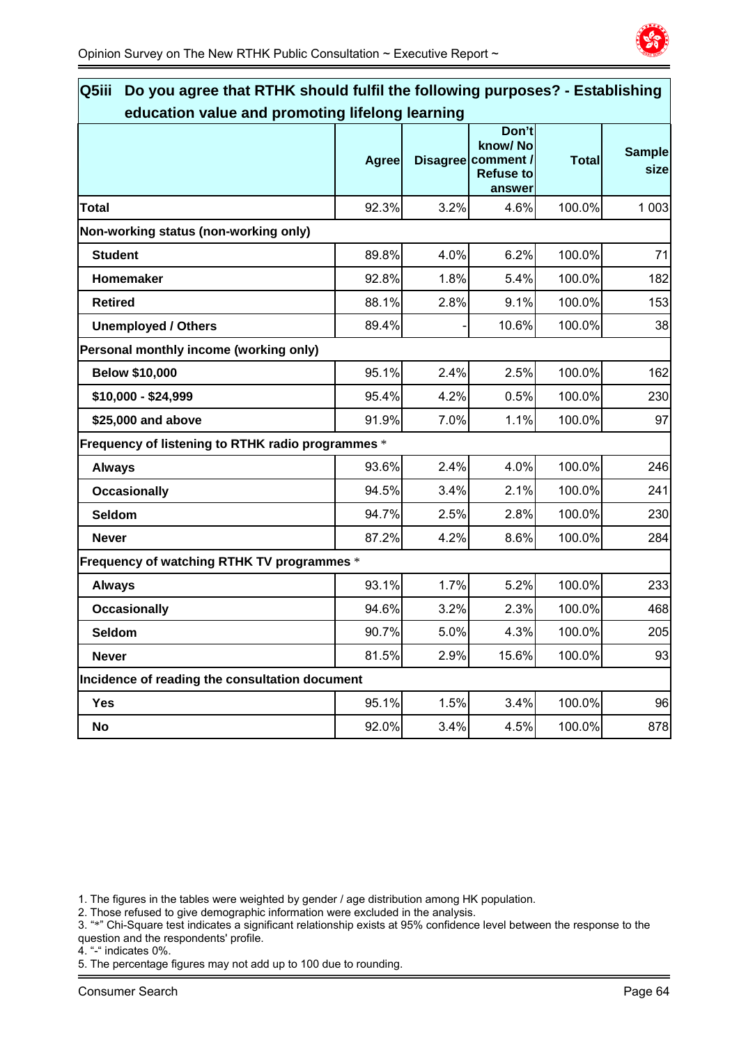| Q5iii Do you agree that RTHK should fulfil the following purposes? - Establishing education value and promoting lifelong learning | Agree | Disagree | Don't know/ No comment / Refuse to answer | Total | Sample size |
|---|---|---|---|---|---|
| **Total** | 92.3% | 3.2% | 4.6% | 100.0% | 1 003 |
| **Non-working status (non-working only)** | | | | | |
| **Student** | 89.8% | 4.0% | 6.2% | 100.0% | 71 |
| **Homemaker** | 92.8% | 1.8% | 5.4% | 100.0% | 182 |
| **Retired** | 88.1% | 2.8% | 9.1% | 100.0% | 153 |
| **Unemployed / Others** | 89.4% | - | 10.6% | 100.0% | 38 |
| **Personal monthly income (working only)** | | | | | |
| **Below $10,000** | 95.1% | 2.4% | 2.5% | 100.0% | 162 |
| **$10,000 - $24,999** | 95.4% | 4.2% | 0.5% | 100.0% | 230 |
| **$25,000 and above** | 91.9% | 7.0% | 1.1% | 100.0% | 97 |
| **Frequency of listening to RTHK radio programmes** * | | | | | |
| **Always** | 93.6% | 2.4% | 4.0% | 100.0% | 246 |
| **Occasionally** | 94.5% | 3.4% | 2.1% | 100.0% | 241 |
| **Seldom** | 94.7% | 2.5% | 2.8% | 100.0% | 230 |
| **Never** | 87.2% | 4.2% | 8.6% | 100.0% | 284 |
| **Frequency of watching RTHK TV programmes** * | | | | | |
| **Always** | 93.1% | 1.7% | 5.2% | 100.0% | 233 |
| **Occasionally** | 94.6% | 3.2% | 2.3% | 100.0% | 468 |
| **Seldom** | 90.7% | 5.0% | 4.3% | 100.0% | 205 |
| **Never** | 81.5% | 2.9% | 15.6% | 100.0% | 93 |
| **Incidence of reading the consultation document** | | | | | |
| **Yes** | 95.1% | 1.5% | 3.4% | 100.0% | 96 |
| **No** | 92.0% | 3.4% | 4.5% | 100.0% | 878 |

1. The figures in the tables were weighted by gender / age distribution among HK population.
2. Those refused to give demographic information were excluded in the analysis.
3. "*" Chi-Square test indicates a significant relationship exists at 95% confidence level between the response to the question and the respondents' profile.
4. "-" indicates 0%.
5. The percentage figures may not add up to 100 due to rounding.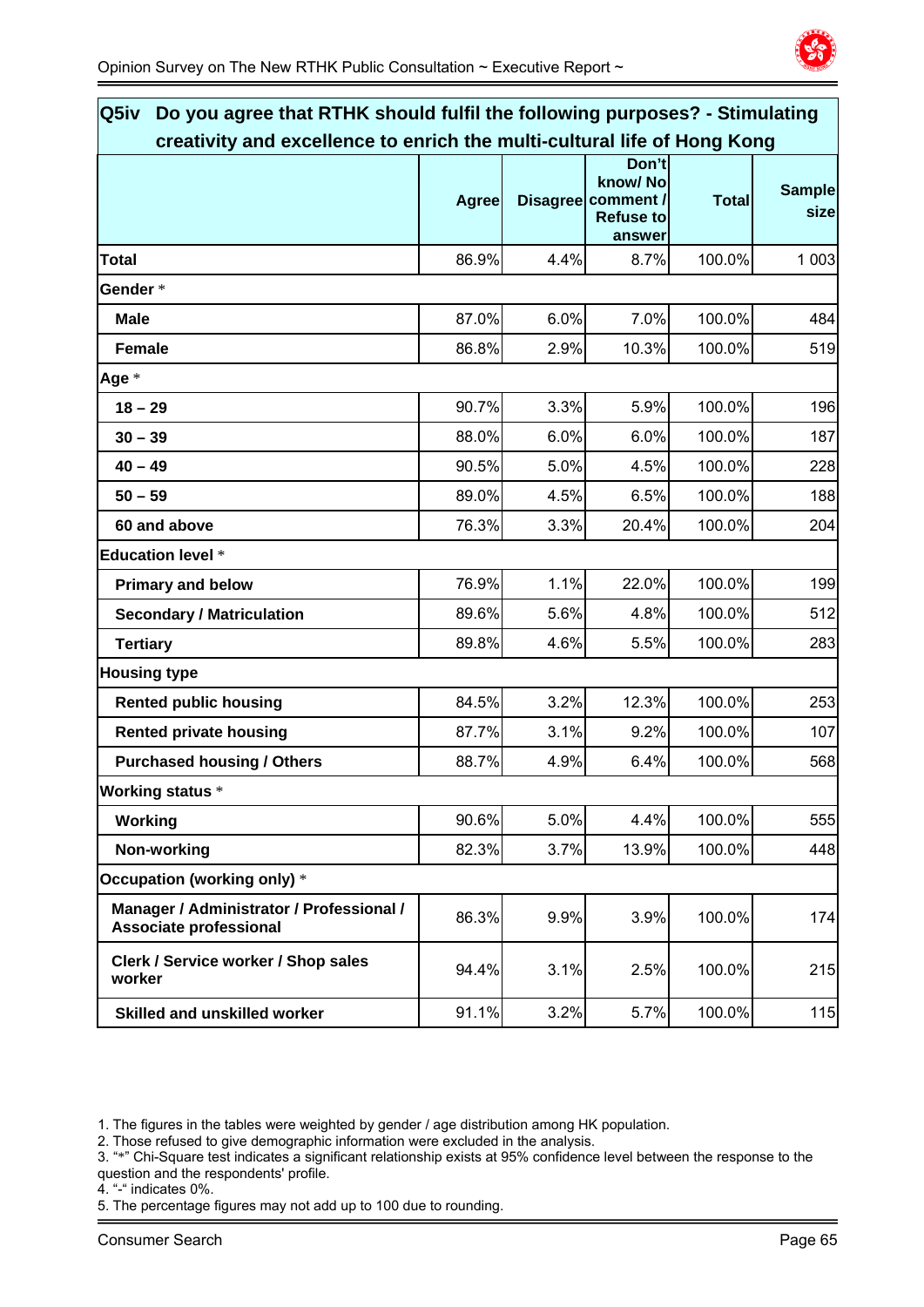## Q5iv Do you agree that RTHK should fulfil the following purposes? - Stimulating creativity and excellence to enrich the multi-cultural life of Hong Kong

| | Agree | Disagree | Don't know/ No comment / Refuse to answer | Total | Sample size |
|---|---|---|---|---|---|
| **Total** | 86.9% | 4.4% | 8.7% | 100.0% | 1 003 |
| **Gender** * | | | | | |
| **Male** | 87.0% | 6.0% | 7.0% | 100.0% | 484 |
| **Female** | 86.8% | 2.9% | 10.3% | 100.0% | 519 |
| **Age** * | | | | | |
| **18 – 29** | 90.7% | 3.3% | 5.9% | 100.0% | 196 |
| **30 – 39** | 88.0% | 6.0% | 6.0% | 100.0% | 187 |
| **40 – 49** | 90.5% | 5.0% | 4.5% | 100.0% | 228 |
| **50 – 59** | 89.0% | 4.5% | 6.5% | 100.0% | 188 |
| **60 and above** | 76.3% | 3.3% | 20.4% | 100.0% | 204 |
| **Education level** * | | | | | |
| **Primary and below** | 76.9% | 1.1% | 22.0% | 100.0% | 199 |
| **Secondary / Matriculation** | 89.6% | 5.6% | 4.8% | 100.0% | 512 |
| **Tertiary** | 89.8% | 4.6% | 5.5% | 100.0% | 283 |
| **Housing type** | | | | | |
| **Rented public housing** | 84.5% | 3.2% | 12.3% | 100.0% | 253 |
| **Rented private housing** | 87.7% | 3.1% | 9.2% | 100.0% | 107 |
| **Purchased housing / Others** | 88.7% | 4.9% | 6.4% | 100.0% | 568 |
| **Working status** * | | | | | |
| **Working** | 90.6% | 5.0% | 4.4% | 100.0% | 555 |
| **Non-working** | 82.3% | 3.7% | 13.9% | 100.0% | 448 |
| **Occupation (working only)** * | | | | | |
| **Manager / Administrator / Professional / Associate professional** | 86.3% | 9.9% | 3.9% | 100.0% | 174 |
| **Clerk / Service worker / Shop sales worker** | 94.4% | 3.1% | 2.5% | 100.0% | 215 |
| **Skilled and unskilled worker** | 91.1% | 3.2% | 5.7% | 100.0% | 115 |

1. The figures in the tables were weighted by gender / age distribution among HK population.
2. Those refused to give demographic information were excluded in the analysis.
3. "*" Chi-Square test indicates a significant relationship exists at 95% confidence level between the response to the question and the respondents' profile.
4. "-" indicates 0%.
5. The percentage figures may not add up to 100 due to rounding.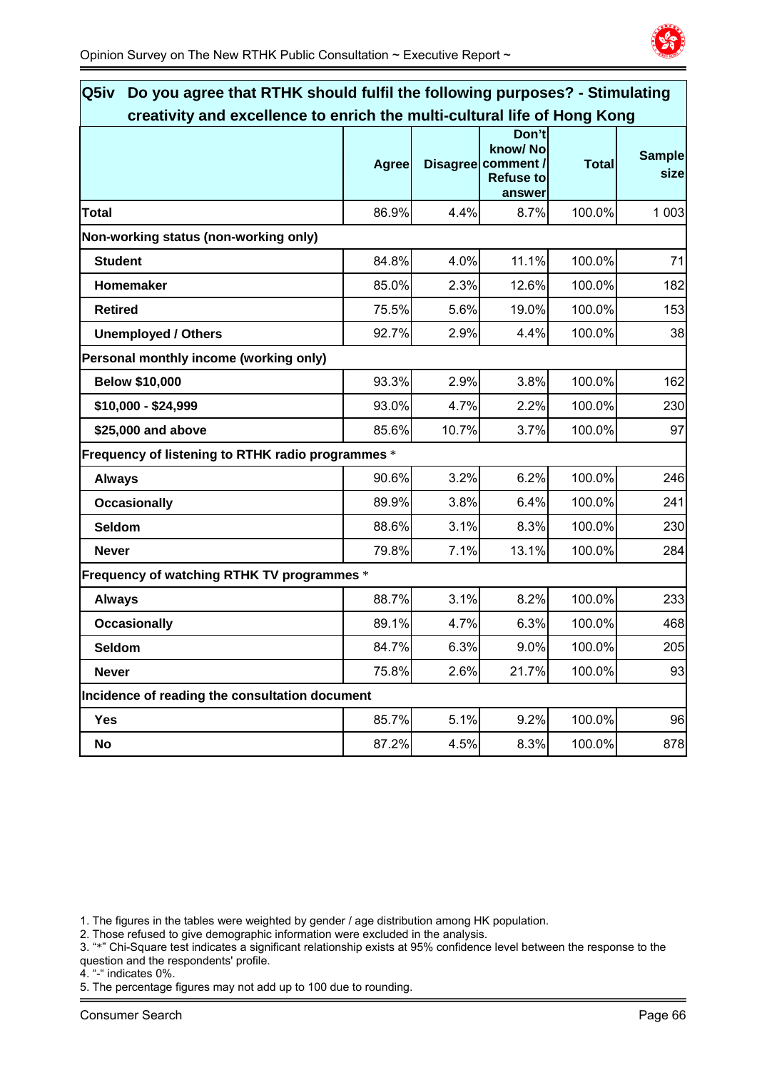## Q5iv Do you agree that RTHK should fulfil the following purposes? - Stimulating creativity and excellence to enrich the multi-cultural life of Hong Kong

| | Agree | Disagree | Don't know/ No comment / Refuse to answer | Total | Sample size |
|---|---|---|---|---|---|
| **Total** | 86.9% | 4.4% | 8.7% | 100.0% | 1 003 |
| **Non-working status (non-working only)** | | | | | |
| **Student** | 84.8% | 4.0% | 11.1% | 100.0% | 71 |
| **Homemaker** | 85.0% | 2.3% | 12.6% | 100.0% | 182 |
| **Retired** | 75.5% | 5.6% | 19.0% | 100.0% | 153 |
| **Unemployed / Others** | 92.7% | 2.9% | 4.4% | 100.0% | 38 |
| **Personal monthly income (working only)** | | | | | |
| **Below $10,000** | 93.3% | 2.9% | 3.8% | 100.0% | 162 |
| **$10,000 - $24,999** | 93.0% | 4.7% | 2.2% | 100.0% | 230 |
| **$25,000 and above** | 85.6% | 10.7% | 3.7% | 100.0% | 97 |
| **Frequency of listening to RTHK radio programmes** * | | | | | |
| **Always** | 90.6% | 3.2% | 6.2% | 100.0% | 246 |
| **Occasionally** | 89.9% | 3.8% | 6.4% | 100.0% | 241 |
| **Seldom** | 88.6% | 3.1% | 8.3% | 100.0% | 230 |
| **Never** | 79.8% | 7.1% | 13.1% | 100.0% | 284 |
| **Frequency of watching RTHK TV programmes** * | | | | | |
| **Always** | 88.7% | 3.1% | 8.2% | 100.0% | 233 |
| **Occasionally** | 89.1% | 4.7% | 6.3% | 100.0% | 468 |
| **Seldom** | 84.7% | 6.3% | 9.0% | 100.0% | 205 |
| **Never** | 75.8% | 2.6% | 21.7% | 100.0% | 93 |
| **Incidence of reading the consultation document** | | | | | |
| **Yes** | 85.7% | 5.1% | 9.2% | 100.0% | 96 |
| **No** | 87.2% | 4.5% | 8.3% | 100.0% | 878 |

1. The figures in the tables were weighted by gender / age distribution among HK population.
2. Those refused to give demographic information were excluded in the analysis.
3. "*" Chi-Square test indicates a significant relationship exists at 95% confidence level between the response to the question and the respondents' profile.
4. "-" indicates 0%.
5. The percentage figures may not add up to 100 due to rounding.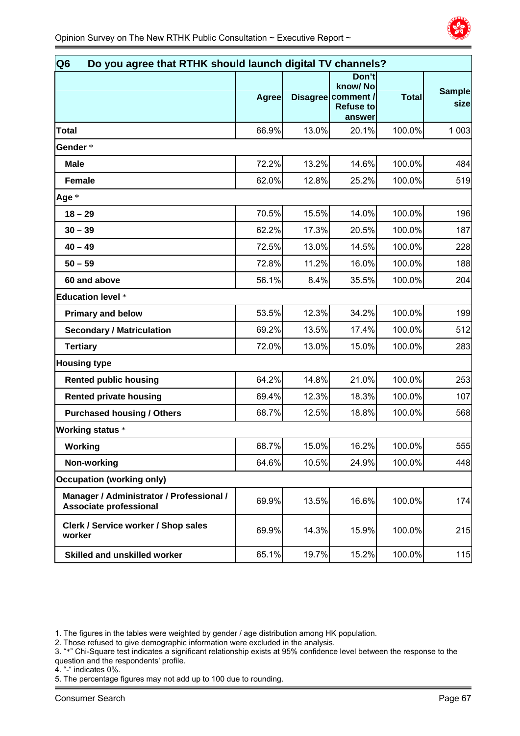| Q6 Do you agree that RTHK should launch digital TV channels? | Agree | Disagree | Don't know/ No comment / Refuse to answer | Total | Sample size |
|---|---|---|---|---|---|
| **Total** | 66.9% | 13.0% | 20.1% | 100.0% | 1 003 |
| **Gender** * | | | | | |
| **Male** | 72.2% | 13.2% | 14.6% | 100.0% | 484 |
| **Female** | 62.0% | 12.8% | 25.2% | 100.0% | 519 |
| **Age** * | | | | | |
| **18 – 29** | 70.5% | 15.5% | 14.0% | 100.0% | 196 |
| **30 – 39** | 62.2% | 17.3% | 20.5% | 100.0% | 187 |
| **40 – 49** | 72.5% | 13.0% | 14.5% | 100.0% | 228 |
| **50 – 59** | 72.8% | 11.2% | 16.0% | 100.0% | 188 |
| **60 and above** | 56.1% | 8.4% | 35.5% | 100.0% | 204 |
| **Education level** * | | | | | |
| **Primary and below** | 53.5% | 12.3% | 34.2% | 100.0% | 199 |
| **Secondary / Matriculation** | 69.2% | 13.5% | 17.4% | 100.0% | 512 |
| **Tertiary** | 72.0% | 13.0% | 15.0% | 100.0% | 283 |
| **Housing type** | | | | | |
| **Rented public housing** | 64.2% | 14.8% | 21.0% | 100.0% | 253 |
| **Rented private housing** | 69.4% | 12.3% | 18.3% | 100.0% | 107 |
| **Purchased housing / Others** | 68.7% | 12.5% | 18.8% | 100.0% | 568 |
| **Working status** * | | | | | |
| **Working** | 68.7% | 15.0% | 16.2% | 100.0% | 555 |
| **Non-working** | 64.6% | 10.5% | 24.9% | 100.0% | 448 |
| **Occupation (working only)** | | | | | |
| **Manager / Administrator / Professional / Associate professional** | 69.9% | 13.5% | 16.6% | 100.0% | 174 |
| **Clerk / Service worker / Shop sales worker** | 69.9% | 14.3% | 15.9% | 100.0% | 215 |
| **Skilled and unskilled worker** | 65.1% | 19.7% | 15.2% | 100.0% | 115 |

1. The figures in the tables were weighted by gender / age distribution among HK population.
2. Those refused to give demographic information were excluded in the analysis.
3. "*" Chi-Square test indicates a significant relationship exists at 95% confidence level between the response to the question and the respondents' profile.
4. "-" indicates 0%.
5. The percentage figures may not add up to 100 due to rounding.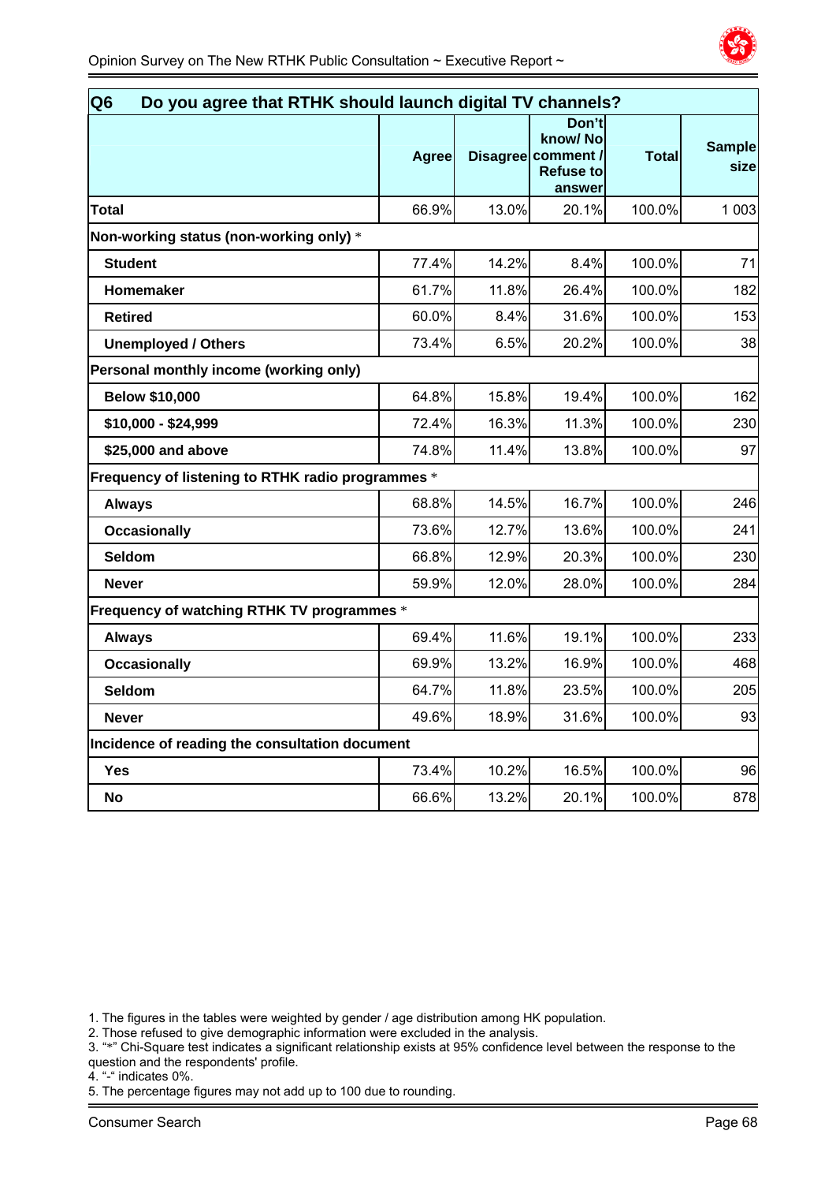## Q6 Do you agree that RTHK should launch digital TV channels?

| | Agree | Disagree | Don't know/ No comment / Refuse to answer | Total | Sample size |
|---|---|---|---|---|---|
| **Total** | 66.9% | 13.0% | 20.1% | 100.0% | 1 003 |
| **Non-working status (non-working only)** * | | | | | |
| **Student** | 77.4% | 14.2% | 8.4% | 100.0% | 71 |
| **Homemaker** | 61.7% | 11.8% | 26.4% | 100.0% | 182 |
| **Retired** | 60.0% | 8.4% | 31.6% | 100.0% | 153 |
| **Unemployed / Others** | 73.4% | 6.5% | 20.2% | 100.0% | 38 |
| **Personal monthly income (working only)** | | | | | |
| **Below $10,000** | 64.8% | 15.8% | 19.4% | 100.0% | 162 |
| **$10,000 - $24,999** | 72.4% | 16.3% | 11.3% | 100.0% | 230 |
| **$25,000 and above** | 74.8% | 11.4% | 13.8% | 100.0% | 97 |
| **Frequency of listening to RTHK radio programmes** * | | | | | |
| **Always** | 68.8% | 14.5% | 16.7% | 100.0% | 246 |
| **Occasionally** | 73.6% | 12.7% | 13.6% | 100.0% | 241 |
| **Seldom** | 66.8% | 12.9% | 20.3% | 100.0% | 230 |
| **Never** | 59.9% | 12.0% | 28.0% | 100.0% | 284 |
| **Frequency of watching RTHK TV programmes** * | | | | | |
| **Always** | 69.4% | 11.6% | 19.1% | 100.0% | 233 |
| **Occasionally** | 69.9% | 13.2% | 16.9% | 100.0% | 468 |
| **Seldom** | 64.7% | 11.8% | 23.5% | 100.0% | 205 |
| **Never** | 49.6% | 18.9% | 31.6% | 100.0% | 93 |
| **Incidence of reading the consultation document** | | | | | |
| **Yes** | 73.4% | 10.2% | 16.5% | 100.0% | 96 |
| **No** | 66.6% | 13.2% | 20.1% | 100.0% | 878 |

1. The figures in the tables were weighted by gender / age distribution among HK population.
2. Those refused to give demographic information were excluded in the analysis.
3. "*" Chi-Square test indicates a significant relationship exists at 95% confidence level between the response to the question and the respondents' profile.
4. "-" indicates 0%.
5. The percentage figures may not add up to 100 due to rounding.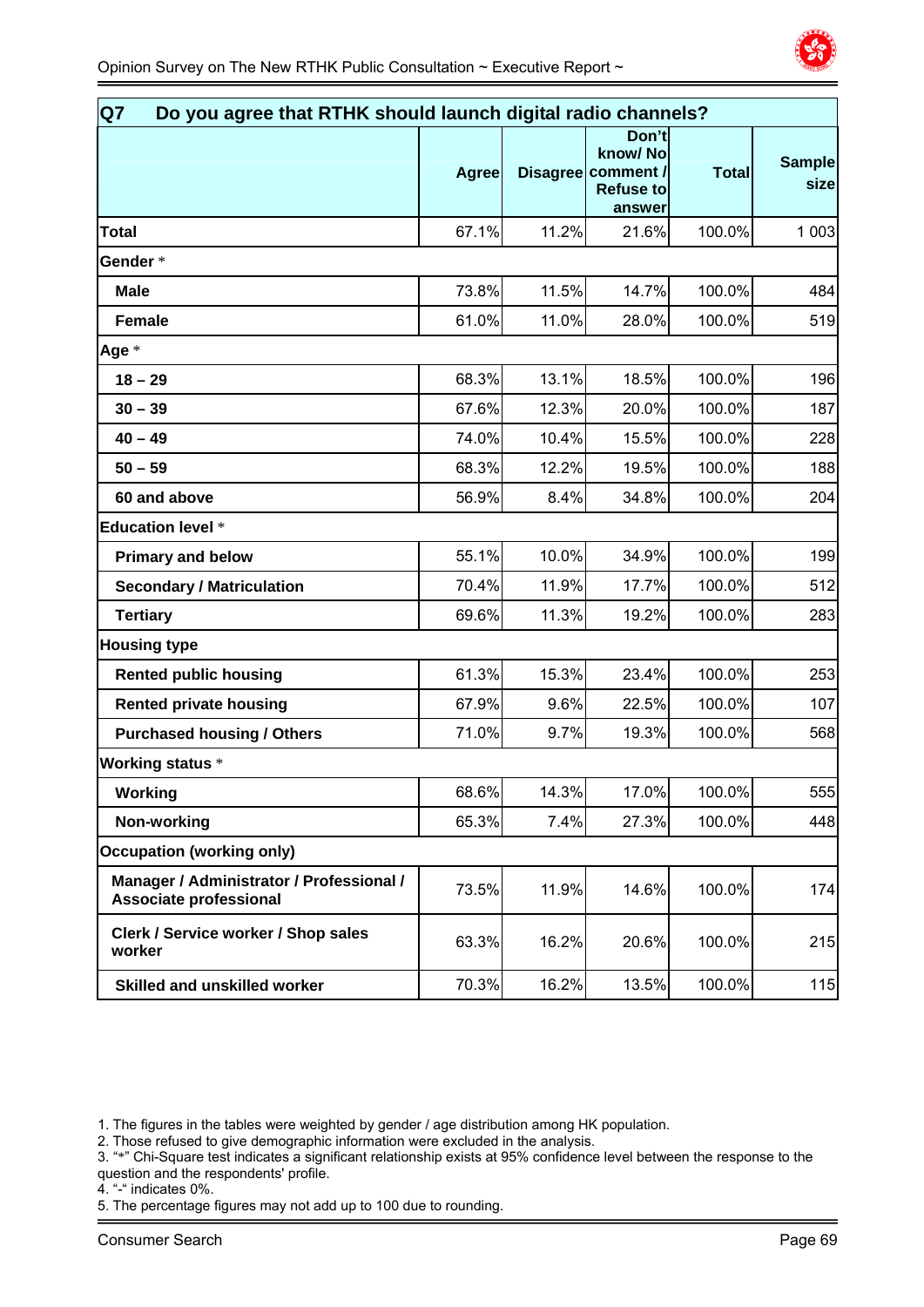| Q7 Do you agree that RTHK should launch digital radio channels? | Agree | Disagree | Don't know/ No comment / Refuse to answer | Total | Sample size |
|---|---|---|---|---|---|
| **Total** | 67.1% | 11.2% | 21.6% | 100.0% | 1 003 |
| **Gender** * | | | | | |
| **Male** | 73.8% | 11.5% | 14.7% | 100.0% | 484 |
| **Female** | 61.0% | 11.0% | 28.0% | 100.0% | 519 |
| **Age** * | | | | | |
| **18 – 29** | 68.3% | 13.1% | 18.5% | 100.0% | 196 |
| **30 – 39** | 67.6% | 12.3% | 20.0% | 100.0% | 187 |
| **40 – 49** | 74.0% | 10.4% | 15.5% | 100.0% | 228 |
| **50 – 59** | 68.3% | 12.2% | 19.5% | 100.0% | 188 |
| **60 and above** | 56.9% | 8.4% | 34.8% | 100.0% | 204 |
| **Education level** * | | | | | |
| **Primary and below** | 55.1% | 10.0% | 34.9% | 100.0% | 199 |
| **Secondary / Matriculation** | 70.4% | 11.9% | 17.7% | 100.0% | 512 |
| **Tertiary** | 69.6% | 11.3% | 19.2% | 100.0% | 283 |
| **Housing type** | | | | | |
| **Rented public housing** | 61.3% | 15.3% | 23.4% | 100.0% | 253 |
| **Rented private housing** | 67.9% | 9.6% | 22.5% | 100.0% | 107 |
| **Purchased housing / Others** | 71.0% | 9.7% | 19.3% | 100.0% | 568 |
| **Working status** * | | | | | |
| **Working** | 68.6% | 14.3% | 17.0% | 100.0% | 555 |
| **Non-working** | 65.3% | 7.4% | 27.3% | 100.0% | 448 |
| **Occupation (working only)** | | | | | |
| **Manager / Administrator / Professional / Associate professional** | 73.5% | 11.9% | 14.6% | 100.0% | 174 |
| **Clerk / Service worker / Shop sales worker** | 63.3% | 16.2% | 20.6% | 100.0% | 215 |
| **Skilled and unskilled worker** | 70.3% | 16.2% | 13.5% | 100.0% | 115 |

1. The figures in the tables were weighted by gender / age distribution among HK population.
2. Those refused to give demographic information were excluded in the analysis.
3. "*" Chi-Square test indicates a significant relationship exists at 95% confidence level between the response to the question and the respondents' profile.
4. "-" indicates 0%.
5. The percentage figures may not add up to 100 due to rounding.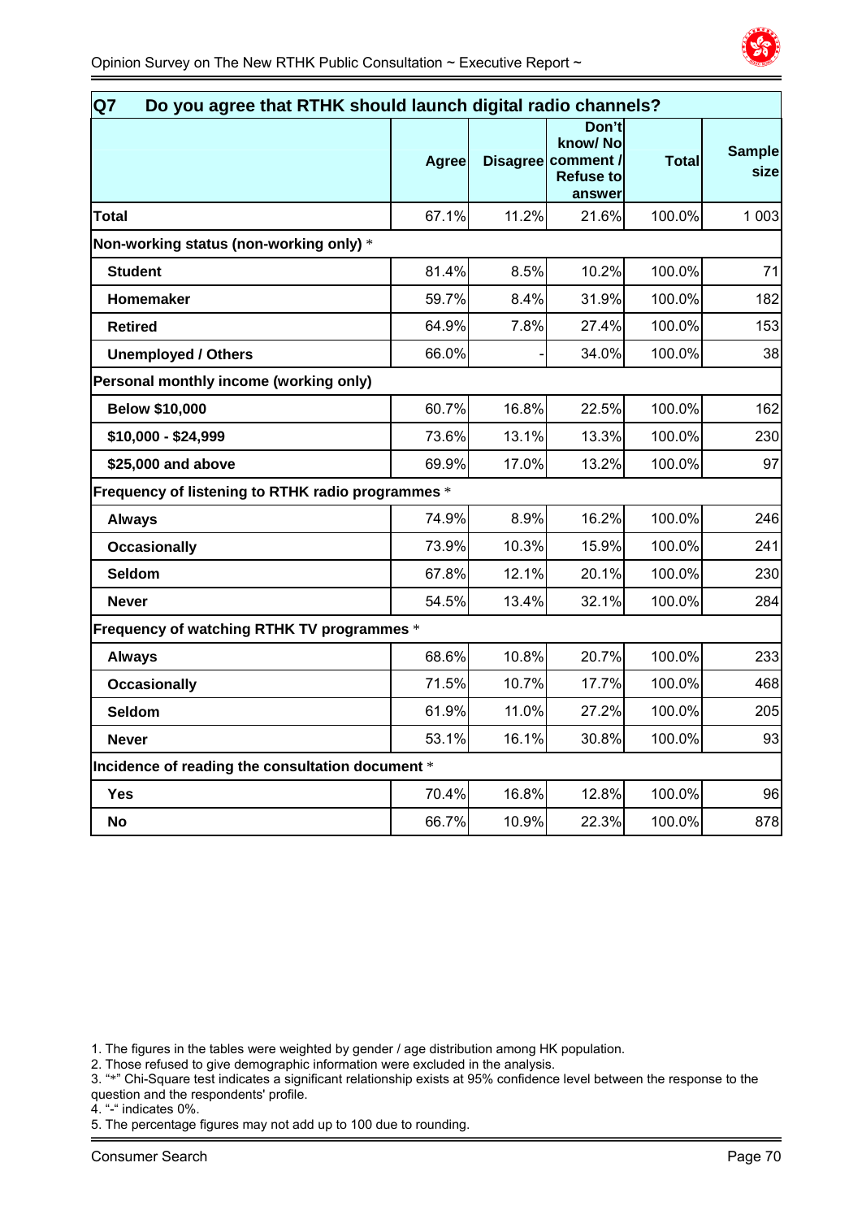| Q7 Do you agree that RTHK should launch digital radio channels? | | | | | |
|---|---|---|---|---|---|
| | **Agree** | **Disagree** | **Don't know/ No comment / Refuse to answer** | **Total** | **Sample size** |
| **Total** | 67.1% | 11.2% | 21.6% | 100.0% | 1 003 |
| **Non-working status (non-working only)** * | | | | | |
| **Student** | 81.4% | 8.5% | 10.2% | 100.0% | 71 |
| **Homemaker** | 59.7% | 8.4% | 31.9% | 100.0% | 182 |
| **Retired** | 64.9% | 7.8% | 27.4% | 100.0% | 153 |
| **Unemployed / Others** | 66.0% | - | 34.0% | 100.0% | 38 |
| **Personal monthly income (working only)** | | | | | |
| **Below $10,000** | 60.7% | 16.8% | 22.5% | 100.0% | 162 |
| **$10,000 - $24,999** | 73.6% | 13.1% | 13.3% | 100.0% | 230 |
| **$25,000 and above** | 69.9% | 17.0% | 13.2% | 100.0% | 97 |
| **Frequency of listening to RTHK radio programmes** * | | | | | |
| **Always** | 74.9% | 8.9% | 16.2% | 100.0% | 246 |
| **Occasionally** | 73.9% | 10.3% | 15.9% | 100.0% | 241 |
| **Seldom** | 67.8% | 12.1% | 20.1% | 100.0% | 230 |
| **Never** | 54.5% | 13.4% | 32.1% | 100.0% | 284 |
| **Frequency of watching RTHK TV programmes** * | | | | | |
| **Always** | 68.6% | 10.8% | 20.7% | 100.0% | 233 |
| **Occasionally** | 71.5% | 10.7% | 17.7% | 100.0% | 468 |
| **Seldom** | 61.9% | 11.0% | 27.2% | 100.0% | 205 |
| **Never** | 53.1% | 16.1% | 30.8% | 100.0% | 93 |
| **Incidence of reading the consultation document** * | | | | | |
| **Yes** | 70.4% | 16.8% | 12.8% | 100.0% | 96 |
| **No** | 66.7% | 10.9% | 22.3% | 100.0% | 878 |

1. The figures in the tables were weighted by gender / age distribution among HK population.
2. Those refused to give demographic information were excluded in the analysis.
3. "*" Chi-Square test indicates a significant relationship exists at 95% confidence level between the response to the question and the respondents' profile.
4. "-" indicates 0%.
5. The percentage figures may not add up to 100 due to rounding.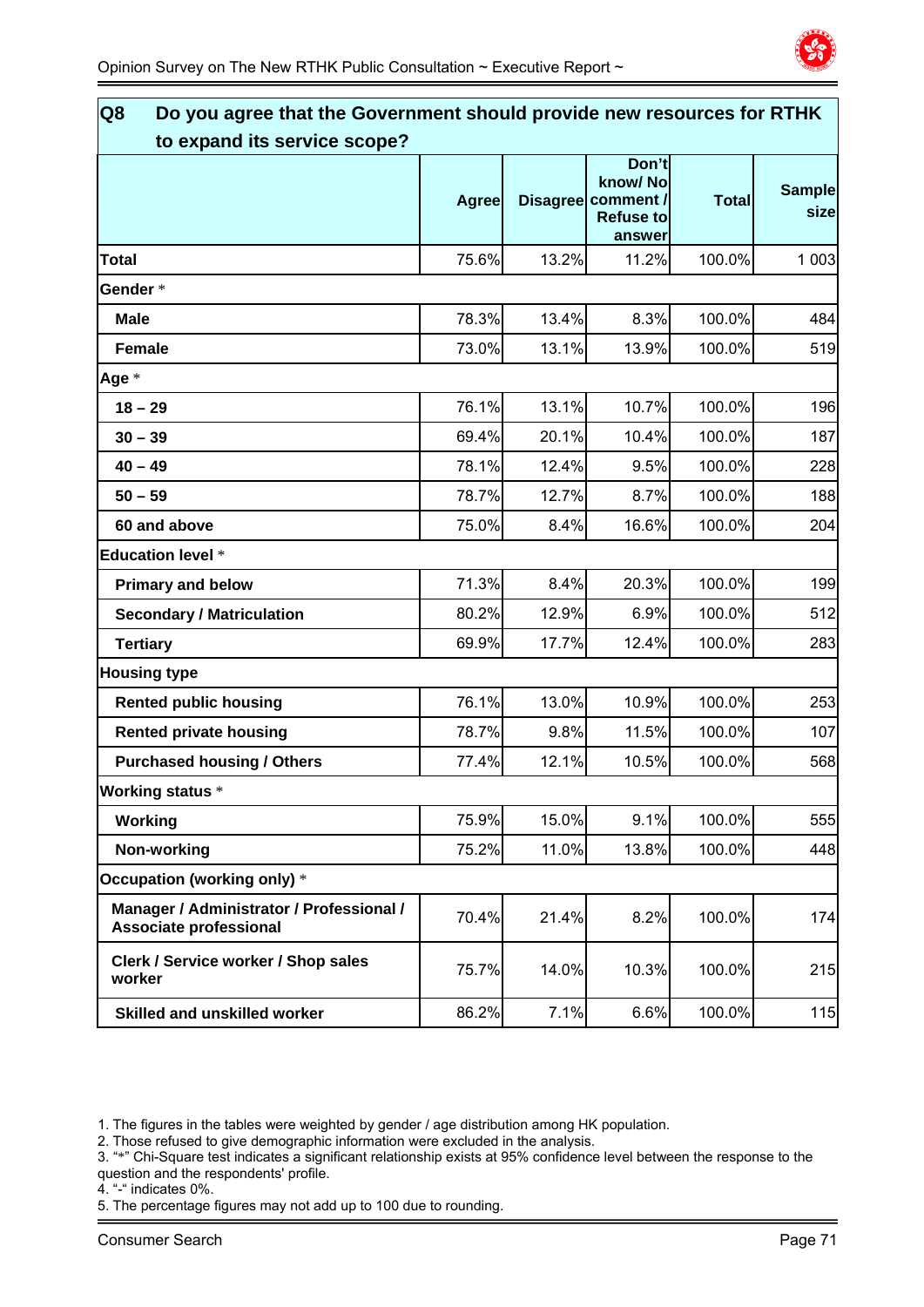## Q8 Do you agree that the Government should provide new resources for RTHK to expand its service scope?

| | Agree | Disagree | Don't know/ No comment / Refuse to answer | Total | Sample size |
|---|---|---|---|---|---|
| **Total** | 75.6% | 13.2% | 11.2% | 100.0% | 1 003 |
| **Gender** * | | | | | |
| **Male** | 78.3% | 13.4% | 8.3% | 100.0% | 484 |
| **Female** | 73.0% | 13.1% | 13.9% | 100.0% | 519 |
| **Age** * | | | | | |
| **18 – 29** | 76.1% | 13.1% | 10.7% | 100.0% | 196 |
| **30 – 39** | 69.4% | 20.1% | 10.4% | 100.0% | 187 |
| **40 – 49** | 78.1% | 12.4% | 9.5% | 100.0% | 228 |
| **50 – 59** | 78.7% | 12.7% | 8.7% | 100.0% | 188 |
| **60 and above** | 75.0% | 8.4% | 16.6% | 100.0% | 204 |
| **Education level** * | | | | | |
| **Primary and below** | 71.3% | 8.4% | 20.3% | 100.0% | 199 |
| **Secondary / Matriculation** | 80.2% | 12.9% | 6.9% | 100.0% | 512 |
| **Tertiary** | 69.9% | 17.7% | 12.4% | 100.0% | 283 |
| **Housing type** | | | | | |
| **Rented public housing** | 76.1% | 13.0% | 10.9% | 100.0% | 253 |
| **Rented private housing** | 78.7% | 9.8% | 11.5% | 100.0% | 107 |
| **Purchased housing / Others** | 77.4% | 12.1% | 10.5% | 100.0% | 568 |
| **Working status** * | | | | | |
| **Working** | 75.9% | 15.0% | 9.1% | 100.0% | 555 |
| **Non-working** | 75.2% | 11.0% | 13.8% | 100.0% | 448 |
| **Occupation (working only)** * | | | | | |
| **Manager / Administrator / Professional / Associate professional** | 70.4% | 21.4% | 8.2% | 100.0% | 174 |
| **Clerk / Service worker / Shop sales worker** | 75.7% | 14.0% | 10.3% | 100.0% | 215 |
| **Skilled and unskilled worker** | 86.2% | 7.1% | 6.6% | 100.0% | 115 |

1. The figures in the tables were weighted by gender / age distribution among HK population.
2. Those refused to give demographic information were excluded in the analysis.
3. "*" Chi-Square test indicates a significant relationship exists at 95% confidence level between the response to the question and the respondents' profile.
4. "-" indicates 0%.
5. The percentage figures may not add up to 100 due to rounding.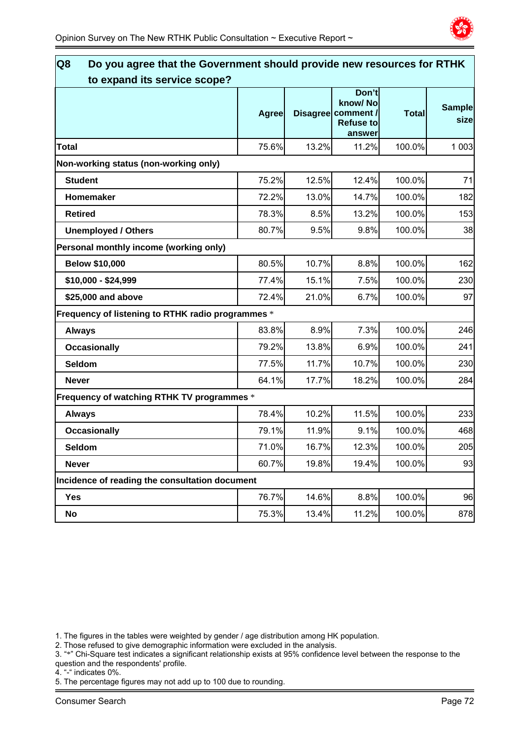## Q8 Do you agree that the Government should provide new resources for RTHK to expand its service scope?

| | Agree | Disagree | Don't know/ No comment / Refuse to answer | Total | Sample size |
|---|---|---|---|---|---|
| **Total** | 75.6% | 13.2% | 11.2% | 100.0% | 1 003 |
| **Non-working status (non-working only)** | | | | | |
| **Student** | 75.2% | 12.5% | 12.4% | 100.0% | 71 |
| **Homemaker** | 72.2% | 13.0% | 14.7% | 100.0% | 182 |
| **Retired** | 78.3% | 8.5% | 13.2% | 100.0% | 153 |
| **Unemployed / Others** | 80.7% | 9.5% | 9.8% | 100.0% | 38 |
| **Personal monthly income (working only)** | | | | | |
| **Below $10,000** | 80.5% | 10.7% | 8.8% | 100.0% | 162 |
| **$10,000 - $24,999** | 77.4% | 15.1% | 7.5% | 100.0% | 230 |
| **$25,000 and above** | 72.4% | 21.0% | 6.7% | 100.0% | 97 |
| **Frequency of listening to RTHK radio programmes** * | | | | | |
| **Always** | 83.8% | 8.9% | 7.3% | 100.0% | 246 |
| **Occasionally** | 79.2% | 13.8% | 6.9% | 100.0% | 241 |
| **Seldom** | 77.5% | 11.7% | 10.7% | 100.0% | 230 |
| **Never** | 64.1% | 17.7% | 18.2% | 100.0% | 284 |
| **Frequency of watching RTHK TV programmes** * | | | | | |
| **Always** | 78.4% | 10.2% | 11.5% | 100.0% | 233 |
| **Occasionally** | 79.1% | 11.9% | 9.1% | 100.0% | 468 |
| **Seldom** | 71.0% | 16.7% | 12.3% | 100.0% | 205 |
| **Never** | 60.7% | 19.8% | 19.4% | 100.0% | 93 |
| **Incidence of reading the consultation document** | | | | | |
| **Yes** | 76.7% | 14.6% | 8.8% | 100.0% | 96 |
| **No** | 75.3% | 13.4% | 11.2% | 100.0% | 878 |

1. The figures in the tables were weighted by gender / age distribution among HK population.
2. Those refused to give demographic information were excluded in the analysis.
3. "*" Chi-Square test indicates a significant relationship exists at 95% confidence level between the response to the question and the respondents' profile.
4. "-" indicates 0%.
5. The percentage figures may not add up to 100 due to rounding.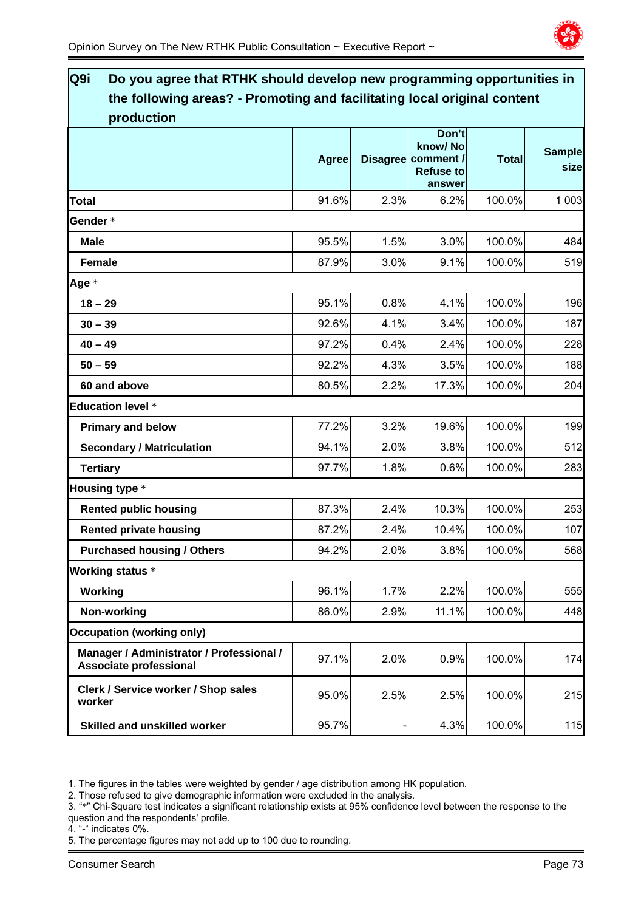## Q9i Do you agree that RTHK should develop new programming opportunities in the following areas? - Promoting and facilitating local original content production

| | Agree | Disagree | Don't know/ No comment / Refuse to answer | Total | Sample size |
|---|---|---|---|---|---|
| **Total** | 91.6% | 2.3% | 6.2% | 100.0% | 1 003 |
| **Gender** * | | | | | |
| **Male** | 95.5% | 1.5% | 3.0% | 100.0% | 484 |
| **Female** | 87.9% | 3.0% | 9.1% | 100.0% | 519 |
| **Age** * | | | | | |
| **18 – 29** | 95.1% | 0.8% | 4.1% | 100.0% | 196 |
| **30 – 39** | 92.6% | 4.1% | 3.4% | 100.0% | 187 |
| **40 – 49** | 97.2% | 0.4% | 2.4% | 100.0% | 228 |
| **50 – 59** | 92.2% | 4.3% | 3.5% | 100.0% | 188 |
| **60 and above** | 80.5% | 2.2% | 17.3% | 100.0% | 204 |
| **Education level** * | | | | | |
| **Primary and below** | 77.2% | 3.2% | 19.6% | 100.0% | 199 |
| **Secondary / Matriculation** | 94.1% | 2.0% | 3.8% | 100.0% | 512 |
| **Tertiary** | 97.7% | 1.8% | 0.6% | 100.0% | 283 |
| **Housing type** * | | | | | |
| **Rented public housing** | 87.3% | 2.4% | 10.3% | 100.0% | 253 |
| **Rented private housing** | 87.2% | 2.4% | 10.4% | 100.0% | 107 |
| **Purchased housing / Others** | 94.2% | 2.0% | 3.8% | 100.0% | 568 |
| **Working status** * | | | | | |
| **Working** | 96.1% | 1.7% | 2.2% | 100.0% | 555 |
| **Non-working** | 86.0% | 2.9% | 11.1% | 100.0% | 448 |
| **Occupation (working only)** | | | | | |
| **Manager / Administrator / Professional / Associate professional** | 97.1% | 2.0% | 0.9% | 100.0% | 174 |
| **Clerk / Service worker / Shop sales worker** | 95.0% | 2.5% | 2.5% | 100.0% | 215 |
| **Skilled and unskilled worker** | 95.7% | - | 4.3% | 100.0% | 115 |

1. The figures in the tables were weighted by gender / age distribution among HK population.
2. Those refused to give demographic information were excluded in the analysis.
3. "*" Chi-Square test indicates a significant relationship exists at 95% confidence level between the response to the question and the respondents' profile.
4. "-" indicates 0%.
5. The percentage figures may not add up to 100 due to rounding.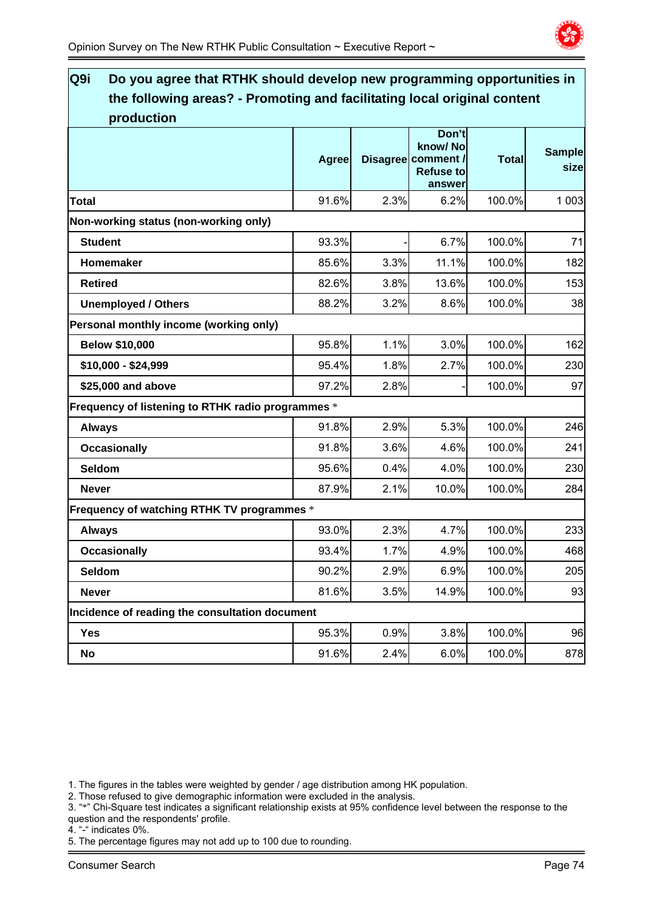## Q9i Do you agree that RTHK should develop new programming opportunities in the following areas? - Promoting and facilitating local original content production

| | Agree | Disagree | Don't know/ No comment / Refuse to answer | Total | Sample size |
|---|---|---|---|---|---|
| **Total** | 91.6% | 2.3% | 6.2% | 100.0% | 1 003 |
| **Non-working status (non-working only)** | | | | | |
| **Student** | 93.3% | - | 6.7% | 100.0% | 71 |
| **Homemaker** | 85.6% | 3.3% | 11.1% | 100.0% | 182 |
| **Retired** | 82.6% | 3.8% | 13.6% | 100.0% | 153 |
| **Unemployed / Others** | 88.2% | 3.2% | 8.6% | 100.0% | 38 |
| **Personal monthly income (working only)** | | | | | |
| **Below $10,000** | 95.8% | 1.1% | 3.0% | 100.0% | 162 |
| **$10,000 - $24,999** | 95.4% | 1.8% | 2.7% | 100.0% | 230 |
| **$25,000 and above** | 97.2% | 2.8% | - | 100.0% | 97 |
| **Frequency of listening to RTHK radio programmes** * | | | | | |
| **Always** | 91.8% | 2.9% | 5.3% | 100.0% | 246 |
| **Occasionally** | 91.8% | 3.6% | 4.6% | 100.0% | 241 |
| **Seldom** | 95.6% | 0.4% | 4.0% | 100.0% | 230 |
| **Never** | 87.9% | 2.1% | 10.0% | 100.0% | 284 |
| **Frequency of watching RTHK TV programmes** * | | | | | |
| **Always** | 93.0% | 2.3% | 4.7% | 100.0% | 233 |
| **Occasionally** | 93.4% | 1.7% | 4.9% | 100.0% | 468 |
| **Seldom** | 90.2% | 2.9% | 6.9% | 100.0% | 205 |
| **Never** | 81.6% | 3.5% | 14.9% | 100.0% | 93 |
| **Incidence of reading the consultation document** | | | | | |
| **Yes** | 95.3% | 0.9% | 3.8% | 100.0% | 96 |
| **No** | 91.6% | 2.4% | 6.0% | 100.0% | 878 |

1. The figures in the tables were weighted by gender / age distribution among HK population.
2. Those refused to give demographic information were excluded in the analysis.
3. "*" Chi-Square test indicates a significant relationship exists at 95% confidence level between the response to the question and the respondents' profile.
4. "-" indicates 0%.
5. The percentage figures may not add up to 100 due to rounding.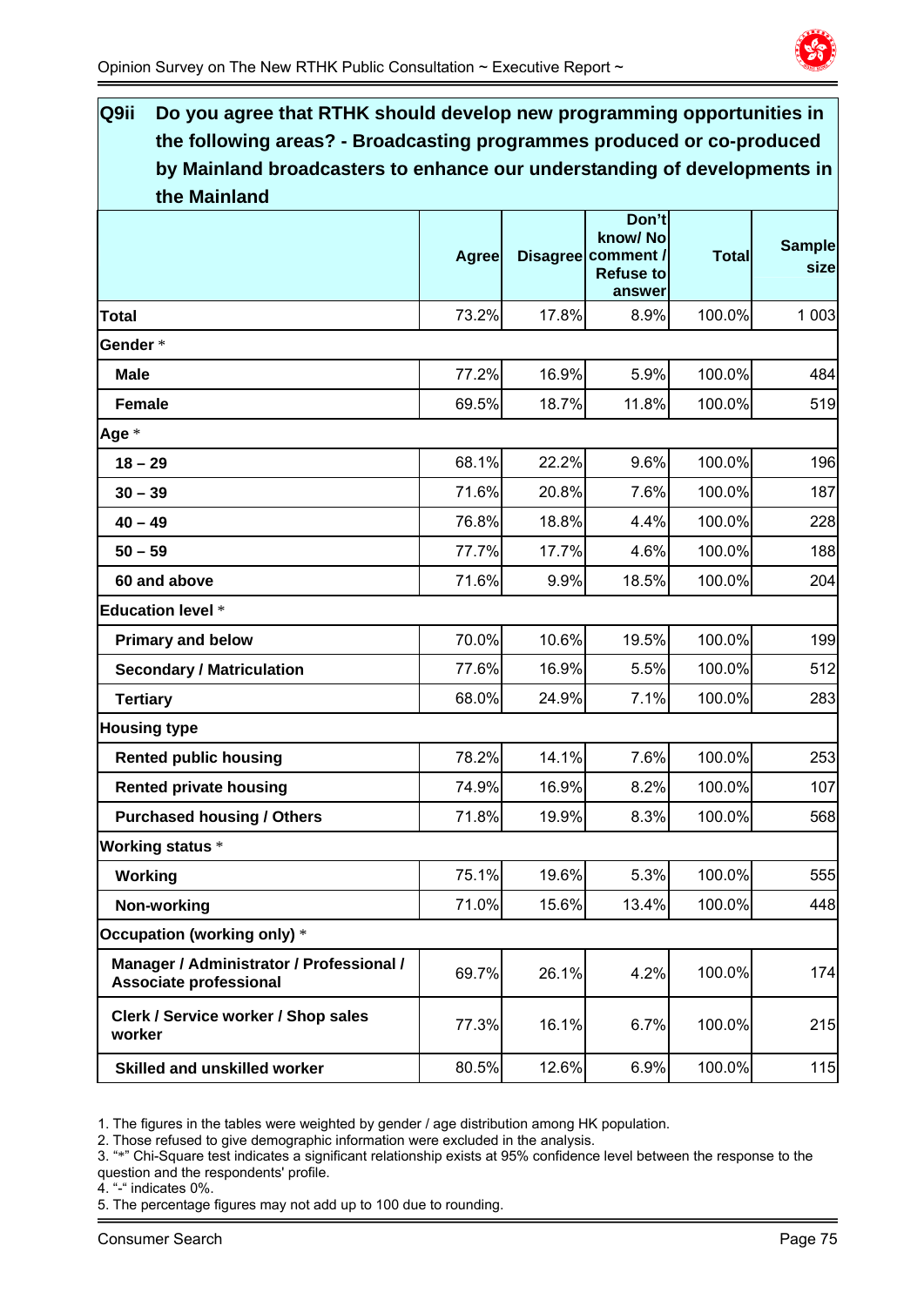## Q9ii Do you agree that RTHK should develop new programming opportunities in the following areas? - Broadcasting programmes produced or co-produced by Mainland broadcasters to enhance our understanding of developments in the Mainland

| | Agree | Disagree | Don't know/ No comment / Refuse to answer | Total | Sample size |
|---|---|---|---|---|---|
| **Total** | 73.2% | 17.8% | 8.9% | 100.0% | 1 003 |
| **Gender** * | | | | | |
| **Male** | 77.2% | 16.9% | 5.9% | 100.0% | 484 |
| **Female** | 69.5% | 18.7% | 11.8% | 100.0% | 519 |
| **Age** * | | | | | |
| **18 – 29** | 68.1% | 22.2% | 9.6% | 100.0% | 196 |
| **30 – 39** | 71.6% | 20.8% | 7.6% | 100.0% | 187 |
| **40 – 49** | 76.8% | 18.8% | 4.4% | 100.0% | 228 |
| **50 – 59** | 77.7% | 17.7% | 4.6% | 100.0% | 188 |
| **60 and above** | 71.6% | 9.9% | 18.5% | 100.0% | 204 |
| **Education level** * | | | | | |
| **Primary and below** | 70.0% | 10.6% | 19.5% | 100.0% | 199 |
| **Secondary / Matriculation** | 77.6% | 16.9% | 5.5% | 100.0% | 512 |
| **Tertiary** | 68.0% | 24.9% | 7.1% | 100.0% | 283 |
| **Housing type** | | | | | |
| **Rented public housing** | 78.2% | 14.1% | 7.6% | 100.0% | 253 |
| **Rented private housing** | 74.9% | 16.9% | 8.2% | 100.0% | 107 |
| **Purchased housing / Others** | 71.8% | 19.9% | 8.3% | 100.0% | 568 |
| **Working status** * | | | | | |
| **Working** | 75.1% | 19.6% | 5.3% | 100.0% | 555 |
| **Non-working** | 71.0% | 15.6% | 13.4% | 100.0% | 448 |
| **Occupation (working only)** * | | | | | |
| **Manager / Administrator / Professional / Associate professional** | 69.7% | 26.1% | 4.2% | 100.0% | 174 |
| **Clerk / Service worker / Shop sales worker** | 77.3% | 16.1% | 6.7% | 100.0% | 215 |
| **Skilled and unskilled worker** | 80.5% | 12.6% | 6.9% | 100.0% | 115 |

1. The figures in the tables were weighted by gender / age distribution among HK population.
2. Those refused to give demographic information were excluded in the analysis.
3. "*" Chi-Square test indicates a significant relationship exists at 95% confidence level between the response to the question and the respondents' profile.
4. "-" indicates 0%.
5. The percentage figures may not add up to 100 due to rounding.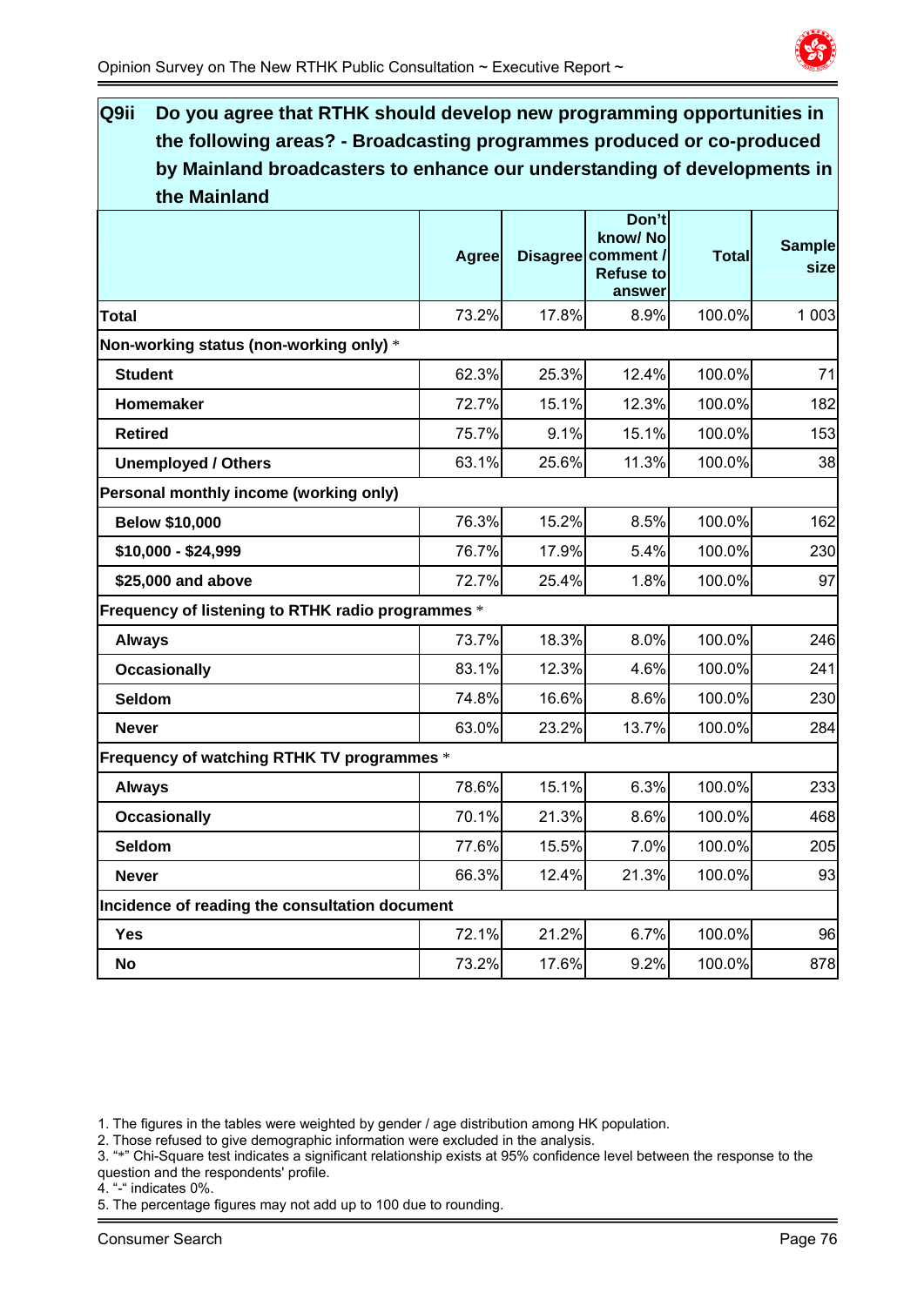**Q9ii Do you agree that RTHK should develop new programming opportunities in the following areas? - Broadcasting programmes produced or co-produced by Mainland broadcasters to enhance our understanding of developments in the Mainland**

| | Agree | Disagree | Don't know/ No comment / Refuse to answer | Total | Sample size |
|---|---|---|---|---|---|
| **Total** | 73.2% | 17.8% | 8.9% | 100.0% | 1 003 |
| **Non-working status (non-working only) *** | | | | | |
| **Student** | 62.3% | 25.3% | 12.4% | 100.0% | 71 |
| **Homemaker** | 72.7% | 15.1% | 12.3% | 100.0% | 182 |
| **Retired** | 75.7% | 9.1% | 15.1% | 100.0% | 153 |
| **Unemployed / Others** | 63.1% | 25.6% | 11.3% | 100.0% | 38 |
| **Personal monthly income (working only)** | | | | | |
| **Below $10,000** | 76.3% | 15.2% | 8.5% | 100.0% | 162 |
| **$10,000 - $24,999** | 76.7% | 17.9% | 5.4% | 100.0% | 230 |
| **$25,000 and above** | 72.7% | 25.4% | 1.8% | 100.0% | 97 |
| **Frequency of listening to RTHK radio programmes *** | | | | | |
| **Always** | 73.7% | 18.3% | 8.0% | 100.0% | 246 |
| **Occasionally** | 83.1% | 12.3% | 4.6% | 100.0% | 241 |
| **Seldom** | 74.8% | 16.6% | 8.6% | 100.0% | 230 |
| **Never** | 63.0% | 23.2% | 13.7% | 100.0% | 284 |
| **Frequency of watching RTHK TV programmes *** | | | | | |
| **Always** | 78.6% | 15.1% | 6.3% | 100.0% | 233 |
| **Occasionally** | 70.1% | 21.3% | 8.6% | 100.0% | 468 |
| **Seldom** | 77.6% | 15.5% | 7.0% | 100.0% | 205 |
| **Never** | 66.3% | 12.4% | 21.3% | 100.0% | 93 |
| **Incidence of reading the consultation document** | | | | | |
| **Yes** | 72.1% | 21.2% | 6.7% | 100.0% | 96 |
| **No** | 73.2% | 17.6% | 9.2% | 100.0% | 878 |

1. The figures in the tables were weighted by gender / age distribution among HK population.
2. Those refused to give demographic information were excluded in the analysis.
3. "*" Chi-Square test indicates a significant relationship exists at 95% confidence level between the response to the question and the respondents' profile.
4. "-" indicates 0%.
5. The percentage figures may not add up to 100 due to rounding.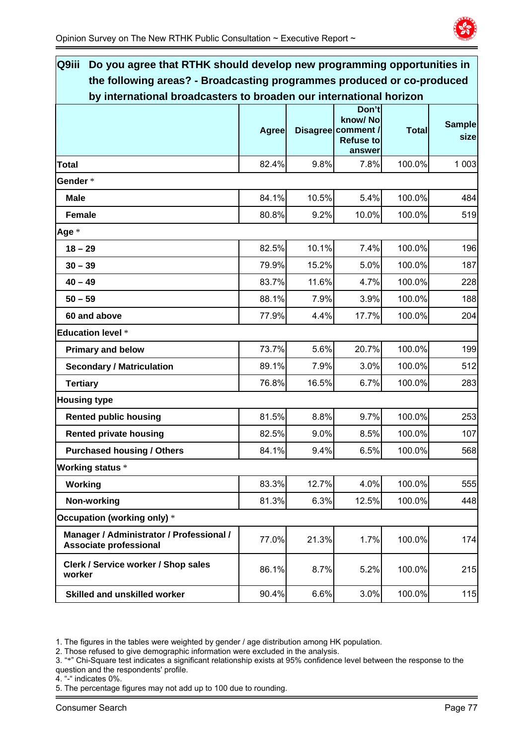## Q9iii Do you agree that RTHK should develop new programming opportunities in the following areas? - Broadcasting programmes produced or co-produced by international broadcasters to broaden our international horizon

| | Agree | Disagree | Don't know/ No comment / Refuse to answer | Total | Sample size |
|---|---|---|---|---|---|
| **Total** | 82.4% | 9.8% | 7.8% | 100.0% | 1 003 |
| **Gender** * | | | | | |
| **Male** | 84.1% | 10.5% | 5.4% | 100.0% | 484 |
| **Female** | 80.8% | 9.2% | 10.0% | 100.0% | 519 |
| **Age** * | | | | | |
| **18 – 29** | 82.5% | 10.1% | 7.4% | 100.0% | 196 |
| **30 – 39** | 79.9% | 15.2% | 5.0% | 100.0% | 187 |
| **40 – 49** | 83.7% | 11.6% | 4.7% | 100.0% | 228 |
| **50 – 59** | 88.1% | 7.9% | 3.9% | 100.0% | 188 |
| **60 and above** | 77.9% | 4.4% | 17.7% | 100.0% | 204 |
| **Education level** * | | | | | |
| **Primary and below** | 73.7% | 5.6% | 20.7% | 100.0% | 199 |
| **Secondary / Matriculation** | 89.1% | 7.9% | 3.0% | 100.0% | 512 |
| **Tertiary** | 76.8% | 16.5% | 6.7% | 100.0% | 283 |
| **Housing type** | | | | | |
| **Rented public housing** | 81.5% | 8.8% | 9.7% | 100.0% | 253 |
| **Rented private housing** | 82.5% | 9.0% | 8.5% | 100.0% | 107 |
| **Purchased housing / Others** | 84.1% | 9.4% | 6.5% | 100.0% | 568 |
| **Working status** * | | | | | |
| **Working** | 83.3% | 12.7% | 4.0% | 100.0% | 555 |
| **Non-working** | 81.3% | 6.3% | 12.5% | 100.0% | 448 |
| **Occupation (working only)** * | | | | | |
| **Manager / Administrator / Professional / Associate professional** | 77.0% | 21.3% | 1.7% | 100.0% | 174 |
| **Clerk / Service worker / Shop sales worker** | 86.1% | 8.7% | 5.2% | 100.0% | 215 |
| **Skilled and unskilled worker** | 90.4% | 6.6% | 3.0% | 100.0% | 115 |

1. The figures in the tables were weighted by gender / age distribution among HK population.
2. Those refused to give demographic information were excluded in the analysis.
3. "*" Chi-Square test indicates a significant relationship exists at 95% confidence level between the response to the question and the respondents' profile.
4. "-" indicates 0%.
5. The percentage figures may not add up to 100 due to rounding.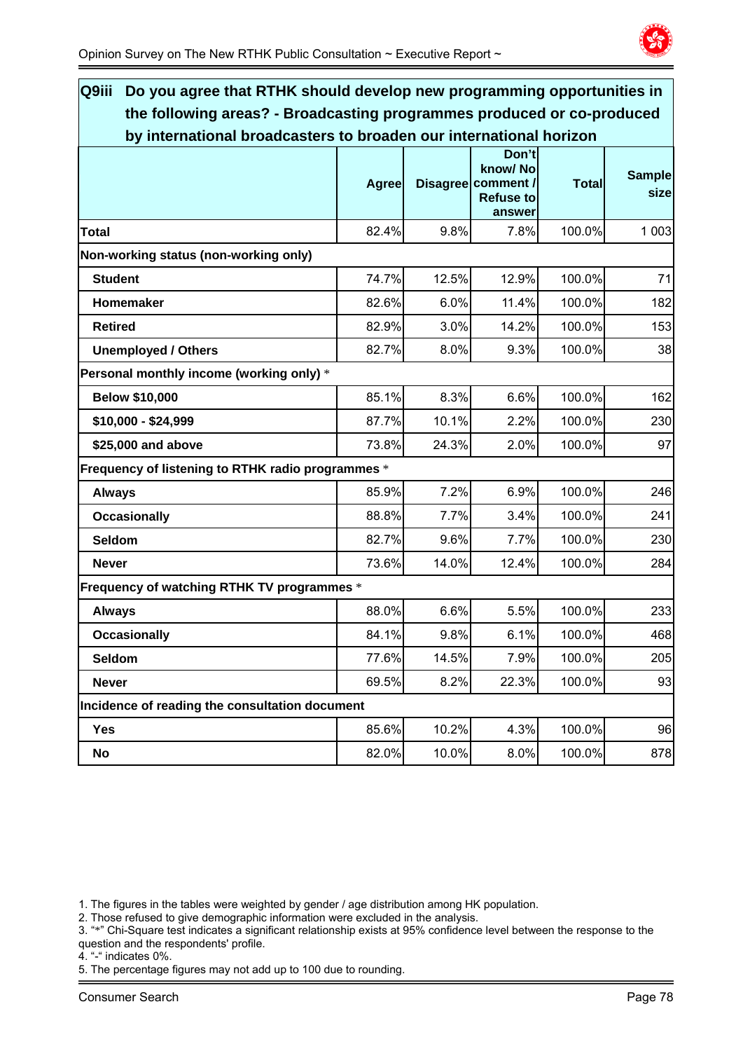## Q9iii Do you agree that RTHK should develop new programming opportunities in the following areas? - Broadcasting programmes produced or co-produced by international broadcasters to broaden our international horizon

| | Agree | Disagree | Don't know/ No comment / Refuse to answer | Total | Sample size |
|---|---|---|---|---|---|
| **Total** | 82.4% | 9.8% | 7.8% | 100.0% | 1 003 |
| **Non-working status (non-working only)** | | | | | |
| **Student** | 74.7% | 12.5% | 12.9% | 100.0% | 71 |
| **Homemaker** | 82.6% | 6.0% | 11.4% | 100.0% | 182 |
| **Retired** | 82.9% | 3.0% | 14.2% | 100.0% | 153 |
| **Unemployed / Others** | 82.7% | 8.0% | 9.3% | 100.0% | 38 |
| **Personal monthly income (working only)** * | | | | | |
| **Below $10,000** | 85.1% | 8.3% | 6.6% | 100.0% | 162 |
| **$10,000 - $24,999** | 87.7% | 10.1% | 2.2% | 100.0% | 230 |
| **$25,000 and above** | 73.8% | 24.3% | 2.0% | 100.0% | 97 |
| **Frequency of listening to RTHK radio programmes** * | | | | | |
| **Always** | 85.9% | 7.2% | 6.9% | 100.0% | 246 |
| **Occasionally** | 88.8% | 7.7% | 3.4% | 100.0% | 241 |
| **Seldom** | 82.7% | 9.6% | 7.7% | 100.0% | 230 |
| **Never** | 73.6% | 14.0% | 12.4% | 100.0% | 284 |
| **Frequency of watching RTHK TV programmes** * | | | | | |
| **Always** | 88.0% | 6.6% | 5.5% | 100.0% | 233 |
| **Occasionally** | 84.1% | 9.8% | 6.1% | 100.0% | 468 |
| **Seldom** | 77.6% | 14.5% | 7.9% | 100.0% | 205 |
| **Never** | 69.5% | 8.2% | 22.3% | 100.0% | 93 |
| **Incidence of reading the consultation document** | | | | | |
| **Yes** | 85.6% | 10.2% | 4.3% | 100.0% | 96 |
| **No** | 82.0% | 10.0% | 8.0% | 100.0% | 878 |

1. The figures in the tables were weighted by gender / age distribution among HK population.
2. Those refused to give demographic information were excluded in the analysis.
3. "*" Chi-Square test indicates a significant relationship exists at 95% confidence level between the response to the question and the respondents' profile.
4. "-" indicates 0%.
5. The percentage figures may not add up to 100 due to rounding.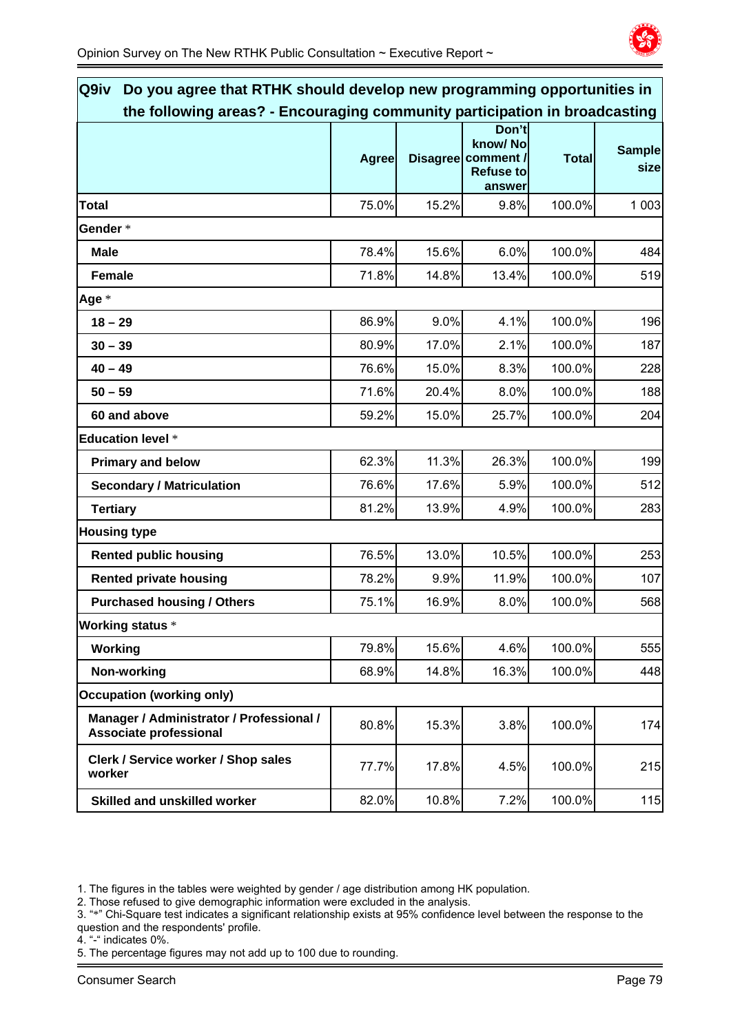## Q9iv Do you agree that RTHK should develop new programming opportunities in the following areas? - Encouraging community participation in broadcasting

| | Agree | Disagree | Don't know/ No comment / Refuse to answer | Total | Sample size |
|---|---|---|---|---|---|
| **Total** | 75.0% | 15.2% | 9.8% | 100.0% | 1 003 |
| **Gender** * | | | | | |
| **Male** | 78.4% | 15.6% | 6.0% | 100.0% | 484 |
| **Female** | 71.8% | 14.8% | 13.4% | 100.0% | 519 |
| **Age** * | | | | | |
| **18 – 29** | 86.9% | 9.0% | 4.1% | 100.0% | 196 |
| **30 – 39** | 80.9% | 17.0% | 2.1% | 100.0% | 187 |
| **40 – 49** | 76.6% | 15.0% | 8.3% | 100.0% | 228 |
| **50 – 59** | 71.6% | 20.4% | 8.0% | 100.0% | 188 |
| **60 and above** | 59.2% | 15.0% | 25.7% | 100.0% | 204 |
| **Education level** * | | | | | |
| **Primary and below** | 62.3% | 11.3% | 26.3% | 100.0% | 199 |
| **Secondary / Matriculation** | 76.6% | 17.6% | 5.9% | 100.0% | 512 |
| **Tertiary** | 81.2% | 13.9% | 4.9% | 100.0% | 283 |
| **Housing type** | | | | | |
| **Rented public housing** | 76.5% | 13.0% | 10.5% | 100.0% | 253 |
| **Rented private housing** | 78.2% | 9.9% | 11.9% | 100.0% | 107 |
| **Purchased housing / Others** | 75.1% | 16.9% | 8.0% | 100.0% | 568 |
| **Working status** * | | | | | |
| **Working** | 79.8% | 15.6% | 4.6% | 100.0% | 555 |
| **Non-working** | 68.9% | 14.8% | 16.3% | 100.0% | 448 |
| **Occupation (working only)** | | | | | |
| **Manager / Administrator / Professional / Associate professional** | 80.8% | 15.3% | 3.8% | 100.0% | 174 |
| **Clerk / Service worker / Shop sales worker** | 77.7% | 17.8% | 4.5% | 100.0% | 215 |
| **Skilled and unskilled worker** | 82.0% | 10.8% | 7.2% | 100.0% | 115 |

1. The figures in the tables were weighted by gender / age distribution among HK population.
2. Those refused to give demographic information were excluded in the analysis.
3. "*" Chi-Square test indicates a significant relationship exists at 95% confidence level between the response to the question and the respondents' profile.
4. "-" indicates 0%.
5. The percentage figures may not add up to 100 due to rounding.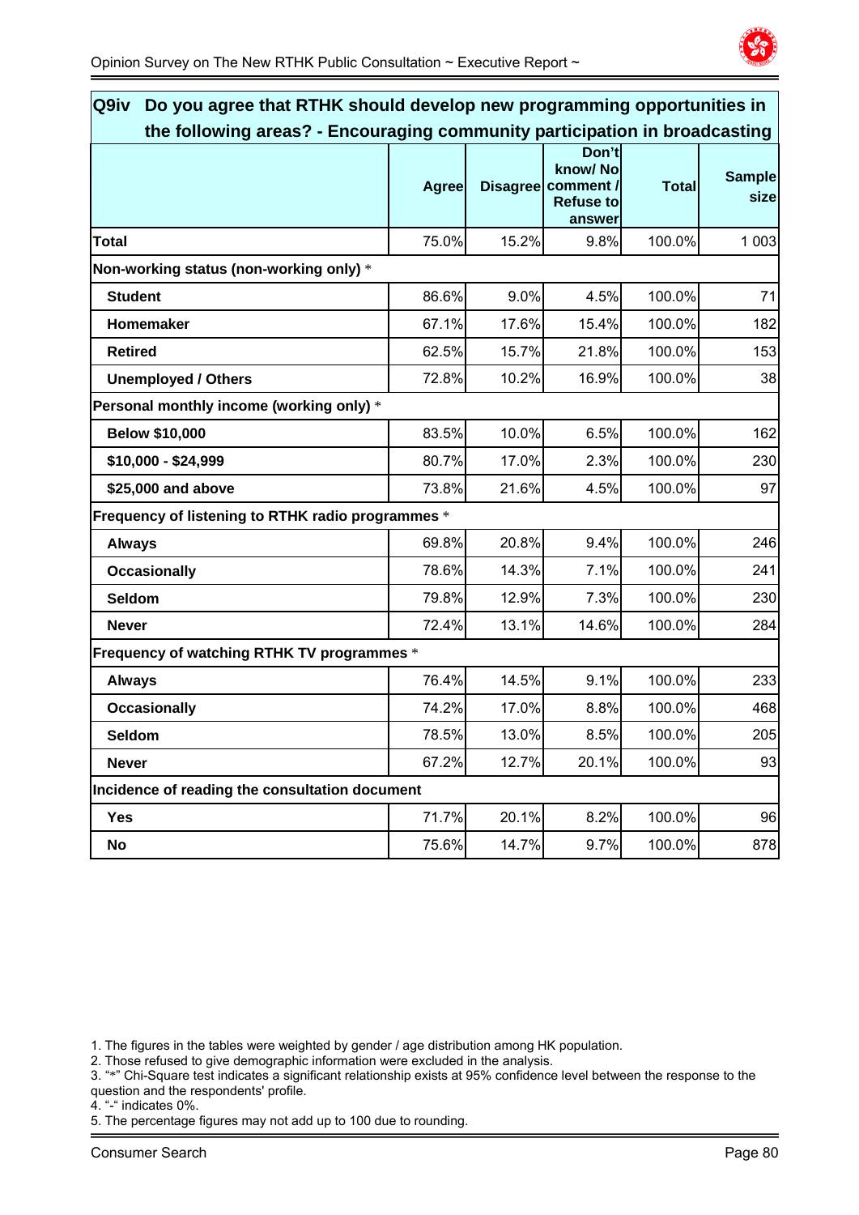## Q9iv Do you agree that RTHK should develop new programming opportunities in the following areas? - Encouraging community participation in broadcasting

| | Agree | Disagree | Don't know/ No comment / Refuse to answer | Total | Sample size |
|---|---|---|---|---|---|
| **Total** | 75.0% | 15.2% | 9.8% | 100.0% | 1 003 |
| **Non-working status (non-working only)** * | | | | | |
| **Student** | 86.6% | 9.0% | 4.5% | 100.0% | 71 |
| **Homemaker** | 67.1% | 17.6% | 15.4% | 100.0% | 182 |
| **Retired** | 62.5% | 15.7% | 21.8% | 100.0% | 153 |
| **Unemployed / Others** | 72.8% | 10.2% | 16.9% | 100.0% | 38 |
| **Personal monthly income (working only)** * | | | | | |
| **Below $10,000** | 83.5% | 10.0% | 6.5% | 100.0% | 162 |
| **$10,000 - $24,999** | 80.7% | 17.0% | 2.3% | 100.0% | 230 |
| **$25,000 and above** | 73.8% | 21.6% | 4.5% | 100.0% | 97 |
| **Frequency of listening to RTHK radio programmes** * | | | | | |
| **Always** | 69.8% | 20.8% | 9.4% | 100.0% | 246 |
| **Occasionally** | 78.6% | 14.3% | 7.1% | 100.0% | 241 |
| **Seldom** | 79.8% | 12.9% | 7.3% | 100.0% | 230 |
| **Never** | 72.4% | 13.1% | 14.6% | 100.0% | 284 |
| **Frequency of watching RTHK TV programmes** * | | | | | |
| **Always** | 76.4% | 14.5% | 9.1% | 100.0% | 233 |
| **Occasionally** | 74.2% | 17.0% | 8.8% | 100.0% | 468 |
| **Seldom** | 78.5% | 13.0% | 8.5% | 100.0% | 205 |
| **Never** | 67.2% | 12.7% | 20.1% | 100.0% | 93 |
| **Incidence of reading the consultation document** | | | | | |
| **Yes** | 71.7% | 20.1% | 8.2% | 100.0% | 96 |
| **No** | 75.6% | 14.7% | 9.7% | 100.0% | 878 |

1. The figures in the tables were weighted by gender / age distribution among HK population.
2. Those refused to give demographic information were excluded in the analysis.
3. "*" Chi-Square test indicates a significant relationship exists at 95% confidence level between the response to the question and the respondents' profile.
4. "-" indicates 0%.
5. The percentage figures may not add up to 100 due to rounding.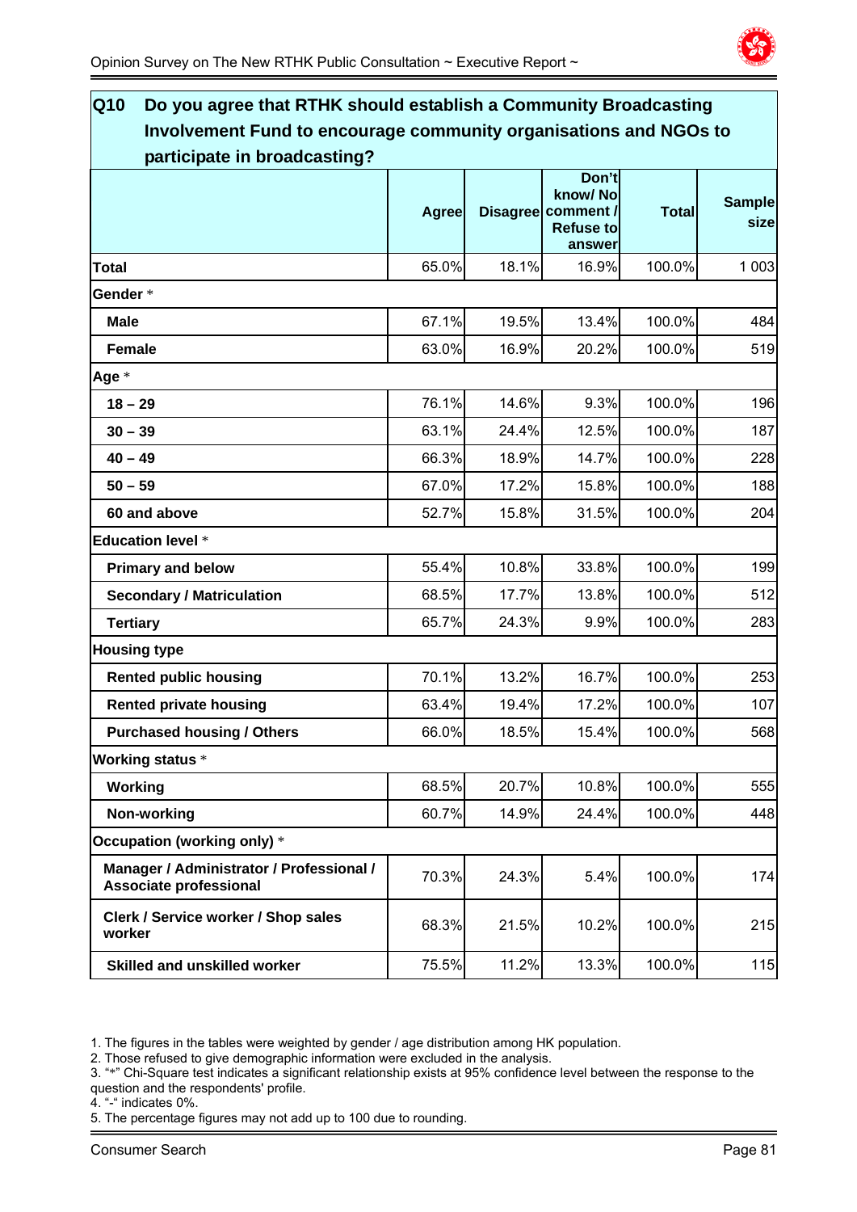## Q10 Do you agree that RTHK should establish a Community Broadcasting Involvement Fund to encourage community organisations and NGOs to participate in broadcasting?

| | Agree | Disagree | Don't know/ No comment / Refuse to answer | Total | Sample size |
|---|---|---|---|---|---|
| **Total** | 65.0% | 18.1% | 16.9% | 100.0% | 1 003 |
| **Gender** * | | | | | |
| **Male** | 67.1% | 19.5% | 13.4% | 100.0% | 484 |
| **Female** | 63.0% | 16.9% | 20.2% | 100.0% | 519 |
| **Age** * | | | | | |
| **18 – 29** | 76.1% | 14.6% | 9.3% | 100.0% | 196 |
| **30 – 39** | 63.1% | 24.4% | 12.5% | 100.0% | 187 |
| **40 – 49** | 66.3% | 18.9% | 14.7% | 100.0% | 228 |
| **50 – 59** | 67.0% | 17.2% | 15.8% | 100.0% | 188 |
| **60 and above** | 52.7% | 15.8% | 31.5% | 100.0% | 204 |
| **Education level** * | | | | | |
| **Primary and below** | 55.4% | 10.8% | 33.8% | 100.0% | 199 |
| **Secondary / Matriculation** | 68.5% | 17.7% | 13.8% | 100.0% | 512 |
| **Tertiary** | 65.7% | 24.3% | 9.9% | 100.0% | 283 |
| **Housing type** | | | | | |
| **Rented public housing** | 70.1% | 13.2% | 16.7% | 100.0% | 253 |
| **Rented private housing** | 63.4% | 19.4% | 17.2% | 100.0% | 107 |
| **Purchased housing / Others** | 66.0% | 18.5% | 15.4% | 100.0% | 568 |
| **Working status** * | | | | | |
| **Working** | 68.5% | 20.7% | 10.8% | 100.0% | 555 |
| **Non-working** | 60.7% | 14.9% | 24.4% | 100.0% | 448 |
| **Occupation (working only)** * | | | | | |
| **Manager / Administrator / Professional / Associate professional** | 70.3% | 24.3% | 5.4% | 100.0% | 174 |
| **Clerk / Service worker / Shop sales worker** | 68.3% | 21.5% | 10.2% | 100.0% | 215 |
| **Skilled and unskilled worker** | 75.5% | 11.2% | 13.3% | 100.0% | 115 |

1. The figures in the tables were weighted by gender / age distribution among HK population.
2. Those refused to give demographic information were excluded in the analysis.
3. "*" Chi-Square test indicates a significant relationship exists at 95% confidence level between the response to the question and the respondents' profile.
4. "-" indicates 0%.
5. The percentage figures may not add up to 100 due to rounding.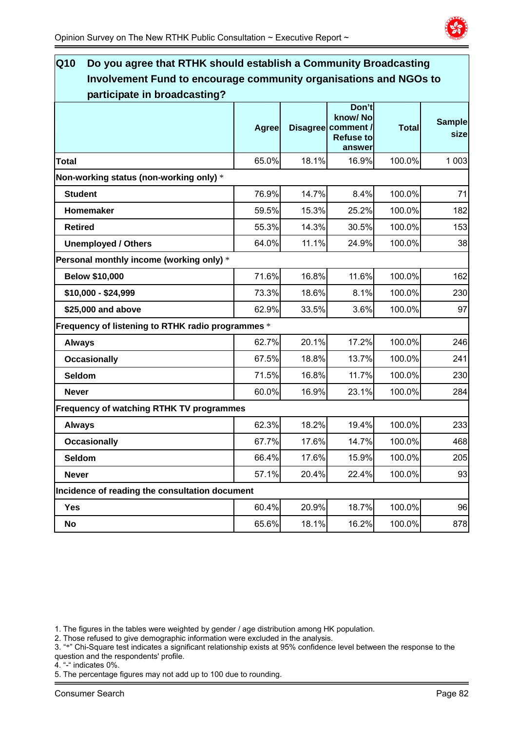## Q10 Do you agree that RTHK should establish a Community Broadcasting Involvement Fund to encourage community organisations and NGOs to participate in broadcasting?

| | Agree | Disagree | Don't know/ No comment / Refuse to answer | Total | Sample size |
|---|---|---|---|---|---|
| **Total** | 65.0% | 18.1% | 16.9% | 100.0% | 1 003 |
| **Non-working status (non-working only)** * | | | | | |
| **Student** | 76.9% | 14.7% | 8.4% | 100.0% | 71 |
| **Homemaker** | 59.5% | 15.3% | 25.2% | 100.0% | 182 |
| **Retired** | 55.3% | 14.3% | 30.5% | 100.0% | 153 |
| **Unemployed / Others** | 64.0% | 11.1% | 24.9% | 100.0% | 38 |
| **Personal monthly income (working only)** * | | | | | |
| **Below $10,000** | 71.6% | 16.8% | 11.6% | 100.0% | 162 |
| **$10,000 - $24,999** | 73.3% | 18.6% | 8.1% | 100.0% | 230 |
| **$25,000 and above** | 62.9% | 33.5% | 3.6% | 100.0% | 97 |
| **Frequency of listening to RTHK radio programmes** * | | | | | |
| **Always** | 62.7% | 20.1% | 17.2% | 100.0% | 246 |
| **Occasionally** | 67.5% | 18.8% | 13.7% | 100.0% | 241 |
| **Seldom** | 71.5% | 16.8% | 11.7% | 100.0% | 230 |
| **Never** | 60.0% | 16.9% | 23.1% | 100.0% | 284 |
| **Frequency of watching RTHK TV programmes** | | | | | |
| **Always** | 62.3% | 18.2% | 19.4% | 100.0% | 233 |
| **Occasionally** | 67.7% | 17.6% | 14.7% | 100.0% | 468 |
| **Seldom** | 66.4% | 17.6% | 15.9% | 100.0% | 205 |
| **Never** | 57.1% | 20.4% | 22.4% | 100.0% | 93 |
| **Incidence of reading the consultation document** | | | | | |
| **Yes** | 60.4% | 20.9% | 18.7% | 100.0% | 96 |
| **No** | 65.6% | 18.1% | 16.2% | 100.0% | 878 |

1. The figures in the tables were weighted by gender / age distribution among HK population.
2. Those refused to give demographic information were excluded in the analysis.
3. "*" Chi-Square test indicates a significant relationship exists at 95% confidence level between the response to the question and the respondents' profile.
4. "-" indicates 0%.
5. The percentage figures may not add up to 100 due to rounding.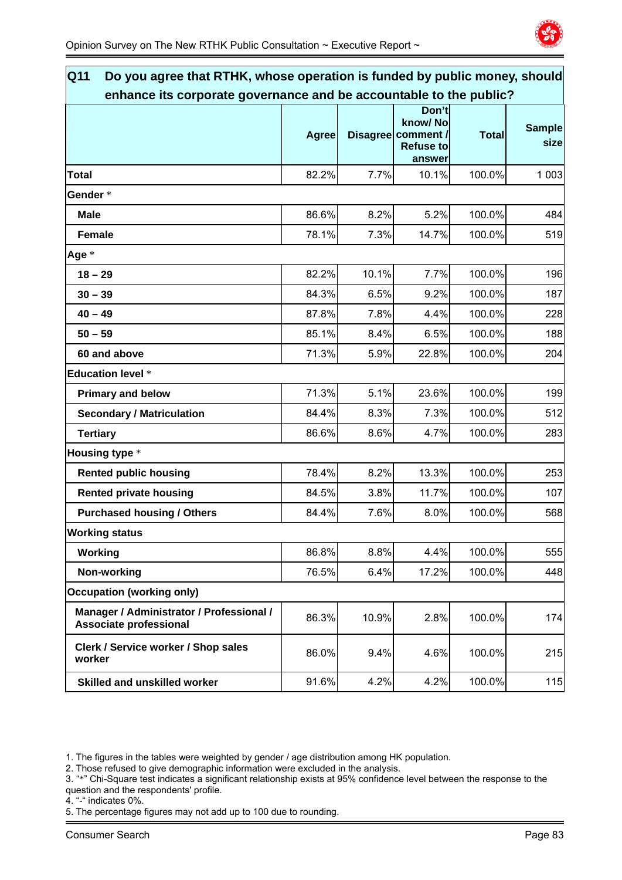## Q11 Do you agree that RTHK, whose operation is funded by public money, should enhance its corporate governance and be accountable to the public?

| | Agree | Disagree | Don't know/ No comment / Refuse to answer | Total | Sample size |
|---|---|---|---|---|---|
| **Total** | 82.2% | 7.7% | 10.1% | 100.0% | 1 003 |
| **Gender** * | | | | | |
| **Male** | 86.6% | 8.2% | 5.2% | 100.0% | 484 |
| **Female** | 78.1% | 7.3% | 14.7% | 100.0% | 519 |
| **Age** * | | | | | |
| **18 – 29** | 82.2% | 10.1% | 7.7% | 100.0% | 196 |
| **30 – 39** | 84.3% | 6.5% | 9.2% | 100.0% | 187 |
| **40 – 49** | 87.8% | 7.8% | 4.4% | 100.0% | 228 |
| **50 – 59** | 85.1% | 8.4% | 6.5% | 100.0% | 188 |
| **60 and above** | 71.3% | 5.9% | 22.8% | 100.0% | 204 |
| **Education level** * | | | | | |
| **Primary and below** | 71.3% | 5.1% | 23.6% | 100.0% | 199 |
| **Secondary / Matriculation** | 84.4% | 8.3% | 7.3% | 100.0% | 512 |
| **Tertiary** | 86.6% | 8.6% | 4.7% | 100.0% | 283 |
| **Housing type** * | | | | | |
| **Rented public housing** | 78.4% | 8.2% | 13.3% | 100.0% | 253 |
| **Rented private housing** | 84.5% | 3.8% | 11.7% | 100.0% | 107 |
| **Purchased housing / Others** | 84.4% | 7.6% | 8.0% | 100.0% | 568 |
| **Working status** | | | | | |
| **Working** | 86.8% | 8.8% | 4.4% | 100.0% | 555 |
| **Non-working** | 76.5% | 6.4% | 17.2% | 100.0% | 448 |
| **Occupation (working only)** | | | | | |
| **Manager / Administrator / Professional / Associate professional** | 86.3% | 10.9% | 2.8% | 100.0% | 174 |
| **Clerk / Service worker / Shop sales worker** | 86.0% | 9.4% | 4.6% | 100.0% | 215 |
| **Skilled and unskilled worker** | 91.6% | 4.2% | 4.2% | 100.0% | 115 |

1. The figures in the tables were weighted by gender / age distribution among HK population.
2. Those refused to give demographic information were excluded in the analysis.
3. "*" Chi-Square test indicates a significant relationship exists at 95% confidence level between the response to the question and the respondents' profile.
4. "-" indicates 0%.
5. The percentage figures may not add up to 100 due to rounding.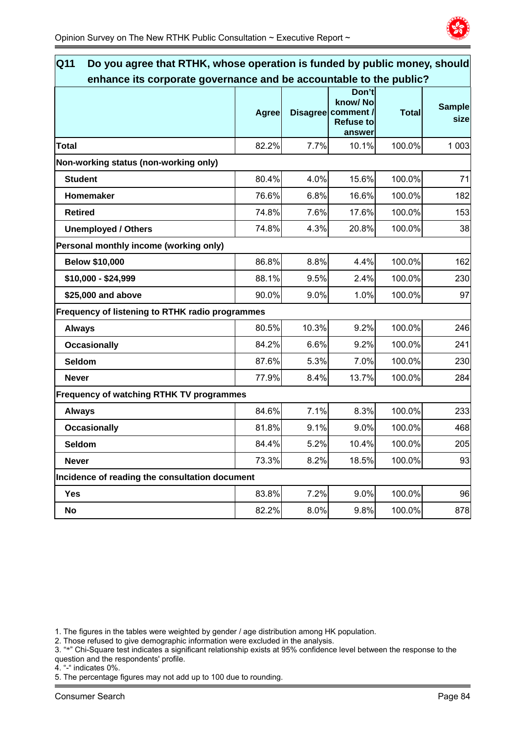| Q11 Do you agree that RTHK, whose operation is funded by public money, should enhance its corporate governance and be accountable to the public? | Agree | Disagree | Don't know/ No comment / Refuse to answer | Total | Sample size |
|---|---|---|---|---|---|
| **Total** | 82.2% | 7.7% | 10.1% | 100.0% | 1 003 |
| **Non-working status (non-working only)** | | | | | |
| **Student** | 80.4% | 4.0% | 15.6% | 100.0% | 71 |
| **Homemaker** | 76.6% | 6.8% | 16.6% | 100.0% | 182 |
| **Retired** | 74.8% | 7.6% | 17.6% | 100.0% | 153 |
| **Unemployed / Others** | 74.8% | 4.3% | 20.8% | 100.0% | 38 |
| **Personal monthly income (working only)** | | | | | |
| **Below $10,000** | 86.8% | 8.8% | 4.4% | 100.0% | 162 |
| **$10,000 - $24,999** | 88.1% | 9.5% | 2.4% | 100.0% | 230 |
| **$25,000 and above** | 90.0% | 9.0% | 1.0% | 100.0% | 97 |
| **Frequency of listening to RTHK radio programmes** | | | | | |
| **Always** | 80.5% | 10.3% | 9.2% | 100.0% | 246 |
| **Occasionally** | 84.2% | 6.6% | 9.2% | 100.0% | 241 |
| **Seldom** | 87.6% | 5.3% | 7.0% | 100.0% | 230 |
| **Never** | 77.9% | 8.4% | 13.7% | 100.0% | 284 |
| **Frequency of watching RTHK TV programmes** | | | | | |
| **Always** | 84.6% | 7.1% | 8.3% | 100.0% | 233 |
| **Occasionally** | 81.8% | 9.1% | 9.0% | 100.0% | 468 |
| **Seldom** | 84.4% | 5.2% | 10.4% | 100.0% | 205 |
| **Never** | 73.3% | 8.2% | 18.5% | 100.0% | 93 |
| **Incidence of reading the consultation document** | | | | | |
| **Yes** | 83.8% | 7.2% | 9.0% | 100.0% | 96 |
| **No** | 82.2% | 8.0% | 9.8% | 100.0% | 878 |

1. The figures in the tables were weighted by gender / age distribution among HK population.
2. Those refused to give demographic information were excluded in the analysis.
3. "*" Chi-Square test indicates a significant relationship exists at 95% confidence level between the response to the question and the respondents' profile.
4. "-" indicates 0%.
5. The percentage figures may not add up to 100 due to rounding.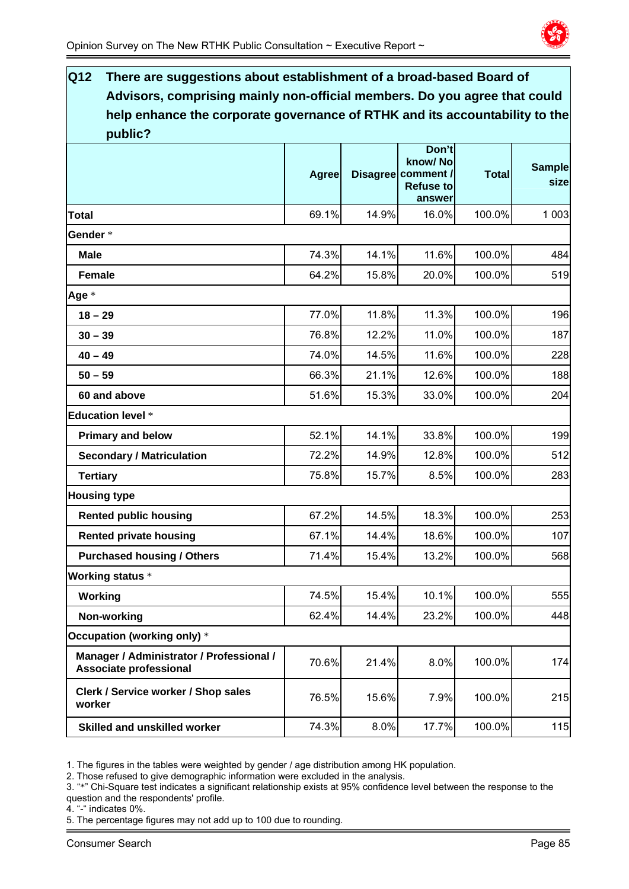## Q12 There are suggestions about establishment of a broad-based Board of Advisors, comprising mainly non-official members. Do you agree that could help enhance the corporate governance of RTHK and its accountability to the public?

| | Agree | Disagree | Don't know/ No comment / Refuse to answer | Total | Sample size |
|---|---|---|---|---|---|
| **Total** | 69.1% | 14.9% | 16.0% | 100.0% | 1 003 |
| **Gender** * | | | | | |
| **Male** | 74.3% | 14.1% | 11.6% | 100.0% | 484 |
| **Female** | 64.2% | 15.8% | 20.0% | 100.0% | 519 |
| **Age** * | | | | | |
| **18 – 29** | 77.0% | 11.8% | 11.3% | 100.0% | 196 |
| **30 – 39** | 76.8% | 12.2% | 11.0% | 100.0% | 187 |
| **40 – 49** | 74.0% | 14.5% | 11.6% | 100.0% | 228 |
| **50 – 59** | 66.3% | 21.1% | 12.6% | 100.0% | 188 |
| **60 and above** | 51.6% | 15.3% | 33.0% | 100.0% | 204 |
| **Education level** * | | | | | |
| **Primary and below** | 52.1% | 14.1% | 33.8% | 100.0% | 199 |
| **Secondary / Matriculation** | 72.2% | 14.9% | 12.8% | 100.0% | 512 |
| **Tertiary** | 75.8% | 15.7% | 8.5% | 100.0% | 283 |
| **Housing type** | | | | | |
| **Rented public housing** | 67.2% | 14.5% | 18.3% | 100.0% | 253 |
| **Rented private housing** | 67.1% | 14.4% | 18.6% | 100.0% | 107 |
| **Purchased housing / Others** | 71.4% | 15.4% | 13.2% | 100.0% | 568 |
| **Working status** * | | | | | |
| **Working** | 74.5% | 15.4% | 10.1% | 100.0% | 555 |
| **Non-working** | 62.4% | 14.4% | 23.2% | 100.0% | 448 |
| **Occupation (working only)** * | | | | | |
| **Manager / Administrator / Professional / Associate professional** | 70.6% | 21.4% | 8.0% | 100.0% | 174 |
| **Clerk / Service worker / Shop sales worker** | 76.5% | 15.6% | 7.9% | 100.0% | 215 |
| **Skilled and unskilled worker** | 74.3% | 8.0% | 17.7% | 100.0% | 115 |

1. The figures in the tables were weighted by gender / age distribution among HK population.
2. Those refused to give demographic information were excluded in the analysis.
3. "*" Chi-Square test indicates a significant relationship exists at 95% confidence level between the response to the question and the respondents' profile.
4. "-" indicates 0%.
5. The percentage figures may not add up to 100 due to rounding.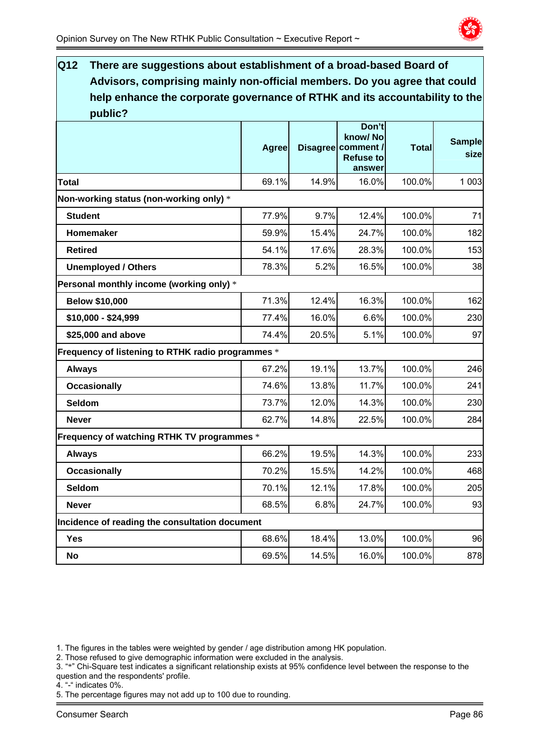## Q12 There are suggestions about establishment of a broad-based Board of Advisors, comprising mainly non-official members. Do you agree that could help enhance the corporate governance of RTHK and its accountability to the public?

| | Agree | Disagree | Don't know/ No comment / Refuse to answer | Total | Sample size |
|---|---|---|---|---|---|
| **Total** | 69.1% | 14.9% | 16.0% | 100.0% | 1 003 |
| **Non-working status (non-working only)** * | | | | | |
| **Student** | 77.9% | 9.7% | 12.4% | 100.0% | 71 |
| **Homemaker** | 59.9% | 15.4% | 24.7% | 100.0% | 182 |
| **Retired** | 54.1% | 17.6% | 28.3% | 100.0% | 153 |
| **Unemployed / Others** | 78.3% | 5.2% | 16.5% | 100.0% | 38 |
| **Personal monthly income (working only)** * | | | | | |
| **Below $10,000** | 71.3% | 12.4% | 16.3% | 100.0% | 162 |
| **$10,000 - $24,999** | 77.4% | 16.0% | 6.6% | 100.0% | 230 |
| **$25,000 and above** | 74.4% | 20.5% | 5.1% | 100.0% | 97 |
| **Frequency of listening to RTHK radio programmes** * | | | | | |
| **Always** | 67.2% | 19.1% | 13.7% | 100.0% | 246 |
| **Occasionally** | 74.6% | 13.8% | 11.7% | 100.0% | 241 |
| **Seldom** | 73.7% | 12.0% | 14.3% | 100.0% | 230 |
| **Never** | 62.7% | 14.8% | 22.5% | 100.0% | 284 |
| **Frequency of watching RTHK TV programmes** * | | | | | |
| **Always** | 66.2% | 19.5% | 14.3% | 100.0% | 233 |
| **Occasionally** | 70.2% | 15.5% | 14.2% | 100.0% | 468 |
| **Seldom** | 70.1% | 12.1% | 17.8% | 100.0% | 205 |
| **Never** | 68.5% | 6.8% | 24.7% | 100.0% | 93 |
| **Incidence of reading the consultation document** | | | | | |
| **Yes** | 68.6% | 18.4% | 13.0% | 100.0% | 96 |
| **No** | 69.5% | 14.5% | 16.0% | 100.0% | 878 |

1. The figures in the tables were weighted by gender / age distribution among HK population.
2. Those refused to give demographic information were excluded in the analysis.
3. "*" Chi-Square test indicates a significant relationship exists at 95% confidence level between the response to the question and the respondents' profile.
4. "-" indicates 0%.
5. The percentage figures may not add up to 100 due to rounding.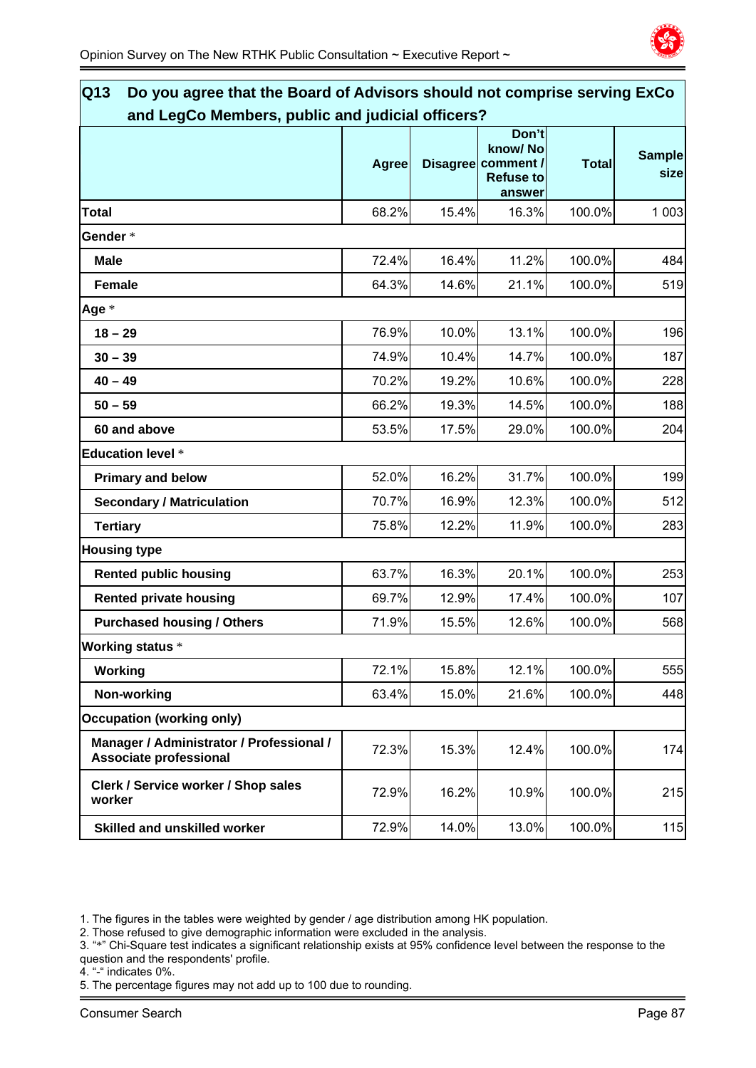## Q13 Do you agree that the Board of Advisors should not comprise serving ExCo and LegCo Members, public and judicial officers?

| | Agree | Disagree | Don't know/ No comment / Refuse to answer | Total | Sample size |
|---|---|---|---|---|---|
| **Total** | 68.2% | 15.4% | 16.3% | 100.0% | 1 003 |
| **Gender** * | | | | | |
| **Male** | 72.4% | 16.4% | 11.2% | 100.0% | 484 |
| **Female** | 64.3% | 14.6% | 21.1% | 100.0% | 519 |
| **Age** * | | | | | |
| **18 – 29** | 76.9% | 10.0% | 13.1% | 100.0% | 196 |
| **30 – 39** | 74.9% | 10.4% | 14.7% | 100.0% | 187 |
| **40 – 49** | 70.2% | 19.2% | 10.6% | 100.0% | 228 |
| **50 – 59** | 66.2% | 19.3% | 14.5% | 100.0% | 188 |
| **60 and above** | 53.5% | 17.5% | 29.0% | 100.0% | 204 |
| **Education level** * | | | | | |
| **Primary and below** | 52.0% | 16.2% | 31.7% | 100.0% | 199 |
| **Secondary / Matriculation** | 70.7% | 16.9% | 12.3% | 100.0% | 512 |
| **Tertiary** | 75.8% | 12.2% | 11.9% | 100.0% | 283 |
| **Housing type** | | | | | |
| **Rented public housing** | 63.7% | 16.3% | 20.1% | 100.0% | 253 |
| **Rented private housing** | 69.7% | 12.9% | 17.4% | 100.0% | 107 |
| **Purchased housing / Others** | 71.9% | 15.5% | 12.6% | 100.0% | 568 |
| **Working status** * | | | | | |
| **Working** | 72.1% | 15.8% | 12.1% | 100.0% | 555 |
| **Non-working** | 63.4% | 15.0% | 21.6% | 100.0% | 448 |
| **Occupation (working only)** | | | | | |
| **Manager / Administrator / Professional / Associate professional** | 72.3% | 15.3% | 12.4% | 100.0% | 174 |
| **Clerk / Service worker / Shop sales worker** | 72.9% | 16.2% | 10.9% | 100.0% | 215 |
| **Skilled and unskilled worker** | 72.9% | 14.0% | 13.0% | 100.0% | 115 |

1. The figures in the tables were weighted by gender / age distribution among HK population.
2. Those refused to give demographic information were excluded in the analysis.
3. "*" Chi-Square test indicates a significant relationship exists at 95% confidence level between the response to the question and the respondents' profile.
4. "-" indicates 0%.
5. The percentage figures may not add up to 100 due to rounding.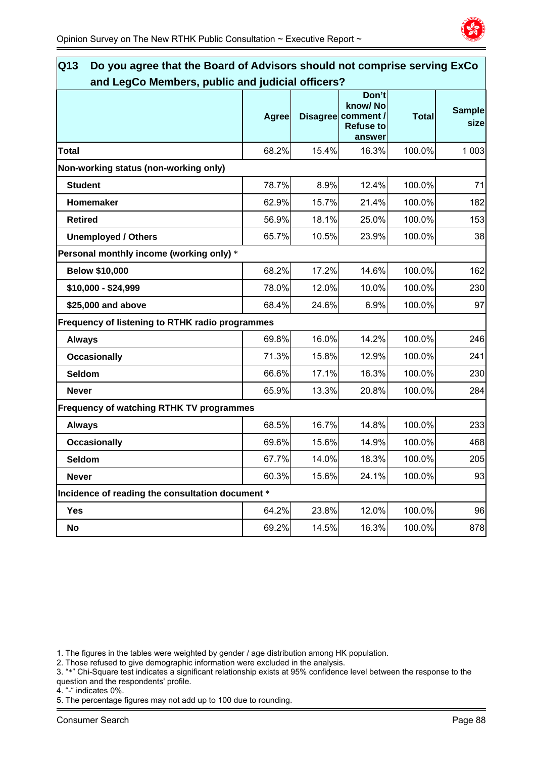## Q13 Do you agree that the Board of Advisors should not comprise serving ExCo and LegCo Members, public and judicial officers?

| | Agree | Disagree | Don't know/ No comment / Refuse to answer | Total | Sample size |
|---|---|---|---|---|---|
| **Total** | 68.2% | 15.4% | 16.3% | 100.0% | 1 003 |
| **Non-working status (non-working only)** | | | | | |
| **Student** | 78.7% | 8.9% | 12.4% | 100.0% | 71 |
| **Homemaker** | 62.9% | 15.7% | 21.4% | 100.0% | 182 |
| **Retired** | 56.9% | 18.1% | 25.0% | 100.0% | 153 |
| **Unemployed / Others** | 65.7% | 10.5% | 23.9% | 100.0% | 38 |
| **Personal monthly income (working only)** * | | | | | |
| **Below $10,000** | 68.2% | 17.2% | 14.6% | 100.0% | 162 |
| **$10,000 - $24,999** | 78.0% | 12.0% | 10.0% | 100.0% | 230 |
| **$25,000 and above** | 68.4% | 24.6% | 6.9% | 100.0% | 97 |
| **Frequency of listening to RTHK radio programmes** | | | | | |
| **Always** | 69.8% | 16.0% | 14.2% | 100.0% | 246 |
| **Occasionally** | 71.3% | 15.8% | 12.9% | 100.0% | 241 |
| **Seldom** | 66.6% | 17.1% | 16.3% | 100.0% | 230 |
| **Never** | 65.9% | 13.3% | 20.8% | 100.0% | 284 |
| **Frequency of watching RTHK TV programmes** | | | | | |
| **Always** | 68.5% | 16.7% | 14.8% | 100.0% | 233 |
| **Occasionally** | 69.6% | 15.6% | 14.9% | 100.0% | 468 |
| **Seldom** | 67.7% | 14.0% | 18.3% | 100.0% | 205 |
| **Never** | 60.3% | 15.6% | 24.1% | 100.0% | 93 |
| **Incidence of reading the consultation document** * | | | | | |
| **Yes** | 64.2% | 23.8% | 12.0% | 100.0% | 96 |
| **No** | 69.2% | 14.5% | 16.3% | 100.0% | 878 |

1. The figures in the tables were weighted by gender / age distribution among HK population.
2. Those refused to give demographic information were excluded in the analysis.
3. "*" Chi-Square test indicates a significant relationship exists at 95% confidence level between the response to the question and the respondents' profile.
4. "-" indicates 0%.
5. The percentage figures may not add up to 100 due to rounding.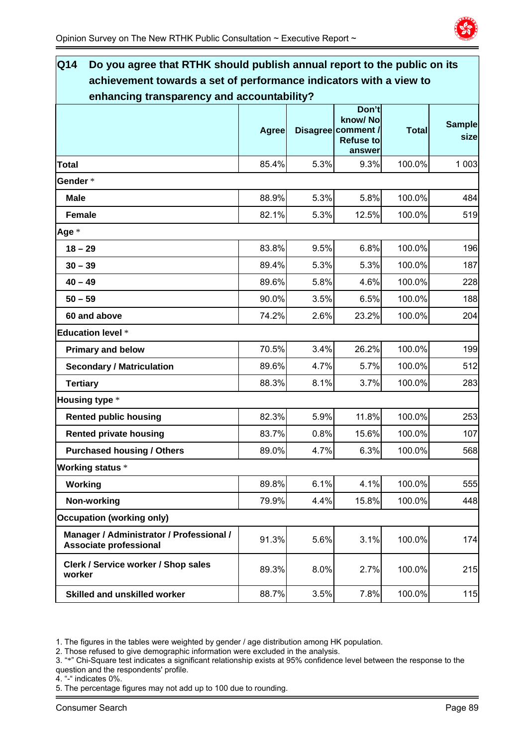## Q14 Do you agree that RTHK should publish annual report to the public on its achievement towards a set of performance indicators with a view to enhancing transparency and accountability?

| | Agree | Disagree | Don't know/ No comment / Refuse to answer | Total | Sample size |
|---|---|---|---|---|---|
| **Total** | 85.4% | 5.3% | 9.3% | 100.0% | 1 003 |
| **Gender** * | | | | | |
| **Male** | 88.9% | 5.3% | 5.8% | 100.0% | 484 |
| **Female** | 82.1% | 5.3% | 12.5% | 100.0% | 519 |
| **Age** * | | | | | |
| **18 – 29** | 83.8% | 9.5% | 6.8% | 100.0% | 196 |
| **30 – 39** | 89.4% | 5.3% | 5.3% | 100.0% | 187 |
| **40 – 49** | 89.6% | 5.8% | 4.6% | 100.0% | 228 |
| **50 – 59** | 90.0% | 3.5% | 6.5% | 100.0% | 188 |
| **60 and above** | 74.2% | 2.6% | 23.2% | 100.0% | 204 |
| **Education level** * | | | | | |
| **Primary and below** | 70.5% | 3.4% | 26.2% | 100.0% | 199 |
| **Secondary / Matriculation** | 89.6% | 4.7% | 5.7% | 100.0% | 512 |
| **Tertiary** | 88.3% | 8.1% | 3.7% | 100.0% | 283 |
| **Housing type** * | | | | | |
| **Rented public housing** | 82.3% | 5.9% | 11.8% | 100.0% | 253 |
| **Rented private housing** | 83.7% | 0.8% | 15.6% | 100.0% | 107 |
| **Purchased housing / Others** | 89.0% | 4.7% | 6.3% | 100.0% | 568 |
| **Working status** * | | | | | |
| **Working** | 89.8% | 6.1% | 4.1% | 100.0% | 555 |
| **Non-working** | 79.9% | 4.4% | 15.8% | 100.0% | 448 |
| **Occupation (working only)** | | | | | |
| **Manager / Administrator / Professional / Associate professional** | 91.3% | 5.6% | 3.1% | 100.0% | 174 |
| **Clerk / Service worker / Shop sales worker** | 89.3% | 8.0% | 2.7% | 100.0% | 215 |
| **Skilled and unskilled worker** | 88.7% | 3.5% | 7.8% | 100.0% | 115 |

1. The figures in the tables were weighted by gender / age distribution among HK population.
2. Those refused to give demographic information were excluded in the analysis.
3. "*" Chi-Square test indicates a significant relationship exists at 95% confidence level between the response to the question and the respondents' profile.
4. "-" indicates 0%.
5. The percentage figures may not add up to 100 due to rounding.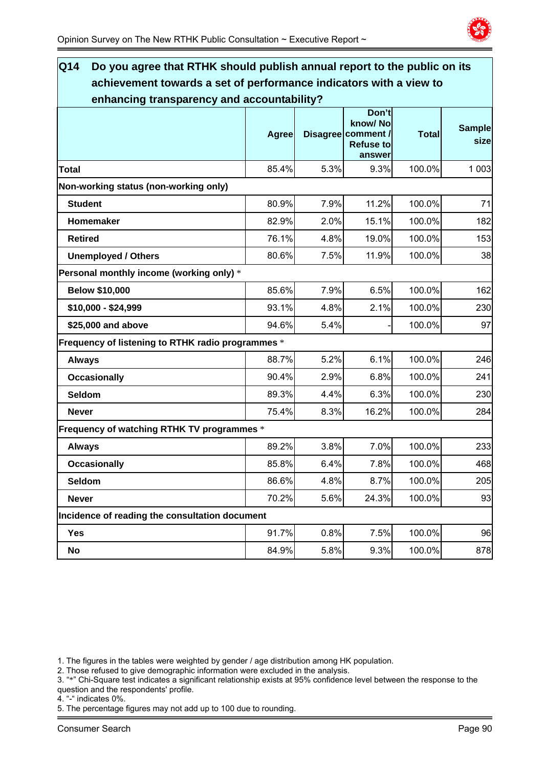## Q14 Do you agree that RTHK should publish annual report to the public on its achievement towards a set of performance indicators with a view to enhancing transparency and accountability?

| | Agree | Disagree | Don't know/ No comment / Refuse to answer | Total | Sample size |
|---|---|---|---|---|---|
| **Total** | 85.4% | 5.3% | 9.3% | 100.0% | 1 003 |
| **Non-working status (non-working only)** | | | | | |
| **Student** | 80.9% | 7.9% | 11.2% | 100.0% | 71 |
| **Homemaker** | 82.9% | 2.0% | 15.1% | 100.0% | 182 |
| **Retired** | 76.1% | 4.8% | 19.0% | 100.0% | 153 |
| **Unemployed / Others** | 80.6% | 7.5% | 11.9% | 100.0% | 38 |
| **Personal monthly income (working only)** * | | | | | |
| **Below $10,000** | 85.6% | 7.9% | 6.5% | 100.0% | 162 |
| **$10,000 - $24,999** | 93.1% | 4.8% | 2.1% | 100.0% | 230 |
| **$25,000 and above** | 94.6% | 5.4% | - | 100.0% | 97 |
| **Frequency of listening to RTHK radio programmes** * | | | | | |
| **Always** | 88.7% | 5.2% | 6.1% | 100.0% | 246 |
| **Occasionally** | 90.4% | 2.9% | 6.8% | 100.0% | 241 |
| **Seldom** | 89.3% | 4.4% | 6.3% | 100.0% | 230 |
| **Never** | 75.4% | 8.3% | 16.2% | 100.0% | 284 |
| **Frequency of watching RTHK TV programmes** * | | | | | |
| **Always** | 89.2% | 3.8% | 7.0% | 100.0% | 233 |
| **Occasionally** | 85.8% | 6.4% | 7.8% | 100.0% | 468 |
| **Seldom** | 86.6% | 4.8% | 8.7% | 100.0% | 205 |
| **Never** | 70.2% | 5.6% | 24.3% | 100.0% | 93 |
| **Incidence of reading the consultation document** | | | | | |
| **Yes** | 91.7% | 0.8% | 7.5% | 100.0% | 96 |
| **No** | 84.9% | 5.8% | 9.3% | 100.0% | 878 |

1. The figures in the tables were weighted by gender / age distribution among HK population.
2. Those refused to give demographic information were excluded in the analysis.
3. "*" Chi-Square test indicates a significant relationship exists at 95% confidence level between the response to the question and the respondents' profile.
4. "-" indicates 0%.
5. The percentage figures may not add up to 100 due to rounding.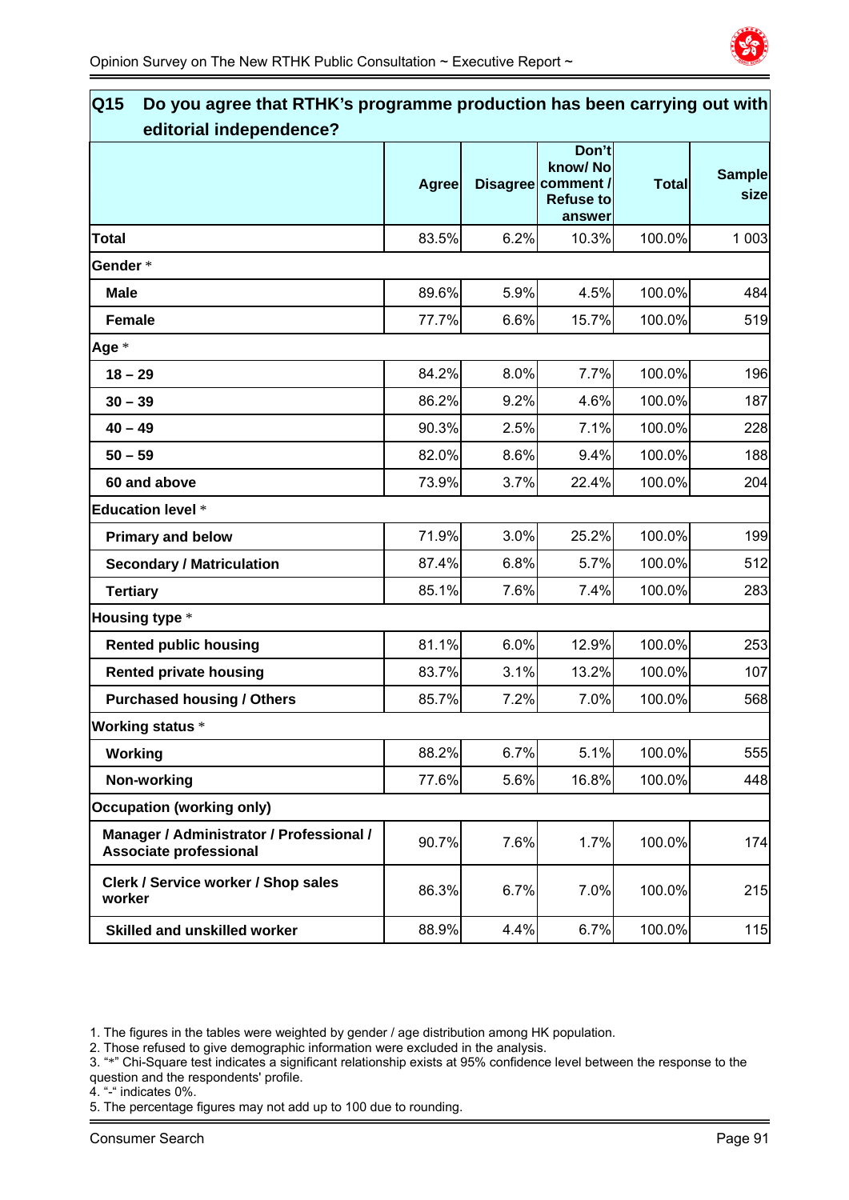## Q15 Do you agree that RTHK's programme production has been carrying out with editorial independence?

| | Agree | Disagree | Don't know/ No comment / Refuse to answer | Total | Sample size |
|---|---|---|---|---|---|
| **Total** | 83.5% | 6.2% | 10.3% | 100.0% | 1 003 |
| **Gender** * | | | | | |
| **Male** | 89.6% | 5.9% | 4.5% | 100.0% | 484 |
| **Female** | 77.7% | 6.6% | 15.7% | 100.0% | 519 |
| **Age** * | | | | | |
| **18 – 29** | 84.2% | 8.0% | 7.7% | 100.0% | 196 |
| **30 – 39** | 86.2% | 9.2% | 4.6% | 100.0% | 187 |
| **40 – 49** | 90.3% | 2.5% | 7.1% | 100.0% | 228 |
| **50 – 59** | 82.0% | 8.6% | 9.4% | 100.0% | 188 |
| **60 and above** | 73.9% | 3.7% | 22.4% | 100.0% | 204 |
| **Education level** * | | | | | |
| **Primary and below** | 71.9% | 3.0% | 25.2% | 100.0% | 199 |
| **Secondary / Matriculation** | 87.4% | 6.8% | 5.7% | 100.0% | 512 |
| **Tertiary** | 85.1% | 7.6% | 7.4% | 100.0% | 283 |
| **Housing type** * | | | | | |
| **Rented public housing** | 81.1% | 6.0% | 12.9% | 100.0% | 253 |
| **Rented private housing** | 83.7% | 3.1% | 13.2% | 100.0% | 107 |
| **Purchased housing / Others** | 85.7% | 7.2% | 7.0% | 100.0% | 568 |
| **Working status** * | | | | | |
| **Working** | 88.2% | 6.7% | 5.1% | 100.0% | 555 |
| **Non-working** | 77.6% | 5.6% | 16.8% | 100.0% | 448 |
| **Occupation (working only)** | | | | | |
| **Manager / Administrator / Professional / Associate professional** | 90.7% | 7.6% | 1.7% | 100.0% | 174 |
| **Clerk / Service worker / Shop sales worker** | 86.3% | 6.7% | 7.0% | 100.0% | 215 |
| **Skilled and unskilled worker** | 88.9% | 4.4% | 6.7% | 100.0% | 115 |

1. The figures in the tables were weighted by gender / age distribution among HK population.
2. Those refused to give demographic information were excluded in the analysis.
3. "*" Chi-Square test indicates a significant relationship exists at 95% confidence level between the response to the question and the respondents' profile.
4. "-" indicates 0%.
5. The percentage figures may not add up to 100 due to rounding.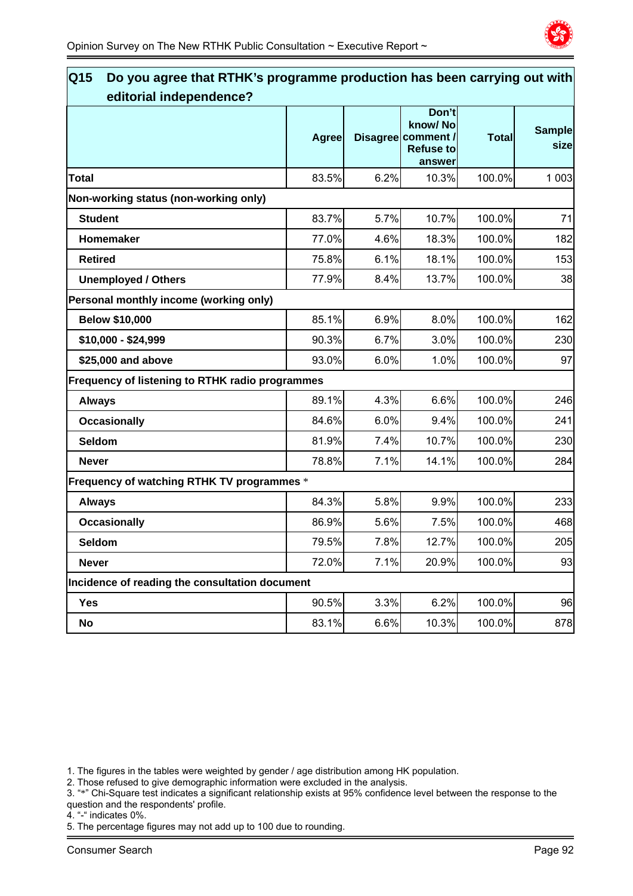## Q15 Do you agree that RTHK's programme production has been carrying out with editorial independence?

| | Agree | Disagree | Don't know/ No comment / Refuse to answer | Total | Sample size |
|---|---|---|---|---|---|
| **Total** | 83.5% | 6.2% | 10.3% | 100.0% | 1 003 |
| **Non-working status (non-working only)** | | | | | |
| **Student** | 83.7% | 5.7% | 10.7% | 100.0% | 71 |
| **Homemaker** | 77.0% | 4.6% | 18.3% | 100.0% | 182 |
| **Retired** | 75.8% | 6.1% | 18.1% | 100.0% | 153 |
| **Unemployed / Others** | 77.9% | 8.4% | 13.7% | 100.0% | 38 |
| **Personal monthly income (working only)** | | | | | |
| **Below $10,000** | 85.1% | 6.9% | 8.0% | 100.0% | 162 |
| **$10,000 - $24,999** | 90.3% | 6.7% | 3.0% | 100.0% | 230 |
| **$25,000 and above** | 93.0% | 6.0% | 1.0% | 100.0% | 97 |
| **Frequency of listening to RTHK radio programmes** | | | | | |
| **Always** | 89.1% | 4.3% | 6.6% | 100.0% | 246 |
| **Occasionally** | 84.6% | 6.0% | 9.4% | 100.0% | 241 |
| **Seldom** | 81.9% | 7.4% | 10.7% | 100.0% | 230 |
| **Never** | 78.8% | 7.1% | 14.1% | 100.0% | 284 |
| **Frequency of watching RTHK TV programmes** * | | | | | |
| **Always** | 84.3% | 5.8% | 9.9% | 100.0% | 233 |
| **Occasionally** | 86.9% | 5.6% | 7.5% | 100.0% | 468 |
| **Seldom** | 79.5% | 7.8% | 12.7% | 100.0% | 205 |
| **Never** | 72.0% | 7.1% | 20.9% | 100.0% | 93 |
| **Incidence of reading the consultation document** | | | | | |
| **Yes** | 90.5% | 3.3% | 6.2% | 100.0% | 96 |
| **No** | 83.1% | 6.6% | 10.3% | 100.0% | 878 |

1. The figures in the tables were weighted by gender / age distribution among HK population.
2. Those refused to give demographic information were excluded in the analysis.
3. "*" Chi-Square test indicates a significant relationship exists at 95% confidence level between the response to the question and the respondents' profile.
4. "-" indicates 0%.
5. The percentage figures may not add up to 100 due to rounding.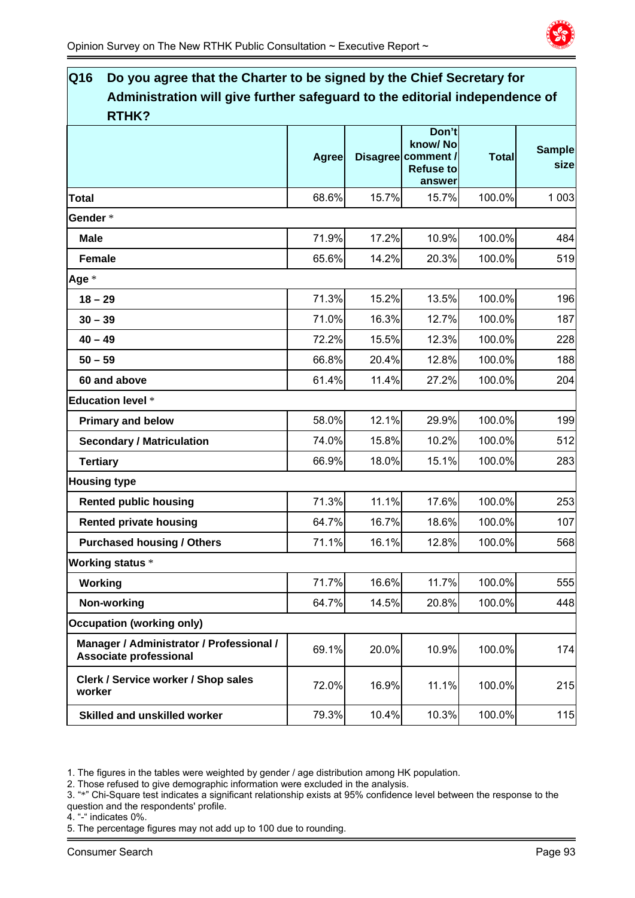## Q16 Do you agree that the Charter to be signed by the Chief Secretary for Administration will give further safeguard to the editorial independence of RTHK?

| | Agree | Disagree | Don't know/ No comment / Refuse to answer | Total | Sample size |
|---|---|---|---|---|---|
| **Total** | 68.6% | 15.7% | 15.7% | 100.0% | 1 003 |
| **Gender** * | | | | | |
| **Male** | 71.9% | 17.2% | 10.9% | 100.0% | 484 |
| **Female** | 65.6% | 14.2% | 20.3% | 100.0% | 519 |
| **Age** * | | | | | |
| **18 – 29** | 71.3% | 15.2% | 13.5% | 100.0% | 196 |
| **30 – 39** | 71.0% | 16.3% | 12.7% | 100.0% | 187 |
| **40 – 49** | 72.2% | 15.5% | 12.3% | 100.0% | 228 |
| **50 – 59** | 66.8% | 20.4% | 12.8% | 100.0% | 188 |
| **60 and above** | 61.4% | 11.4% | 27.2% | 100.0% | 204 |
| **Education level** * | | | | | |
| **Primary and below** | 58.0% | 12.1% | 29.9% | 100.0% | 199 |
| **Secondary / Matriculation** | 74.0% | 15.8% | 10.2% | 100.0% | 512 |
| **Tertiary** | 66.9% | 18.0% | 15.1% | 100.0% | 283 |
| **Housing type** | | | | | |
| **Rented public housing** | 71.3% | 11.1% | 17.6% | 100.0% | 253 |
| **Rented private housing** | 64.7% | 16.7% | 18.6% | 100.0% | 107 |
| **Purchased housing / Others** | 71.1% | 16.1% | 12.8% | 100.0% | 568 |
| **Working status** * | | | | | |
| **Working** | 71.7% | 16.6% | 11.7% | 100.0% | 555 |
| **Non-working** | 64.7% | 14.5% | 20.8% | 100.0% | 448 |
| **Occupation (working only)** | | | | | |
| **Manager / Administrator / Professional / Associate professional** | 69.1% | 20.0% | 10.9% | 100.0% | 174 |
| **Clerk / Service worker / Shop sales worker** | 72.0% | 16.9% | 11.1% | 100.0% | 215 |
| **Skilled and unskilled worker** | 79.3% | 10.4% | 10.3% | 100.0% | 115 |

1. The figures in the tables were weighted by gender / age distribution among HK population.
2. Those refused to give demographic information were excluded in the analysis.
3. "*" Chi-Square test indicates a significant relationship exists at 95% confidence level between the response to the question and the respondents' profile.
4. "-" indicates 0%.
5. The percentage figures may not add up to 100 due to rounding.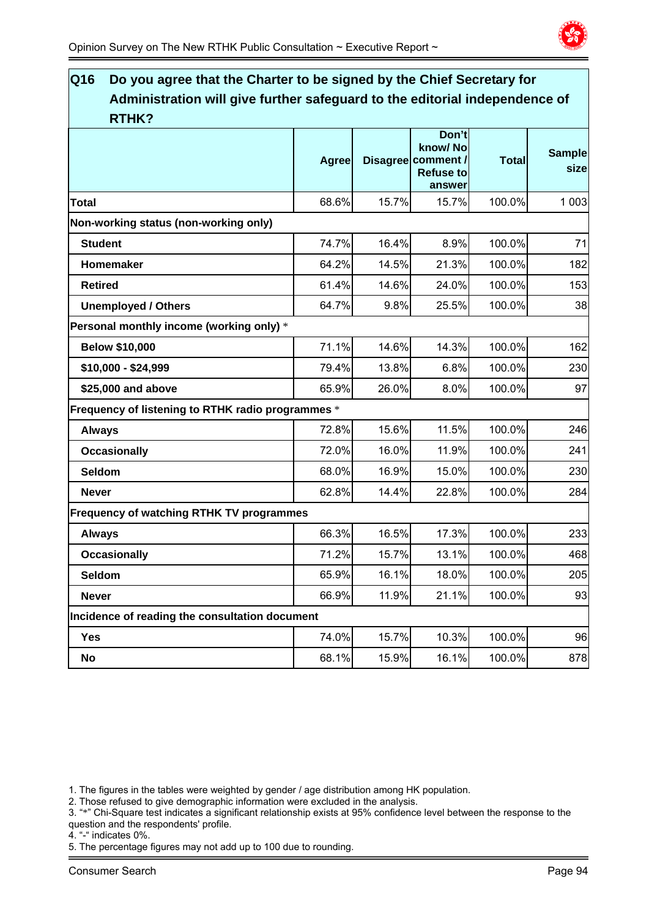## Q16 Do you agree that the Charter to be signed by the Chief Secretary for Administration will give further safeguard to the editorial independence of RTHK?

| | Agree | Disagree | Don't know/ No comment / Refuse to answer | Total | Sample size |
|---|---|---|---|---|---|
| **Total** | 68.6% | 15.7% | 15.7% | 100.0% | 1 003 |
| **Non-working status (non-working only)** | | | | | |
| **Student** | 74.7% | 16.4% | 8.9% | 100.0% | 71 |
| **Homemaker** | 64.2% | 14.5% | 21.3% | 100.0% | 182 |
| **Retired** | 61.4% | 14.6% | 24.0% | 100.0% | 153 |
| **Unemployed / Others** | 64.7% | 9.8% | 25.5% | 100.0% | 38 |
| **Personal monthly income (working only)** * | | | | | |
| **Below $10,000** | 71.1% | 14.6% | 14.3% | 100.0% | 162 |
| **$10,000 - $24,999** | 79.4% | 13.8% | 6.8% | 100.0% | 230 |
| **$25,000 and above** | 65.9% | 26.0% | 8.0% | 100.0% | 97 |
| **Frequency of listening to RTHK radio programmes** * | | | | | |
| **Always** | 72.8% | 15.6% | 11.5% | 100.0% | 246 |
| **Occasionally** | 72.0% | 16.0% | 11.9% | 100.0% | 241 |
| **Seldom** | 68.0% | 16.9% | 15.0% | 100.0% | 230 |
| **Never** | 62.8% | 14.4% | 22.8% | 100.0% | 284 |
| **Frequency of watching RTHK TV programmes** | | | | | |
| **Always** | 66.3% | 16.5% | 17.3% | 100.0% | 233 |
| **Occasionally** | 71.2% | 15.7% | 13.1% | 100.0% | 468 |
| **Seldom** | 65.9% | 16.1% | 18.0% | 100.0% | 205 |
| **Never** | 66.9% | 11.9% | 21.1% | 100.0% | 93 |
| **Incidence of reading the consultation document** | | | | | |
| **Yes** | 74.0% | 15.7% | 10.3% | 100.0% | 96 |
| **No** | 68.1% | 15.9% | 16.1% | 100.0% | 878 |

1. The figures in the tables were weighted by gender / age distribution among HK population.
2. Those refused to give demographic information were excluded in the analysis.
3. "*" Chi-Square test indicates a significant relationship exists at 95% confidence level between the response to the question and the respondents' profile.
4. "-" indicates 0%.
5. The percentage figures may not add up to 100 due to rounding.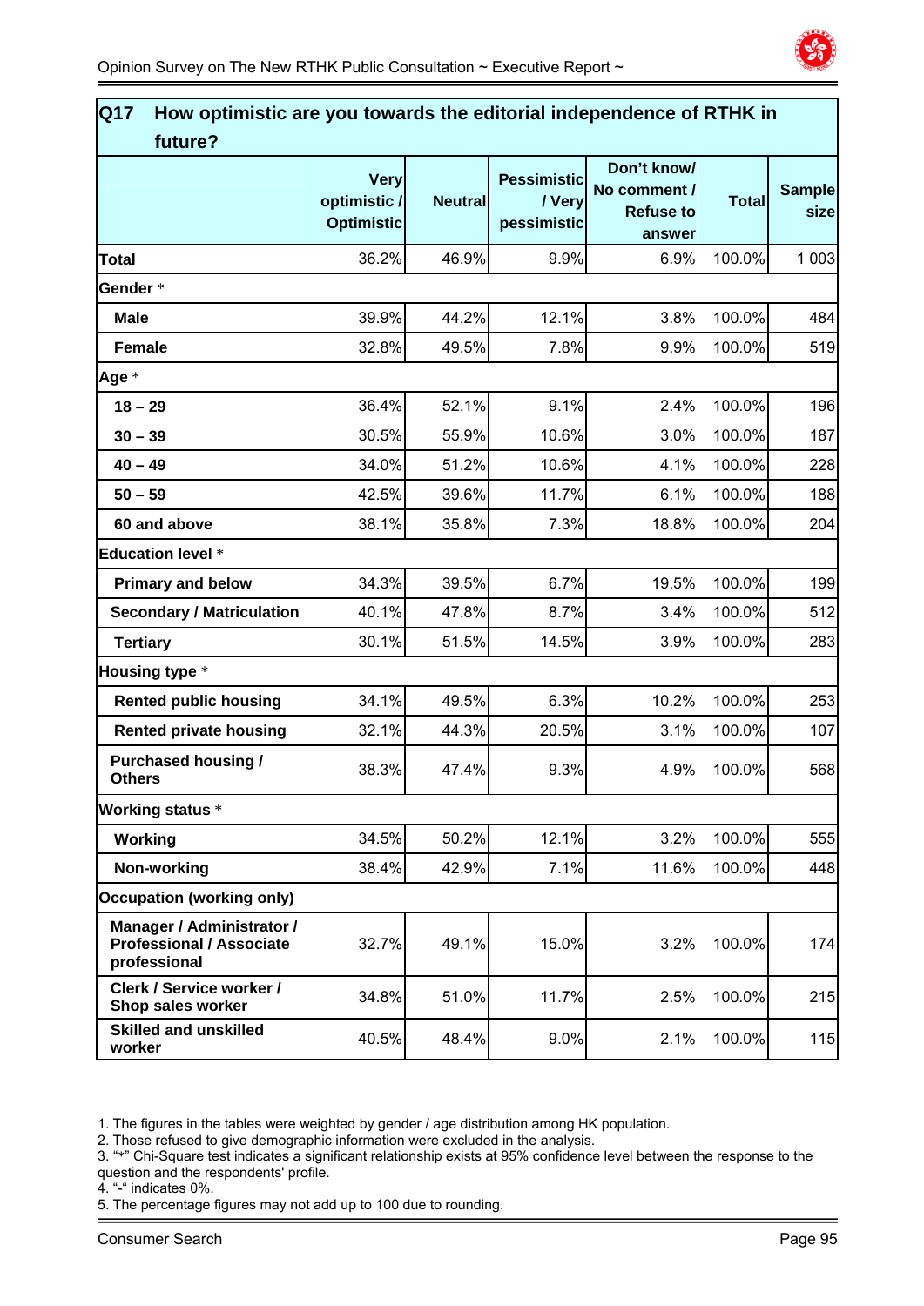## Q17 How optimistic are you towards the editorial independence of RTHK in future?

| | Very optimistic / Optimistic | Neutral | Pessimistic / Very pessimistic | Don't know/ No comment / Refuse to answer | Total | Sample size |
|---|---|---|---|---|---|---|
| **Total** | 36.2% | 46.9% | 9.9% | 6.9% | 100.0% | 1 003 |
| **Gender** * | | | | | | |
| **Male** | 39.9% | 44.2% | 12.1% | 3.8% | 100.0% | 484 |
| **Female** | 32.8% | 49.5% | 7.8% | 9.9% | 100.0% | 519 |
| **Age** * | | | | | | |
| **18 – 29** | 36.4% | 52.1% | 9.1% | 2.4% | 100.0% | 196 |
| **30 – 39** | 30.5% | 55.9% | 10.6% | 3.0% | 100.0% | 187 |
| **40 – 49** | 34.0% | 51.2% | 10.6% | 4.1% | 100.0% | 228 |
| **50 – 59** | 42.5% | 39.6% | 11.7% | 6.1% | 100.0% | 188 |
| **60 and above** | 38.1% | 35.8% | 7.3% | 18.8% | 100.0% | 204 |
| **Education level** * | | | | | | |
| **Primary and below** | 34.3% | 39.5% | 6.7% | 19.5% | 100.0% | 199 |
| **Secondary / Matriculation** | 40.1% | 47.8% | 8.7% | 3.4% | 100.0% | 512 |
| **Tertiary** | 30.1% | 51.5% | 14.5% | 3.9% | 100.0% | 283 |
| **Housing type** * | | | | | | |
| **Rented public housing** | 34.1% | 49.5% | 6.3% | 10.2% | 100.0% | 253 |
| **Rented private housing** | 32.1% | 44.3% | 20.5% | 3.1% | 100.0% | 107 |
| **Purchased housing / Others** | 38.3% | 47.4% | 9.3% | 4.9% | 100.0% | 568 |
| **Working status** * | | | | | | |
| **Working** | 34.5% | 50.2% | 12.1% | 3.2% | 100.0% | 555 |
| **Non-working** | 38.4% | 42.9% | 7.1% | 11.6% | 100.0% | 448 |
| **Occupation (working only)** | | | | | | |
| **Manager / Administrator / Professional / Associate professional** | 32.7% | 49.1% | 15.0% | 3.2% | 100.0% | 174 |
| **Clerk / Service worker / Shop sales worker** | 34.8% | 51.0% | 11.7% | 2.5% | 100.0% | 215 |
| **Skilled and unskilled worker** | 40.5% | 48.4% | 9.0% | 2.1% | 100.0% | 115 |

1. The figures in the tables were weighted by gender / age distribution among HK population.
2. Those refused to give demographic information were excluded in the analysis.
3. "*" Chi-Square test indicates a significant relationship exists at 95% confidence level between the response to the question and the respondents' profile.
4. "-" indicates 0%.
5. The percentage figures may not add up to 100 due to rounding.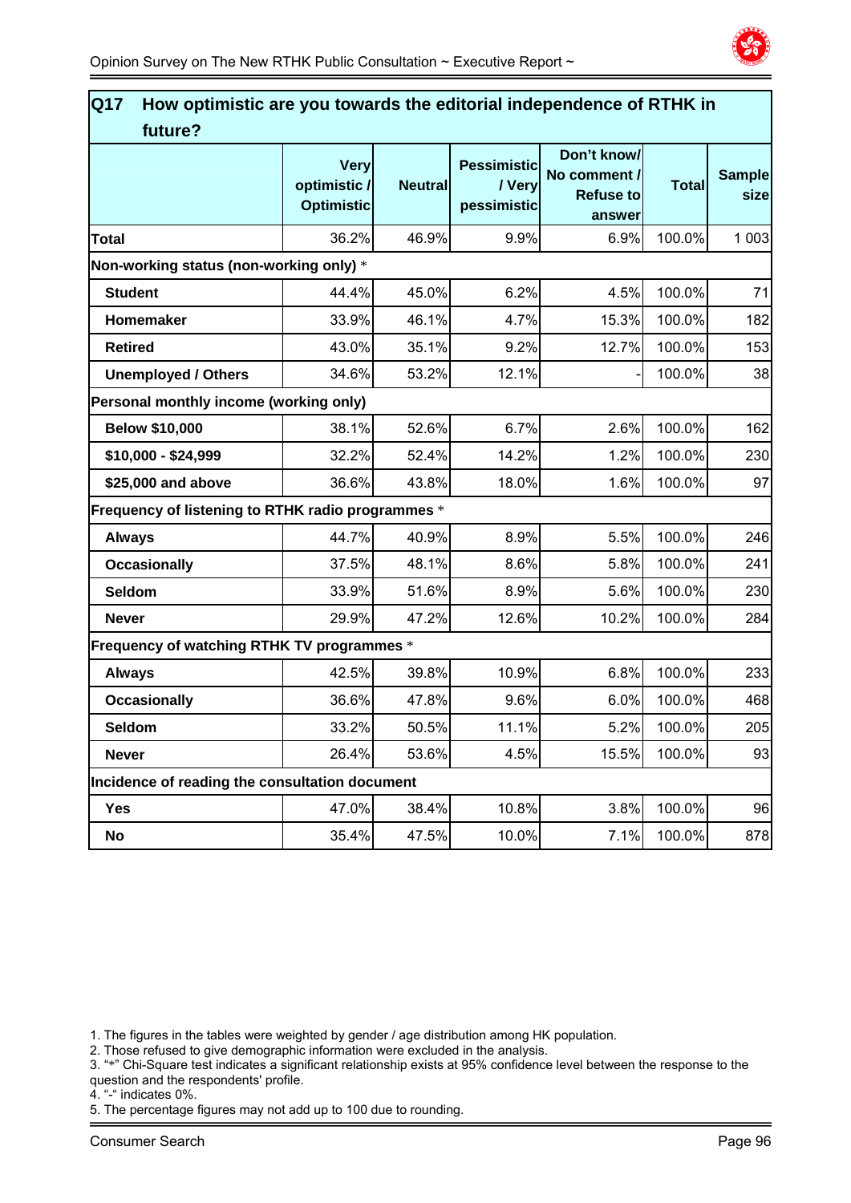## Q17 How optimistic are you towards the editorial independence of RTHK in future?

| | Very optimistic / Optimistic | Neutral | Pessimistic / Very pessimistic | Don't know/ No comment / Refuse to answer | Total | Sample size |
|---|---|---|---|---|---|---|
| **Total** | 36.2% | 46.9% | 9.9% | 6.9% | 100.0% | 1 003 |
| **Non-working status (non-working only) *** | | | | | | |
| **Student** | 44.4% | 45.0% | 6.2% | 4.5% | 100.0% | 71 |
| **Homemaker** | 33.9% | 46.1% | 4.7% | 15.3% | 100.0% | 182 |
| **Retired** | 43.0% | 35.1% | 9.2% | 12.7% | 100.0% | 153 |
| **Unemployed / Others** | 34.6% | 53.2% | 12.1% | - | 100.0% | 38 |
| **Personal monthly income (working only)** | | | | | | |
| **Below $10,000** | 38.1% | 52.6% | 6.7% | 2.6% | 100.0% | 162 |
| **$10,000 - $24,999** | 32.2% | 52.4% | 14.2% | 1.2% | 100.0% | 230 |
| **$25,000 and above** | 36.6% | 43.8% | 18.0% | 1.6% | 100.0% | 97 |
| **Frequency of listening to RTHK radio programmes *** | | | | | | |
| **Always** | 44.7% | 40.9% | 8.9% | 5.5% | 100.0% | 246 |
| **Occasionally** | 37.5% | 48.1% | 8.6% | 5.8% | 100.0% | 241 |
| **Seldom** | 33.9% | 51.6% | 8.9% | 5.6% | 100.0% | 230 |
| **Never** | 29.9% | 47.2% | 12.6% | 10.2% | 100.0% | 284 |
| **Frequency of watching RTHK TV programmes *** | | | | | | |
| **Always** | 42.5% | 39.8% | 10.9% | 6.8% | 100.0% | 233 |
| **Occasionally** | 36.6% | 47.8% | 9.6% | 6.0% | 100.0% | 468 |
| **Seldom** | 33.2% | 50.5% | 11.1% | 5.2% | 100.0% | 205 |
| **Never** | 26.4% | 53.6% | 4.5% | 15.5% | 100.0% | 93 |
| **Incidence of reading the consultation document** | | | | | | |
| **Yes** | 47.0% | 38.4% | 10.8% | 3.8% | 100.0% | 96 |
| **No** | 35.4% | 47.5% | 10.0% | 7.1% | 100.0% | 878 |

1. The figures in the tables were weighted by gender / age distribution among HK population.
2. Those refused to give demographic information were excluded in the analysis.
3. "*" Chi-Square test indicates a significant relationship exists at 95% confidence level between the response to the question and the respondents' profile.
4. "-" indicates 0%.
5. The percentage figures may not add up to 100 due to rounding.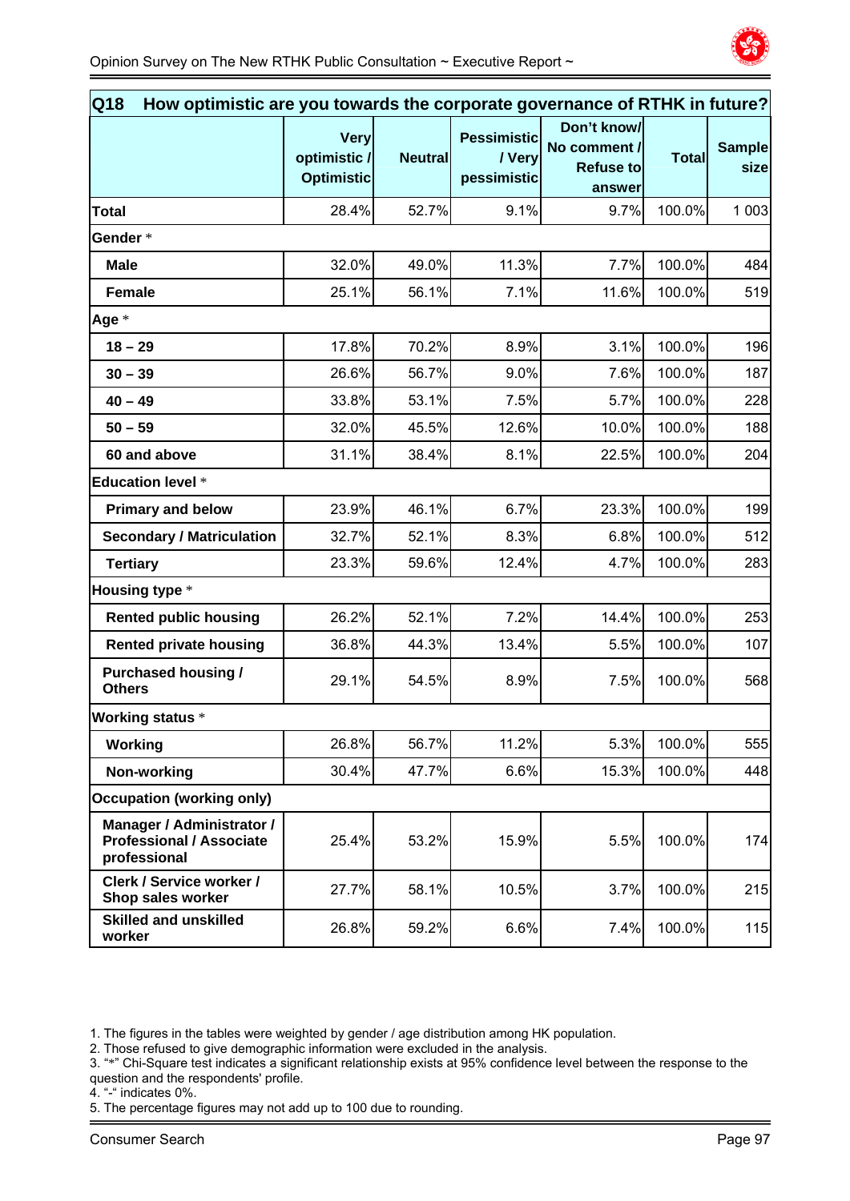| Q18 How optimistic are you towards the corporate governance of RTHK in future? | | | | | | |
|---|---|---|---|---|---|---|
| | Very optimistic / Optimistic | Neutral | Pessimistic / Very pessimistic | Don't know/ No comment / Refuse to answer | Total | Sample size |
| **Total** | 28.4% | 52.7% | 9.1% | 9.7% | 100.0% | 1 003 |
| **Gender** * | | | | | | |
| **Male** | 32.0% | 49.0% | 11.3% | 7.7% | 100.0% | 484 |
| **Female** | 25.1% | 56.1% | 7.1% | 11.6% | 100.0% | 519 |
| **Age** * | | | | | | |
| **18 – 29** | 17.8% | 70.2% | 8.9% | 3.1% | 100.0% | 196 |
| **30 – 39** | 26.6% | 56.7% | 9.0% | 7.6% | 100.0% | 187 |
| **40 – 49** | 33.8% | 53.1% | 7.5% | 5.7% | 100.0% | 228 |
| **50 – 59** | 32.0% | 45.5% | 12.6% | 10.0% | 100.0% | 188 |
| **60 and above** | 31.1% | 38.4% | 8.1% | 22.5% | 100.0% | 204 |
| **Education level** * | | | | | | |
| **Primary and below** | 23.9% | 46.1% | 6.7% | 23.3% | 100.0% | 199 |
| **Secondary / Matriculation** | 32.7% | 52.1% | 8.3% | 6.8% | 100.0% | 512 |
| **Tertiary** | 23.3% | 59.6% | 12.4% | 4.7% | 100.0% | 283 |
| **Housing type** * | | | | | | |
| **Rented public housing** | 26.2% | 52.1% | 7.2% | 14.4% | 100.0% | 253 |
| **Rented private housing** | 36.8% | 44.3% | 13.4% | 5.5% | 100.0% | 107 |
| **Purchased housing / Others** | 29.1% | 54.5% | 8.9% | 7.5% | 100.0% | 568 |
| **Working status** * | | | | | | |
| **Working** | 26.8% | 56.7% | 11.2% | 5.3% | 100.0% | 555 |
| **Non-working** | 30.4% | 47.7% | 6.6% | 15.3% | 100.0% | 448 |
| **Occupation (working only)** | | | | | | |
| **Manager / Administrator / Professional / Associate professional** | 25.4% | 53.2% | 15.9% | 5.5% | 100.0% | 174 |
| **Clerk / Service worker / Shop sales worker** | 27.7% | 58.1% | 10.5% | 3.7% | 100.0% | 215 |
| **Skilled and unskilled worker** | 26.8% | 59.2% | 6.6% | 7.4% | 100.0% | 115 |

1. The figures in the tables were weighted by gender / age distribution among HK population.
2. Those refused to give demographic information were excluded in the analysis.
3. "*" Chi-Square test indicates a significant relationship exists at 95% confidence level between the response to the question and the respondents' profile.
4. "-" indicates 0%.
5. The percentage figures may not add up to 100 due to rounding.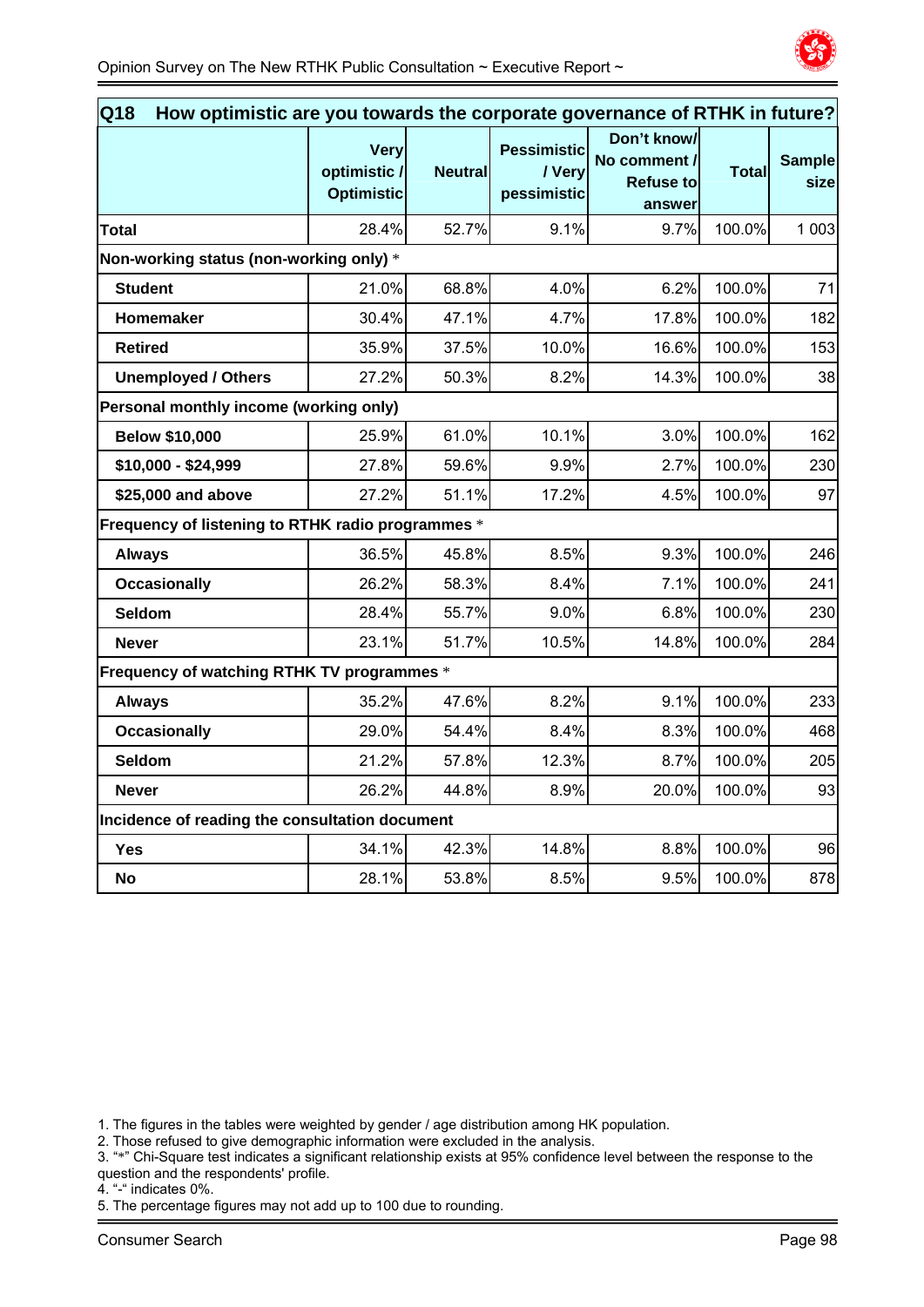| Q18 How optimistic are you towards the corporate governance of RTHK in future? | Very optimistic / Optimistic | Neutral | Pessimistic / Very pessimistic | Don't know/ No comment / Refuse to answer | Total | Sample size |
|---|---|---|---|---|---|---|
| **Total** | 28.4% | 52.7% | 9.1% | 9.7% | 100.0% | 1 003 |
| **Non-working status (non-working only)** * | | | | | | |
| **Student** | 21.0% | 68.8% | 4.0% | 6.2% | 100.0% | 71 |
| **Homemaker** | 30.4% | 47.1% | 4.7% | 17.8% | 100.0% | 182 |
| **Retired** | 35.9% | 37.5% | 10.0% | 16.6% | 100.0% | 153 |
| **Unemployed / Others** | 27.2% | 50.3% | 8.2% | 14.3% | 100.0% | 38 |
| **Personal monthly income (working only)** | | | | | | |
| **Below $10,000** | 25.9% | 61.0% | 10.1% | 3.0% | 100.0% | 162 |
| **$10,000 - $24,999** | 27.8% | 59.6% | 9.9% | 2.7% | 100.0% | 230 |
| **$25,000 and above** | 27.2% | 51.1% | 17.2% | 4.5% | 100.0% | 97 |
| **Frequency of listening to RTHK radio programmes** * | | | | | | |
| **Always** | 36.5% | 45.8% | 8.5% | 9.3% | 100.0% | 246 |
| **Occasionally** | 26.2% | 58.3% | 8.4% | 7.1% | 100.0% | 241 |
| **Seldom** | 28.4% | 55.7% | 9.0% | 6.8% | 100.0% | 230 |
| **Never** | 23.1% | 51.7% | 10.5% | 14.8% | 100.0% | 284 |
| **Frequency of watching RTHK TV programmes** * | | | | | | |
| **Always** | 35.2% | 47.6% | 8.2% | 9.1% | 100.0% | 233 |
| **Occasionally** | 29.0% | 54.4% | 8.4% | 8.3% | 100.0% | 468 |
| **Seldom** | 21.2% | 57.8% | 12.3% | 8.7% | 100.0% | 205 |
| **Never** | 26.2% | 44.8% | 8.9% | 20.0% | 100.0% | 93 |
| **Incidence of reading the consultation document** | | | | | | |
| **Yes** | 34.1% | 42.3% | 14.8% | 8.8% | 100.0% | 96 |
| **No** | 28.1% | 53.8% | 8.5% | 9.5% | 100.0% | 878 |

1. The figures in the tables were weighted by gender / age distribution among HK population.
2. Those refused to give demographic information were excluded in the analysis.
3. "*" Chi-Square test indicates a significant relationship exists at 95% confidence level between the response to the question and the respondents' profile.
4. "-" indicates 0%.
5. The percentage figures may not add up to 100 due to rounding.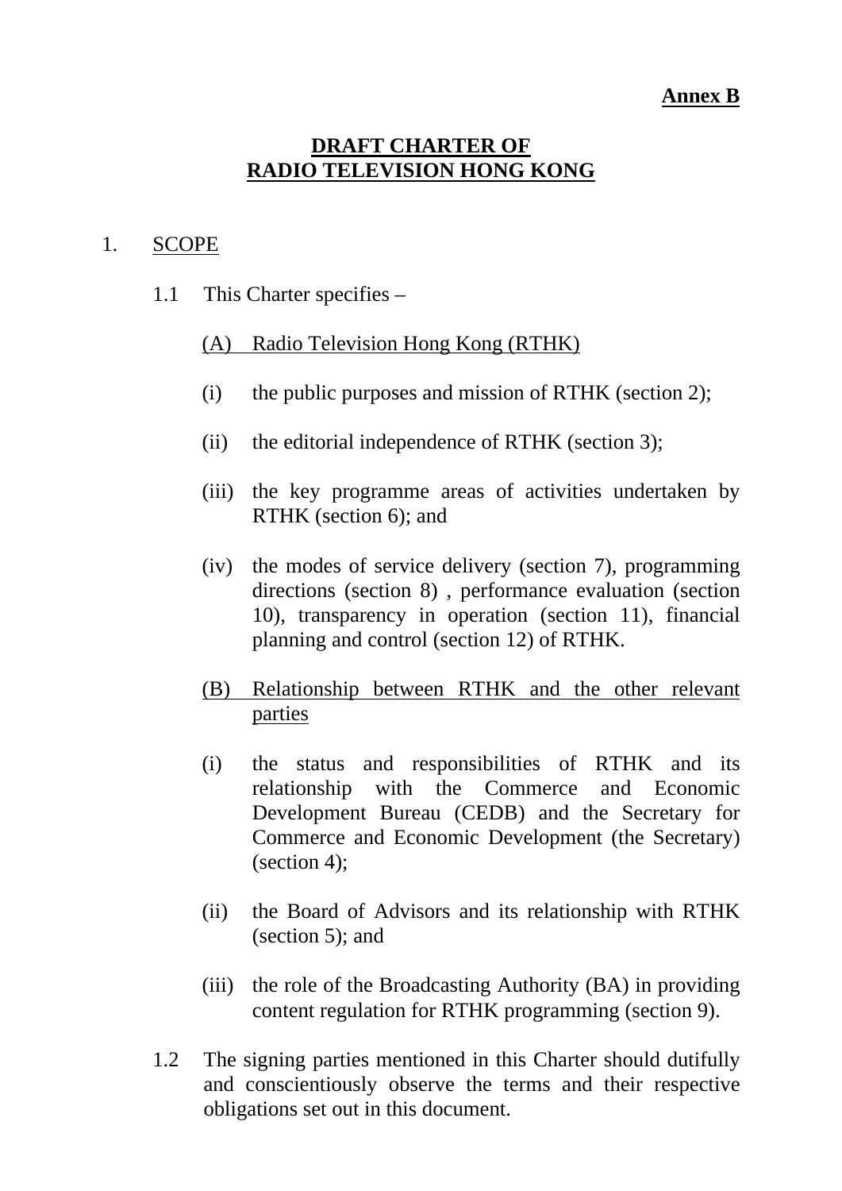**Annex B**

# DRAFT CHARTER OF RADIO TELEVISION HONG KONG

## 1. SCOPE

1.1 This Charter specifies –

(A) Radio Television Hong Kong (RTHK)

(i) the public purposes and mission of RTHK (section 2);

(ii) the editorial independence of RTHK (section 3);

(iii) the key programme areas of activities undertaken by RTHK (section 6); and

(iv) the modes of service delivery (section 7), programming directions (section 8) , performance evaluation (section 10), transparency in operation (section 11), financial planning and control (section 12) of RTHK.

(B) Relationship between RTHK and the other relevant parties

(i) the status and responsibilities of RTHK and its relationship with the Commerce and Economic Development Bureau (CEDB) and the Secretary for Commerce and Economic Development (the Secretary) (section 4);

(ii) the Board of Advisors and its relationship with RTHK (section 5); and

(iii) the role of the Broadcasting Authority (BA) in providing content regulation for RTHK programming (section 9).

1.2 The signing parties mentioned in this Charter should dutifully and conscientiously observe the terms and their respective obligations set out in this document.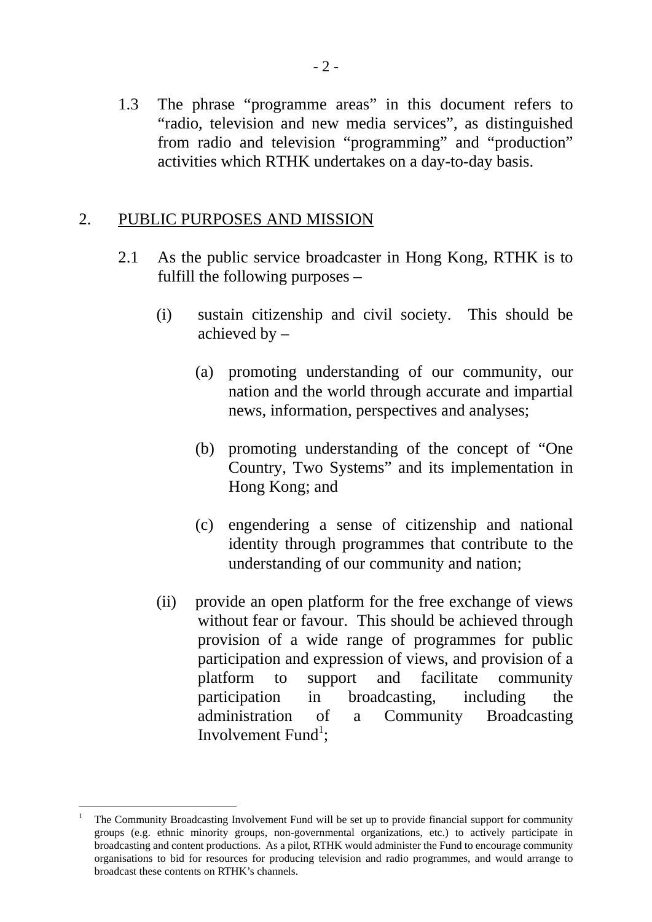1.3 The phrase "programme areas" in this document refers to "radio, television and new media services", as distinguished from radio and television "programming" and "production" activities which RTHK undertakes on a day-to-day basis.

## 2. PUBLIC PURPOSES AND MISSION

2.1 As the public service broadcaster in Hong Kong, RTHK is to fulfill the following purposes –

(i) sustain citizenship and civil society. This should be achieved by –

(a) promoting understanding of our community, our nation and the world through accurate and impartial news, information, perspectives and analyses;

(b) promoting understanding of the concept of "One Country, Two Systems" and its implementation in Hong Kong; and

(c) engendering a sense of citizenship and national identity through programmes that contribute to the understanding of our community and nation;

(ii) provide an open platform for the free exchange of views without fear or favour. This should be achieved through provision of a wide range of programmes for public participation and expression of views, and provision of a platform to support and facilitate community participation in broadcasting, including the administration of a Community Broadcasting Involvement Fund[1];

---

[1] The Community Broadcasting Involvement Fund will be set up to provide financial support for community groups (e.g. ethnic minority groups, non-governmental organizations, etc.) to actively participate in broadcasting and content productions. As a pilot, RTHK would administer the Fund to encourage community organisations to bid for resources for producing television and radio programmes, and would arrange to broadcast these contents on RTHK's channels.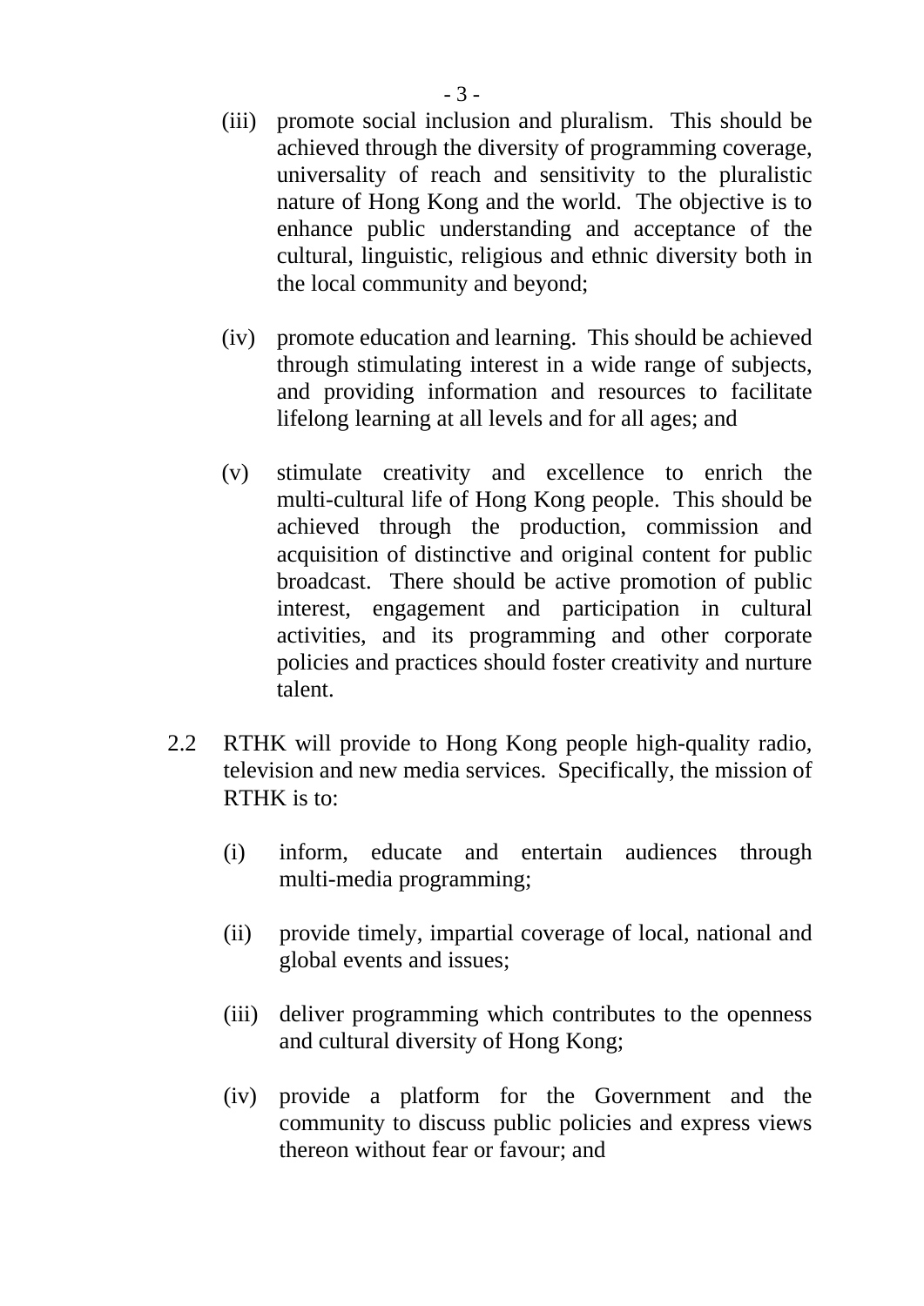(iii) promote social inclusion and pluralism. This should be achieved through the diversity of programming coverage, universality of reach and sensitivity to the pluralistic nature of Hong Kong and the world. The objective is to enhance public understanding and acceptance of the cultural, linguistic, religious and ethnic diversity both in the local community and beyond;

(iv) promote education and learning. This should be achieved through stimulating interest in a wide range of subjects, and providing information and resources to facilitate lifelong learning at all levels and for all ages; and

(v) stimulate creativity and excellence to enrich the multi-cultural life of Hong Kong people. This should be achieved through the production, commission and acquisition of distinctive and original content for public broadcast. There should be active promotion of public interest, engagement and participation in cultural activities, and its programming and other corporate policies and practices should foster creativity and nurture talent.

2.2 RTHK will provide to Hong Kong people high-quality radio, television and new media services. Specifically, the mission of RTHK is to:

(i) inform, educate and entertain audiences through multi-media programming;

(ii) provide timely, impartial coverage of local, national and global events and issues;

(iii) deliver programming which contributes to the openness and cultural diversity of Hong Kong;

(iv) provide a platform for the Government and the community to discuss public policies and express views thereon without fear or favour; and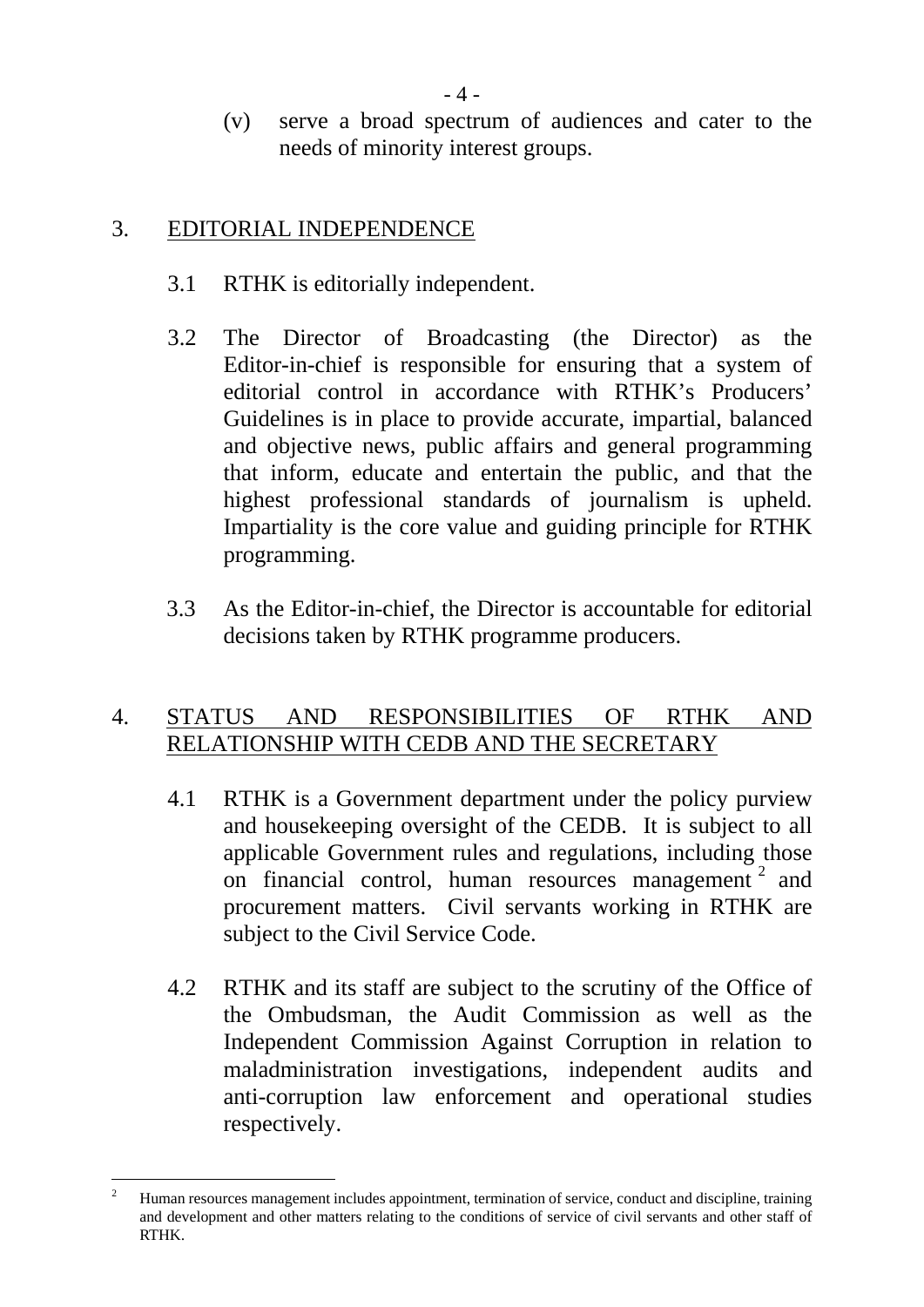(v) serve a broad spectrum of audiences and cater to the needs of minority interest groups.

## 3. EDITORIAL INDEPENDENCE

3.1 RTHK is editorially independent.

3.2 The Director of Broadcasting (the Director) as the Editor-in-chief is responsible for ensuring that a system of editorial control in accordance with RTHK's Producers' Guidelines is in place to provide accurate, impartial, balanced and objective news, public affairs and general programming that inform, educate and entertain the public, and that the highest professional standards of journalism is upheld. Impartiality is the core value and guiding principle for RTHK programming.

3.3 As the Editor-in-chief, the Director is accountable for editorial decisions taken by RTHK programme producers.

## 4. STATUS AND RESPONSIBILITIES OF RTHK AND RELATIONSHIP WITH CEDB AND THE SECRETARY

4.1 RTHK is a Government department under the policy purview and housekeeping oversight of the CEDB. It is subject to all applicable Government rules and regulations, including those on financial control, human resources management [2] and procurement matters. Civil servants working in RTHK are subject to the Civil Service Code.

4.2 RTHK and its staff are subject to the scrutiny of the Office of the Ombudsman, the Audit Commission as well as the Independent Commission Against Corruption in relation to maladministration investigations, independent audits and anti-corruption law enforcement and operational studies respectively.

---

[2] Human resources management includes appointment, termination of service, conduct and discipline, training and development and other matters relating to the conditions of service of civil servants and other staff of RTHK.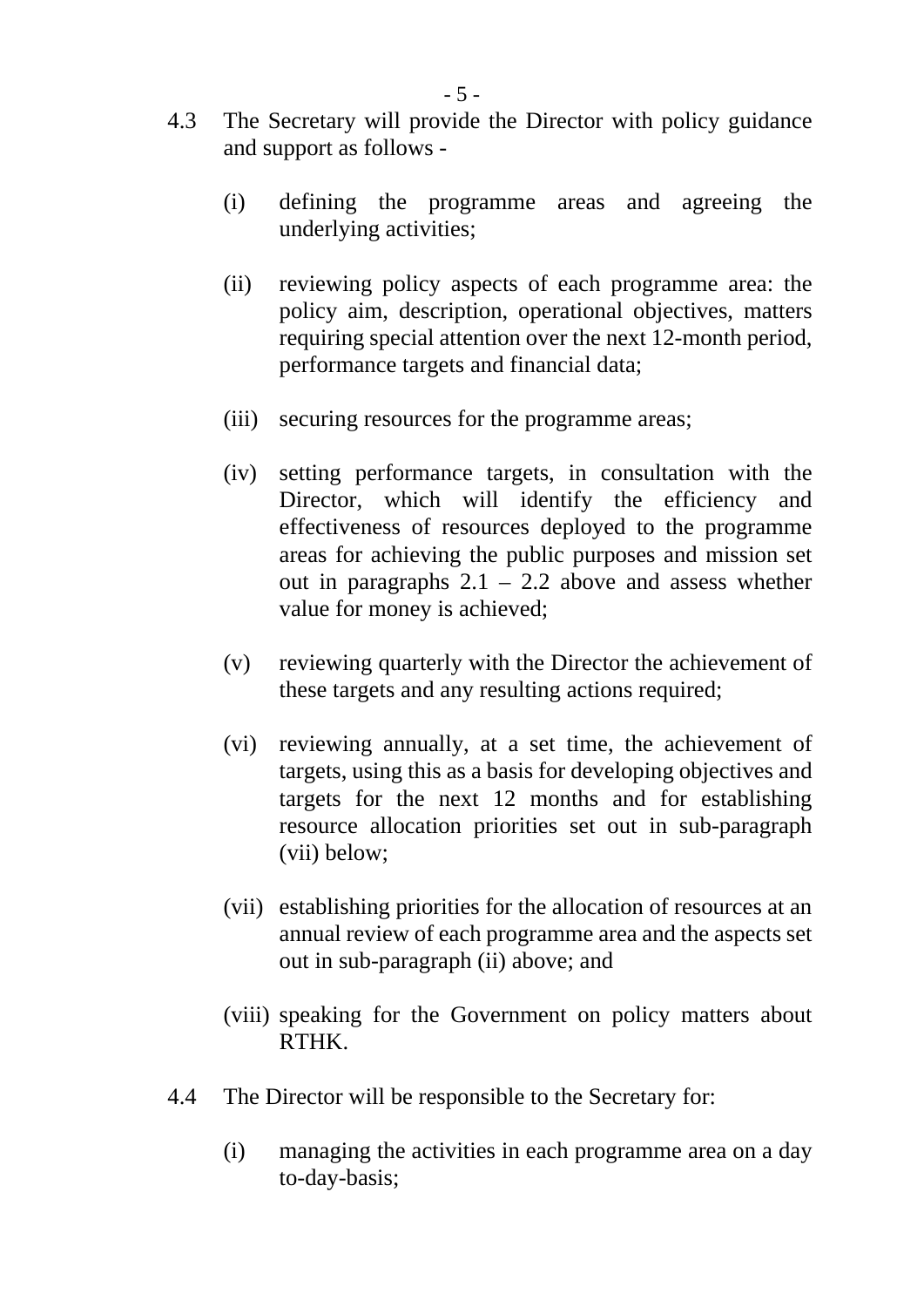4.3 The Secretary will provide the Director with policy guidance and support as follows -

(i) defining the programme areas and agreeing the underlying activities;

(ii) reviewing policy aspects of each programme area: the policy aim, description, operational objectives, matters requiring special attention over the next 12-month period, performance targets and financial data;

(iii) securing resources for the programme areas;

(iv) setting performance targets, in consultation with the Director, which will identify the efficiency and effectiveness of resources deployed to the programme areas for achieving the public purposes and mission set out in paragraphs 2.1 – 2.2 above and assess whether value for money is achieved;

(v) reviewing quarterly with the Director the achievement of these targets and any resulting actions required;

(vi) reviewing annually, at a set time, the achievement of targets, using this as a basis for developing objectives and targets for the next 12 months and for establishing resource allocation priorities set out in sub-paragraph (vii) below;

(vii) establishing priorities for the allocation of resources at an annual review of each programme area and the aspects set out in sub-paragraph (ii) above; and

(viii) speaking for the Government on policy matters about RTHK.

4.4 The Director will be responsible to the Secretary for:

(i) managing the activities in each programme area on a day to-day-basis;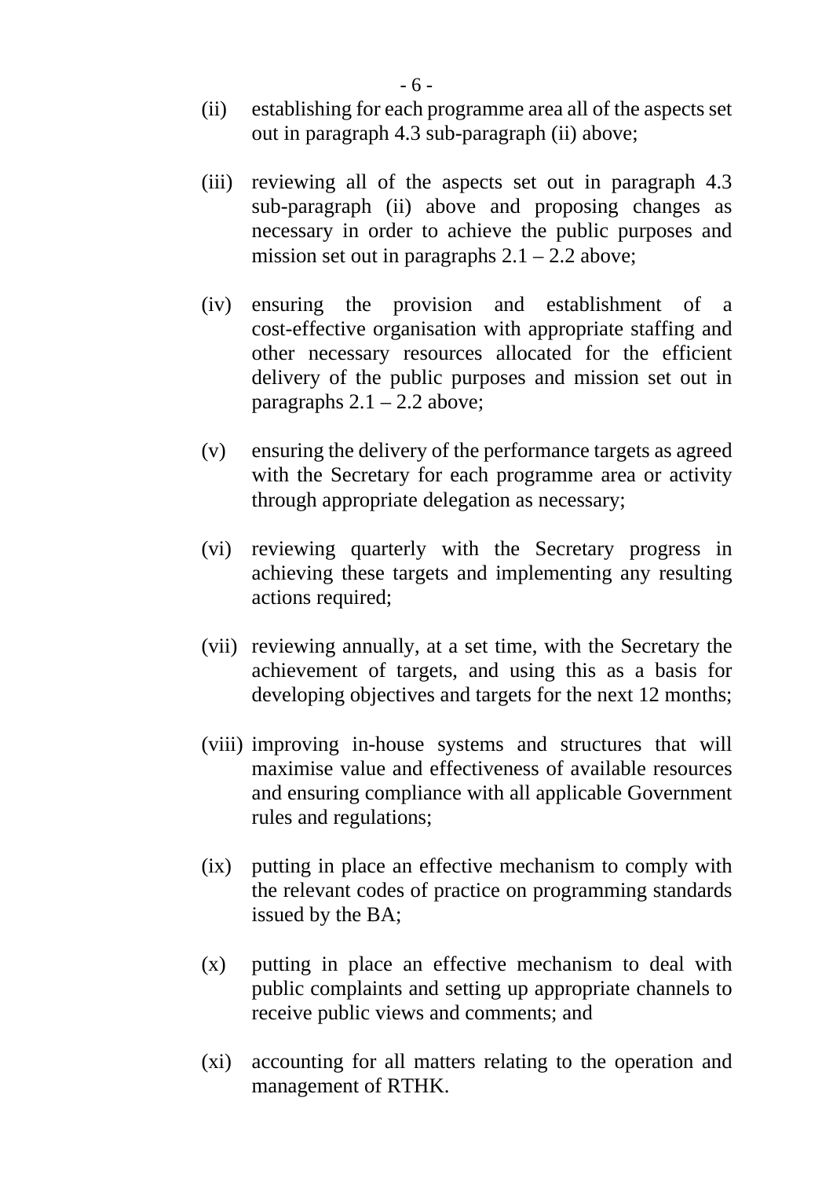(ii) establishing for each programme area all of the aspects set out in paragraph 4.3 sub-paragraph (ii) above;

(iii) reviewing all of the aspects set out in paragraph 4.3 sub-paragraph (ii) above and proposing changes as necessary in order to achieve the public purposes and mission set out in paragraphs 2.1 – 2.2 above;

(iv) ensuring the provision and establishment of a cost-effective organisation with appropriate staffing and other necessary resources allocated for the efficient delivery of the public purposes and mission set out in paragraphs 2.1 – 2.2 above;

(v) ensuring the delivery of the performance targets as agreed with the Secretary for each programme area or activity through appropriate delegation as necessary;

(vi) reviewing quarterly with the Secretary progress in achieving these targets and implementing any resulting actions required;

(vii) reviewing annually, at a set time, with the Secretary the achievement of targets, and using this as a basis for developing objectives and targets for the next 12 months;

(viii) improving in-house systems and structures that will maximise value and effectiveness of available resources and ensuring compliance with all applicable Government rules and regulations;

(ix) putting in place an effective mechanism to comply with the relevant codes of practice on programming standards issued by the BA;

(x) putting in place an effective mechanism to deal with public complaints and setting up appropriate channels to receive public views and comments; and

(xi) accounting for all matters relating to the operation and management of RTHK.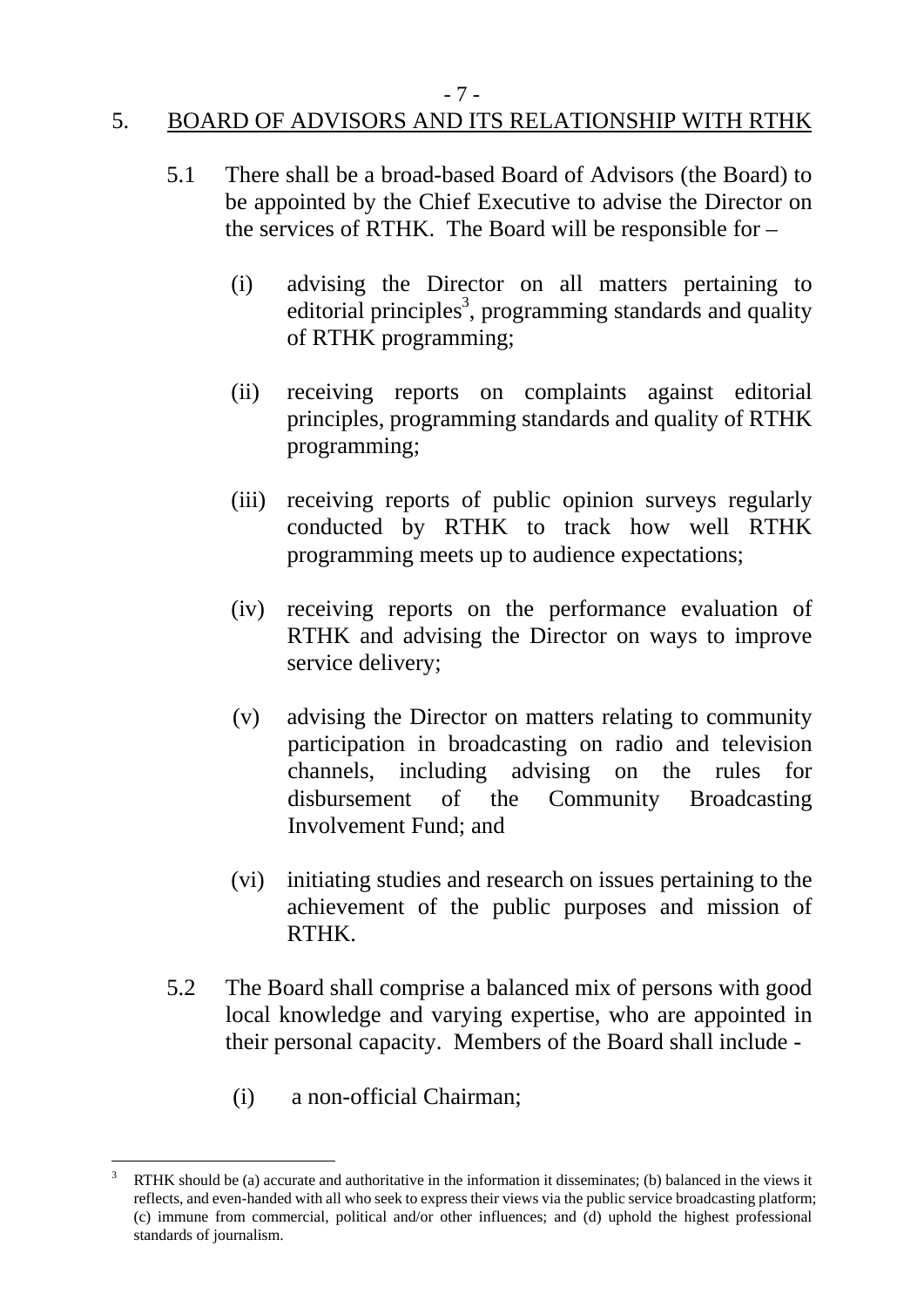## 5. BOARD OF ADVISORS AND ITS RELATIONSHIP WITH RTHK

5.1 There shall be a broad-based Board of Advisors (the Board) to be appointed by the Chief Executive to advise the Director on the services of RTHK. The Board will be responsible for –

(i) advising the Director on all matters pertaining to editorial principles[3], programming standards and quality of RTHK programming;

(ii) receiving reports on complaints against editorial principles, programming standards and quality of RTHK programming;

(iii) receiving reports of public opinion surveys regularly conducted by RTHK to track how well RTHK programming meets up to audience expectations;

(iv) receiving reports on the performance evaluation of RTHK and advising the Director on ways to improve service delivery;

(v) advising the Director on matters relating to community participation in broadcasting on radio and television channels, including advising on the rules for disbursement of the Community Broadcasting Involvement Fund; and

(vi) initiating studies and research on issues pertaining to the achievement of the public purposes and mission of RTHK.

5.2 The Board shall comprise a balanced mix of persons with good local knowledge and varying expertise, who are appointed in their personal capacity. Members of the Board shall include -

(i) a non-official Chairman;

---

[3] RTHK should be (a) accurate and authoritative in the information it disseminates; (b) balanced in the views it reflects, and even-handed with all who seek to express their views via the public service broadcasting platform; (c) immune from commercial, political and/or other influences; and (d) uphold the highest professional standards of journalism.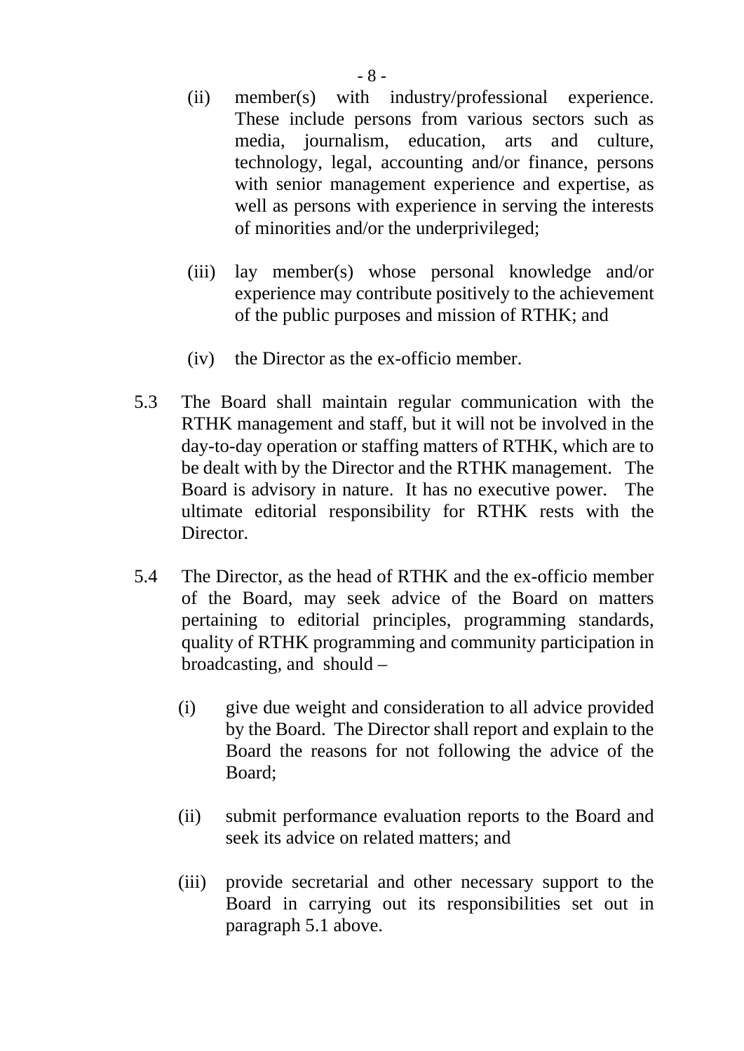(ii) member(s) with industry/professional experience. These include persons from various sectors such as media, journalism, education, arts and culture, technology, legal, accounting and/or finance, persons with senior management experience and expertise, as well as persons with experience in serving the interests of minorities and/or the underprivileged;

(iii) lay member(s) whose personal knowledge and/or experience may contribute positively to the achievement of the public purposes and mission of RTHK; and

(iv) the Director as the ex-officio member.

5.3 The Board shall maintain regular communication with the RTHK management and staff, but it will not be involved in the day-to-day operation or staffing matters of RTHK, which are to be dealt with by the Director and the RTHK management. The Board is advisory in nature. It has no executive power. The ultimate editorial responsibility for RTHK rests with the Director.

5.4 The Director, as the head of RTHK and the ex-officio member of the Board, may seek advice of the Board on matters pertaining to editorial principles, programming standards, quality of RTHK programming and community participation in broadcasting, and should –

(i) give due weight and consideration to all advice provided by the Board. The Director shall report and explain to the Board the reasons for not following the advice of the Board;

(ii) submit performance evaluation reports to the Board and seek its advice on related matters; and

(iii) provide secretarial and other necessary support to the Board in carrying out its responsibilities set out in paragraph 5.1 above.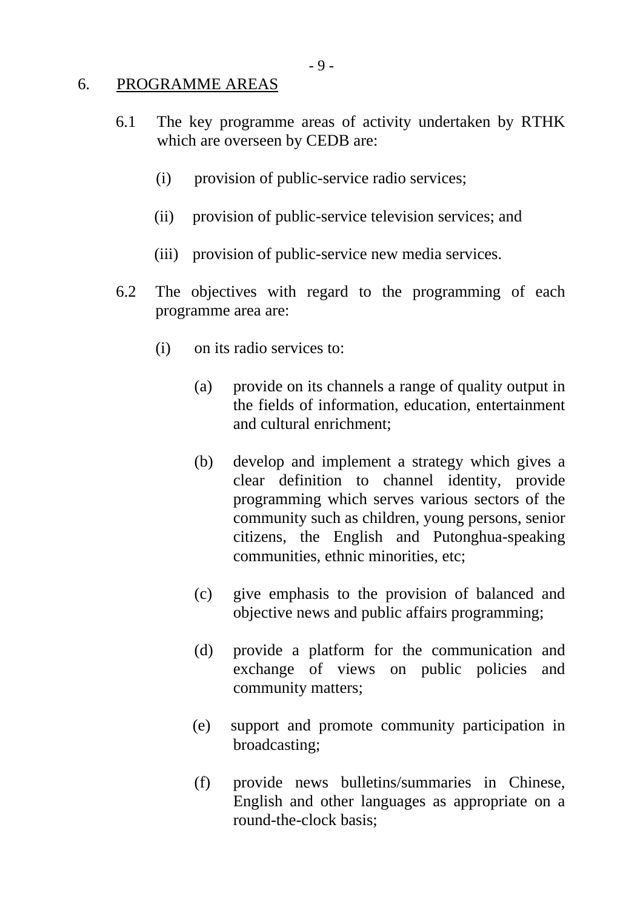## 6. <u>PROGRAMME AREAS</u>

6.1 The key programme areas of activity undertaken by RTHK which are overseen by CEDB are:

(i) provision of public-service radio services;

(ii) provision of public-service television services; and

(iii) provision of public-service new media services.

6.2 The objectives with regard to the programming of each programme area are:

(i) on its radio services to:

(a) provide on its channels a range of quality output in the fields of information, education, entertainment and cultural enrichment;

(b) develop and implement a strategy which gives a clear definition to channel identity, provide programming which serves various sectors of the community such as children, young persons, senior citizens, the English and Putonghua-speaking communities, ethnic minorities, etc;

(c) give emphasis to the provision of balanced and objective news and public affairs programming;

(d) provide a platform for the communication and exchange of views on public policies and community matters;

(e) support and promote community participation in broadcasting;

(f) provide news bulletins/summaries in Chinese, English and other languages as appropriate on a round-the-clock basis;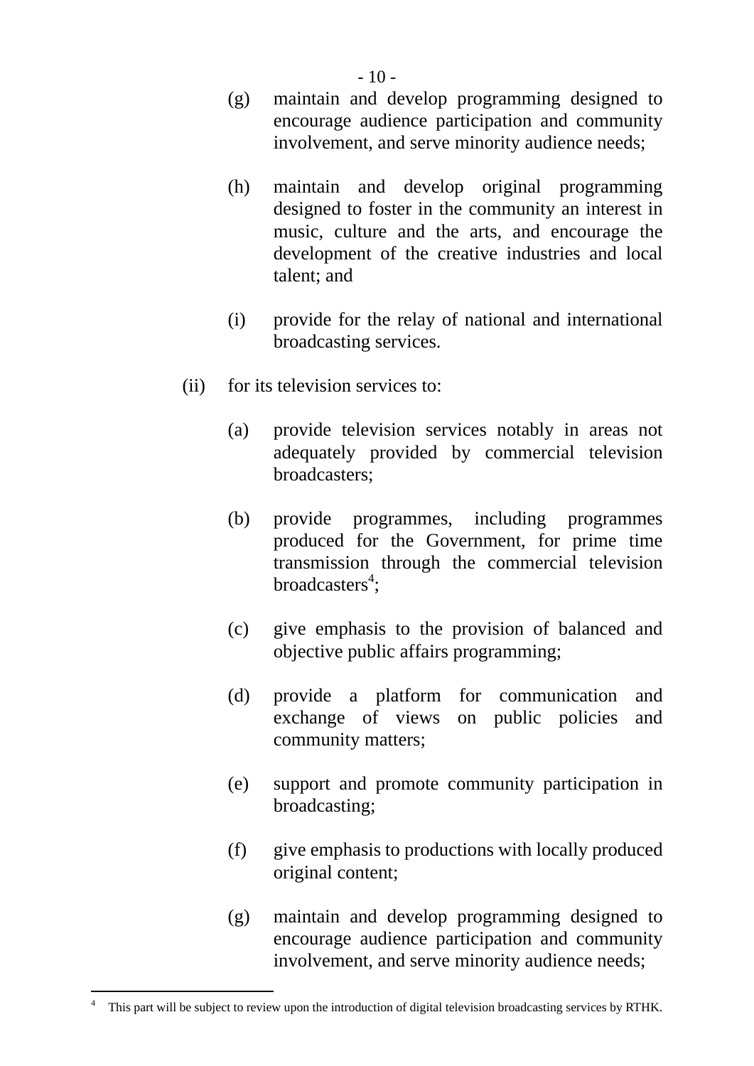(g) maintain and develop programming designed to encourage audience participation and community involvement, and serve minority audience needs;

(h) maintain and develop original programming designed to foster in the community an interest in music, culture and the arts, and encourage the development of the creative industries and local talent; and

(i) provide for the relay of national and international broadcasting services.

(ii) for its television services to:

(a) provide television services notably in areas not adequately provided by commercial television broadcasters;

(b) provide programmes, including programmes produced for the Government, for prime time transmission through the commercial television broadcasters[4];

(c) give emphasis to the provision of balanced and objective public affairs programming;

(d) provide a platform for communication and exchange of views on public policies and community matters;

(e) support and promote community participation in broadcasting;

(f) give emphasis to productions with locally produced original content;

(g) maintain and develop programming designed to encourage audience participation and community involvement, and serve minority audience needs;

---

[4] This part will be subject to review upon the introduction of digital television broadcasting services by RTHK.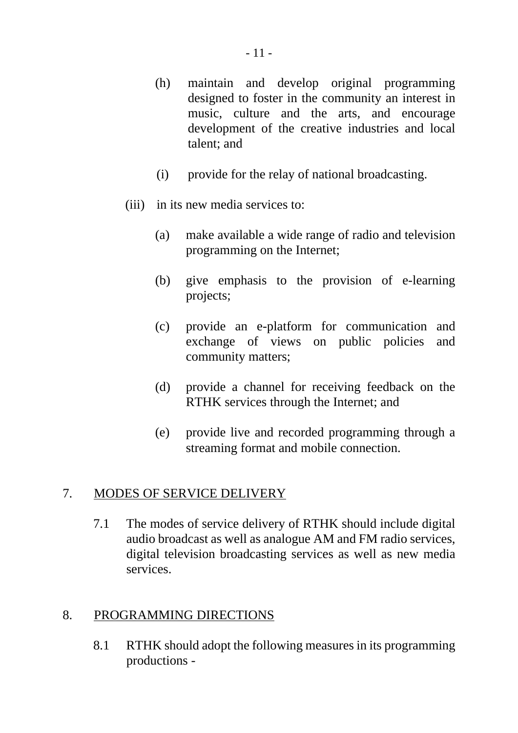(h) maintain and develop original programming designed to foster in the community an interest in music, culture and the arts, and encourage development of the creative industries and local talent; and

(i) provide for the relay of national broadcasting.

(iii) in its new media services to:

(a) make available a wide range of radio and television programming on the Internet;

(b) give emphasis to the provision of e-learning projects;

(c) provide an e-platform for communication and exchange of views on public policies and community matters;

(d) provide a channel for receiving feedback on the RTHK services through the Internet; and

(e) provide live and recorded programming through a streaming format and mobile connection.

## 7. MODES OF SERVICE DELIVERY

7.1 The modes of service delivery of RTHK should include digital audio broadcast as well as analogue AM and FM radio services, digital television broadcasting services as well as new media services.

## 8. PROGRAMMING DIRECTIONS

8.1 RTHK should adopt the following measures in its programming productions -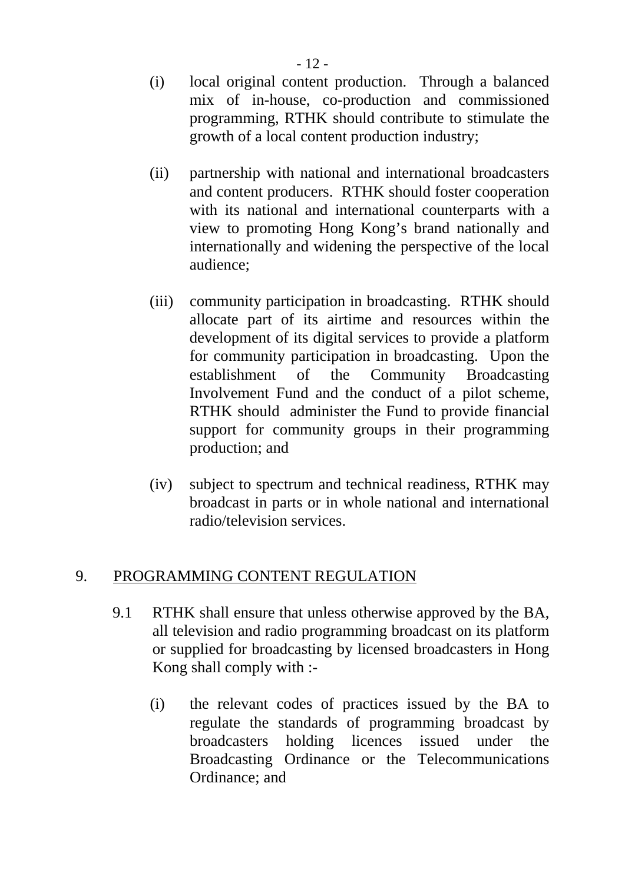(i) local original content production. Through a balanced mix of in-house, co-production and commissioned programming, RTHK should contribute to stimulate the growth of a local content production industry;

(ii) partnership with national and international broadcasters and content producers. RTHK should foster cooperation with its national and international counterparts with a view to promoting Hong Kong's brand nationally and internationally and widening the perspective of the local audience;

(iii) community participation in broadcasting. RTHK should allocate part of its airtime and resources within the development of its digital services to provide a platform for community participation in broadcasting. Upon the establishment of the Community Broadcasting Involvement Fund and the conduct of a pilot scheme, RTHK should administer the Fund to provide financial support for community groups in their programming production; and

(iv) subject to spectrum and technical readiness, RTHK may broadcast in parts or in whole national and international radio/television services.

## 9. PROGRAMMING CONTENT REGULATION

9.1 RTHK shall ensure that unless otherwise approved by the BA, all television and radio programming broadcast on its platform or supplied for broadcasting by licensed broadcasters in Hong Kong shall comply with :-

(i) the relevant codes of practices issued by the BA to regulate the standards of programming broadcast by broadcasters holding licences issued under the Broadcasting Ordinance or the Telecommunications Ordinance; and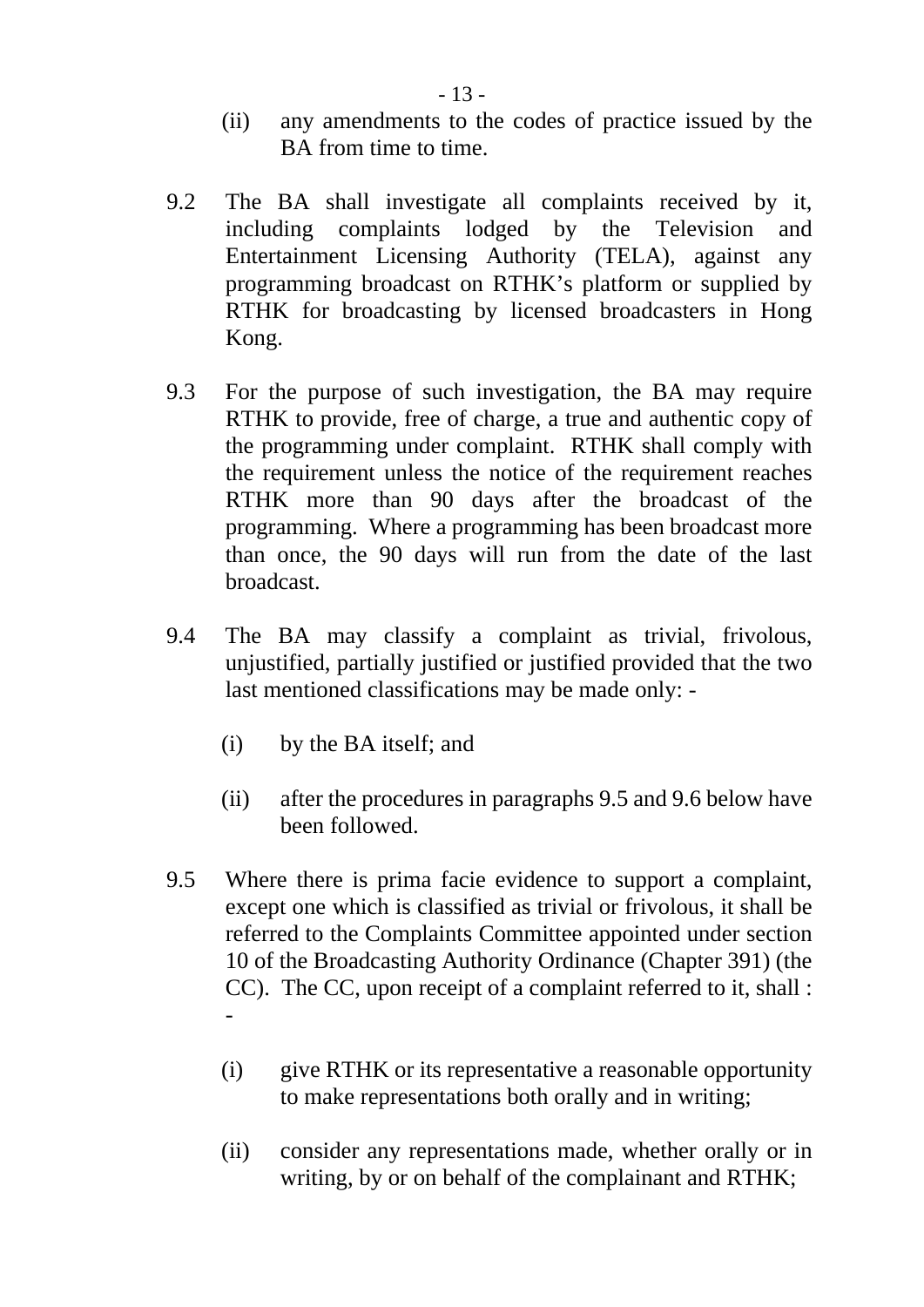(ii) any amendments to the codes of practice issued by the BA from time to time.

9.2 The BA shall investigate all complaints received by it, including complaints lodged by the Television and Entertainment Licensing Authority (TELA), against any programming broadcast on RTHK's platform or supplied by RTHK for broadcasting by licensed broadcasters in Hong Kong.

9.3 For the purpose of such investigation, the BA may require RTHK to provide, free of charge, a true and authentic copy of the programming under complaint. RTHK shall comply with the requirement unless the notice of the requirement reaches RTHK more than 90 days after the broadcast of the programming. Where a programming has been broadcast more than once, the 90 days will run from the date of the last broadcast.

9.4 The BA may classify a complaint as trivial, frivolous, unjustified, partially justified or justified provided that the two last mentioned classifications may be made only: -

(i) by the BA itself; and

(ii) after the procedures in paragraphs 9.5 and 9.6 below have been followed.

9.5 Where there is prima facie evidence to support a complaint, except one which is classified as trivial or frivolous, it shall be referred to the Complaints Committee appointed under section 10 of the Broadcasting Authority Ordinance (Chapter 391) (the CC). The CC, upon receipt of a complaint referred to it, shall : -

(i) give RTHK or its representative a reasonable opportunity to make representations both orally and in writing;

(ii) consider any representations made, whether orally or in writing, by or on behalf of the complainant and RTHK;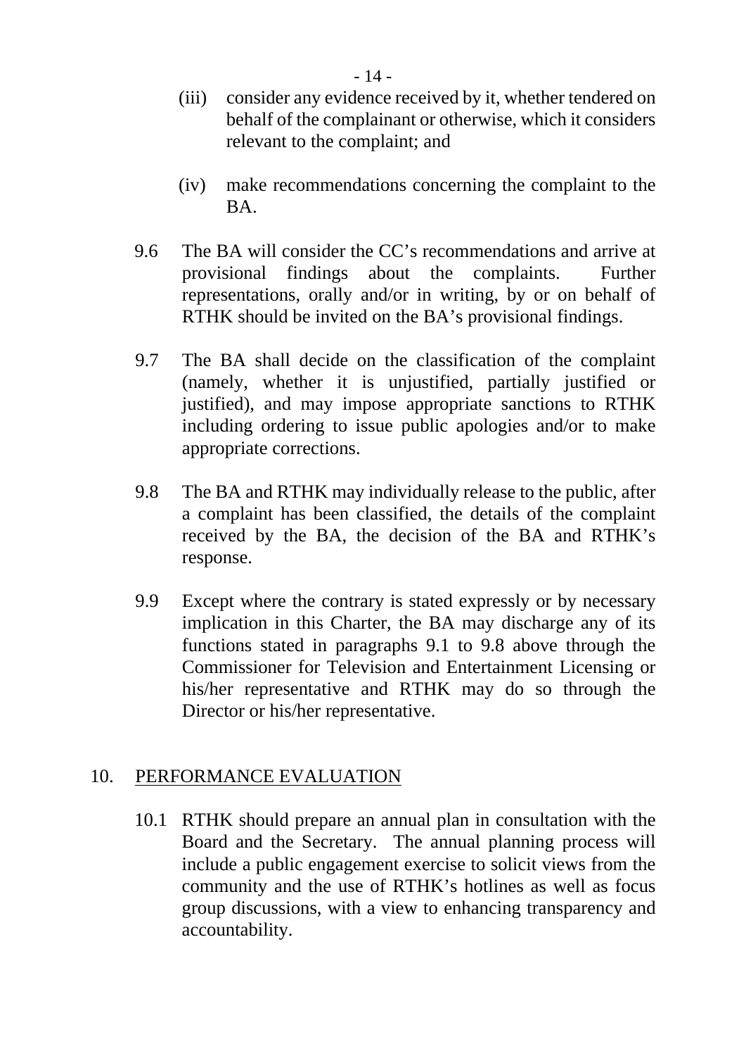(iii) consider any evidence received by it, whether tendered on behalf of the complainant or otherwise, which it considers relevant to the complaint; and

(iv) make recommendations concerning the complaint to the BA.

9.6 The BA will consider the CC's recommendations and arrive at provisional findings about the complaints. Further representations, orally and/or in writing, by or on behalf of RTHK should be invited on the BA's provisional findings.

9.7 The BA shall decide on the classification of the complaint (namely, whether it is unjustified, partially justified or justified), and may impose appropriate sanctions to RTHK including ordering to issue public apologies and/or to make appropriate corrections.

9.8 The BA and RTHK may individually release to the public, after a complaint has been classified, the details of the complaint received by the BA, the decision of the BA and RTHK's response.

9.9 Except where the contrary is stated expressly or by necessary implication in this Charter, the BA may discharge any of its functions stated in paragraphs 9.1 to 9.8 above through the Commissioner for Television and Entertainment Licensing or his/her representative and RTHK may do so through the Director or his/her representative.

## 10. PERFORMANCE EVALUATION

10.1 RTHK should prepare an annual plan in consultation with the Board and the Secretary. The annual planning process will include a public engagement exercise to solicit views from the community and the use of RTHK's hotlines as well as focus group discussions, with a view to enhancing transparency and accountability.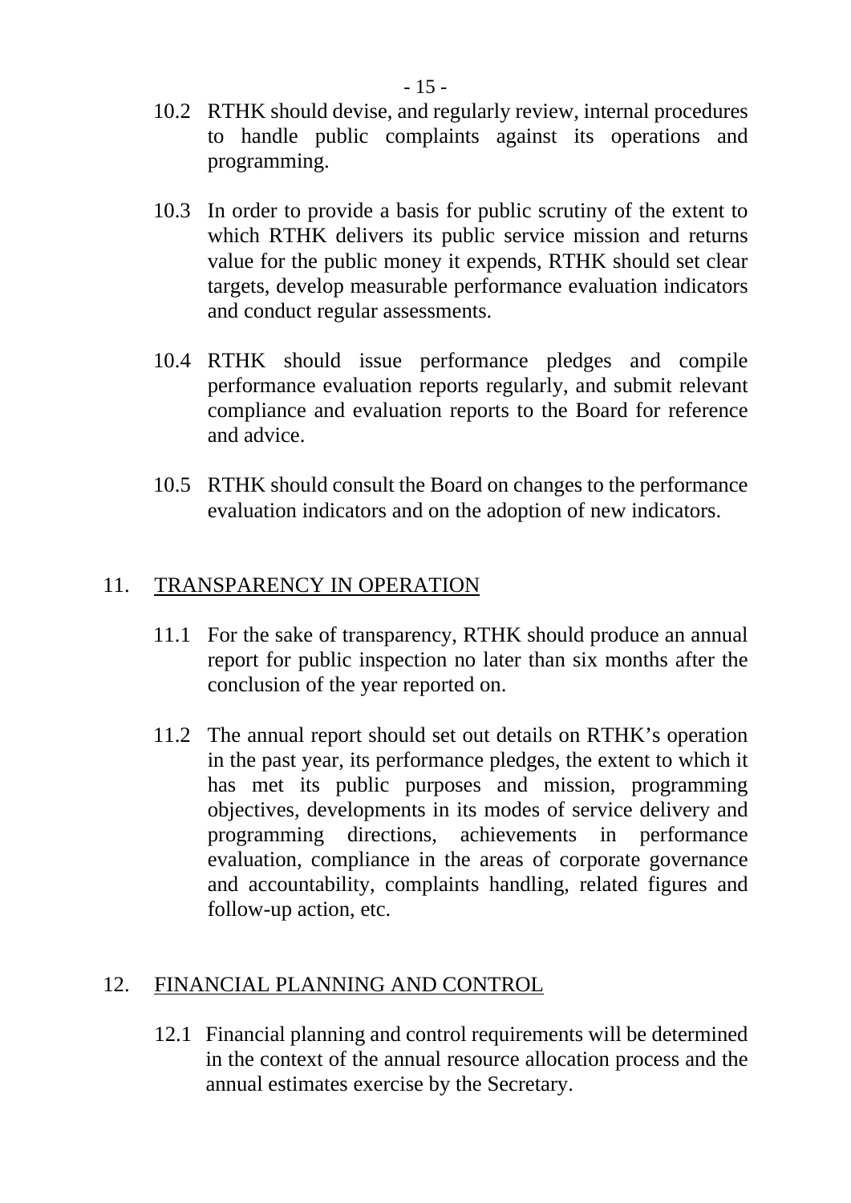10.2 RTHK should devise, and regularly review, internal procedures to handle public complaints against its operations and programming.

10.3 In order to provide a basis for public scrutiny of the extent to which RTHK delivers its public service mission and returns value for the public money it expends, RTHK should set clear targets, develop measurable performance evaluation indicators and conduct regular assessments.

10.4 RTHK should issue performance pledges and compile performance evaluation reports regularly, and submit relevant compliance and evaluation reports to the Board for reference and advice.

10.5 RTHK should consult the Board on changes to the performance evaluation indicators and on the adoption of new indicators.

## 11. TRANSPARENCY IN OPERATION

11.1 For the sake of transparency, RTHK should produce an annual report for public inspection no later than six months after the conclusion of the year reported on.

11.2 The annual report should set out details on RTHK's operation in the past year, its performance pledges, the extent to which it has met its public purposes and mission, programming objectives, developments in its modes of service delivery and programming directions, achievements in performance evaluation, compliance in the areas of corporate governance and accountability, complaints handling, related figures and follow-up action, etc.

## 12. FINANCIAL PLANNING AND CONTROL

12.1 Financial planning and control requirements will be determined in the context of the annual resource allocation process and the annual estimates exercise by the Secretary.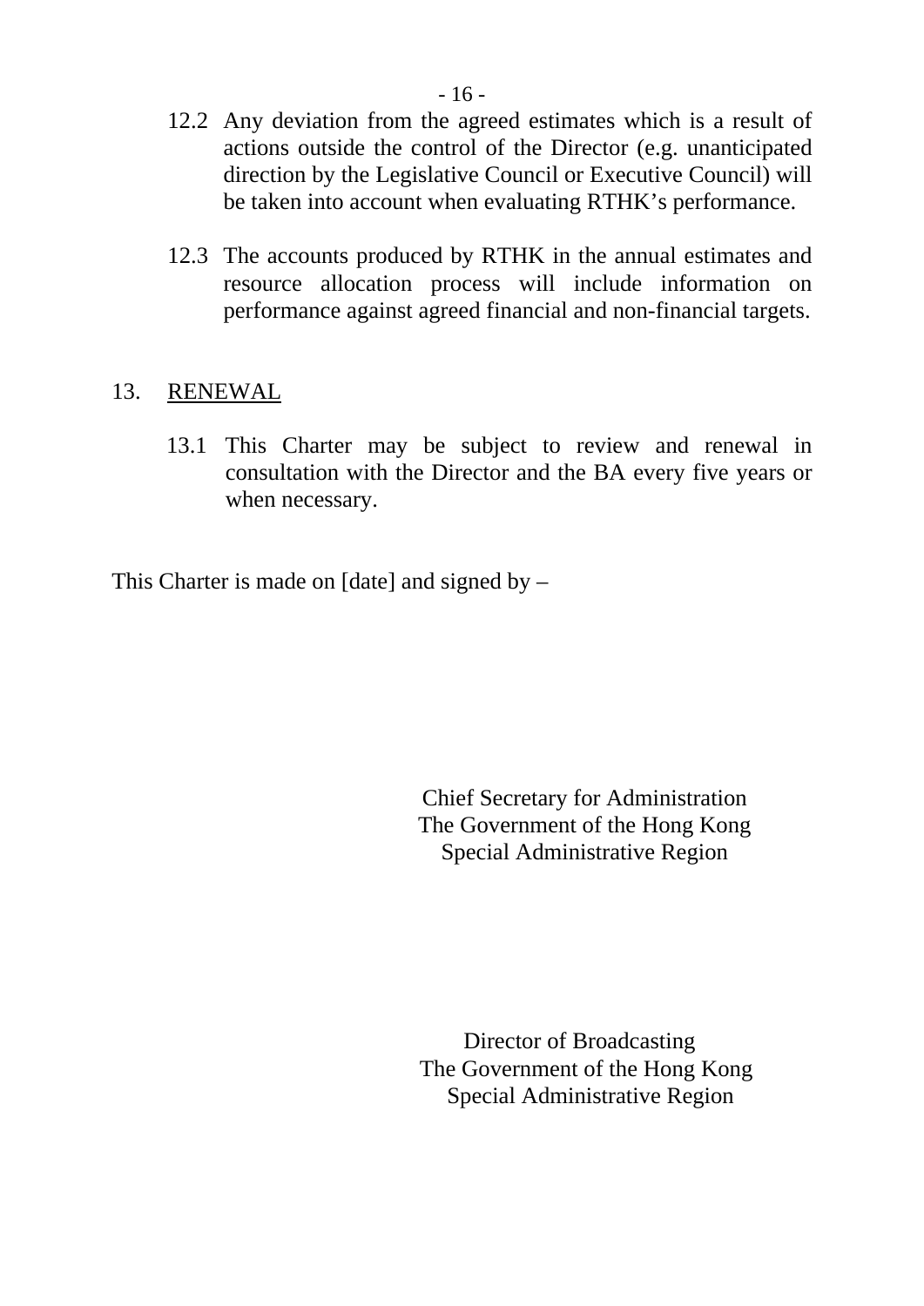12.2 Any deviation from the agreed estimates which is a result of actions outside the control of the Director (e.g. unanticipated direction by the Legislative Council or Executive Council) will be taken into account when evaluating RTHK's performance.

12.3 The accounts produced by RTHK in the annual estimates and resource allocation process will include information on performance against agreed financial and non-financial targets.

## 13. <u>RENEWAL</u>

13.1 This Charter may be subject to review and renewal in consultation with the Director and the BA every five years or when necessary.

This Charter is made on [date] and signed by –

Chief Secretary for Administration
The Government of the Hong Kong
Special Administrative Region

Director of Broadcasting
The Government of the Hong Kong
Special Administrative Region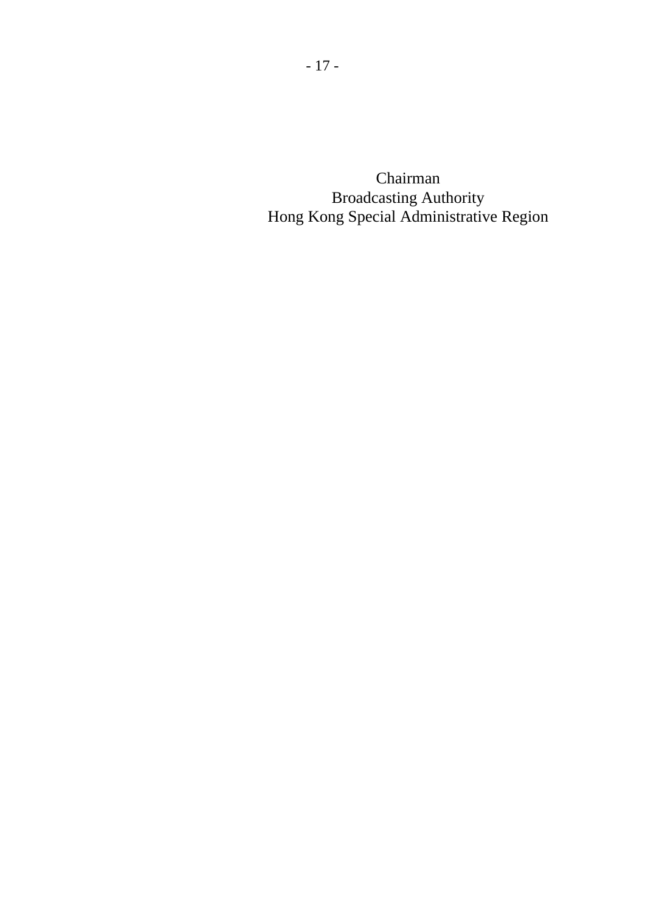Chairman
Broadcasting Authority
Hong Kong Special Administrative Region